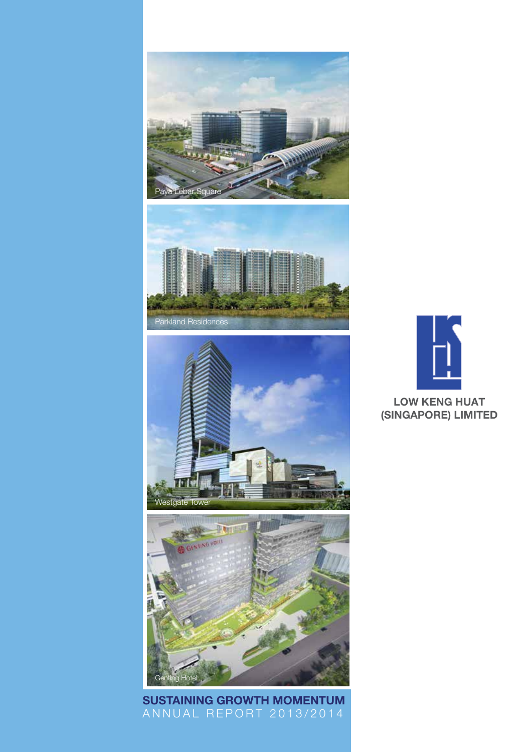Paya Lebar Square

Parkland Residences

Westgate Tower

Genting Hotel

**LOW KENG HUAT (SINGAPORE) LIMITED**

# SUSTAINING GROWTH MOMENTUM

ANNUAL REPORT 2013/2014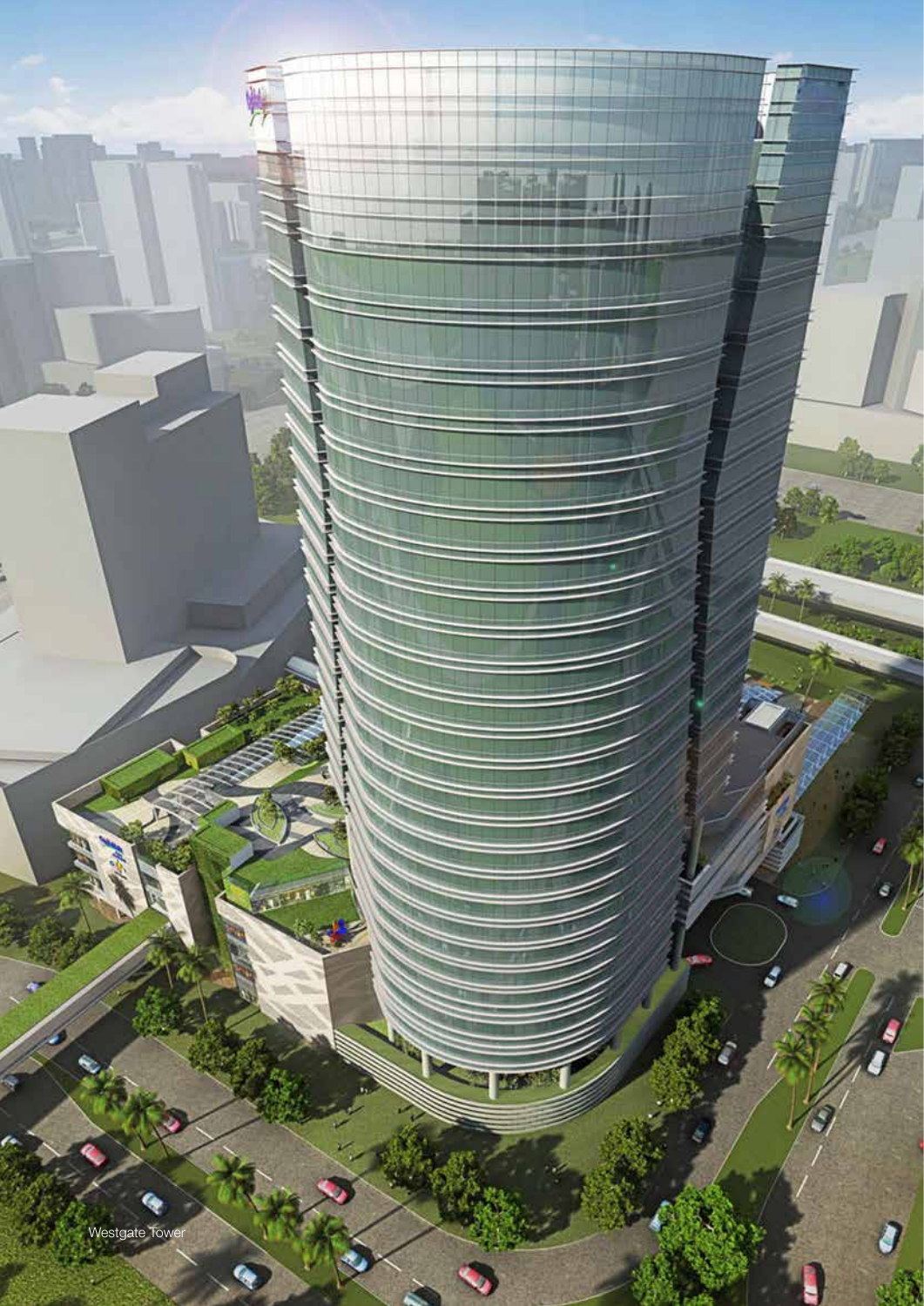Westgate Tower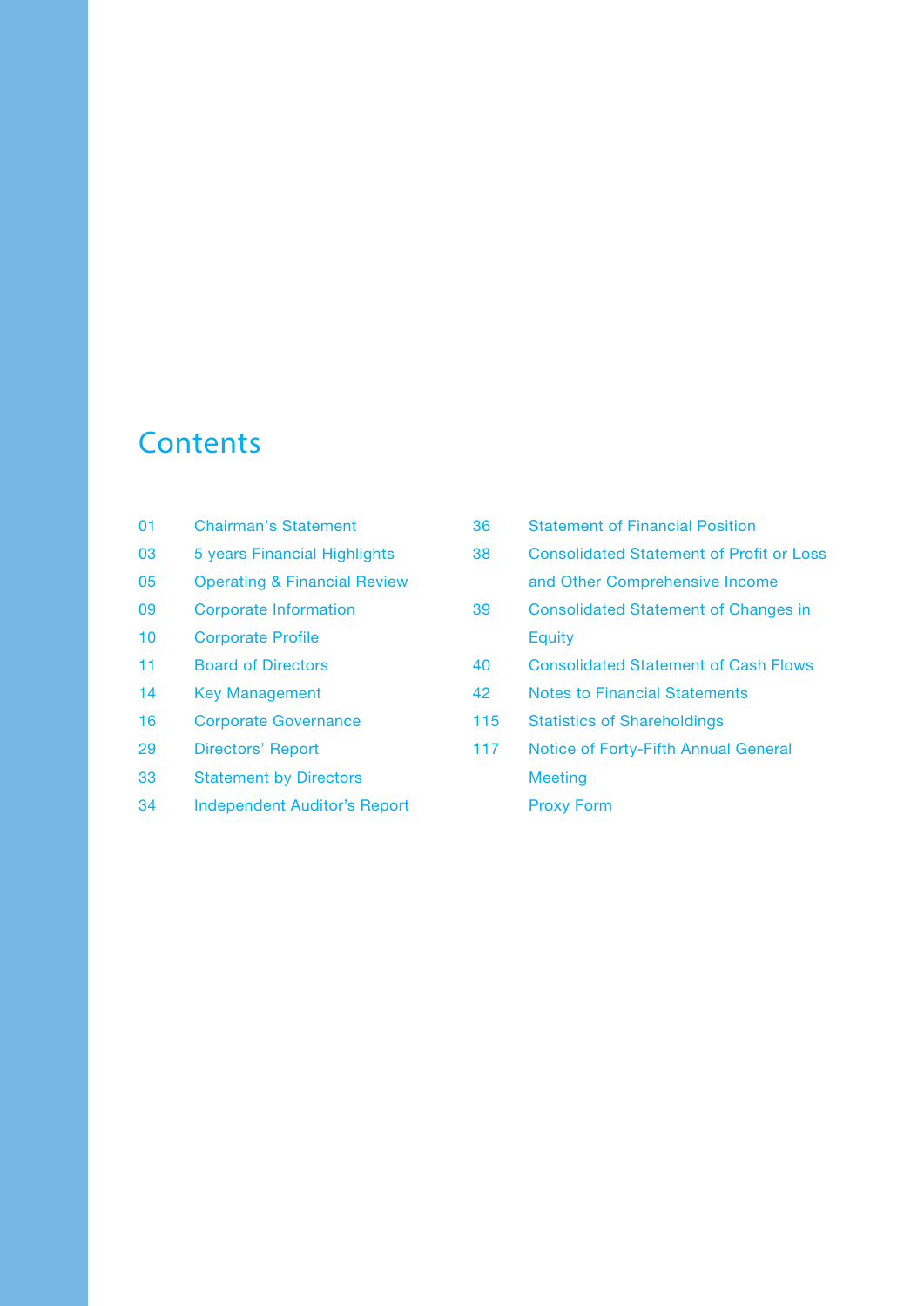# Contents

| | |
|---|---|
| 01 | Chairman's Statement |
| 03 | 5 years Financial Highlights |
| 05 | Operating & Financial Review |
| 09 | Corporate Information |
| 10 | Corporate Profile |
| 11 | Board of Directors |
| 14 | Key Management |
| 16 | Corporate Governance |
| 29 | Directors' Report |
| 33 | Statement by Directors |
| 34 | Independent Auditor's Report |
| 36 | Statement of Financial Position |
| 38 | Consolidated Statement of Profit or Loss and Other Comprehensive Income |
| 39 | Consolidated Statement of Changes in Equity |
| 40 | Consolidated Statement of Cash Flows |
| 42 | Notes to Financial Statements |
| 115 | Statistics of Shareholdings |
| 117 | Notice of Forty-Fifth Annual General Meeting |
| | Proxy Form |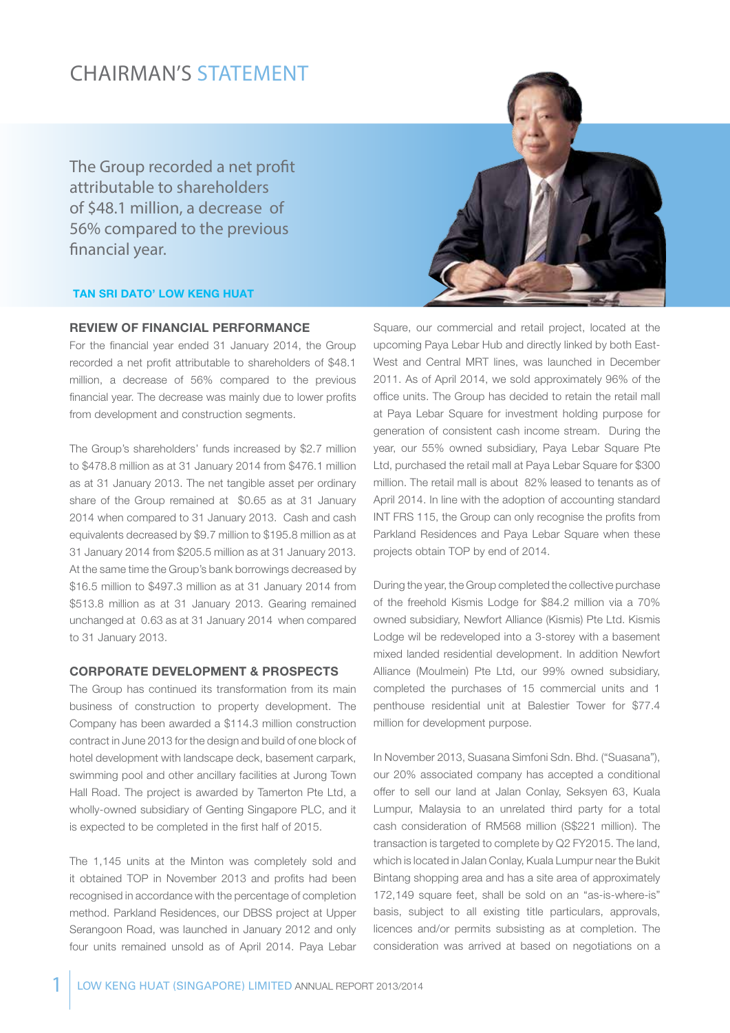# CHAIRMAN'S STATEMENT

The Group recorded a net profit attributable to shareholders of $48.1 million, a decrease of 56% compared to the previous financial year.

**TAN SRI DATO' LOW KENG HUAT**

## REVIEW OF FINANCIAL PERFORMANCE

For the financial year ended 31 January 2014, the Group recorded a net profit attributable to shareholders of $48.1 million, a decrease of 56% compared to the previous financial year. The decrease was mainly due to lower profits from development and construction segments.

The Group's shareholders' funds increased by $2.7 million to $478.8 million as at 31 January 2014 from $476.1 million as at 31 January 2013. The net tangible asset per ordinary share of the Group remained at $0.65 as at 31 January 2014 when compared to 31 January 2013. Cash and cash equivalents decreased by $9.7 million to $195.8 million as at 31 January 2014 from $205.5 million as at 31 January 2013. At the same time the Group's bank borrowings decreased by $16.5 million to $497.3 million as at 31 January 2014 from $513.8 million as at 31 January 2013. Gearing remained unchanged at 0.63 as at 31 January 2014 when compared to 31 January 2013.

## CORPORATE DEVELOPMENT & PROSPECTS

The Group has continued its transformation from its main business of construction to property development. The Company has been awarded a $114.3 million construction contract in June 2013 for the design and build of one block of hotel development with landscape deck, basement carpark, swimming pool and other ancillary facilities at Jurong Town Hall Road. The project is awarded by Tamerton Pte Ltd, a wholly-owned subsidiary of Genting Singapore PLC, and it is expected to be completed in the first half of 2015.

The 1,145 units at the Minton was completely sold and it obtained TOP in November 2013 and profits had been recognised in accordance with the percentage of completion method. Parkland Residences, our DBSS project at Upper Serangoon Road, was launched in January 2012 and only four units remained unsold as of April 2014. Paya Lebar Square, our commercial and retail project, located at the upcoming Paya Lebar Hub and directly linked by both East-West and Central MRT lines, was launched in December 2011. As of April 2014, we sold approximately 96% of the office units. The Group has decided to retain the retail mall at Paya Lebar Square for investment holding purpose for generation of consistent cash income stream. During the year, our 55% owned subsidiary, Paya Lebar Square Pte Ltd, purchased the retail mall at Paya Lebar Square for $300 million. The retail mall is about 82% leased to tenants as of April 2014. In line with the adoption of accounting standard INT FRS 115, the Group can only recognise the profits from Parkland Residences and Paya Lebar Square when these projects obtain TOP by end of 2014.

During the year, the Group completed the collective purchase of the freehold Kismis Lodge for $84.2 million via a 70% owned subsidiary, Newfort Alliance (Kismis) Pte Ltd. Kismis Lodge wil be redeveloped into a 3-storey with a basement mixed landed residential development. In addition Newfort Alliance (Moulmein) Pte Ltd, our 99% owned subsidiary, completed the purchases of 15 commercial units and 1 penthouse residential unit at Balestier Tower for $77.4 million for development purpose.

In November 2013, Suasana Simfoni Sdn. Bhd. ("Suasana"), our 20% associated company has accepted a conditional offer to sell our land at Jalan Conlay, Seksyen 63, Kuala Lumpur, Malaysia to an unrelated third party for a total cash consideration of RM568 million (S$221 million). The transaction is targeted to complete by Q2 FY2015. The land, which is located in Jalan Conlay, Kuala Lumpur near the Bukit Bintang shopping area and has a site area of approximately 172,149 square feet, shall be sold on an "as-is-where-is" basis, subject to all existing title particulars, approvals, licences and/or permits subsisting as at completion. The consideration was arrived at based on negotiations on a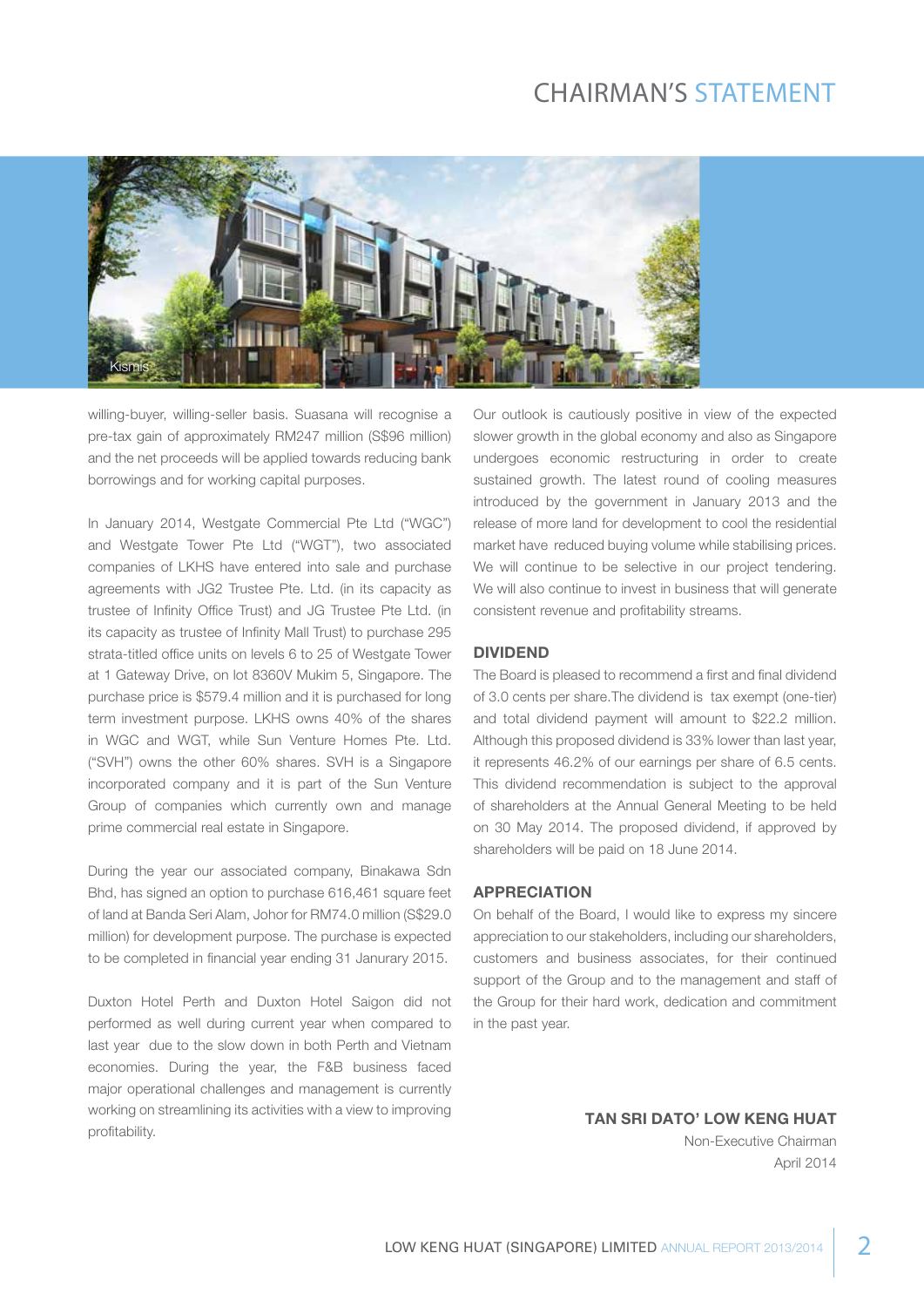# CHAIRMAN'S STATEMENT

Kismis

willing-buyer, willing-seller basis. Suasana will recognise a pre-tax gain of approximately RM247 million (S$96 million) and the net proceeds will be applied towards reducing bank borrowings and for working capital purposes.

In January 2014, Westgate Commercial Pte Ltd ("WGC") and Westgate Tower Pte Ltd ("WGT"), two associated companies of LKHS have entered into sale and purchase agreements with JG2 Trustee Pte. Ltd. (in its capacity as trustee of Infinity Office Trust) and JG Trustee Pte Ltd. (in its capacity as trustee of Infinity Mall Trust) to purchase 295 strata-titled office units on levels 6 to 25 of Westgate Tower at 1 Gateway Drive, on lot 8360V Mukim 5, Singapore. The purchase price is $579.4 million and it is purchased for long term investment purpose. LKHS owns 40% of the shares in WGC and WGT, while Sun Venture Homes Pte. Ltd. ("SVH") owns the other 60% shares. SVH is a Singapore incorporated company and it is part of the Sun Venture Group of companies which currently own and manage prime commercial real estate in Singapore.

During the year our associated company, Binakawa Sdn Bhd, has signed an option to purchase 616,461 square feet of land at Banda Seri Alam, Johor for RM74.0 million (S$29.0 million) for development purpose. The purchase is expected to be completed in financial year ending 31 Janurary 2015.

Duxton Hotel Perth and Duxton Hotel Saigon did not performed as well during current year when compared to last year due to the slow down in both Perth and Vietnam economies. During the year, the F&B business faced major operational challenges and management is currently working on streamlining its activities with a view to improving profitability.

Our outlook is cautiously positive in view of the expected slower growth in the global economy and also as Singapore undergoes economic restructuring in order to create sustained growth. The latest round of cooling measures introduced by the government in January 2013 and the release of more land for development to cool the residential market have reduced buying volume while stabilising prices. We will continue to be selective in our project tendering. We will also continue to invest in business that will generate consistent revenue and profitability streams.

## DIVIDEND

The Board is pleased to recommend a first and final dividend of 3.0 cents per share.The dividend is tax exempt (one-tier) and total dividend payment will amount to $22.2 million. Although this proposed dividend is 33% lower than last year, it represents 46.2% of our earnings per share of 6.5 cents. This dividend recommendation is subject to the approval of shareholders at the Annual General Meeting to be held on 30 May 2014. The proposed dividend, if approved by shareholders will be paid on 18 June 2014.

## APPRECIATION

On behalf of the Board, I would like to express my sincere appreciation to our stakeholders, including our shareholders, customers and business associates, for their continued support of the Group and to the management and staff of the Group for their hard work, dedication and commitment in the past year.

**TAN SRI DATO' LOW KENG HUAT**
Non-Executive Chairman
April 2014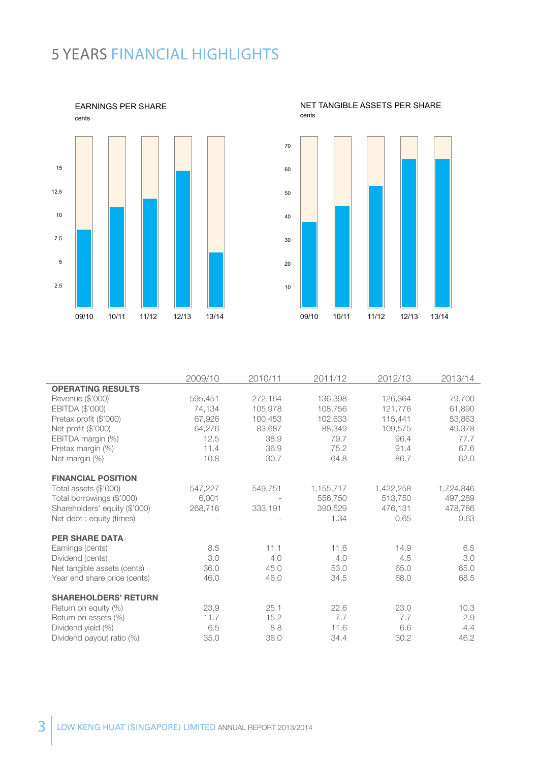# 5 YEARS FINANCIAL HIGHLIGHTS

EARNINGS PER SHARE
cents

NET TANGIBLE ASSETS PER SHARE
cents

| | 2009/10 | 2010/11 | 2011/12 | 2012/13 | 2013/14 |
|---|---|---|---|---|---|
| **OPERATING RESULTS** | | | | | |
| Revenue ($'000) | 595,451 | 272,164 | 136,398 | 126,364 | 79,700 |
| EBITDA ($'000) | 74,134 | 105,978 | 108,756 | 121,776 | 61,890 |
| Pretax profit ($'000) | 67,926 | 100,453 | 102,633 | 115,441 | 53,863 |
| Net profit ($'000) | 64,276 | 83,687 | 88,349 | 109,575 | 49,378 |
| EBITDA margin (%) | 12.5 | 38.9 | 79.7 | 96.4 | 77.7 |
| Pretax margin (%) | 11.4 | 36.9 | 75.2 | 91.4 | 67.6 |
| Net margin (%) | 10.8 | 30.7 | 64.8 | 86.7 | 62.0 |
| **FINANCIAL POSITION** | | | | | |
| Total assets ($'000) | 547,227 | 549,751 | 1,155,717 | 1,422,258 | 1,724,846 |
| Total borrowings ($'000) | 6,001 | - | 556,750 | 513,750 | 497,289 |
| Shareholders' equity ($'000) | 268,716 | 333,191 | 390,529 | 476,131 | 478,786 |
| Net debt : equity (times) | - | - | 1.34 | 0.65 | 0.63 |
| **PER SHARE DATA** | | | | | |
| Earnings (cents) | 8.5 | 11.1 | 11.6 | 14.9 | 6.5 |
| Dividend (cents) | 3.0 | 4.0 | 4.0 | 4.5 | 3.0 |
| Net tangible assets (cents) | 36.0 | 45.0 | 53.0 | 65.0 | 65.0 |
| Year end share price (cents) | 46.0 | 46.0 | 34.5 | 68.0 | 68.5 |
| **SHAREHOLDERS' RETURN** | | | | | |
| Return on equity (%) | 23.9 | 25.1 | 22.6 | 23.0 | 10.3 |
| Return on assets (%) | 11.7 | 15.2 | 7.7 | 7.7 | 2.9 |
| Dividend yield (%) | 6.5 | 8.8 | 11.6 | 6.6 | 4.4 |
| Dividend payout ratio (%) | 35.0 | 36.0 | 34.4 | 30.2 | 46.2 |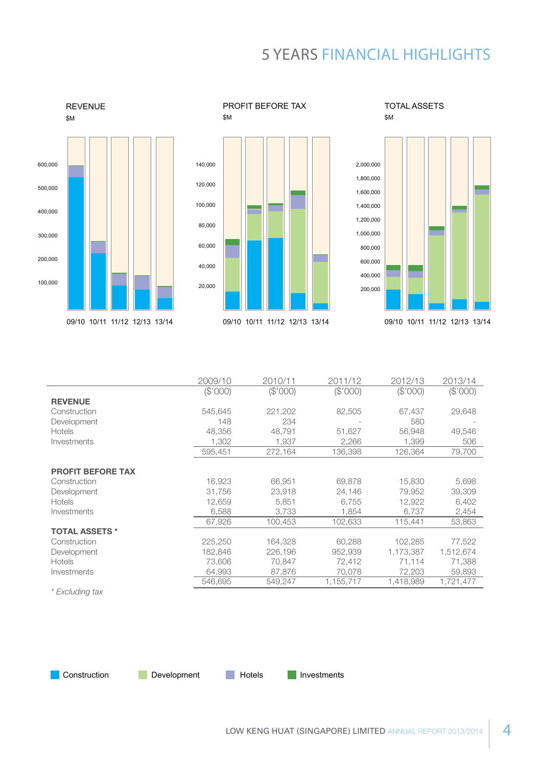# 5 YEARS FINANCIAL HIGHLIGHTS

REVENUE
$M

PROFIT BEFORE TAX
$M

TOTAL ASSETS
$M

| | 2009/10 ($'000) | 2010/11 ($'000) | 2011/12 ($'000) | 2012/13 ($'000) | 2013/14 ($'000) |
|---|---|---|---|---|---|
| **REVENUE** | | | | | |
| Construction | 545,645 | 221,202 | 82,505 | 67,437 | 29,648 |
| Development | 148 | 234 | - | 580 | - |
| Hotels | 48,356 | 48,791 | 51,627 | 56,948 | 49,546 |
| Investments | 1,302 | 1,937 | 2,266 | 1,399 | 506 |
| | 595,451 | 272,164 | 136,398 | 126,364 | 79,700 |
| **PROFIT BEFORE TAX** | | | | | |
| Construction | 16,923 | 66,951 | 69,878 | 15,830 | 5,698 |
| Development | 31,756 | 23,918 | 24,146 | 79,952 | 39,309 |
| Hotels | 12,659 | 5,851 | 6,755 | 12,922 | 6,402 |
| Investments | 6,588 | 3,733 | 1,854 | 6,737 | 2,454 |
| | 67,926 | 100,453 | 102,633 | 115,441 | 53,863 |
| **TOTAL ASSETS \*** | | | | | |
| Construction | 225,250 | 164,328 | 60,288 | 102,285 | 77,522 |
| Development | 182,846 | 226,196 | 952,939 | 1,173,387 | 1,512,674 |
| Hotels | 73,606 | 70,847 | 72,412 | 71,114 | 71,388 |
| Investments | 64,993 | 87,876 | 70,078 | 72,203 | 59,893 |
| | 546,695 | 549,247 | 1,155,717 | 1,418,989 | 1,721,477 |

*\* Excluding tax*

Construction | Development | Hotels | Investments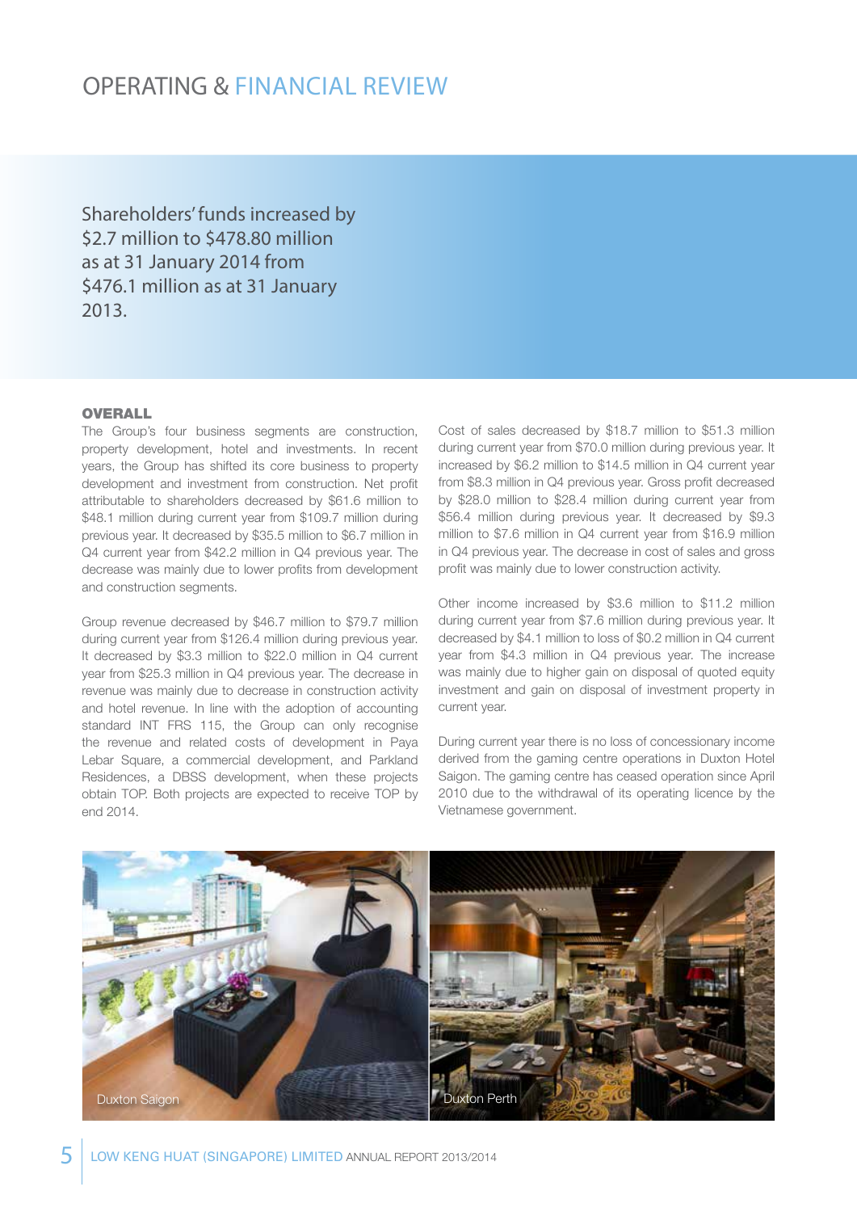# OPERATING & FINANCIAL REVIEW

Shareholders' funds increased by $2.7 million to $478.80 million as at 31 January 2014 from $476.1 million as at 31 January 2013.

## OVERALL

The Group's four business segments are construction, property development, hotel and investments. In recent years, the Group has shifted its core business to property development and investment from construction. Net profit attributable to shareholders decreased by $61.6 million to $48.1 million during current year from $109.7 million during previous year. It decreased by $35.5 million to $6.7 million in Q4 current year from $42.2 million in Q4 previous year. The decrease was mainly due to lower profits from development and construction segments.

Group revenue decreased by $46.7 million to $79.7 million during current year from $126.4 million during previous year. It decreased by $3.3 million to $22.0 million in Q4 current year from $25.3 million in Q4 previous year. The decrease in revenue was mainly due to decrease in construction activity and hotel revenue. In line with the adoption of accounting standard INT FRS 115, the Group can only recognise the revenue and related costs of development in Paya Lebar Square, a commercial development, and Parkland Residences, a DBSS development, when these projects obtain TOP. Both projects are expected to receive TOP by end 2014.

Cost of sales decreased by $18.7 million to $51.3 million during current year from $70.0 million during previous year. It increased by $6.2 million to $14.5 million in Q4 current year from $8.3 million in Q4 previous year. Gross profit decreased by $28.0 million to $28.4 million during current year from $56.4 million during previous year. It decreased by $9.3 million to $7.6 million in Q4 current year from $16.9 million in Q4 previous year. The decrease in cost of sales and gross profit was mainly due to lower construction activity.

Other income increased by $3.6 million to $11.2 million during current year from $7.6 million during previous year. It decreased by $4.1 million to loss of $0.2 million in Q4 current year from $4.3 million in Q4 previous year. The increase was mainly due to higher gain on disposal of quoted equity investment and gain on disposal of investment property in current year.

During current year there is no loss of concessionary income derived from the gaming centre operations in Duxton Hotel Saigon. The gaming centre has ceased operation since April 2010 due to the withdrawal of its operating licence by the Vietnamese government.

Duxton Saigon

Duxton Perth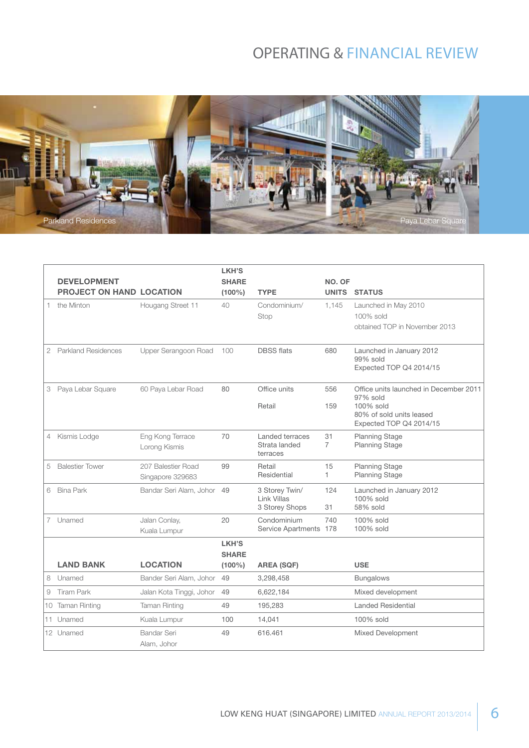# OPERATING & FINANCIAL REVIEW

Parkland Residences

Paya Lebar Square

| | DEVELOPMENT PROJECT ON HAND | LOCATION | LKH'S SHARE (100%) | TYPE | NO. OF UNITS | STATUS |
|---|---|---|---|---|---|---|
| 1 | the Minton | Hougang Street 11 | 40 | Condominium/ Stop | 1,145 | Launched in May 2010<br>100% sold<br>obtained TOP in November 2013 |
| 2 | Parkland Residences | Upper Serangoon Road | 100 | DBSS flats | 680 | Launched in January 2012<br>99% sold<br>Expected TOP Q4 2014/15 |
| 3 | Paya Lebar Square | 60 Paya Lebar Road | 80 | Office units<br>Retail | 556<br>159 | Office units launched in December 2011<br>97% sold<br>100% sold<br>80% of sold units leased<br>Expected TOP Q4 2014/15 |
| 4 | Kismis Lodge | Eng Kong Terrace Lorong Kismis | 70 | Landed terraces<br>Strata landed terraces | 31<br>7 | Planning Stage<br>Planning Stage |
| 5 | Balestier Tower | 207 Balestier Road Singapore 329683 | 99 | Retail<br>Residential | 15<br>1 | Planning Stage<br>Planning Stage |
| 6 | Bina Park | Bandar Seri Alam, Johor | 49 | 3 Storey Twin/ Link Villas<br>3 Storey Shops | 124<br>31 | Launched in January 2012<br>100% sold<br>58% sold |
| 7 | Unamed | Jalan Conlay, Kuala Lumpur | 20 | Condominium<br>Service Apartments | 740<br>178 | 100% sold<br>100% sold |
| | **LAND BANK** | **LOCATION** | **LKH'S SHARE (100%)** | **AREA (SQF)** | | **USE** |
| 8 | Unamed | Bander Seri Alam, Johor | 49 | 3,298,458 | | Bungalows |
| 9 | Tiram Park | Jalan Kota Tinggi, Johor | 49 | 6,622,184 | | Mixed development |
| 10 | Taman Rinting | Taman Rinting | 49 | 195,283 | | Landed Residential |
| 11 | Unamed | Kuala Lumpur | 100 | 14,041 | | 100% sold |
| 12 | Unamed | Bandar Seri Alam, Johor | 49 | 616.461 | | Mixed Development |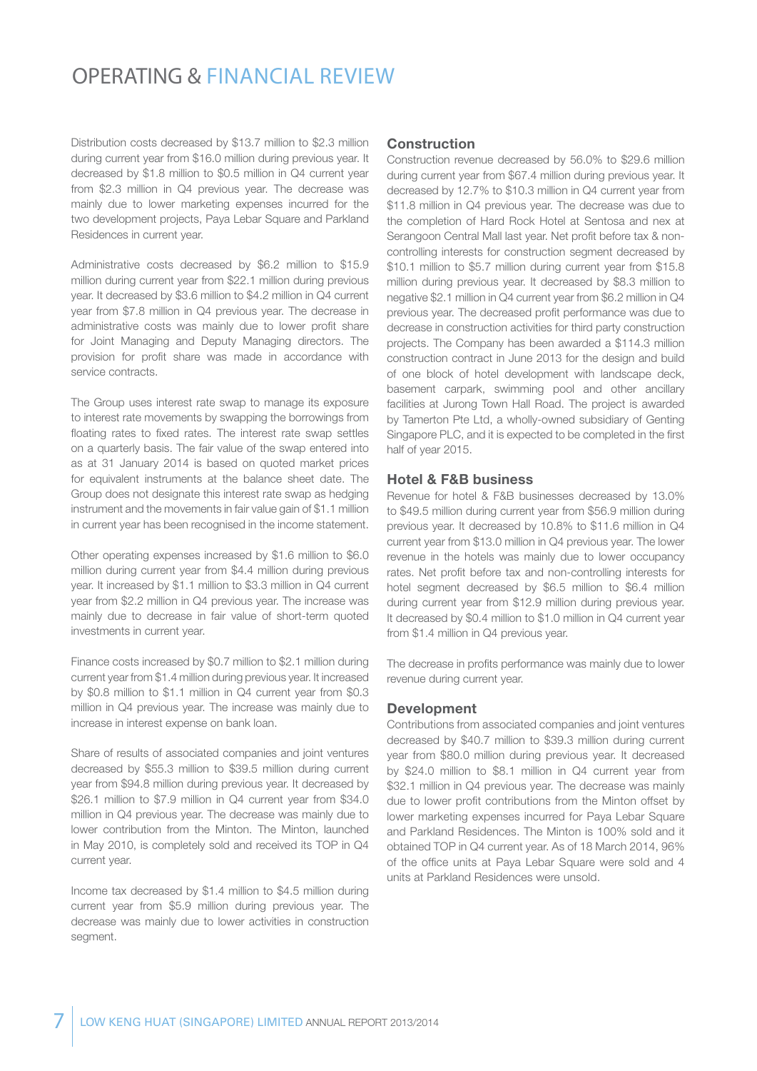# OPERATING & FINANCIAL REVIEW

Distribution costs decreased by $13.7 million to $2.3 million during current year from $16.0 million during previous year. It decreased by $1.8 million to $0.5 million in Q4 current year from $2.3 million in Q4 previous year. The decrease was mainly due to lower marketing expenses incurred for the two development projects, Paya Lebar Square and Parkland Residences in current year.

Administrative costs decreased by $6.2 million to $15.9 million during current year from $22.1 million during previous year. It decreased by $3.6 million to $4.2 million in Q4 current year from $7.8 million in Q4 previous year. The decrease in administrative costs was mainly due to lower profit share for Joint Managing and Deputy Managing directors. The provision for profit share was made in accordance with service contracts.

The Group uses interest rate swap to manage its exposure to interest rate movements by swapping the borrowings from floating rates to fixed rates. The interest rate swap settles on a quarterly basis. The fair value of the swap entered into as at 31 January 2014 is based on quoted market prices for equivalent instruments at the balance sheet date. The Group does not designate this interest rate swap as hedging instrument and the movements in fair value gain of $1.1 million in current year has been recognised in the income statement.

Other operating expenses increased by $1.6 million to $6.0 million during current year from $4.4 million during previous year. It increased by $1.1 million to $3.3 million in Q4 current year from $2.2 million in Q4 previous year. The increase was mainly due to decrease in fair value of short-term quoted investments in current year.

Finance costs increased by $0.7 million to $2.1 million during current year from $1.4 million during previous year. It increased by $0.8 million to $1.1 million in Q4 current year from $0.3 million in Q4 previous year. The increase was mainly due to increase in interest expense on bank loan.

Share of results of associated companies and joint ventures decreased by $55.3 million to $39.5 million during current year from $94.8 million during previous year. It decreased by $26.1 million to $7.9 million in Q4 current year from $34.0 million in Q4 previous year. The decrease was mainly due to lower contribution from the Minton. The Minton, launched in May 2010, is completely sold and received its TOP in Q4 current year.

Income tax decreased by $1.4 million to $4.5 million during current year from $5.9 million during previous year. The decrease was mainly due to lower activities in construction segment.

### Construction

Construction revenue decreased by 56.0% to $29.6 million during current year from $67.4 million during previous year. It decreased by 12.7% to $10.3 million in Q4 current year from $11.8 million in Q4 previous year. The decrease was due to the completion of Hard Rock Hotel at Sentosa and nex at Serangoon Central Mall last year. Net profit before tax & non-controlling interests for construction segment decreased by $10.1 million to $5.7 million during current year from $15.8 million during previous year. It decreased by $8.3 million to negative $2.1 million in Q4 current year from $6.2 million in Q4 previous year. The decreased profit performance was due to decrease in construction activities for third party construction projects. The Company has been awarded a $114.3 million construction contract in June 2013 for the design and build of one block of hotel development with landscape deck, basement carpark, swimming pool and other ancillary facilities at Jurong Town Hall Road. The project is awarded by Tamerton Pte Ltd, a wholly-owned subsidiary of Genting Singapore PLC, and it is expected to be completed in the first half of year 2015.

### Hotel & F&B business

Revenue for hotel & F&B businesses decreased by 13.0% to $49.5 million during current year from $56.9 million during previous year. It decreased by 10.8% to $11.6 million in Q4 current year from $13.0 million in Q4 previous year. The lower revenue in the hotels was mainly due to lower occupancy rates. Net profit before tax and non-controlling interests for hotel segment decreased by $6.5 million to $6.4 million during current year from $12.9 million during previous year. It decreased by $0.4 million to $1.0 million in Q4 current year from $1.4 million in Q4 previous year.

The decrease in profits performance was mainly due to lower revenue during current year.

### Development

Contributions from associated companies and joint ventures decreased by $40.7 million to $39.3 million during current year from $80.0 million during previous year. It decreased by $24.0 million to $8.1 million in Q4 current year from $32.1 million in Q4 previous year. The decrease was mainly due to lower profit contributions from the Minton offset by lower marketing expenses incurred for Paya Lebar Square and Parkland Residences. The Minton is 100% sold and it obtained TOP in Q4 current year. As of 18 March 2014, 96% of the office units at Paya Lebar Square were sold and 4 units at Parkland Residences were unsold.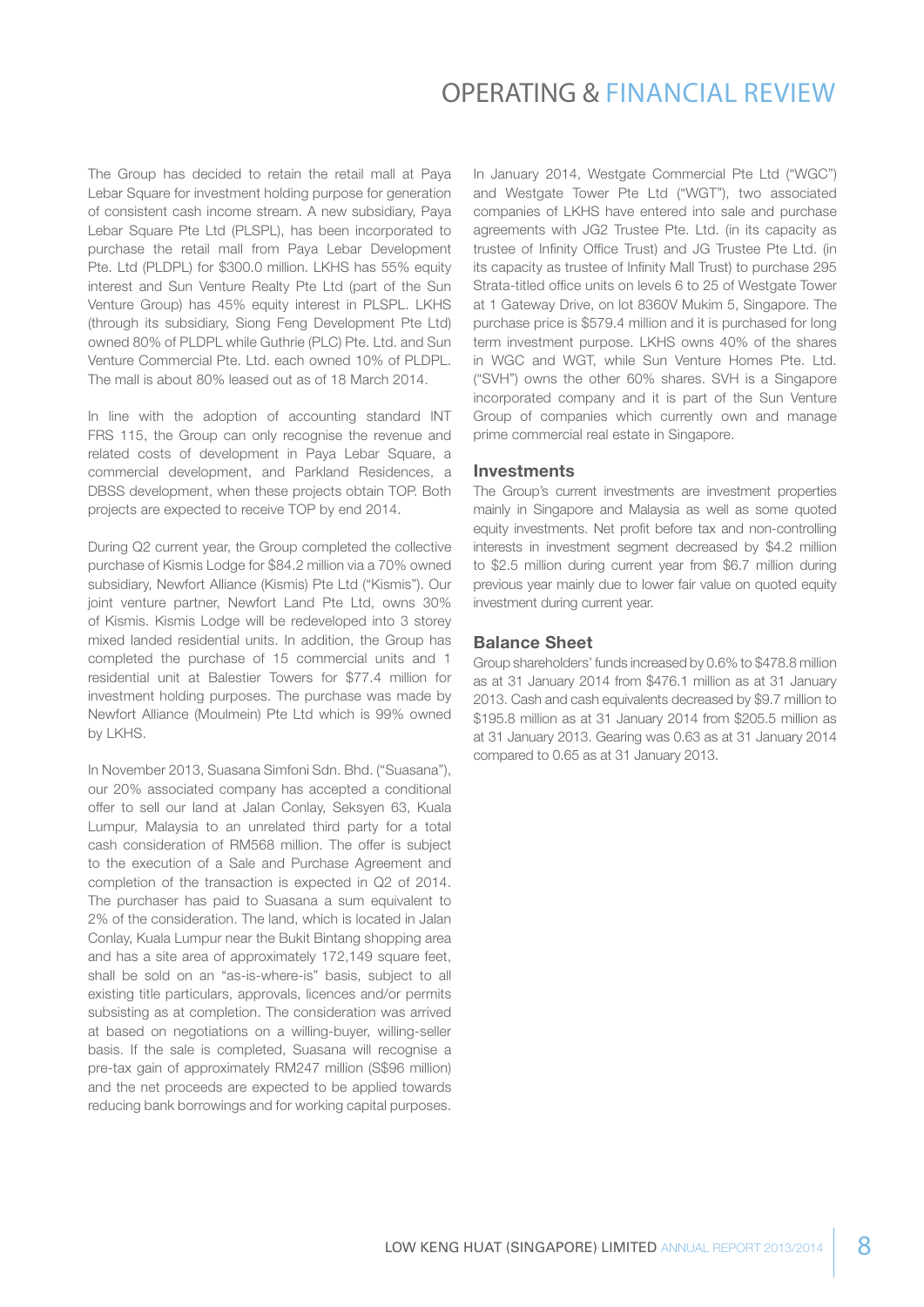# OPERATING & FINANCIAL REVIEW

The Group has decided to retain the retail mall at Paya Lebar Square for investment holding purpose for generation of consistent cash income stream. A new subsidiary, Paya Lebar Square Pte Ltd (PLSPL), has been incorporated to purchase the retail mall from Paya Lebar Development Pte. Ltd (PLDPL) for $300.0 million. LKHS has 55% equity interest and Sun Venture Realty Pte Ltd (part of the Sun Venture Group) has 45% equity interest in PLSPL. LKHS (through its subsidiary, Siong Feng Development Pte Ltd) owned 80% of PLDPL while Guthrie (PLC) Pte. Ltd. and Sun Venture Commercial Pte. Ltd. each owned 10% of PLDPL. The mall is about 80% leased out as of 18 March 2014.

In line with the adoption of accounting standard INT FRS 115, the Group can only recognise the revenue and related costs of development in Paya Lebar Square, a commercial development, and Parkland Residences, a DBSS development, when these projects obtain TOP. Both projects are expected to receive TOP by end 2014.

During Q2 current year, the Group completed the collective purchase of Kismis Lodge for $84.2 million via a 70% owned subsidiary, Newfort Alliance (Kismis) Pte Ltd ("Kismis"). Our joint venture partner, Newfort Land Pte Ltd, owns 30% of Kismis. Kismis Lodge will be redeveloped into 3 storey mixed landed residential units. In addition, the Group has completed the purchase of 15 commercial units and 1 residential unit at Balestier Towers for $77.4 million for investment holding purposes. The purchase was made by Newfort Alliance (Moulmein) Pte Ltd which is 99% owned by LKHS.

In November 2013, Suasana Simfoni Sdn. Bhd. ("Suasana"), our 20% associated company has accepted a conditional offer to sell our land at Jalan Conlay, Seksyen 63, Kuala Lumpur, Malaysia to an unrelated third party for a total cash consideration of RM568 million. The offer is subject to the execution of a Sale and Purchase Agreement and completion of the transaction is expected in Q2 of 2014. The purchaser has paid to Suasana a sum equivalent to 2% of the consideration. The land, which is located in Jalan Conlay, Kuala Lumpur near the Bukit Bintang shopping area and has a site area of approximately 172,149 square feet, shall be sold on an "as-is-where-is" basis, subject to all existing title particulars, approvals, licences and/or permits subsisting as at completion. The consideration was arrived at based on negotiations on a willing-buyer, willing-seller basis. If the sale is completed, Suasana will recognise a pre-tax gain of approximately RM247 million (S$96 million) and the net proceeds are expected to be applied towards reducing bank borrowings and for working capital purposes.

In January 2014, Westgate Commercial Pte Ltd ("WGC") and Westgate Tower Pte Ltd ("WGT"), two associated companies of LKHS have entered into sale and purchase agreements with JG2 Trustee Pte. Ltd. (in its capacity as trustee of Infinity Office Trust) and JG Trustee Pte Ltd. (in its capacity as trustee of Infinity Mall Trust) to purchase 295 Strata-titled office units on levels 6 to 25 of Westgate Tower at 1 Gateway Drive, on lot 8360V Mukim 5, Singapore. The purchase price is $579.4 million and it is purchased for long term investment purpose. LKHS owns 40% of the shares in WGC and WGT, while Sun Venture Homes Pte. Ltd. ("SVH") owns the other 60% shares. SVH is a Singapore incorporated company and it is part of the Sun Venture Group of companies which currently own and manage prime commercial real estate in Singapore.

## Investments

The Group's current investments are investment properties mainly in Singapore and Malaysia as well as some quoted equity investments. Net profit before tax and non-controlling interests in investment segment decreased by $4.2 million to $2.5 million during current year from $6.7 million during previous year mainly due to lower fair value on quoted equity investment during current year.

## Balance Sheet

Group shareholders' funds increased by 0.6% to $478.8 million as at 31 January 2014 from $476.1 million as at 31 January 2013. Cash and cash equivalents decreased by $9.7 million to $195.8 million as at 31 January 2014 from $205.5 million as at 31 January 2013. Gearing was 0.63 as at 31 January 2014 compared to 0.65 as at 31 January 2013.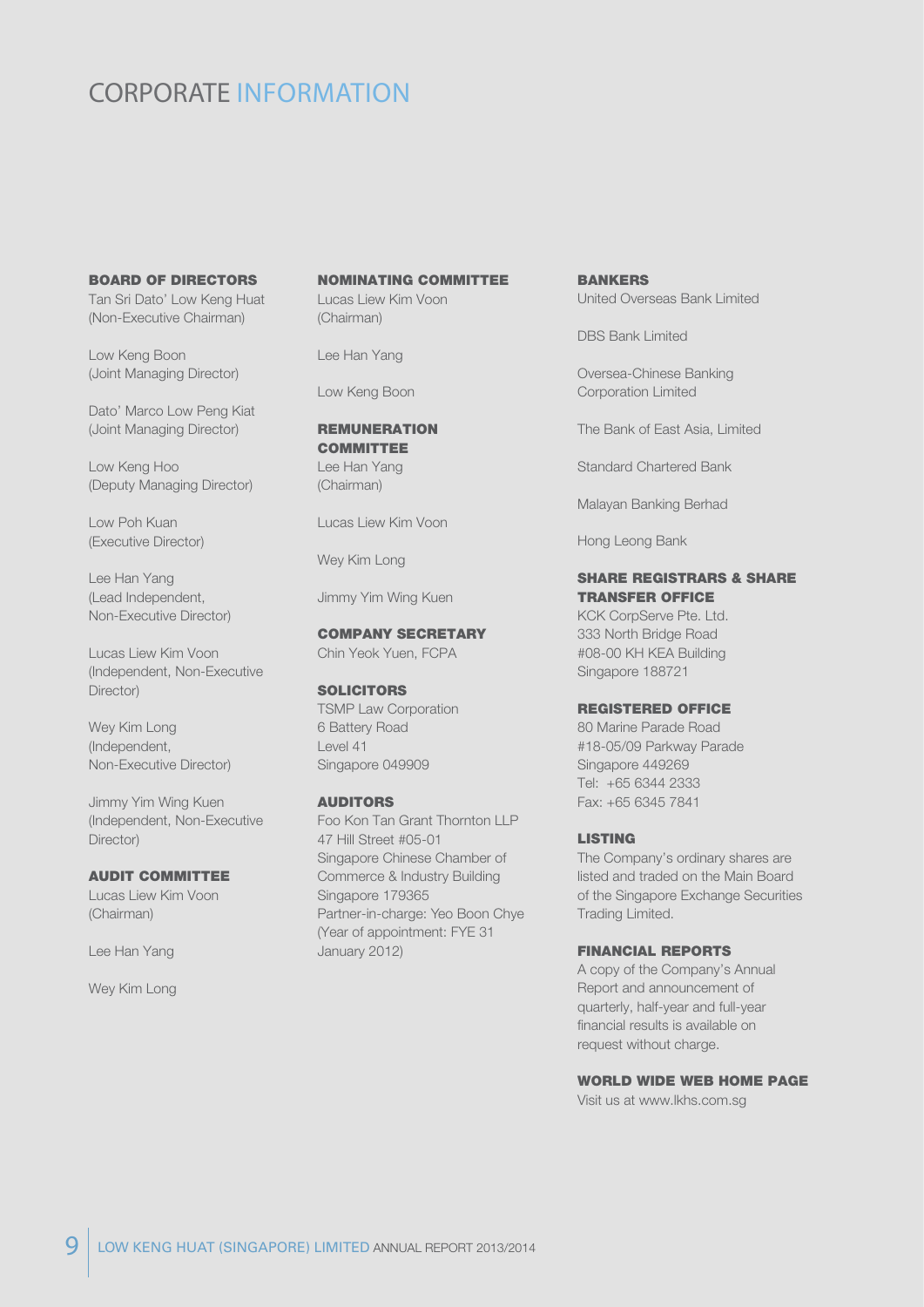# CORPORATE INFORMATION

**BOARD OF DIRECTORS**

Tan Sri Dato' Low Keng Huat
(Non-Executive Chairman)

Low Keng Boon
(Joint Managing Director)

Dato' Marco Low Peng Kiat
(Joint Managing Director)

Low Keng Hoo
(Deputy Managing Director)

Low Poh Kuan
(Executive Director)

Lee Han Yang
(Lead Independent, Non-Executive Director)

Lucas Liew Kim Voon
(Independent, Non-Executive Director)

Wey Kim Long
(Independent, Non-Executive Director)

Jimmy Yim Wing Kuen
(Independent, Non-Executive Director)

**AUDIT COMMITTEE**

Lucas Liew Kim Voon
(Chairman)

Lee Han Yang

Wey Kim Long

**NOMINATING COMMITTEE**

Lucas Liew Kim Voon
(Chairman)

Lee Han Yang

Low Keng Boon

**REMUNERATION COMMITTEE**

Lee Han Yang
(Chairman)

Lucas Liew Kim Voon

Wey Kim Long

Jimmy Yim Wing Kuen

**COMPANY SECRETARY**

Chin Yeok Yuen, FCPA

**SOLICITORS**

TSMP Law Corporation
6 Battery Road
Level 41
Singapore 049909

**AUDITORS**

Foo Kon Tan Grant Thornton LLP
47 Hill Street #05-01
Singapore Chinese Chamber of Commerce & Industry Building
Singapore 179365
Partner-in-charge: Yeo Boon Chye
(Year of appointment: FYE 31 January 2012)

**BANKERS**

United Overseas Bank Limited

DBS Bank Limited

Oversea-Chinese Banking Corporation Limited

The Bank of East Asia, Limited

Standard Chartered Bank

Malayan Banking Berhad

Hong Leong Bank

**SHARE REGISTRARS & SHARE TRANSFER OFFICE**

KCK CorpServe Pte. Ltd.
333 North Bridge Road
#08-00 KH KEA Building
Singapore 188721

**REGISTERED OFFICE**

80 Marine Parade Road
#18-05/09 Parkway Parade
Singapore 449269
Tel: +65 6344 2333
Fax: +65 6345 7841

**LISTING**

The Company's ordinary shares are listed and traded on the Main Board of the Singapore Exchange Securities Trading Limited.

**FINANCIAL REPORTS**

A copy of the Company's Annual Report and announcement of quarterly, half-year and full-year financial results is available on request without charge.

**WORLD WIDE WEB HOME PAGE**

Visit us at www.lkhs.com.sg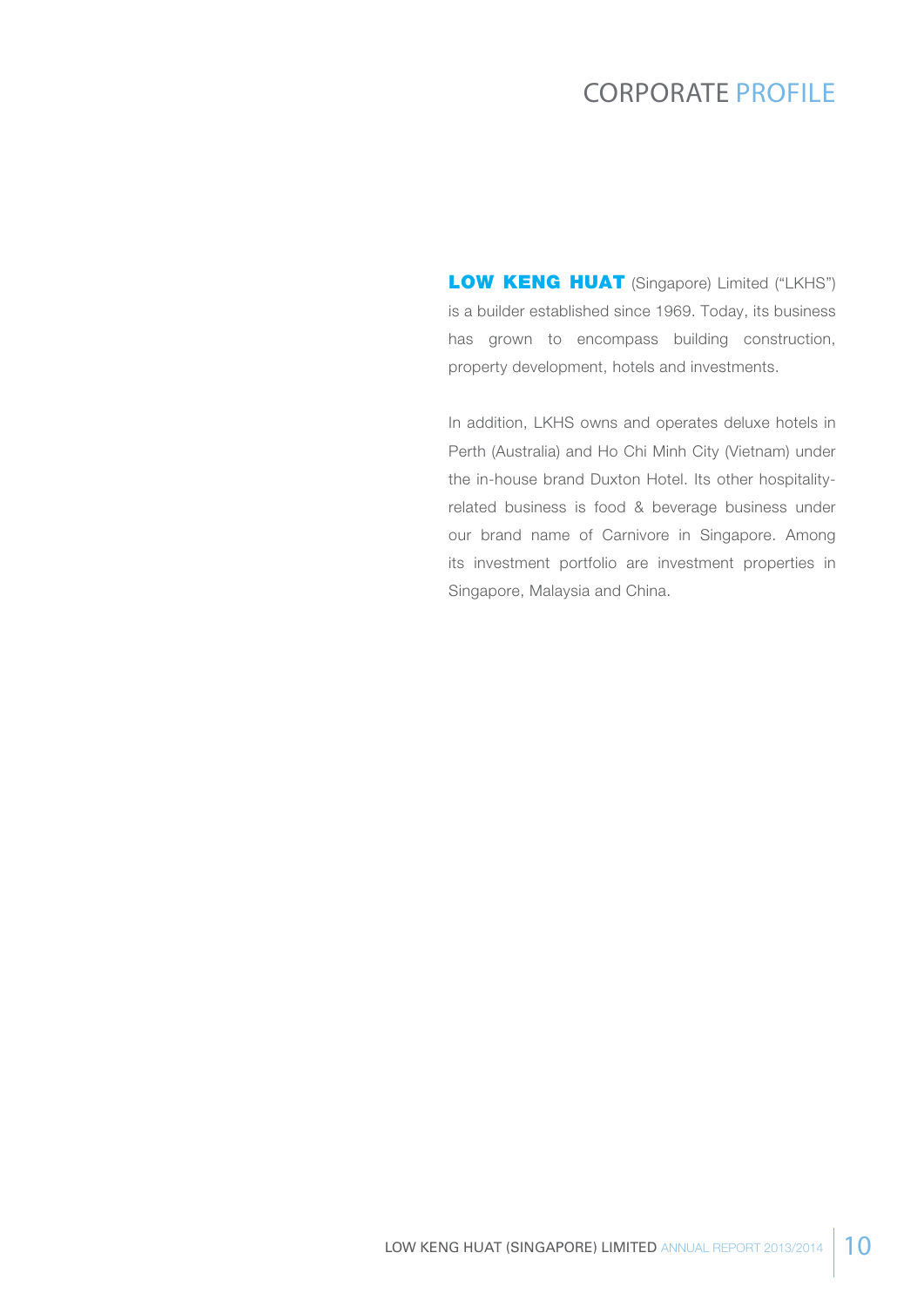# CORPORATE PROFILE

**LOW KENG HUAT** (Singapore) Limited ("LKHS") is a builder established since 1969. Today, its business has grown to encompass building construction, property development, hotels and investments.

In addition, LKHS owns and operates deluxe hotels in Perth (Australia) and Ho Chi Minh City (Vietnam) under the in-house brand Duxton Hotel. Its other hospitality-related business is food & beverage business under our brand name of Carnivore in Singapore. Among its investment portfolio are investment properties in Singapore, Malaysia and China.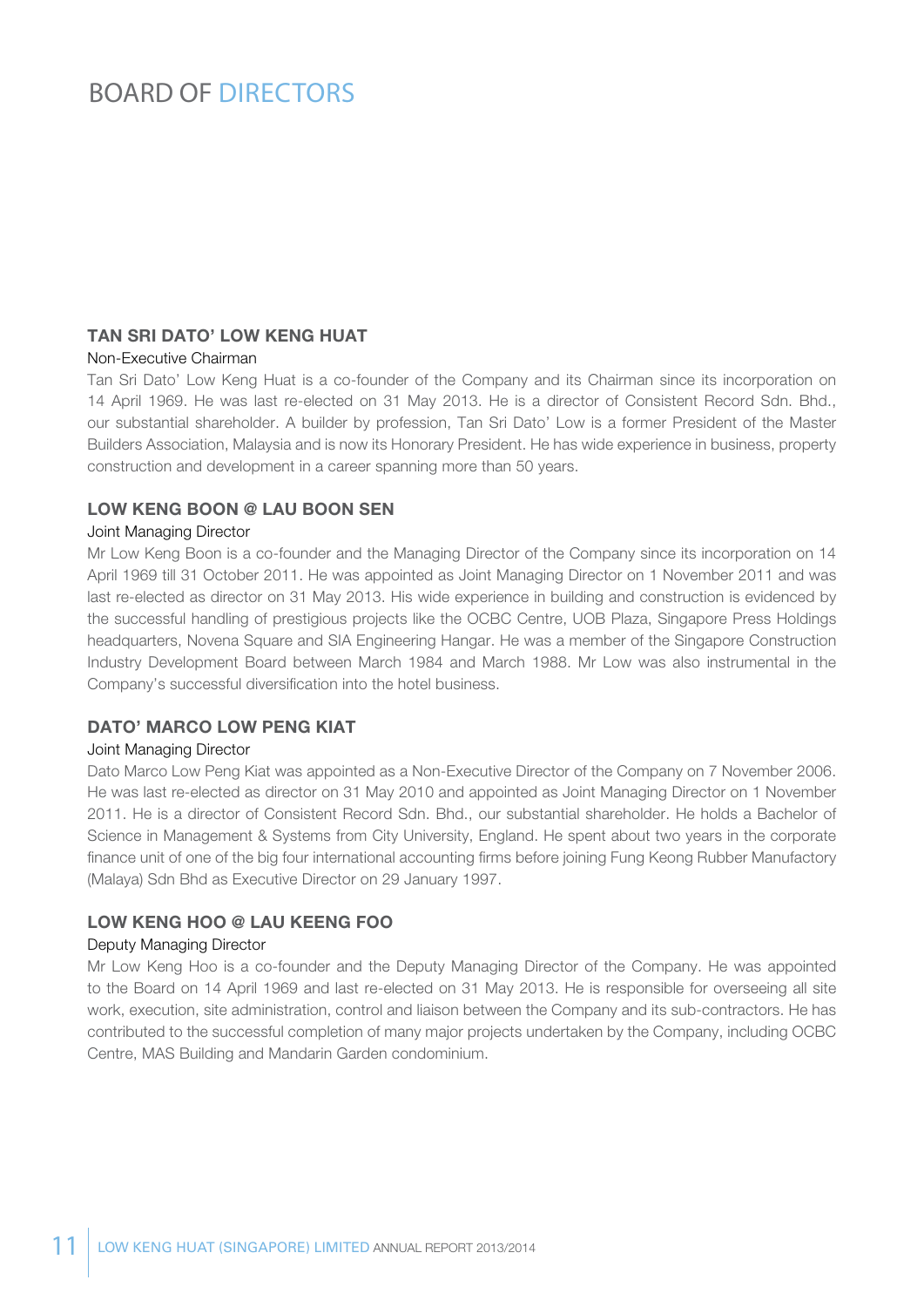# BOARD OF DIRECTORS

### TAN SRI DATO' LOW KENG HUAT

Non-Executive Chairman

Tan Sri Dato' Low Keng Huat is a co-founder of the Company and its Chairman since its incorporation on 14 April 1969. He was last re-elected on 31 May 2013. He is a director of Consistent Record Sdn. Bhd., our substantial shareholder. A builder by profession, Tan Sri Dato' Low is a former President of the Master Builders Association, Malaysia and is now its Honorary President. He has wide experience in business, property construction and development in a career spanning more than 50 years.

### LOW KENG BOON @ LAU BOON SEN

Joint Managing Director

Mr Low Keng Boon is a co-founder and the Managing Director of the Company since its incorporation on 14 April 1969 till 31 October 2011. He was appointed as Joint Managing Director on 1 November 2011 and was last re-elected as director on 31 May 2013. His wide experience in building and construction is evidenced by the successful handling of prestigious projects like the OCBC Centre, UOB Plaza, Singapore Press Holdings headquarters, Novena Square and SIA Engineering Hangar. He was a member of the Singapore Construction Industry Development Board between March 1984 and March 1988. Mr Low was also instrumental in the Company's successful diversification into the hotel business.

### DATO' MARCO LOW PENG KIAT

Joint Managing Director

Dato Marco Low Peng Kiat was appointed as a Non-Executive Director of the Company on 7 November 2006. He was last re-elected as director on 31 May 2010 and appointed as Joint Managing Director on 1 November 2011. He is a director of Consistent Record Sdn. Bhd., our substantial shareholder. He holds a Bachelor of Science in Management & Systems from City University, England. He spent about two years in the corporate finance unit of one of the big four international accounting firms before joining Fung Keong Rubber Manufactory (Malaya) Sdn Bhd as Executive Director on 29 January 1997.

### LOW KENG HOO @ LAU KEENG FOO

Deputy Managing Director

Mr Low Keng Hoo is a co-founder and the Deputy Managing Director of the Company. He was appointed to the Board on 14 April 1969 and last re-elected on 31 May 2013. He is responsible for overseeing all site work, execution, site administration, control and liaison between the Company and its sub-contractors. He has contributed to the successful completion of many major projects undertaken by the Company, including OCBC Centre, MAS Building and Mandarin Garden condominium.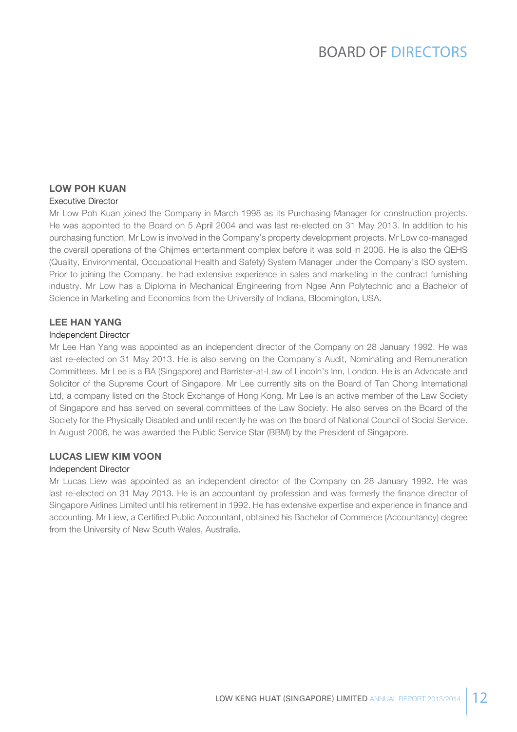# BOARD OF DIRECTORS

### LOW POH KUAN

Executive Director

Mr Low Poh Kuan joined the Company in March 1998 as its Purchasing Manager for construction projects. He was appointed to the Board on 5 April 2004 and was last re-elected on 31 May 2013. In addition to his purchasing function, Mr Low is involved in the Company's property development projects. Mr Low co-managed the overall operations of the Chijmes entertainment complex before it was sold in 2006. He is also the QEHS (Quality, Environmental, Occupational Health and Safety) System Manager under the Company's ISO system. Prior to joining the Company, he had extensive experience in sales and marketing in the contract furnishing industry. Mr Low has a Diploma in Mechanical Engineering from Ngee Ann Polytechnic and a Bachelor of Science in Marketing and Economics from the University of Indiana, Bloomington, USA.

### LEE HAN YANG

Independent Director

Mr Lee Han Yang was appointed as an independent director of the Company on 28 January 1992. He was last re-elected on 31 May 2013. He is also serving on the Company's Audit, Nominating and Remuneration Committees. Mr Lee is a BA (Singapore) and Barrister-at-Law of Lincoln's Inn, London. He is an Advocate and Solicitor of the Supreme Court of Singapore. Mr Lee currently sits on the Board of Tan Chong International Ltd, a company listed on the Stock Exchange of Hong Kong. Mr Lee is an active member of the Law Society of Singapore and has served on several committees of the Law Society. He also serves on the Board of the Society for the Physically Disabled and until recently he was on the board of National Council of Social Service. In August 2006, he was awarded the Public Service Star (BBM) by the President of Singapore.

### LUCAS LIEW KIM VOON

Independent Director

Mr Lucas Liew was appointed as an independent director of the Company on 28 January 1992. He was last re-elected on 31 May 2013. He is an accountant by profession and was formerly the finance director of Singapore Airlines Limited until his retirement in 1992. He has extensive expertise and experience in finance and accounting. Mr Liew, a Certified Public Accountant, obtained his Bachelor of Commerce (Accountancy) degree from the University of New South Wales, Australia.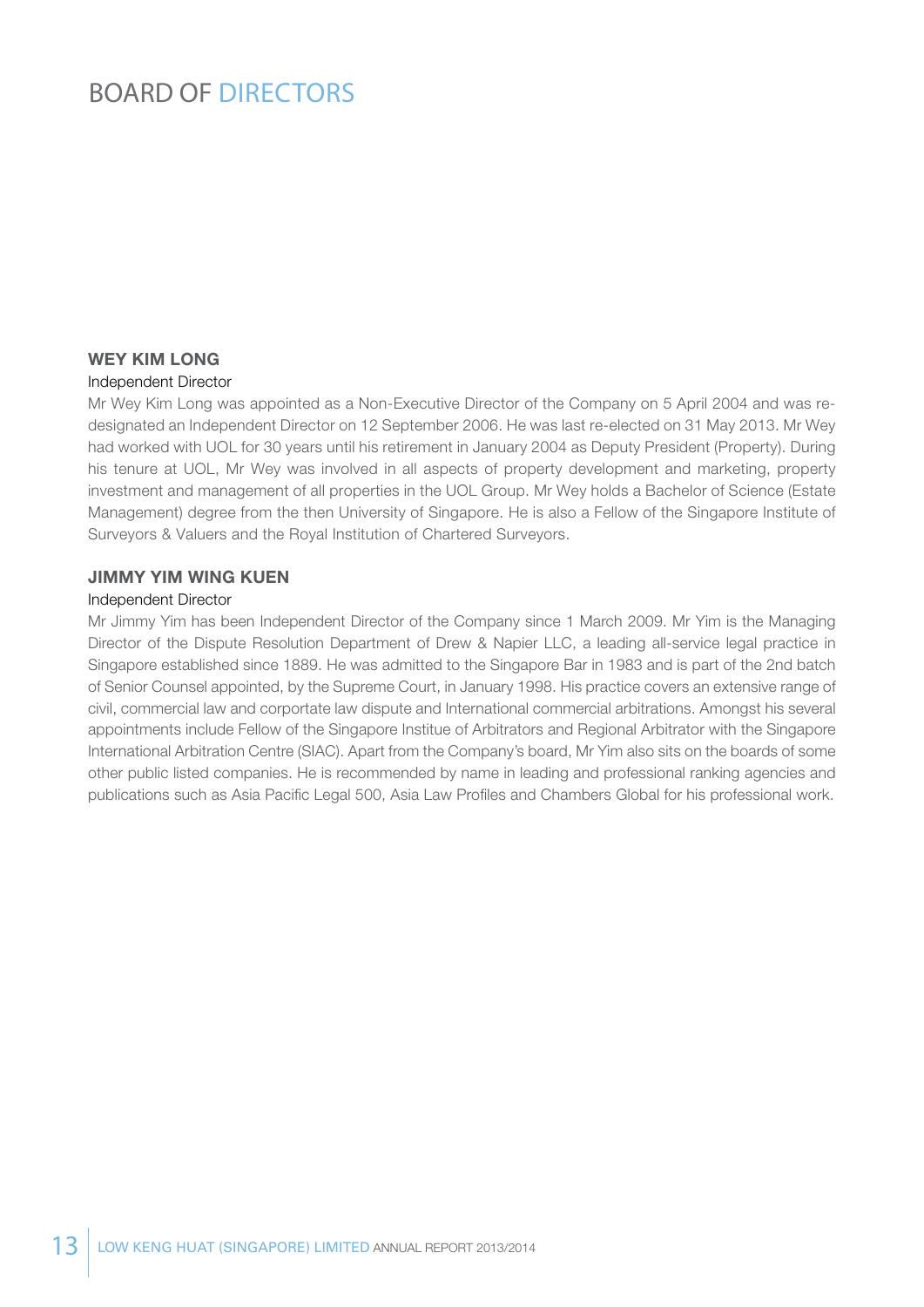# BOARD OF DIRECTORS

### WEY KIM LONG

Independent Director

Mr Wey Kim Long was appointed as a Non-Executive Director of the Company on 5 April 2004 and was re-designated an Independent Director on 12 September 2006. He was last re-elected on 31 May 2013. Mr Wey had worked with UOL for 30 years until his retirement in January 2004 as Deputy President (Property). During his tenure at UOL, Mr Wey was involved in all aspects of property development and marketing, property investment and management of all properties in the UOL Group. Mr Wey holds a Bachelor of Science (Estate Management) degree from the then University of Singapore. He is also a Fellow of the Singapore Institute of Surveyors & Valuers and the Royal Institution of Chartered Surveyors.

### JIMMY YIM WING KUEN

Independent Director

Mr Jimmy Yim has been Independent Director of the Company since 1 March 2009. Mr Yim is the Managing Director of the Dispute Resolution Department of Drew & Napier LLC, a leading all-service legal practice in Singapore established since 1889. He was admitted to the Singapore Bar in 1983 and is part of the 2nd batch of Senior Counsel appointed, by the Supreme Court, in January 1998. His practice covers an extensive range of civil, commercial law and corportate law dispute and International commercial arbitrations. Amongst his several appointments include Fellow of the Singapore Institue of Arbitrators and Regional Arbitrator with the Singapore International Arbitration Centre (SIAC). Apart from the Company's board, Mr Yim also sits on the boards of some other public listed companies. He is recommended by name in leading and professional ranking agencies and publications such as Asia Pacific Legal 500, Asia Law Profiles and Chambers Global for his professional work.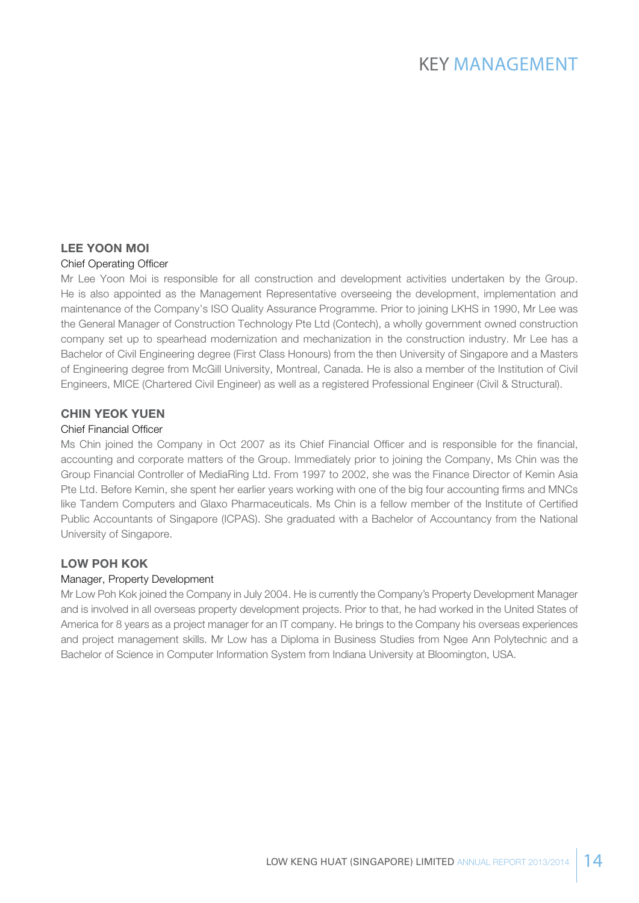# KEY MANAGEMENT

### LEE YOON MOI

Chief Operating Officer

Mr Lee Yoon Moi is responsible for all construction and development activities undertaken by the Group. He is also appointed as the Management Representative overseeing the development, implementation and maintenance of the Company's ISO Quality Assurance Programme. Prior to joining LKHS in 1990, Mr Lee was the General Manager of Construction Technology Pte Ltd (Contech), a wholly government owned construction company set up to spearhead modernization and mechanization in the construction industry. Mr Lee has a Bachelor of Civil Engineering degree (First Class Honours) from the then University of Singapore and a Masters of Engineering degree from McGill University, Montreal, Canada. He is also a member of the Institution of Civil Engineers, MICE (Chartered Civil Engineer) as well as a registered Professional Engineer (Civil & Structural).

### CHIN YEOK YUEN

Chief Financial Officer

Ms Chin joined the Company in Oct 2007 as its Chief Financial Officer and is responsible for the financial, accounting and corporate matters of the Group. Immediately prior to joining the Company, Ms Chin was the Group Financial Controller of MediaRing Ltd. From 1997 to 2002, she was the Finance Director of Kemin Asia Pte Ltd. Before Kemin, she spent her earlier years working with one of the big four accounting firms and MNCs like Tandem Computers and Glaxo Pharmaceuticals. Ms Chin is a fellow member of the Institute of Certified Public Accountants of Singapore (ICPAS). She graduated with a Bachelor of Accountancy from the National University of Singapore.

### LOW POH KOK

Manager, Property Development

Mr Low Poh Kok joined the Company in July 2004. He is currently the Company's Property Development Manager and is involved in all overseas property development projects. Prior to that, he had worked in the United States of America for 8 years as a project manager for an IT company. He brings to the Company his overseas experiences and project management skills. Mr Low has a Diploma in Business Studies from Ngee Ann Polytechnic and a Bachelor of Science in Computer Information System from Indiana University at Bloomington, USA.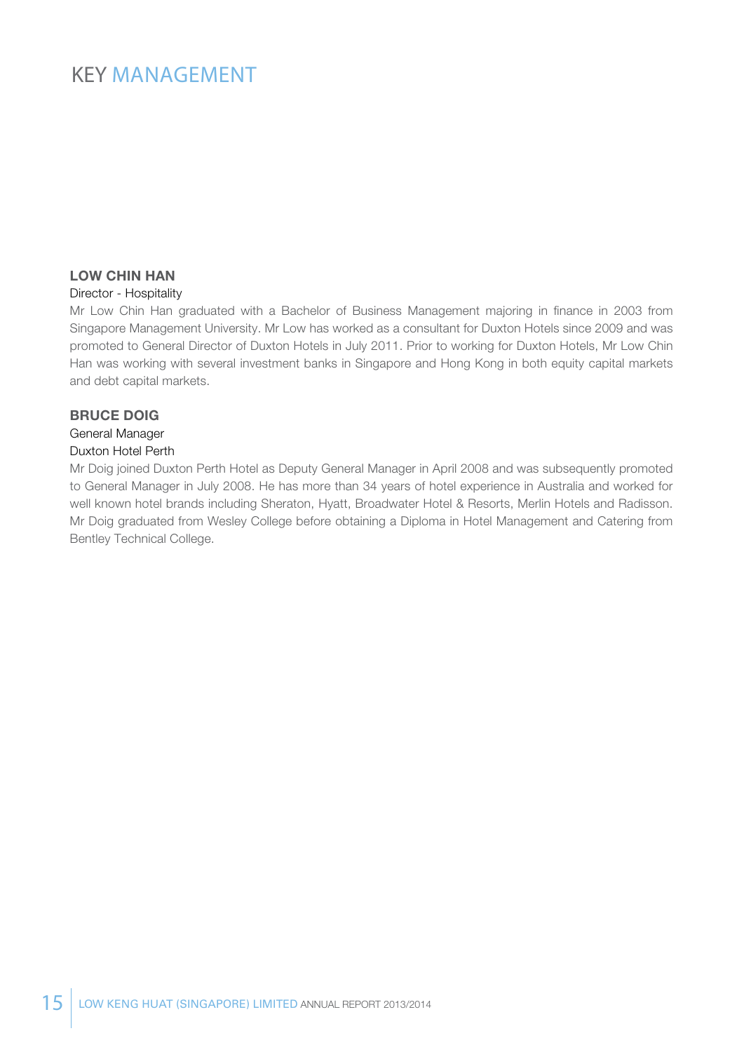# KEY MANAGEMENT

### LOW CHIN HAN

Director - Hospitality

Mr Low Chin Han graduated with a Bachelor of Business Management majoring in finance in 2003 from Singapore Management University. Mr Low has worked as a consultant for Duxton Hotels since 2009 and was promoted to General Director of Duxton Hotels in July 2011. Prior to working for Duxton Hotels, Mr Low Chin Han was working with several investment banks in Singapore and Hong Kong in both equity capital markets and debt capital markets.

### BRUCE DOIG

General Manager
Duxton Hotel Perth

Mr Doig joined Duxton Perth Hotel as Deputy General Manager in April 2008 and was subsequently promoted to General Manager in July 2008. He has more than 34 years of hotel experience in Australia and worked for well known hotel brands including Sheraton, Hyatt, Broadwater Hotel & Resorts, Merlin Hotels and Radisson. Mr Doig graduated from Wesley College before obtaining a Diploma in Hotel Management and Catering from Bentley Technical College.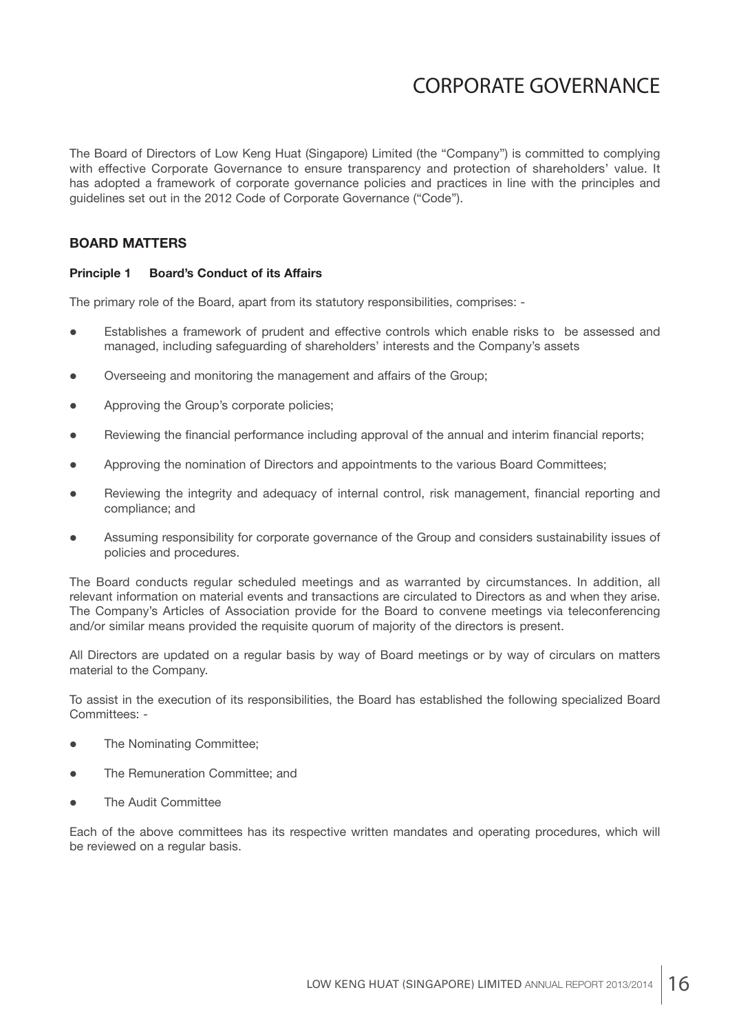# CORPORATE GOVERNANCE

The Board of Directors of Low Keng Huat (Singapore) Limited (the "Company") is committed to complying with effective Corporate Governance to ensure transparency and protection of shareholders' value. It has adopted a framework of corporate governance policies and practices in line with the principles and guidelines set out in the 2012 Code of Corporate Governance ("Code").

## BOARD MATTERS

### Principle 1 Board's Conduct of its Affairs

The primary role of the Board, apart from its statutory responsibilities, comprises: -

- Establishes a framework of prudent and effective controls which enable risks to be assessed and managed, including safeguarding of shareholders' interests and the Company's assets
- Overseeing and monitoring the management and affairs of the Group;
- Approving the Group's corporate policies;
- Reviewing the financial performance including approval of the annual and interim financial reports;
- Approving the nomination of Directors and appointments to the various Board Committees;
- Reviewing the integrity and adequacy of internal control, risk management, financial reporting and compliance; and
- Assuming responsibility for corporate governance of the Group and considers sustainability issues of policies and procedures.

The Board conducts regular scheduled meetings and as warranted by circumstances. In addition, all relevant information on material events and transactions are circulated to Directors as and when they arise. The Company's Articles of Association provide for the Board to convene meetings via teleconferencing and/or similar means provided the requisite quorum of majority of the directors is present.

All Directors are updated on a regular basis by way of Board meetings or by way of circulars on matters material to the Company.

To assist in the execution of its responsibilities, the Board has established the following specialized Board Committees: -

- The Nominating Committee;
- The Remuneration Committee; and
- The Audit Committee

Each of the above committees has its respective written mandates and operating procedures, which will be reviewed on a regular basis.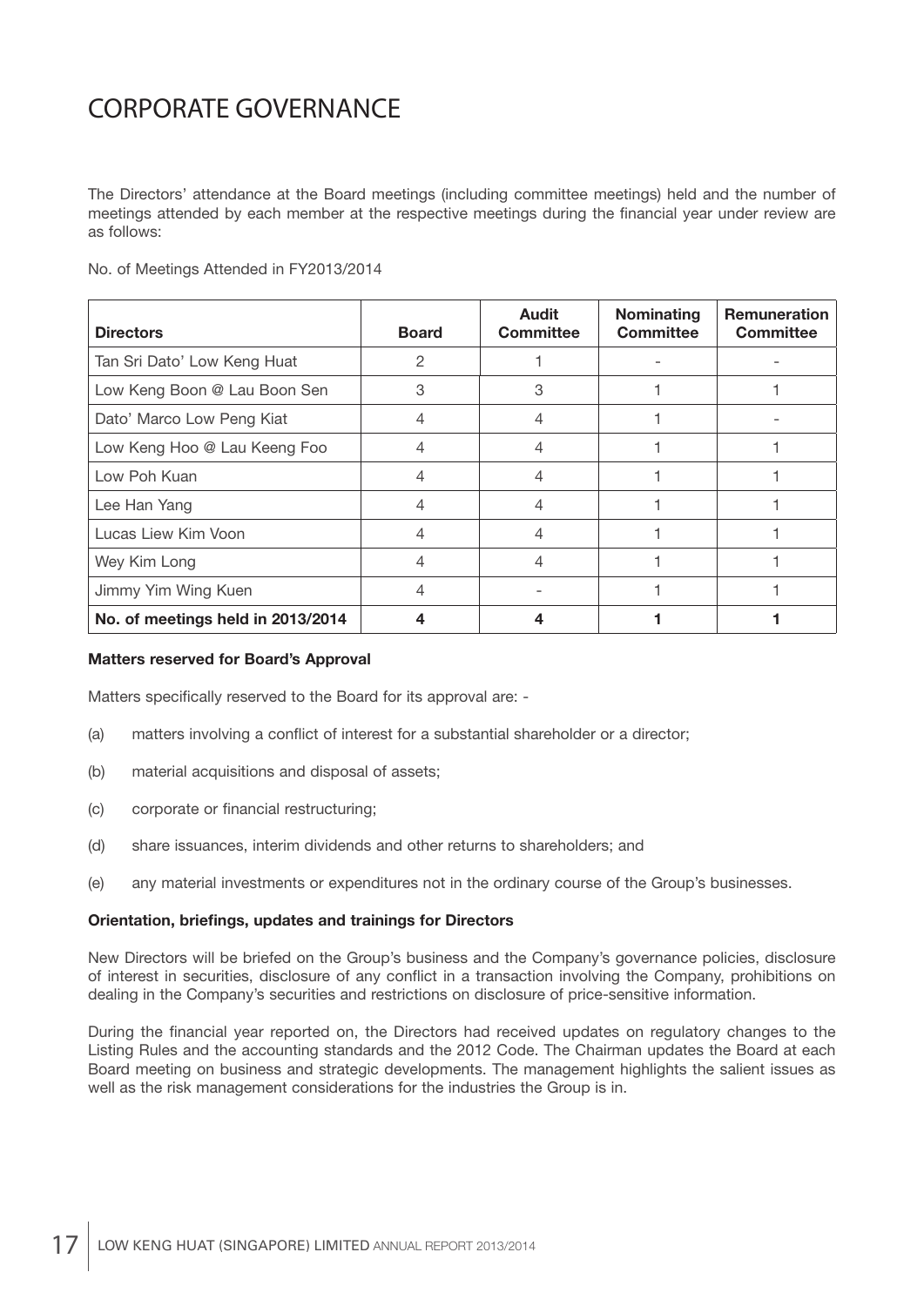# CORPORATE GOVERNANCE

The Directors' attendance at the Board meetings (including committee meetings) held and the number of meetings attended by each member at the respective meetings during the financial year under review are as follows:

No. of Meetings Attended in FY2013/2014

| Directors | Board | Audit Committee | Nominating Committee | Remuneration Committee |
|---|---|---|---|---|
| Tan Sri Dato' Low Keng Huat | 2 | 1 | - | - |
| Low Keng Boon @ Lau Boon Sen | 3 | 3 | 1 | 1 |
| Dato' Marco Low Peng Kiat | 4 | 4 | 1 | - |
| Low Keng Hoo @ Lau Keeng Foo | 4 | 4 | 1 | 1 |
| Low Poh Kuan | 4 | 4 | 1 | 1 |
| Lee Han Yang | 4 | 4 | 1 | 1 |
| Lucas Liew Kim Voon | 4 | 4 | 1 | 1 |
| Wey Kim Long | 4 | 4 | 1 | 1 |
| Jimmy Yim Wing Kuen | 4 | - | 1 | 1 |
| **No. of meetings held in 2013/2014** | **4** | **4** | **1** | **1** |

**Matters reserved for Board's Approval**

Matters specifically reserved to the Board for its approval are: -

(a) matters involving a conflict of interest for a substantial shareholder or a director;

(b) material acquisitions and disposal of assets;

(c) corporate or financial restructuring;

(d) share issuances, interim dividends and other returns to shareholders; and

(e) any material investments or expenditures not in the ordinary course of the Group's businesses.

**Orientation, briefings, updates and trainings for Directors**

New Directors will be briefed on the Group's business and the Company's governance policies, disclosure of interest in securities, disclosure of any conflict in a transaction involving the Company, prohibitions on dealing in the Company's securities and restrictions on disclosure of price-sensitive information.

During the financial year reported on, the Directors had received updates on regulatory changes to the Listing Rules and the accounting standards and the 2012 Code. The Chairman updates the Board at each Board meeting on business and strategic developments. The management highlights the salient issues as well as the risk management considerations for the industries the Group is in.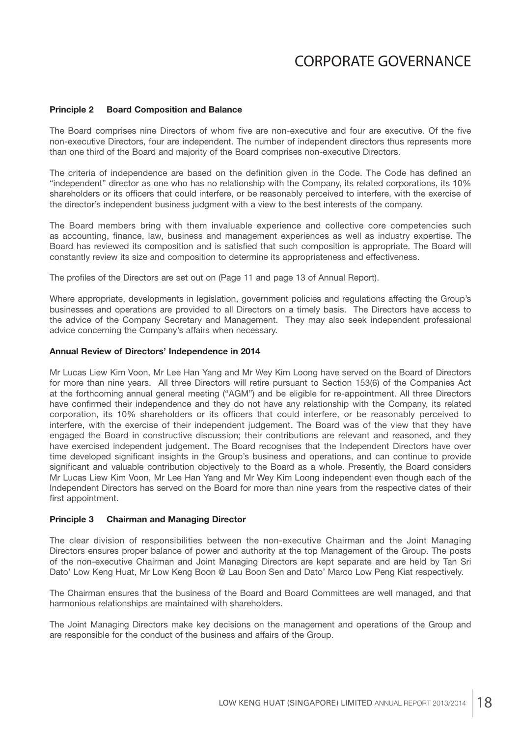# CORPORATE GOVERNANCE

**Principle 2 Board Composition and Balance**

The Board comprises nine Directors of whom five are non-executive and four are executive. Of the five non-executive Directors, four are independent. The number of independent directors thus represents more than one third of the Board and majority of the Board comprises non-executive Directors.

The criteria of independence are based on the definition given in the Code. The Code has defined an "independent" director as one who has no relationship with the Company, its related corporations, its 10% shareholders or its officers that could interfere, or be reasonably perceived to interfere, with the exercise of the director's independent business judgment with a view to the best interests of the company.

The Board members bring with them invaluable experience and collective core competencies such as accounting, finance, law, business and management experiences as well as industry expertise. The Board has reviewed its composition and is satisfied that such composition is appropriate. The Board will constantly review its size and composition to determine its appropriateness and effectiveness.

The profiles of the Directors are set out on (Page 11 and page 13 of Annual Report).

Where appropriate, developments in legislation, government policies and regulations affecting the Group's businesses and operations are provided to all Directors on a timely basis. The Directors have access to the advice of the Company Secretary and Management. They may also seek independent professional advice concerning the Company's affairs when necessary.

**Annual Review of Directors' Independence in 2014**

Mr Lucas Liew Kim Voon, Mr Lee Han Yang and Mr Wey Kim Loong have served on the Board of Directors for more than nine years. All three Directors will retire pursuant to Section 153(6) of the Companies Act at the forthcoming annual general meeting ("AGM") and be eligible for re-appointment. All three Directors have confirmed their independence and they do not have any relationship with the Company, its related corporation, its 10% shareholders or its officers that could interfere, or be reasonably perceived to interfere, with the exercise of their independent judgement. The Board was of the view that they have engaged the Board in constructive discussion; their contributions are relevant and reasoned, and they have exercised independent judgement. The Board recognises that the Independent Directors have over time developed significant insights in the Group's business and operations, and can continue to provide significant and valuable contribution objectively to the Board as a whole. Presently, the Board considers Mr Lucas Liew Kim Voon, Mr Lee Han Yang and Mr Wey Kim Loong independent even though each of the Independent Directors has served on the Board for more than nine years from the respective dates of their first appointment.

**Principle 3 Chairman and Managing Director**

The clear division of responsibilities between the non-executive Chairman and the Joint Managing Directors ensures proper balance of power and authority at the top Management of the Group. The posts of the non-executive Chairman and Joint Managing Directors are kept separate and are held by Tan Sri Dato' Low Keng Huat, Mr Low Keng Boon @ Lau Boon Sen and Dato' Marco Low Peng Kiat respectively.

The Chairman ensures that the business of the Board and Board Committees are well managed, and that harmonious relationships are maintained with shareholders.

The Joint Managing Directors make key decisions on the management and operations of the Group and are responsible for the conduct of the business and affairs of the Group.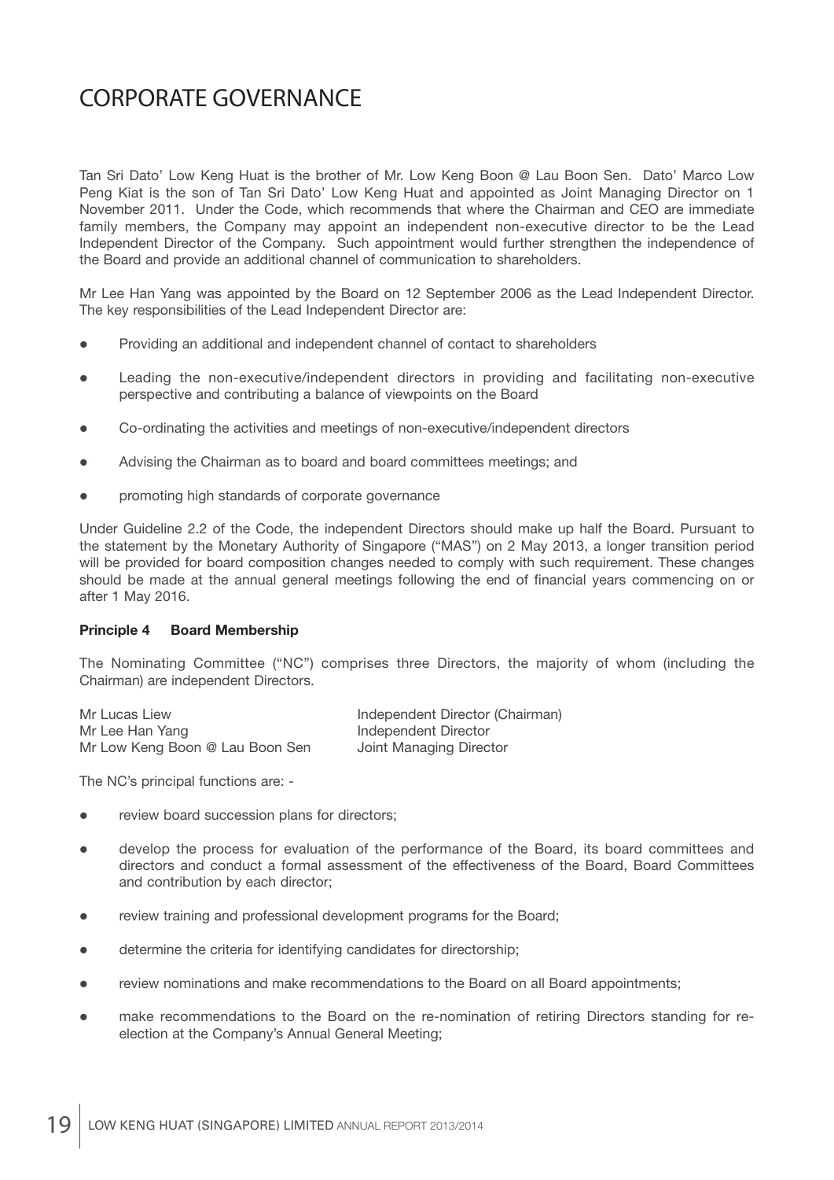# CORPORATE GOVERNANCE

Tan Sri Dato' Low Keng Huat is the brother of Mr. Low Keng Boon @ Lau Boon Sen. Dato' Marco Low Peng Kiat is the son of Tan Sri Dato' Low Keng Huat and appointed as Joint Managing Director on 1 November 2011. Under the Code, which recommends that where the Chairman and CEO are immediate family members, the Company may appoint an independent non-executive director to be the Lead Independent Director of the Company. Such appointment would further strengthen the independence of the Board and provide an additional channel of communication to shareholders.

Mr Lee Han Yang was appointed by the Board on 12 September 2006 as the Lead Independent Director. The key responsibilities of the Lead Independent Director are:

- Providing an additional and independent channel of contact to shareholders
- Leading the non-executive/independent directors in providing and facilitating non-executive perspective and contributing a balance of viewpoints on the Board
- Co-ordinating the activities and meetings of non-executive/independent directors
- Advising the Chairman as to board and board committees meetings; and
- promoting high standards of corporate governance

Under Guideline 2.2 of the Code, the independent Directors should make up half the Board. Pursuant to the statement by the Monetary Authority of Singapore ("MAS") on 2 May 2013, a longer transition period will be provided for board composition changes needed to comply with such requirement. These changes should be made at the annual general meetings following the end of financial years commencing on or after 1 May 2016.

**Principle 4 Board Membership**

The Nominating Committee ("NC") comprises three Directors, the majority of whom (including the Chairman) are independent Directors.

| | |
|---|---|
| Mr Lucas Liew | Independent Director (Chairman) |
| Mr Lee Han Yang | Independent Director |
| Mr Low Keng Boon @ Lau Boon Sen | Joint Managing Director |

The NC's principal functions are: -

- review board succession plans for directors;
- develop the process for evaluation of the performance of the Board, its board committees and directors and conduct a formal assessment of the effectiveness of the Board, Board Committees and contribution by each director;
- review training and professional development programs for the Board;
- determine the criteria for identifying candidates for directorship;
- review nominations and make recommendations to the Board on all Board appointments;
- make recommendations to the Board on the re-nomination of retiring Directors standing for re-election at the Company's Annual General Meeting;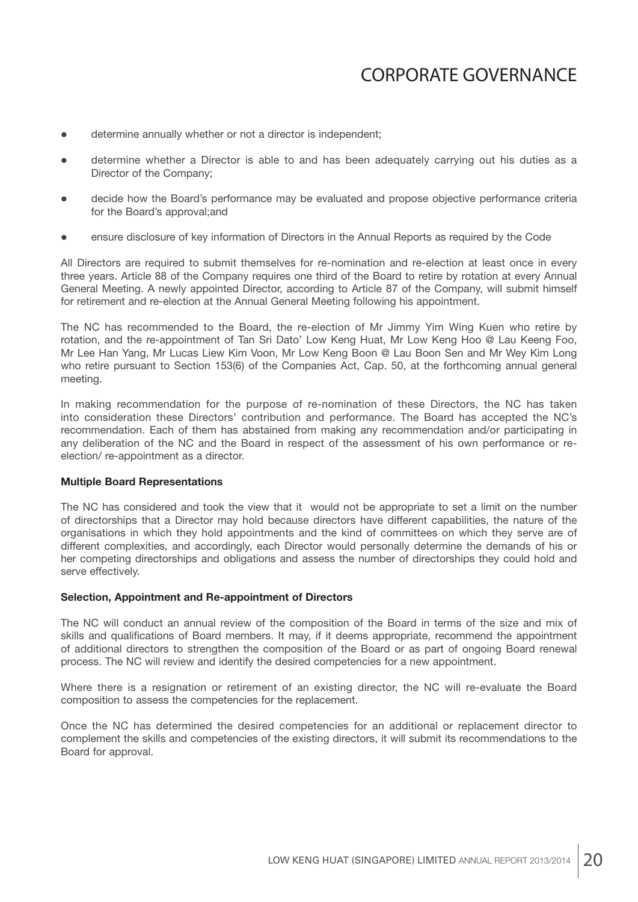- determine annually whether or not a director is independent;
- determine whether a Director is able to and has been adequately carrying out his duties as a Director of the Company;
- decide how the Board's performance may be evaluated and propose objective performance criteria for the Board's approval;and
- ensure disclosure of key information of Directors in the Annual Reports as required by the Code

All Directors are required to submit themselves for re-nomination and re-election at least once in every three years. Article 88 of the Company requires one third of the Board to retire by rotation at every Annual General Meeting. A newly appointed Director, according to Article 87 of the Company, will submit himself for retirement and re-election at the Annual General Meeting following his appointment.

The NC has recommended to the Board, the re-election of Mr Jimmy Yim Wing Kuen who retire by rotation, and the re-appointment of Tan Sri Dato' Low Keng Huat, Mr Low Keng Hoo @ Lau Keeng Foo, Mr Lee Han Yang, Mr Lucas Liew Kim Voon, Mr Low Keng Boon @ Lau Boon Sen and Mr Wey Kim Long who retire pursuant to Section 153(6) of the Companies Act, Cap. 50, at the forthcoming annual general meeting.

In making recommendation for the purpose of re-nomination of these Directors, the NC has taken into consideration these Directors' contribution and performance. The Board has accepted the NC's recommendation. Each of them has abstained from making any recommendation and/or participating in any deliberation of the NC and the Board in respect of the assessment of his own performance or re-election/ re-appointment as a director.

**Multiple Board Representations**

The NC has considered and took the view that it would not be appropriate to set a limit on the number of directorships that a Director may hold because directors have different capabilities, the nature of the organisations in which they hold appointments and the kind of committees on which they serve are of different complexities, and accordingly, each Director would personally determine the demands of his or her competing directorships and obligations and assess the number of directorships they could hold and serve effectively.

**Selection, Appointment and Re-appointment of Directors**

The NC will conduct an annual review of the composition of the Board in terms of the size and mix of skills and qualifications of Board members. It may, if it deems appropriate, recommend the appointment of additional directors to strengthen the composition of the Board or as part of ongoing Board renewal process. The NC will review and identify the desired competencies for a new appointment.

Where there is a resignation or retirement of an existing director, the NC will re-evaluate the Board composition to assess the competencies for the replacement.

Once the NC has determined the desired competencies for an additional or replacement director to complement the skills and competencies of the existing directors, it will submit its recommendations to the Board for approval.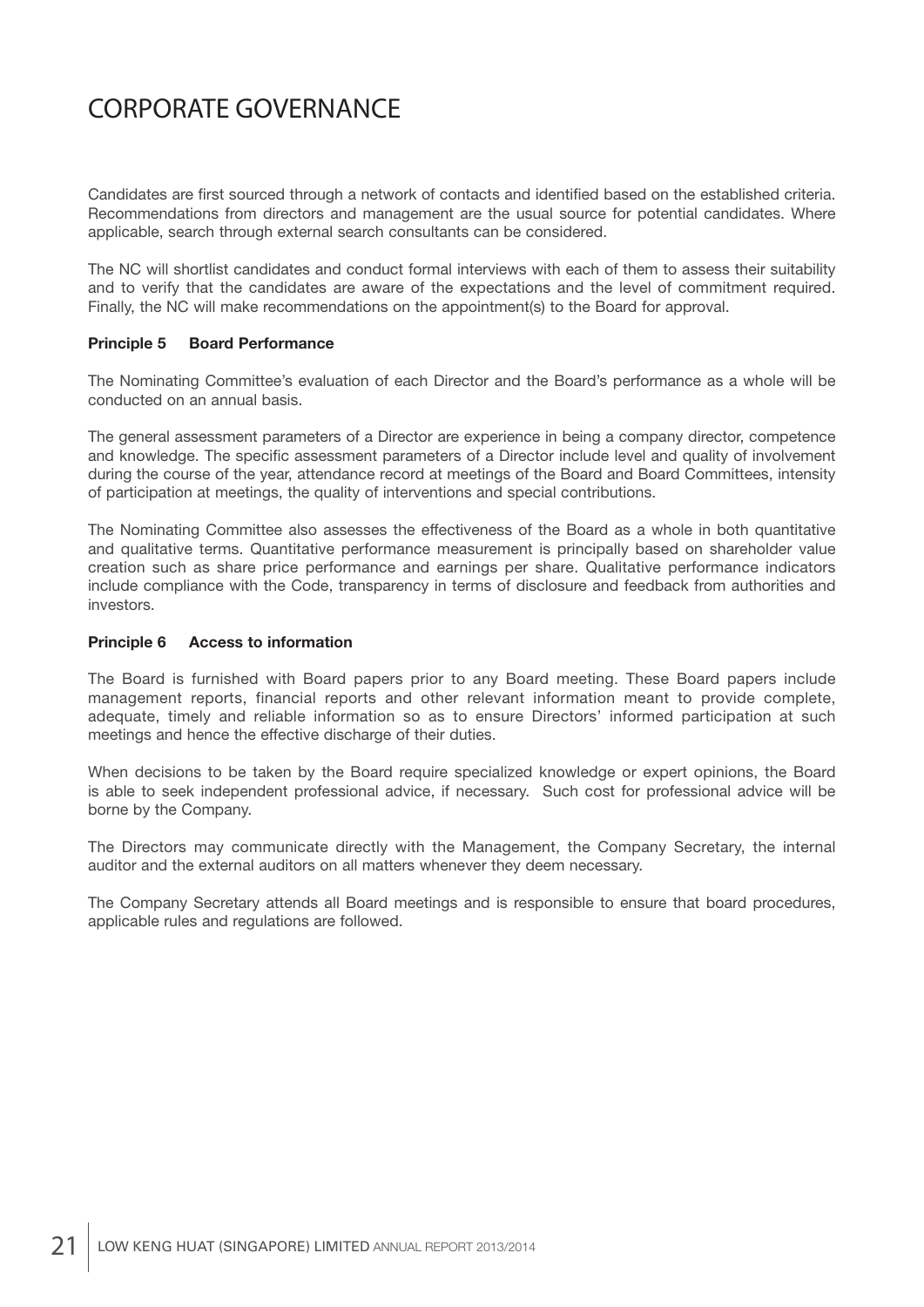# CORPORATE GOVERNANCE

Candidates are first sourced through a network of contacts and identified based on the established criteria. Recommendations from directors and management are the usual source for potential candidates. Where applicable, search through external search consultants can be considered.

The NC will shortlist candidates and conduct formal interviews with each of them to assess their suitability and to verify that the candidates are aware of the expectations and the level of commitment required. Finally, the NC will make recommendations on the appointment(s) to the Board for approval.

**Principle 5 Board Performance**

The Nominating Committee's evaluation of each Director and the Board's performance as a whole will be conducted on an annual basis.

The general assessment parameters of a Director are experience in being a company director, competence and knowledge. The specific assessment parameters of a Director include level and quality of involvement during the course of the year, attendance record at meetings of the Board and Board Committees, intensity of participation at meetings, the quality of interventions and special contributions.

The Nominating Committee also assesses the effectiveness of the Board as a whole in both quantitative and qualitative terms. Quantitative performance measurement is principally based on shareholder value creation such as share price performance and earnings per share. Qualitative performance indicators include compliance with the Code, transparency in terms of disclosure and feedback from authorities and investors.

**Principle 6 Access to information**

The Board is furnished with Board papers prior to any Board meeting. These Board papers include management reports, financial reports and other relevant information meant to provide complete, adequate, timely and reliable information so as to ensure Directors' informed participation at such meetings and hence the effective discharge of their duties.

When decisions to be taken by the Board require specialized knowledge or expert opinions, the Board is able to seek independent professional advice, if necessary. Such cost for professional advice will be borne by the Company.

The Directors may communicate directly with the Management, the Company Secretary, the internal auditor and the external auditors on all matters whenever they deem necessary.

The Company Secretary attends all Board meetings and is responsible to ensure that board procedures, applicable rules and regulations are followed.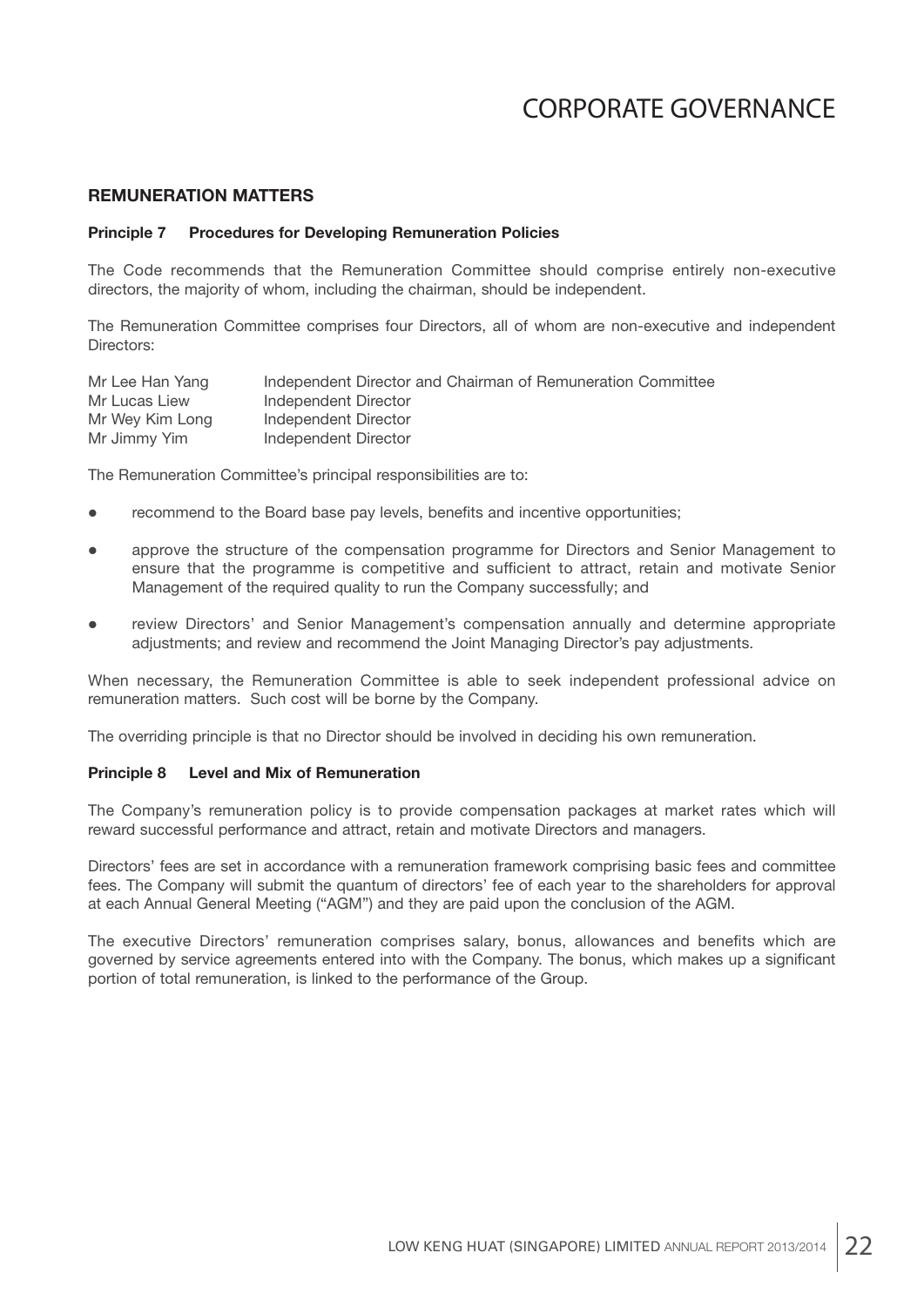# CORPORATE GOVERNANCE

## REMUNERATION MATTERS

### Principle 7 Procedures for Developing Remuneration Policies

The Code recommends that the Remuneration Committee should comprise entirely non-executive directors, the majority of whom, including the chairman, should be independent.

The Remuneration Committee comprises four Directors, all of whom are non-executive and independent Directors:

| | |
|---|---|
| Mr Lee Han Yang | Independent Director and Chairman of Remuneration Committee |
| Mr Lucas Liew | Independent Director |
| Mr Wey Kim Long | Independent Director |
| Mr Jimmy Yim | Independent Director |

The Remuneration Committee's principal responsibilities are to:

- recommend to the Board base pay levels, benefits and incentive opportunities;
- approve the structure of the compensation programme for Directors and Senior Management to ensure that the programme is competitive and sufficient to attract, retain and motivate Senior Management of the required quality to run the Company successfully; and
- review Directors' and Senior Management's compensation annually and determine appropriate adjustments; and review and recommend the Joint Managing Director's pay adjustments.

When necessary, the Remuneration Committee is able to seek independent professional advice on remuneration matters. Such cost will be borne by the Company.

The overriding principle is that no Director should be involved in deciding his own remuneration.

### Principle 8 Level and Mix of Remuneration

The Company's remuneration policy is to provide compensation packages at market rates which will reward successful performance and attract, retain and motivate Directors and managers.

Directors' fees are set in accordance with a remuneration framework comprising basic fees and committee fees. The Company will submit the quantum of directors' fee of each year to the shareholders for approval at each Annual General Meeting ("AGM") and they are paid upon the conclusion of the AGM.

The executive Directors' remuneration comprises salary, bonus, allowances and benefits which are governed by service agreements entered into with the Company. The bonus, which makes up a significant portion of total remuneration, is linked to the performance of the Group.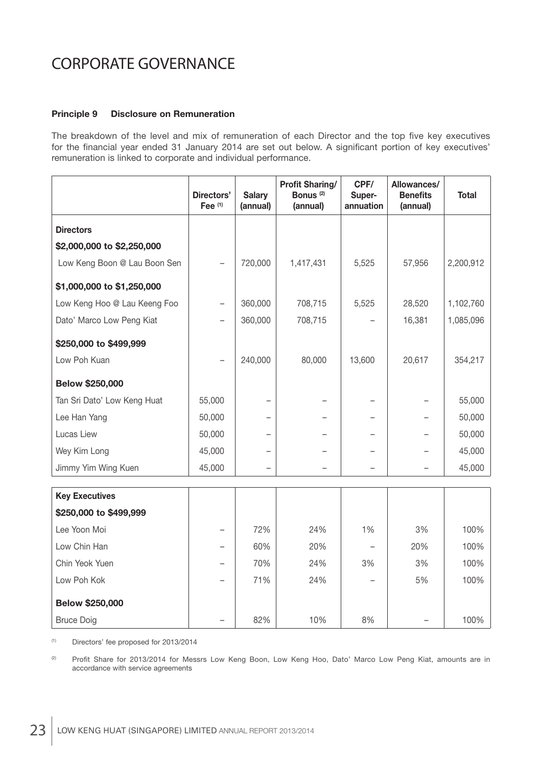# CORPORATE GOVERNANCE

**Principle 9 Disclosure on Remuneration**

The breakdown of the level and mix of remuneration of each Director and the top five key executives for the financial year ended 31 January 2014 are set out below. A significant portion of key executives' remuneration is linked to corporate and individual performance.

| | Directors' Fee [1] | Salary (annual) | Profit Sharing/ Bonus [2] (annual) | CPF/ Super-annuation | Allowances/ Benefits (annual) | Total |
|---|---|---|---|---|---|---|
| **Directors** | | | | | | |
| **$2,000,000 to $2,250,000** | | | | | | |
| Low Keng Boon @ Lau Boon Sen | – | 720,000 | 1,417,431 | 5,525 | 57,956 | 2,200,912 |
| **$1,000,000 to $1,250,000** | | | | | | |
| Low Keng Hoo @ Lau Keeng Foo | – | 360,000 | 708,715 | 5,525 | 28,520 | 1,102,760 |
| Dato' Marco Low Peng Kiat | – | 360,000 | 708,715 | – | 16,381 | 1,085,096 |
| **$250,000 to $499,999** | | | | | | |
| Low Poh Kuan | – | 240,000 | 80,000 | 13,600 | 20,617 | 354,217 |
| **Below $250,000** | | | | | | |
| Tan Sri Dato' Low Keng Huat | 55,000 | – | – | – | – | 55,000 |
| Lee Han Yang | 50,000 | – | – | – | – | 50,000 |
| Lucas Liew | 50,000 | – | – | – | – | 50,000 |
| Wey Kim Long | 45,000 | – | – | – | – | 45,000 |
| Jimmy Yim Wing Kuen | 45,000 | – | – | – | – | 45,000 |
| **Key Executives** | | | | | | |
| **$250,000 to $499,999** | | | | | | |
| Lee Yoon Moi | – | 72% | 24% | 1% | 3% | 100% |
| Low Chin Han | – | 60% | 20% | – | 20% | 100% |
| Chin Yeok Yuen | – | 70% | 24% | 3% | 3% | 100% |
| Low Poh Kok | – | 71% | 24% | – | 5% | 100% |
| **Below $250,000** | | | | | | |
| Bruce Doig | – | 82% | 10% | 8% | – | 100% |

[1] Directors' fee proposed for 2013/2014

[2] Profit Share for 2013/2014 for Messrs Low Keng Boon, Low Keng Hoo, Dato' Marco Low Peng Kiat, amounts are in accordance with service agreements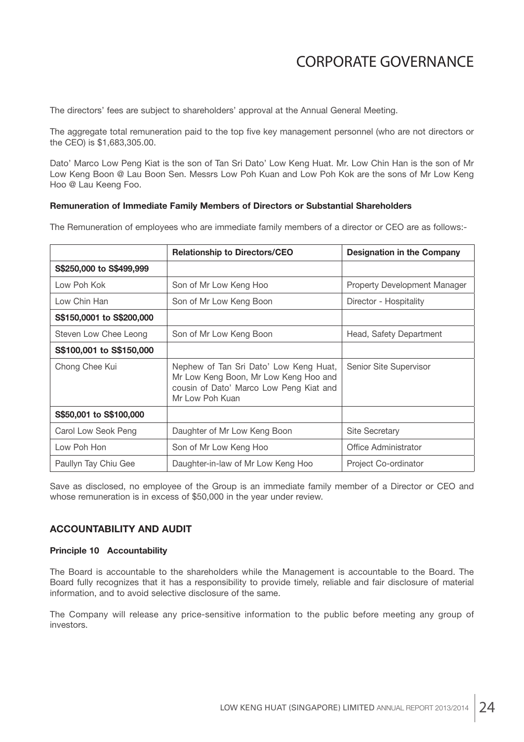# CORPORATE GOVERNANCE

The directors' fees are subject to shareholders' approval at the Annual General Meeting.

The aggregate total remuneration paid to the top five key management personnel (who are not directors or the CEO) is $1,683,305.00.

Dato' Marco Low Peng Kiat is the son of Tan Sri Dato' Low Keng Huat. Mr. Low Chin Han is the son of Mr Low Keng Boon @ Lau Boon Sen. Messrs Low Poh Kuan and Low Poh Kok are the sons of Mr Low Keng Hoo @ Lau Keeng Foo.

**Remuneration of Immediate Family Members of Directors or Substantial Shareholders**

The Remuneration of employees who are immediate family members of a director or CEO are as follows:-

| | Relationship to Directors/CEO | Designation in the Company |
|---|---|---|
| **S$250,000 to S$499,999** | | |
| Low Poh Kok | Son of Mr Low Keng Hoo | Property Development Manager |
| Low Chin Han | Son of Mr Low Keng Boon | Director - Hospitality |
| **S$150,0001 to S$200,000** | | |
| Steven Low Chee Leong | Son of Mr Low Keng Boon | Head, Safety Department |
| **S$100,001 to S$150,000** | | |
| Chong Chee Kui | Nephew of Tan Sri Dato' Low Keng Huat, Mr Low Keng Boon, Mr Low Keng Hoo and cousin of Dato' Marco Low Peng Kiat and Mr Low Poh Kuan | Senior Site Supervisor |
| **S$50,001 to S$100,000** | | |
| Carol Low Seok Peng | Daughter of Mr Low Keng Boon | Site Secretary |
| Low Poh Hon | Son of Mr Low Keng Hoo | Office Administrator |
| Paullyn Tay Chiu Gee | Daughter-in-law of Mr Low Keng Hoo | Project Co-ordinator |

Save as disclosed, no employee of the Group is an immediate family member of a Director or CEO and whose remuneration is in excess of $50,000 in the year under review.

## ACCOUNTABILITY AND AUDIT

### Principle 10 Accountability

The Board is accountable to the shareholders while the Management is accountable to the Board. The Board fully recognizes that it has a responsibility to provide timely, reliable and fair disclosure of material information, and to avoid selective disclosure of the same.

The Company will release any price-sensitive information to the public before meeting any group of investors.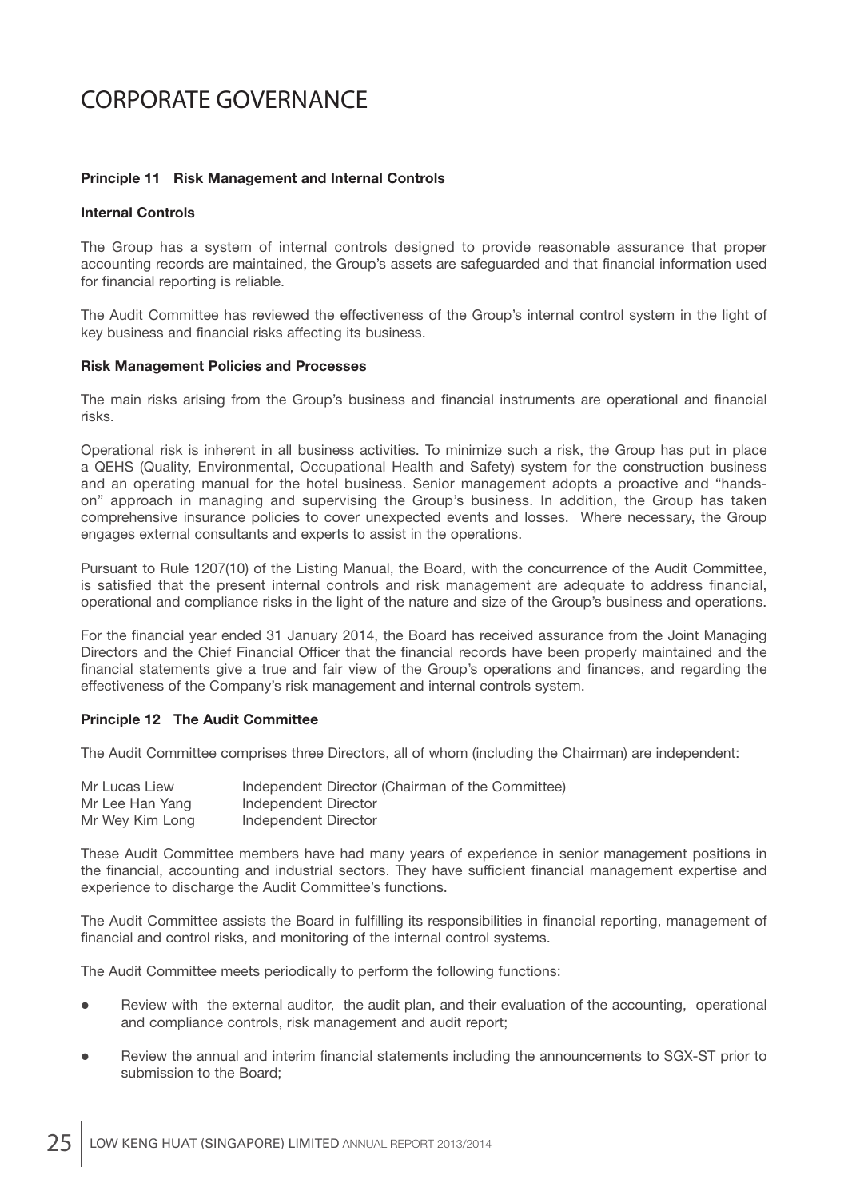# CORPORATE GOVERNANCE

**Principle 11 Risk Management and Internal Controls**

**Internal Controls**

The Group has a system of internal controls designed to provide reasonable assurance that proper accounting records are maintained, the Group's assets are safeguarded and that financial information used for financial reporting is reliable.

The Audit Committee has reviewed the effectiveness of the Group's internal control system in the light of key business and financial risks affecting its business.

**Risk Management Policies and Processes**

The main risks arising from the Group's business and financial instruments are operational and financial risks.

Operational risk is inherent in all business activities. To minimize such a risk, the Group has put in place a QEHS (Quality, Environmental, Occupational Health and Safety) system for the construction business and an operating manual for the hotel business. Senior management adopts a proactive and "hands-on" approach in managing and supervising the Group's business. In addition, the Group has taken comprehensive insurance policies to cover unexpected events and losses. Where necessary, the Group engages external consultants and experts to assist in the operations.

Pursuant to Rule 1207(10) of the Listing Manual, the Board, with the concurrence of the Audit Committee, is satisfied that the present internal controls and risk management are adequate to address financial, operational and compliance risks in the light of the nature and size of the Group's business and operations.

For the financial year ended 31 January 2014, the Board has received assurance from the Joint Managing Directors and the Chief Financial Officer that the financial records have been properly maintained and the financial statements give a true and fair view of the Group's operations and finances, and regarding the effectiveness of the Company's risk management and internal controls system.

**Principle 12 The Audit Committee**

The Audit Committee comprises three Directors, all of whom (including the Chairman) are independent:

| | |
|---|---|
| Mr Lucas Liew | Independent Director (Chairman of the Committee) |
| Mr Lee Han Yang | Independent Director |
| Mr Wey Kim Long | Independent Director |

These Audit Committee members have had many years of experience in senior management positions in the financial, accounting and industrial sectors. They have sufficient financial management expertise and experience to discharge the Audit Committee's functions.

The Audit Committee assists the Board in fulfilling its responsibilities in financial reporting, management of financial and control risks, and monitoring of the internal control systems.

The Audit Committee meets periodically to perform the following functions:

- Review with the external auditor, the audit plan, and their evaluation of the accounting, operational and compliance controls, risk management and audit report;
- Review the annual and interim financial statements including the announcements to SGX-ST prior to submission to the Board;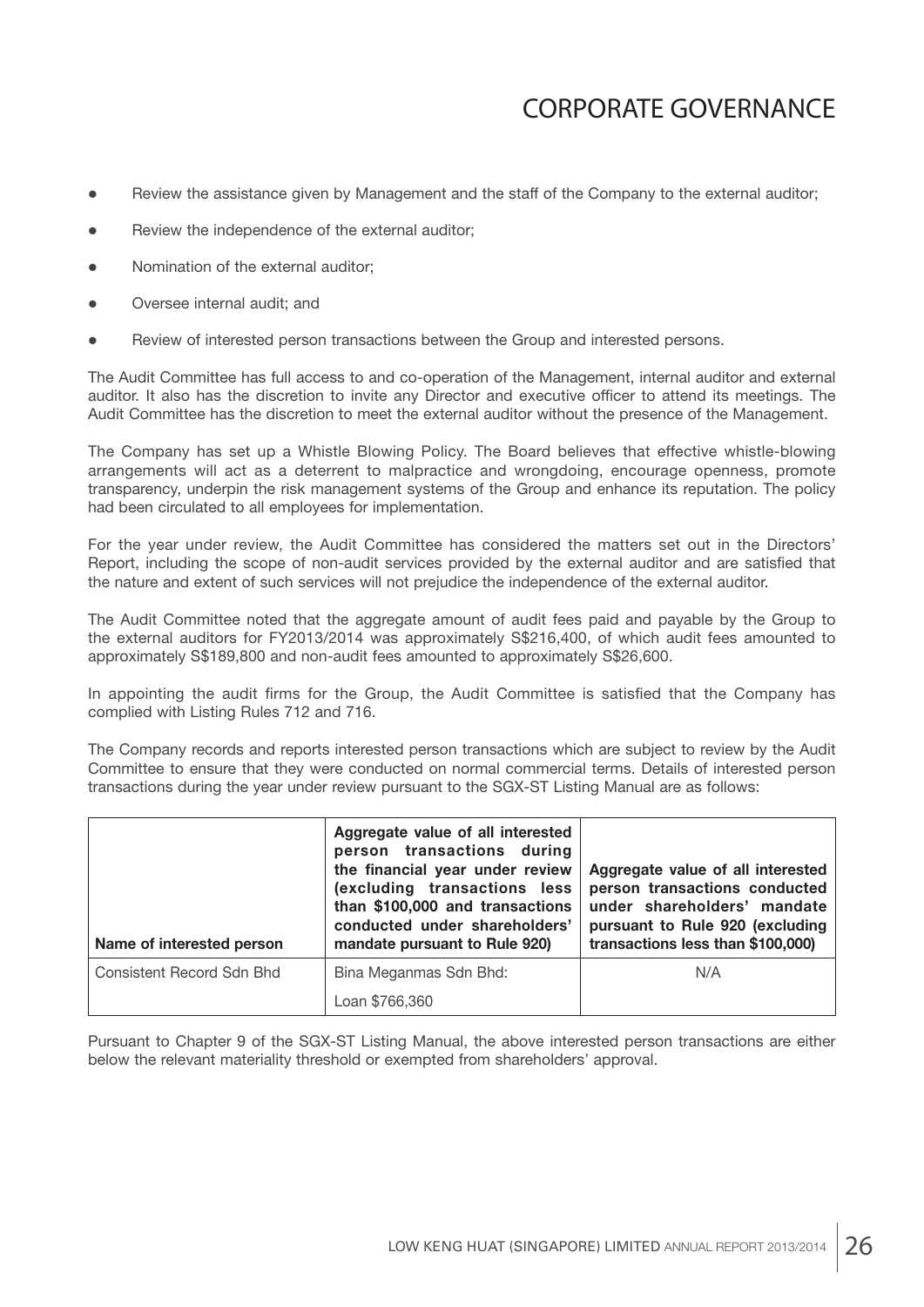# CORPORATE GOVERNANCE

- Review the assistance given by Management and the staff of the Company to the external auditor;
- Review the independence of the external auditor;
- Nomination of the external auditor;
- Oversee internal audit; and
- Review of interested person transactions between the Group and interested persons.

The Audit Committee has full access to and co-operation of the Management, internal auditor and external auditor. It also has the discretion to invite any Director and executive officer to attend its meetings. The Audit Committee has the discretion to meet the external auditor without the presence of the Management.

The Company has set up a Whistle Blowing Policy. The Board believes that effective whistle-blowing arrangements will act as a deterrent to malpractice and wrongdoing, encourage openness, promote transparency, underpin the risk management systems of the Group and enhance its reputation. The policy had been circulated to all employees for implementation.

For the year under review, the Audit Committee has considered the matters set out in the Directors' Report, including the scope of non-audit services provided by the external auditor and are satisfied that the nature and extent of such services will not prejudice the independence of the external auditor.

The Audit Committee noted that the aggregate amount of audit fees paid and payable by the Group to the external auditors for FY2013/2014 was approximately S$216,400, of which audit fees amounted to approximately S$189,800 and non-audit fees amounted to approximately S$26,600.

In appointing the audit firms for the Group, the Audit Committee is satisfied that the Company has complied with Listing Rules 712 and 716.

The Company records and reports interested person transactions which are subject to review by the Audit Committee to ensure that they were conducted on normal commercial terms. Details of interested person transactions during the year under review pursuant to the SGX-ST Listing Manual are as follows:

| Name of interested person | Aggregate value of all interested person transactions during the financial year under review (excluding transactions less than $100,000 and transactions conducted under shareholders' mandate pursuant to Rule 920) | Aggregate value of all interested person transactions conducted under shareholders' mandate pursuant to Rule 920 (excluding transactions less than $100,000) |
|---|---|---|
| Consistent Record Sdn Bhd | Bina Meganmas Sdn Bhd:<br>Loan $766,360 | N/A |

Pursuant to Chapter 9 of the SGX-ST Listing Manual, the above interested person transactions are either below the relevant materiality threshold or exempted from shareholders' approval.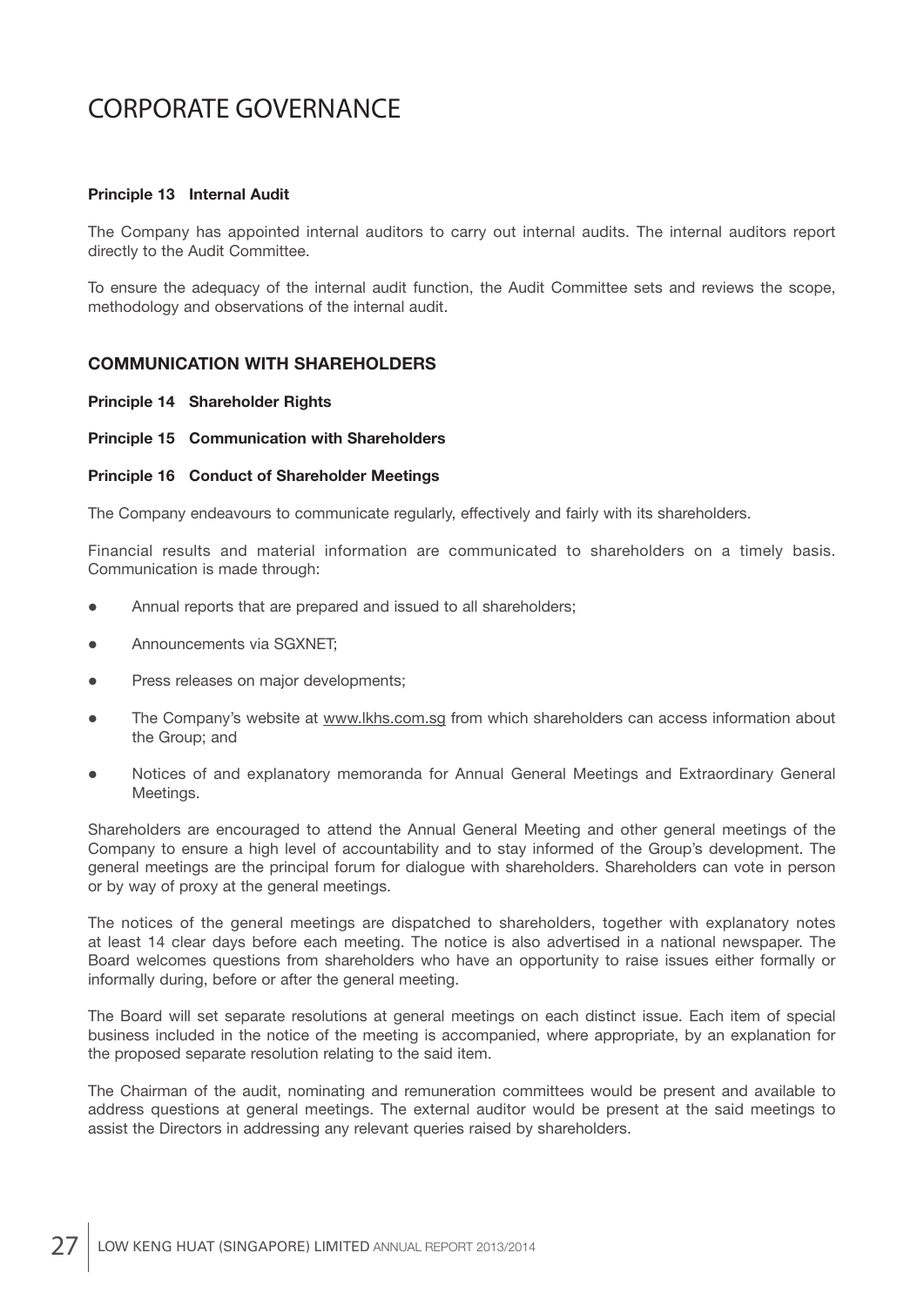# CORPORATE GOVERNANCE

**Principle 13 Internal Audit**

The Company has appointed internal auditors to carry out internal audits. The internal auditors report directly to the Audit Committee.

To ensure the adequacy of the internal audit function, the Audit Committee sets and reviews the scope, methodology and observations of the internal audit.

## COMMUNICATION WITH SHAREHOLDERS

**Principle 14 Shareholder Rights**

**Principle 15 Communication with Shareholders**

**Principle 16 Conduct of Shareholder Meetings**

The Company endeavours to communicate regularly, effectively and fairly with its shareholders.

Financial results and material information are communicated to shareholders on a timely basis. Communication is made through:

- Annual reports that are prepared and issued to all shareholders;
- Announcements via SGXNET;
- Press releases on major developments;
- The Company's website at www.lkhs.com.sg from which shareholders can access information about the Group; and
- Notices of and explanatory memoranda for Annual General Meetings and Extraordinary General Meetings.

Shareholders are encouraged to attend the Annual General Meeting and other general meetings of the Company to ensure a high level of accountability and to stay informed of the Group's development. The general meetings are the principal forum for dialogue with shareholders. Shareholders can vote in person or by way of proxy at the general meetings.

The notices of the general meetings are dispatched to shareholders, together with explanatory notes at least 14 clear days before each meeting. The notice is also advertised in a national newspaper. The Board welcomes questions from shareholders who have an opportunity to raise issues either formally or informally during, before or after the general meeting.

The Board will set separate resolutions at general meetings on each distinct issue. Each item of special business included in the notice of the meeting is accompanied, where appropriate, by an explanation for the proposed separate resolution relating to the said item.

The Chairman of the audit, nominating and remuneration committees would be present and available to address questions at general meetings. The external auditor would be present at the said meetings to assist the Directors in addressing any relevant queries raised by shareholders.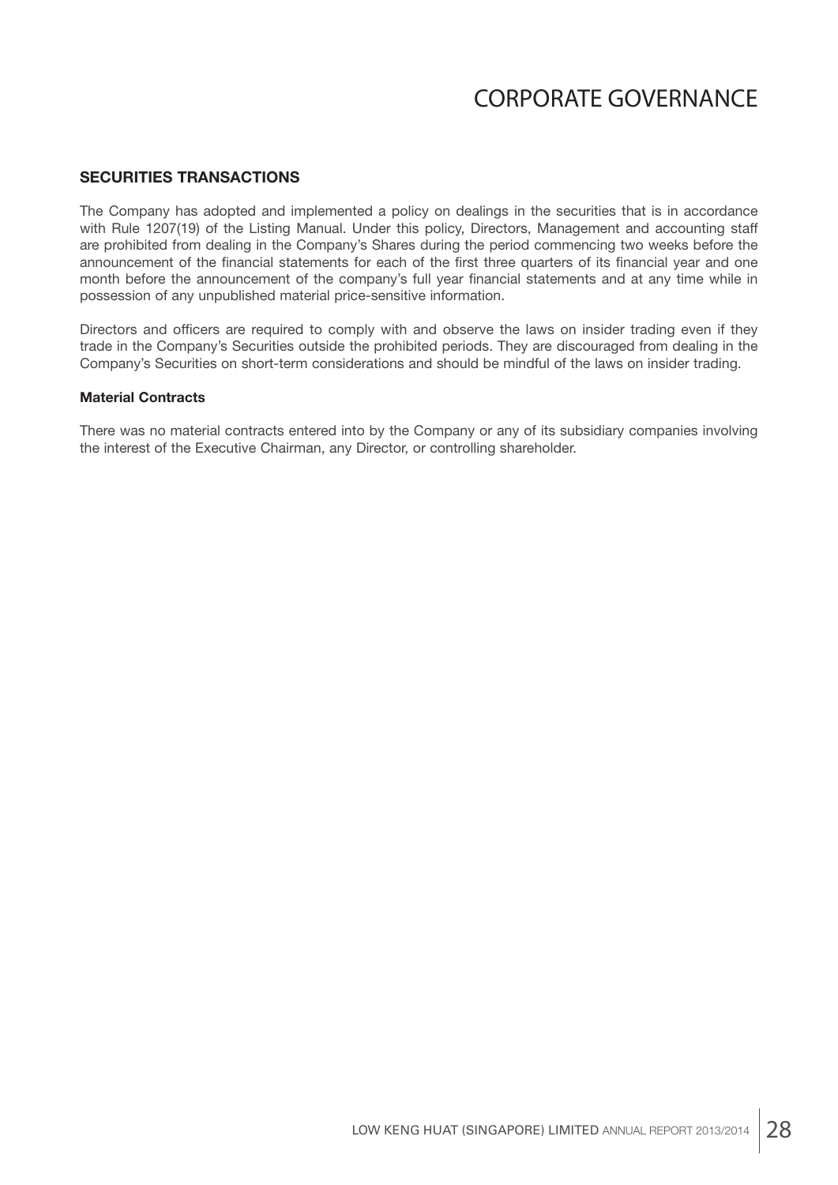## SECURITIES TRANSACTIONS

The Company has adopted and implemented a policy on dealings in the securities that is in accordance with Rule 1207(19) of the Listing Manual. Under this policy, Directors, Management and accounting staff are prohibited from dealing in the Company's Shares during the period commencing two weeks before the announcement of the financial statements for each of the first three quarters of its financial year and one month before the announcement of the company's full year financial statements and at any time while in possession of any unpublished material price-sensitive information.

Directors and officers are required to comply with and observe the laws on insider trading even if they trade in the Company's Securities outside the prohibited periods. They are discouraged from dealing in the Company's Securities on short-term considerations and should be mindful of the laws on insider trading.

### Material Contracts

There was no material contracts entered into by the Company or any of its subsidiary companies involving the interest of the Executive Chairman, any Director, or controlling shareholder.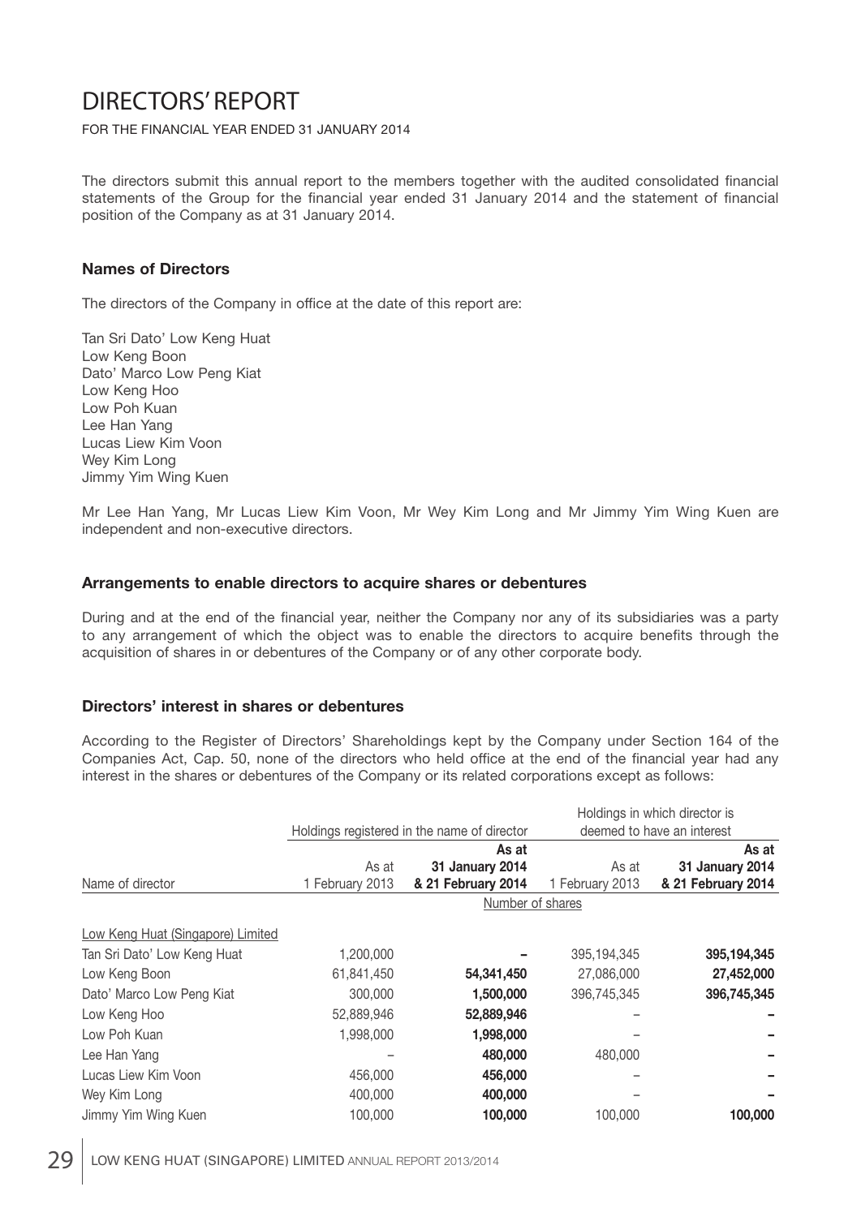# DIRECTORS' REPORT

FOR THE FINANCIAL YEAR ENDED 31 JANUARY 2014

The directors submit this annual report to the members together with the audited consolidated financial statements of the Group for the financial year ended 31 January 2014 and the statement of financial position of the Company as at 31 January 2014.

### Names of Directors

The directors of the Company in office at the date of this report are:

Tan Sri Dato' Low Keng Huat
Low Keng Boon
Dato' Marco Low Peng Kiat
Low Keng Hoo
Low Poh Kuan
Lee Han Yang
Lucas Liew Kim Voon
Wey Kim Long
Jimmy Yim Wing Kuen

Mr Lee Han Yang, Mr Lucas Liew Kim Voon, Mr Wey Kim Long and Mr Jimmy Yim Wing Kuen are independent and non-executive directors.

### Arrangements to enable directors to acquire shares or debentures

During and at the end of the financial year, neither the Company nor any of its subsidiaries was a party to any arrangement of which the object was to enable the directors to acquire benefits through the acquisition of shares in or debentures of the Company or of any other corporate body.

### Directors' interest in shares or debentures

According to the Register of Directors' Shareholdings kept by the Company under Section 164 of the Companies Act, Cap. 50, none of the directors who held office at the end of the financial year had any interest in the shares or debentures of the Company or its related corporations except as follows:

| | Holdings registered in the name of director | | Holdings in which director is deemed to have an interest | |
|---|---|---|---|---|
| Name of director | As at 1 February 2013 | As at 31 January 2014 & 21 February 2014 | As at 1 February 2013 | As at 31 January 2014 & 21 February 2014 |
| | Number of shares | | | |
| Low Keng Huat (Singapore) Limited | | | | |
| Tan Sri Dato' Low Keng Huat | 1,200,000 | **–** | 395,194,345 | **395,194,345** |
| Low Keng Boon | 61,841,450 | **54,341,450** | 27,086,000 | **27,452,000** |
| Dato' Marco Low Peng Kiat | 300,000 | **1,500,000** | 396,745,345 | **396,745,345** |
| Low Keng Hoo | 52,889,946 | **52,889,946** | – | **–** |
| Low Poh Kuan | 1,998,000 | **1,998,000** | – | **–** |
| Lee Han Yang | – | **480,000** | 480,000 | **–** |
| Lucas Liew Kim Voon | 456,000 | **456,000** | – | **–** |
| Wey Kim Long | 400,000 | **400,000** | – | **–** |
| Jimmy Yim Wing Kuen | 100,000 | **100,000** | 100,000 | **100,000** |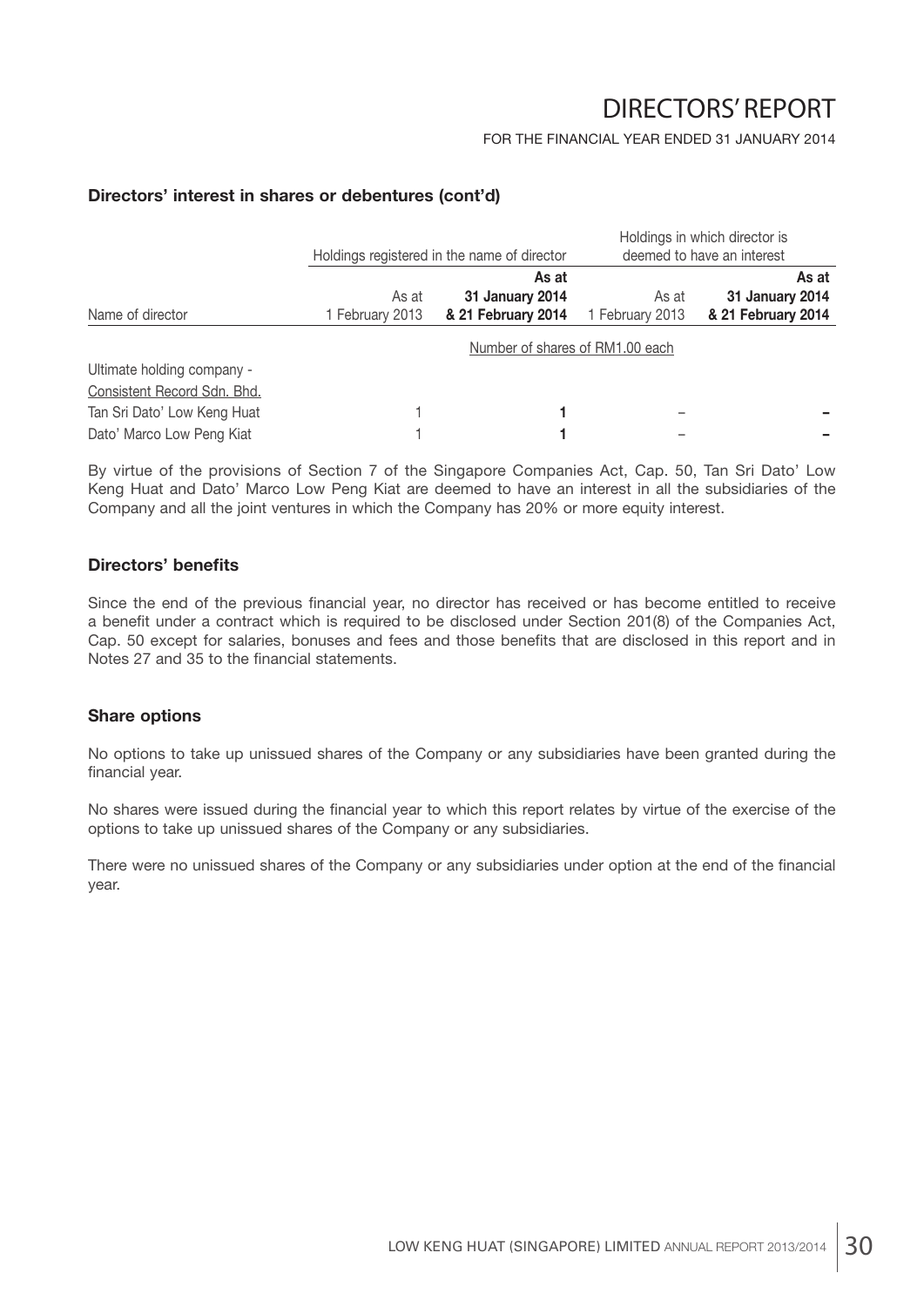# DIRECTORS' REPORT

FOR THE FINANCIAL YEAR ENDED 31 JANUARY 2014

### Directors' interest in shares or debentures (cont'd)

| Name of director | Holdings registered in the name of director | | Holdings in which director is deemed to have an interest | |
|---|---|---|---|---|
| | As at 1 February 2013 | **As at 31 January 2014 & 21 February 2014** | As at 1 February 2013 | **As at 31 January 2014 & 21 February 2014** |
| | Number of shares of RM1.00 each | | | |
| Ultimate holding company - Consistent Record Sdn. Bhd. | | | | |
| Tan Sri Dato' Low Keng Huat | 1 | **1** | – | **–** |
| Dato' Marco Low Peng Kiat | 1 | **1** | – | **–** |

By virtue of the provisions of Section 7 of the Singapore Companies Act, Cap. 50, Tan Sri Dato' Low Keng Huat and Dato' Marco Low Peng Kiat are deemed to have an interest in all the subsidiaries of the Company and all the joint ventures in which the Company has 20% or more equity interest.

### Directors' benefits

Since the end of the previous financial year, no director has received or has become entitled to receive a benefit under a contract which is required to be disclosed under Section 201(8) of the Companies Act, Cap. 50 except for salaries, bonuses and fees and those benefits that are disclosed in this report and in Notes 27 and 35 to the financial statements.

### Share options

No options to take up unissued shares of the Company or any subsidiaries have been granted during the financial year.

No shares were issued during the financial year to which this report relates by virtue of the exercise of the options to take up unissued shares of the Company or any subsidiaries.

There were no unissued shares of the Company or any subsidiaries under option at the end of the financial year.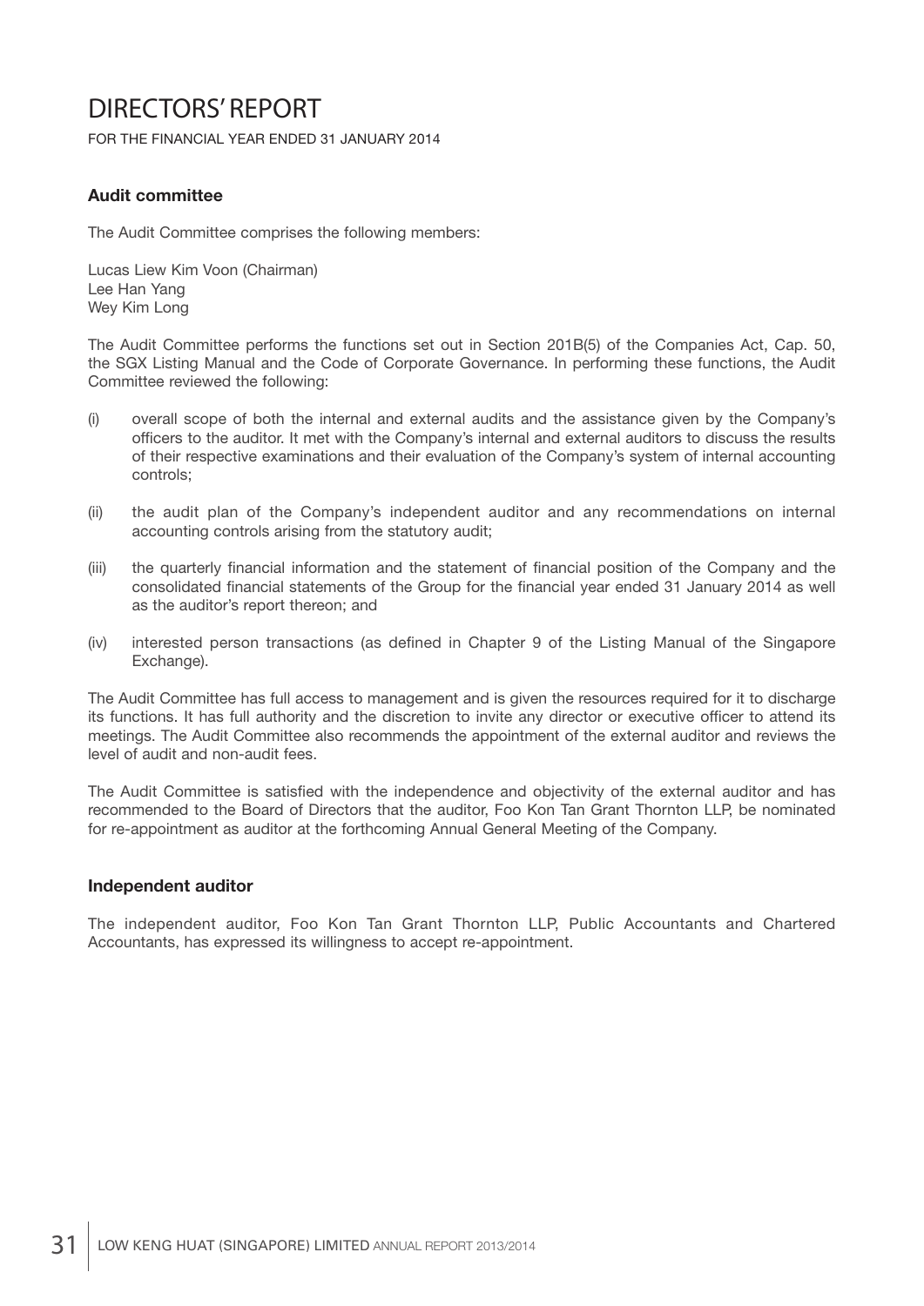# DIRECTORS' REPORT

FOR THE FINANCIAL YEAR ENDED 31 JANUARY 2014

## Audit committee

The Audit Committee comprises the following members:

Lucas Liew Kim Voon (Chairman)
Lee Han Yang
Wey Kim Long

The Audit Committee performs the functions set out in Section 201B(5) of the Companies Act, Cap. 50, the SGX Listing Manual and the Code of Corporate Governance. In performing these functions, the Audit Committee reviewed the following:

(i) overall scope of both the internal and external audits and the assistance given by the Company's officers to the auditor. It met with the Company's internal and external auditors to discuss the results of their respective examinations and their evaluation of the Company's system of internal accounting controls;

(ii) the audit plan of the Company's independent auditor and any recommendations on internal accounting controls arising from the statutory audit;

(iii) the quarterly financial information and the statement of financial position of the Company and the consolidated financial statements of the Group for the financial year ended 31 January 2014 as well as the auditor's report thereon; and

(iv) interested person transactions (as defined in Chapter 9 of the Listing Manual of the Singapore Exchange).

The Audit Committee has full access to management and is given the resources required for it to discharge its functions. It has full authority and the discretion to invite any director or executive officer to attend its meetings. The Audit Committee also recommends the appointment of the external auditor and reviews the level of audit and non-audit fees.

The Audit Committee is satisfied with the independence and objectivity of the external auditor and has recommended to the Board of Directors that the auditor, Foo Kon Tan Grant Thornton LLP, be nominated for re-appointment as auditor at the forthcoming Annual General Meeting of the Company.

## Independent auditor

The independent auditor, Foo Kon Tan Grant Thornton LLP, Public Accountants and Chartered Accountants, has expressed its willingness to accept re-appointment.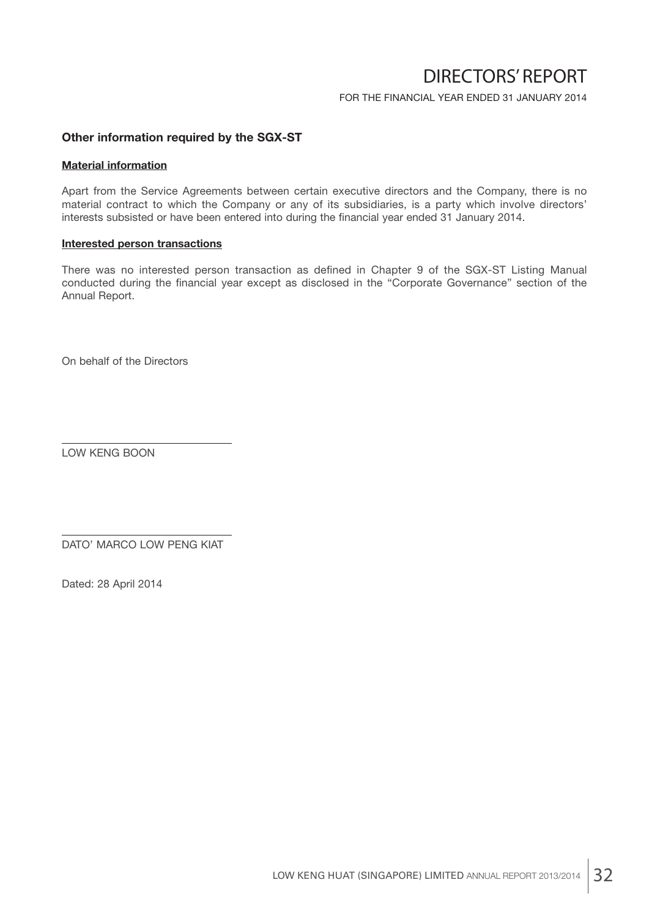## Other information required by the SGX-ST

### Material information

Apart from the Service Agreements between certain executive directors and the Company, there is no material contract to which the Company or any of its subsidiaries, is a party which involve directors' interests subsisted or have been entered into during the financial year ended 31 January 2014.

### Interested person transactions

There was no interested person transaction as defined in Chapter 9 of the SGX-ST Listing Manual conducted during the financial year except as disclosed in the "Corporate Governance" section of the Annual Report.

On behalf of the Directors

LOW KENG BOON

DATO' MARCO LOW PENG KIAT

Dated: 28 April 2014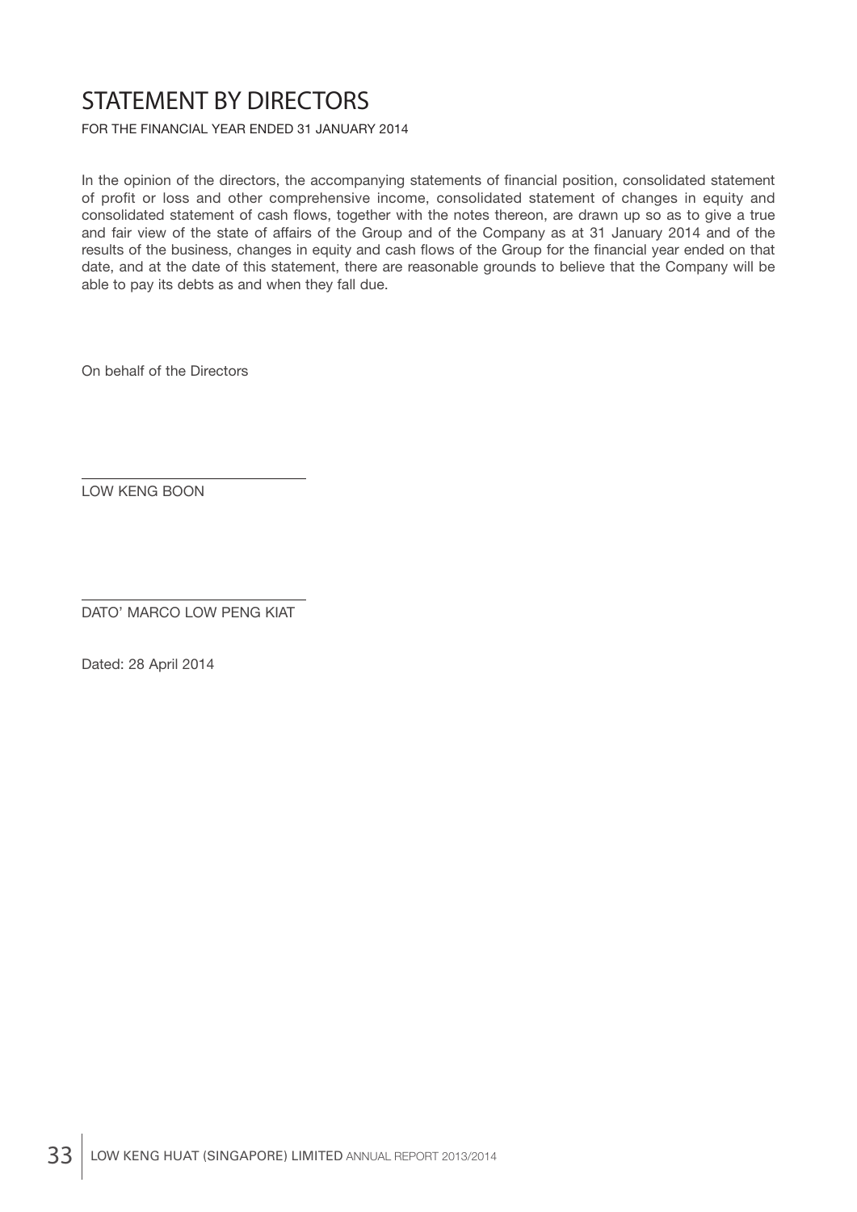# STATEMENT BY DIRECTORS

FOR THE FINANCIAL YEAR ENDED 31 JANUARY 2014

In the opinion of the directors, the accompanying statements of financial position, consolidated statement of profit or loss and other comprehensive income, consolidated statement of changes in equity and consolidated statement of cash flows, together with the notes thereon, are drawn up so as to give a true and fair view of the state of affairs of the Group and of the Company as at 31 January 2014 and of the results of the business, changes in equity and cash flows of the Group for the financial year ended on that date, and at the date of this statement, there are reasonable grounds to believe that the Company will be able to pay its debts as and when they fall due.

On behalf of the Directors

LOW KENG BOON

DATO' MARCO LOW PENG KIAT

Dated: 28 April 2014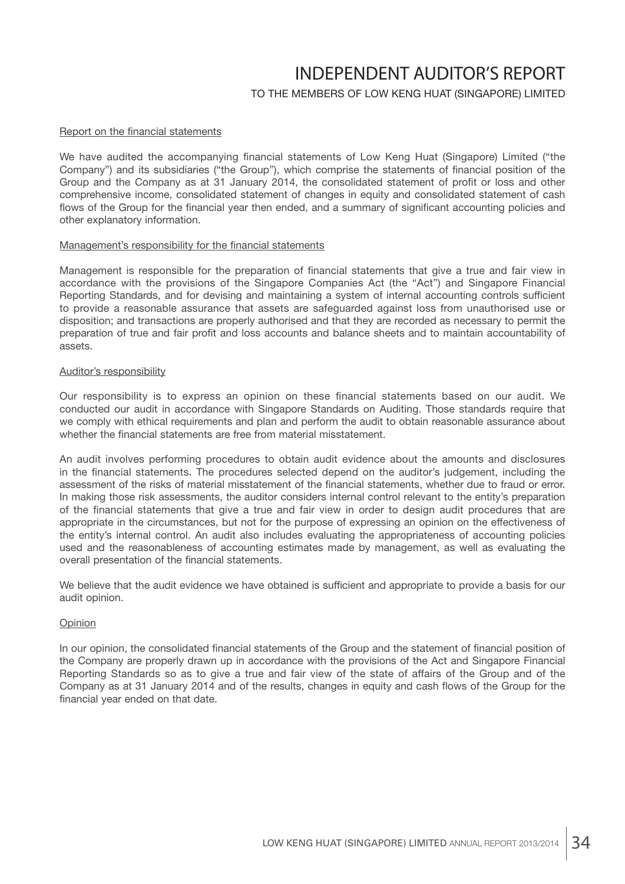# INDEPENDENT AUDITOR'S REPORT

TO THE MEMBERS OF LOW KENG HUAT (SINGAPORE) LIMITED

## Report on the financial statements

We have audited the accompanying financial statements of Low Keng Huat (Singapore) Limited ("the Company") and its subsidiaries ("the Group"), which comprise the statements of financial position of the Group and the Company as at 31 January 2014, the consolidated statement of profit or loss and other comprehensive income, consolidated statement of changes in equity and consolidated statement of cash flows of the Group for the financial year then ended, and a summary of significant accounting policies and other explanatory information.

## Management's responsibility for the financial statements

Management is responsible for the preparation of financial statements that give a true and fair view in accordance with the provisions of the Singapore Companies Act (the "Act") and Singapore Financial Reporting Standards, and for devising and maintaining a system of internal accounting controls sufficient to provide a reasonable assurance that assets are safeguarded against loss from unauthorised use or disposition; and transactions are properly authorised and that they are recorded as necessary to permit the preparation of true and fair profit and loss accounts and balance sheets and to maintain accountability of assets.

## Auditor's responsibility

Our responsibility is to express an opinion on these financial statements based on our audit. We conducted our audit in accordance with Singapore Standards on Auditing. Those standards require that we comply with ethical requirements and plan and perform the audit to obtain reasonable assurance about whether the financial statements are free from material misstatement.

An audit involves performing procedures to obtain audit evidence about the amounts and disclosures in the financial statements. The procedures selected depend on the auditor's judgement, including the assessment of the risks of material misstatement of the financial statements, whether due to fraud or error. In making those risk assessments, the auditor considers internal control relevant to the entity's preparation of the financial statements that give a true and fair view in order to design audit procedures that are appropriate in the circumstances, but not for the purpose of expressing an opinion on the effectiveness of the entity's internal control. An audit also includes evaluating the appropriateness of accounting policies used and the reasonableness of accounting estimates made by management, as well as evaluating the overall presentation of the financial statements.

We believe that the audit evidence we have obtained is sufficient and appropriate to provide a basis for our audit opinion.

## Opinion

In our opinion, the consolidated financial statements of the Group and the statement of financial position of the Company are properly drawn up in accordance with the provisions of the Act and Singapore Financial Reporting Standards so as to give a true and fair view of the state of affairs of the Group and of the Company as at 31 January 2014 and of the results, changes in equity and cash flows of the Group for the financial year ended on that date.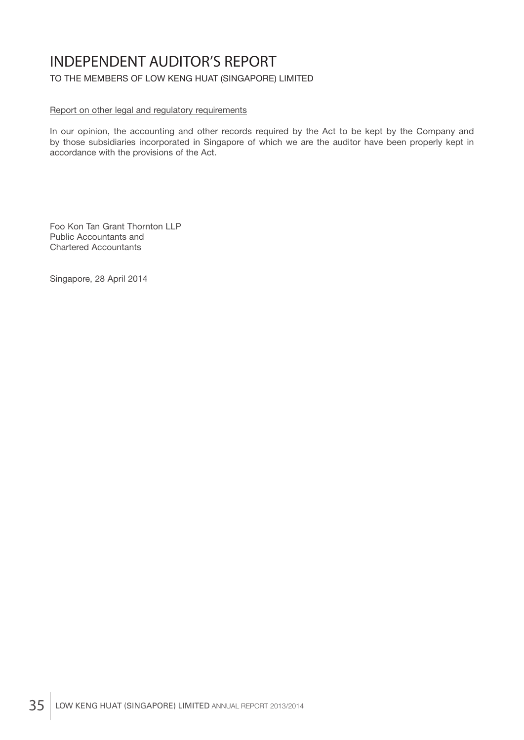# INDEPENDENT AUDITOR'S REPORT

TO THE MEMBERS OF LOW KENG HUAT (SINGAPORE) LIMITED

Report on other legal and regulatory requirements

In our opinion, the accounting and other records required by the Act to be kept by the Company and by those subsidiaries incorporated in Singapore of which we are the auditor have been properly kept in accordance with the provisions of the Act.

Foo Kon Tan Grant Thornton LLP
Public Accountants and
Chartered Accountants

Singapore, 28 April 2014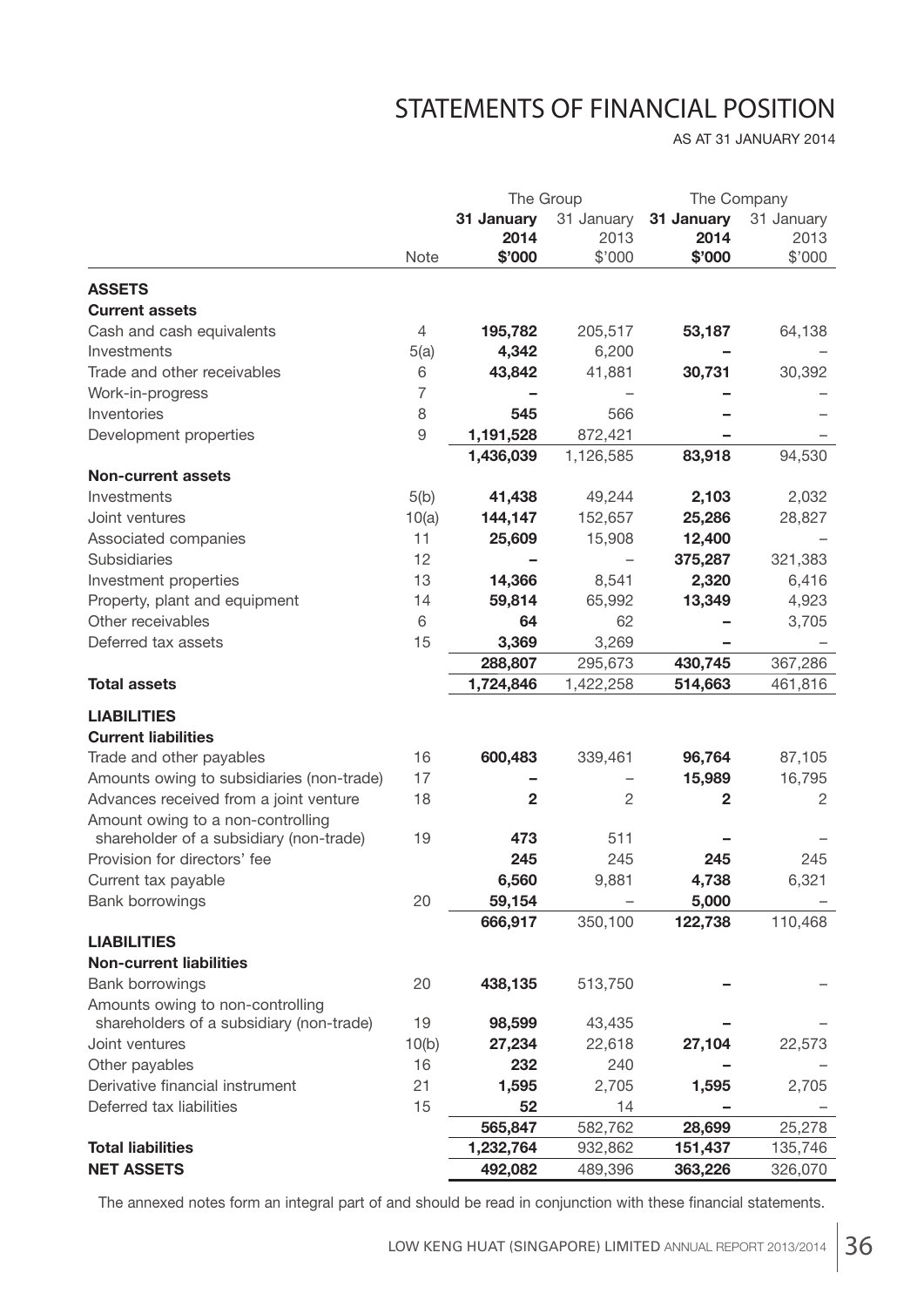# STATEMENTS OF FINANCIAL POSITION

AS AT 31 JANUARY 2014

| | Note | The Group | | The Company | |
|---|---|---|---|---|---|
| | | **31 January 2014 $'000** | 31 January 2013 $'000 | **31 January 2014 $'000** | 31 January 2013 $'000 |
| **ASSETS** | | | | | |
| **Current assets** | | | | | |
| Cash and cash equivalents | 4 | **195,782** | 205,517 | **53,187** | 64,138 |
| Investments | 5(a) | **4,342** | 6,200 | **–** | – |
| Trade and other receivables | 6 | **43,842** | 41,881 | **30,731** | 30,392 |
| Work-in-progress | 7 | **–** | – | **–** | – |
| Inventories | 8 | **545** | 566 | **–** | – |
| Development properties | 9 | **1,191,528** | 872,421 | **–** | – |
| | | **1,436,039** | 1,126,585 | **83,918** | 94,530 |
| **Non-current assets** | | | | | |
| Investments | 5(b) | **41,438** | 49,244 | **2,103** | 2,032 |
| Joint ventures | 10(a) | **144,147** | 152,657 | **25,286** | 28,827 |
| Associated companies | 11 | **25,609** | 15,908 | **12,400** | – |
| Subsidiaries | 12 | **–** | – | **375,287** | 321,383 |
| Investment properties | 13 | **14,366** | 8,541 | **2,320** | 6,416 |
| Property, plant and equipment | 14 | **59,814** | 65,992 | **13,349** | 4,923 |
| Other receivables | 6 | **64** | 62 | **–** | 3,705 |
| Deferred tax assets | 15 | **3,369** | 3,269 | **–** | – |
| | | **288,807** | 295,673 | **430,745** | 367,286 |
| **Total assets** | | **1,724,846** | 1,422,258 | **514,663** | 461,816 |
| **LIABILITIES** | | | | | |
| **Current liabilities** | | | | | |
| Trade and other payables | 16 | **600,483** | 339,461 | **96,764** | 87,105 |
| Amounts owing to subsidiaries (non-trade) | 17 | **–** | – | **15,989** | 16,795 |
| Advances received from a joint venture | 18 | **2** | 2 | **2** | 2 |
| Amount owing to a non-controlling shareholder of a subsidiary (non-trade) | 19 | **473** | 511 | **–** | – |
| Provision for directors' fee | | **245** | 245 | **245** | 245 |
| Current tax payable | | **6,560** | 9,881 | **4,738** | 6,321 |
| Bank borrowings | 20 | **59,154** | – | **5,000** | – |
| | | **666,917** | 350,100 | **122,738** | 110,468 |
| **LIABILITIES** | | | | | |
| **Non-current liabilities** | | | | | |
| Bank borrowings | 20 | **438,135** | 513,750 | **–** | – |
| Amounts owing to non-controlling shareholders of a subsidiary (non-trade) | 19 | **98,599** | 43,435 | **–** | – |
| Joint ventures | 10(b) | **27,234** | 22,618 | **27,104** | 22,573 |
| Other payables | 16 | **232** | 240 | **–** | – |
| Derivative financial instrument | 21 | **1,595** | 2,705 | **1,595** | 2,705 |
| Deferred tax liabilities | 15 | **52** | 14 | **–** | – |
| | | **565,847** | 582,762 | **28,699** | 25,278 |
| **Total liabilities** | | **1,232,764** | 932,862 | **151,437** | 135,746 |
| **NET ASSETS** | | **492,082** | 489,396 | **363,226** | 326,070 |

The annexed notes form an integral part of and should be read in conjunction with these financial statements.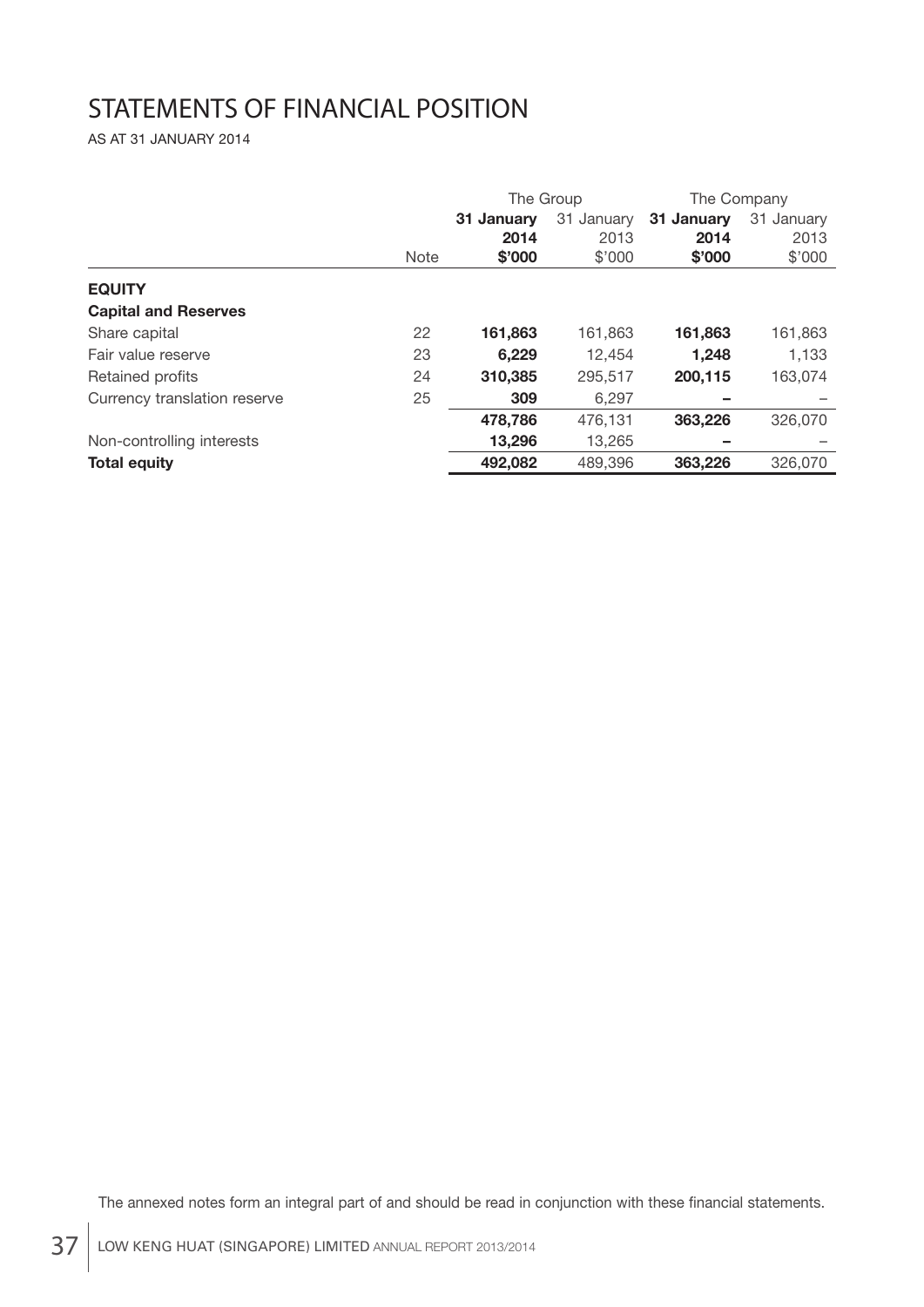# STATEMENTS OF FINANCIAL POSITION

AS AT 31 JANUARY 2014

| | | The Group | | The Company | |
|---|---|---|---|---|---|
| | Note | **31 January 2014 $'000** | 31 January 2013 $'000 | **31 January 2014 $'000** | 31 January 2013 $'000 |
| **EQUITY** | | | | | |
| **Capital and Reserves** | | | | | |
| Share capital | 22 | **161,863** | 161,863 | **161,863** | 161,863 |
| Fair value reserve | 23 | **6,229** | 12,454 | **1,248** | 1,133 |
| Retained profits | 24 | **310,385** | 295,517 | **200,115** | 163,074 |
| Currency translation reserve | 25 | **309** | 6,297 | **–** | – |
| | | **478,786** | 476,131 | **363,226** | 326,070 |
| Non-controlling interests | | **13,296** | 13,265 | **–** | – |
| **Total equity** | | **492,082** | 489,396 | **363,226** | 326,070 |

The annexed notes form an integral part of and should be read in conjunction with these financial statements.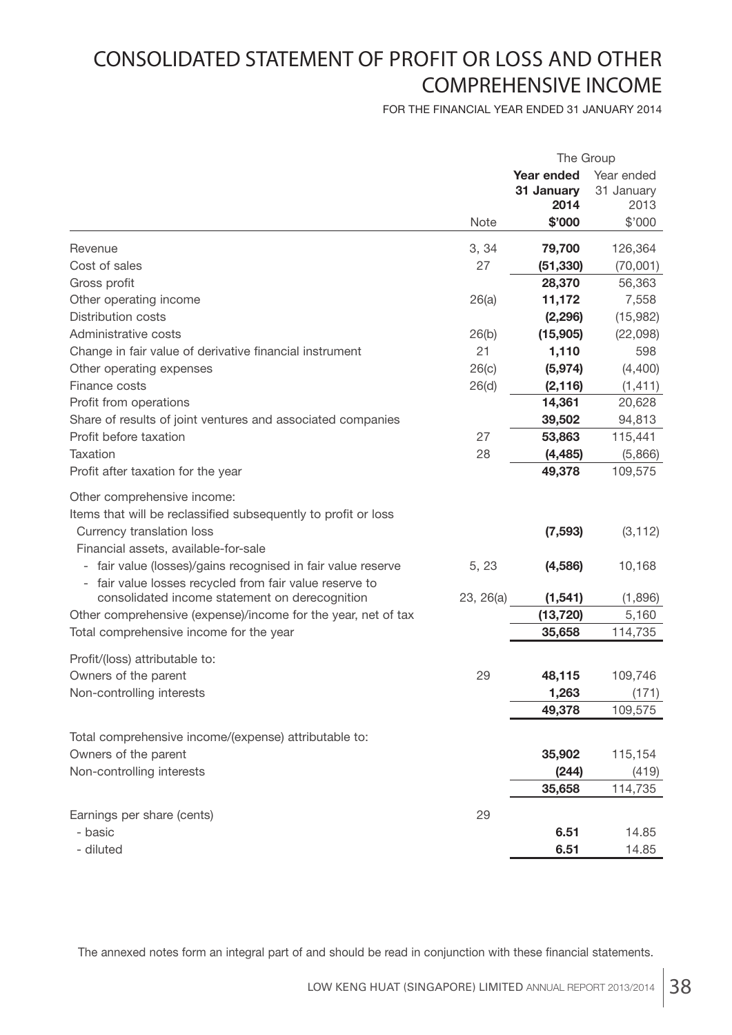# CONSOLIDATED STATEMENT OF PROFIT OR LOSS AND OTHER COMPREHENSIVE INCOME

FOR THE FINANCIAL YEAR ENDED 31 JANUARY 2014

| | | The Group | |
|---|---|---|---|
| | | **Year ended 31 January 2014** | Year ended 31 January 2013 |
| | Note | **$'000** | $'000 |
| Revenue | 3, 34 | **79,700** | 126,364 |
| Cost of sales | 27 | **(51,330)** | (70,001) |
| Gross profit | | **28,370** | 56,363 |
| Other operating income | 26(a) | **11,172** | 7,558 |
| Distribution costs | | **(2,296)** | (15,982) |
| Administrative costs | 26(b) | **(15,905)** | (22,098) |
| Change in fair value of derivative financial instrument | 21 | **1,110** | 598 |
| Other operating expenses | 26(c) | **(5,974)** | (4,400) |
| Finance costs | 26(d) | **(2,116)** | (1,411) |
| Profit from operations | | **14,361** | 20,628 |
| Share of results of joint ventures and associated companies | | **39,502** | 94,813 |
| Profit before taxation | 27 | **53,863** | 115,441 |
| Taxation | 28 | **(4,485)** | (5,866) |
| Profit after taxation for the year | | **49,378** | 109,575 |
| Other comprehensive income: | | | |
| Items that will be reclassified subsequently to profit or loss | | | |
| Currency translation loss | | **(7,593)** | (3,112) |
| Financial assets, available-for-sale | | | |
| - fair value (losses)/gains recognised in fair value reserve | 5, 23 | **(4,586)** | 10,168 |
| - fair value losses recycled from fair value reserve to consolidated income statement on derecognition | 23, 26(a) | **(1,541)** | (1,896) |
| Other comprehensive (expense)/income for the year, net of tax | | **(13,720)** | 5,160 |
| Total comprehensive income for the year | | **35,658** | 114,735 |
| Profit/(loss) attributable to: | | | |
| Owners of the parent | 29 | **48,115** | 109,746 |
| Non-controlling interests | | **1,263** | (171) |
| | | **49,378** | 109,575 |
| Total comprehensive income/(expense) attributable to: | | | |
| Owners of the parent | | **35,902** | 115,154 |
| Non-controlling interests | | **(244)** | (419) |
| | | **35,658** | 114,735 |
| Earnings per share (cents) | 29 | | |
| - basic | | **6.51** | 14.85 |
| - diluted | | **6.51** | 14.85 |

The annexed notes form an integral part of and should be read in conjunction with these financial statements.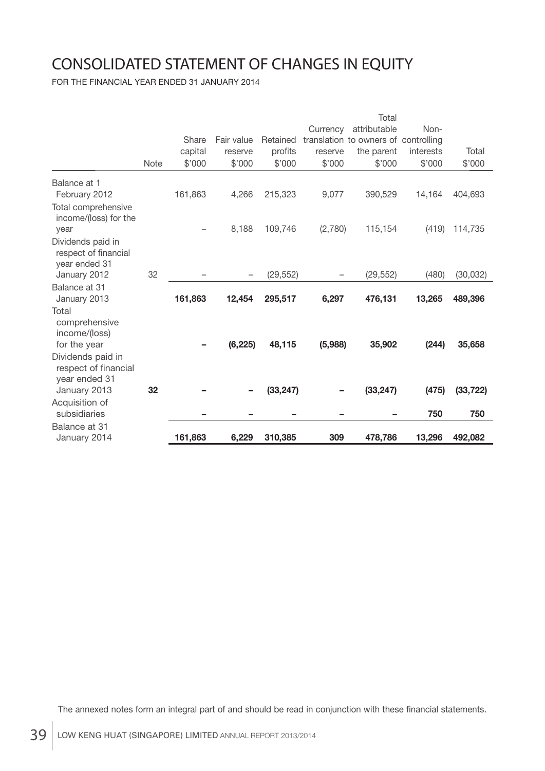# CONSOLIDATED STATEMENT OF CHANGES IN EQUITY

FOR THE FINANCIAL YEAR ENDED 31 JANUARY 2014

| | Note | Share capital $'000 | Fair value reserve $'000 | Retained profits $'000 | Currency translation reserve $'000 | Total attributable to owners of the parent $'000 | Non-controlling interests $'000 | Total $'000 |
|---|---|---|---|---|---|---|---|---|
| Balance at 1 February 2012 | | 161,863 | 4,266 | 215,323 | 9,077 | 390,529 | 14,164 | 404,693 |
| Total comprehensive income/(loss) for the year | | – | 8,188 | 109,746 | (2,780) | 115,154 | (419) | 114,735 |
| Dividends paid in respect of financial year ended 31 January 2012 | 32 | – | – | (29,552) | – | (29,552) | (480) | (30,032) |
| Balance at 31 January 2013 | | **161,863** | **12,454** | **295,517** | **6,297** | **476,131** | **13,265** | **489,396** |
| Total comprehensive income/(loss) for the year | | **–** | **(6,225)** | **48,115** | **(5,988)** | **35,902** | **(244)** | **35,658** |
| Dividends paid in respect of financial year ended 31 January 2013 | **32** | **–** | **–** | **(33,247)** | **–** | **(33,247)** | **(475)** | **(33,722)** |
| Acquisition of subsidiaries | | **–** | **–** | **–** | **–** | **–** | **750** | **750** |
| Balance at 31 January 2014 | | **161,863** | **6,229** | **310,385** | **309** | **478,786** | **13,296** | **492,082** |

The annexed notes form an integral part of and should be read in conjunction with these financial statements.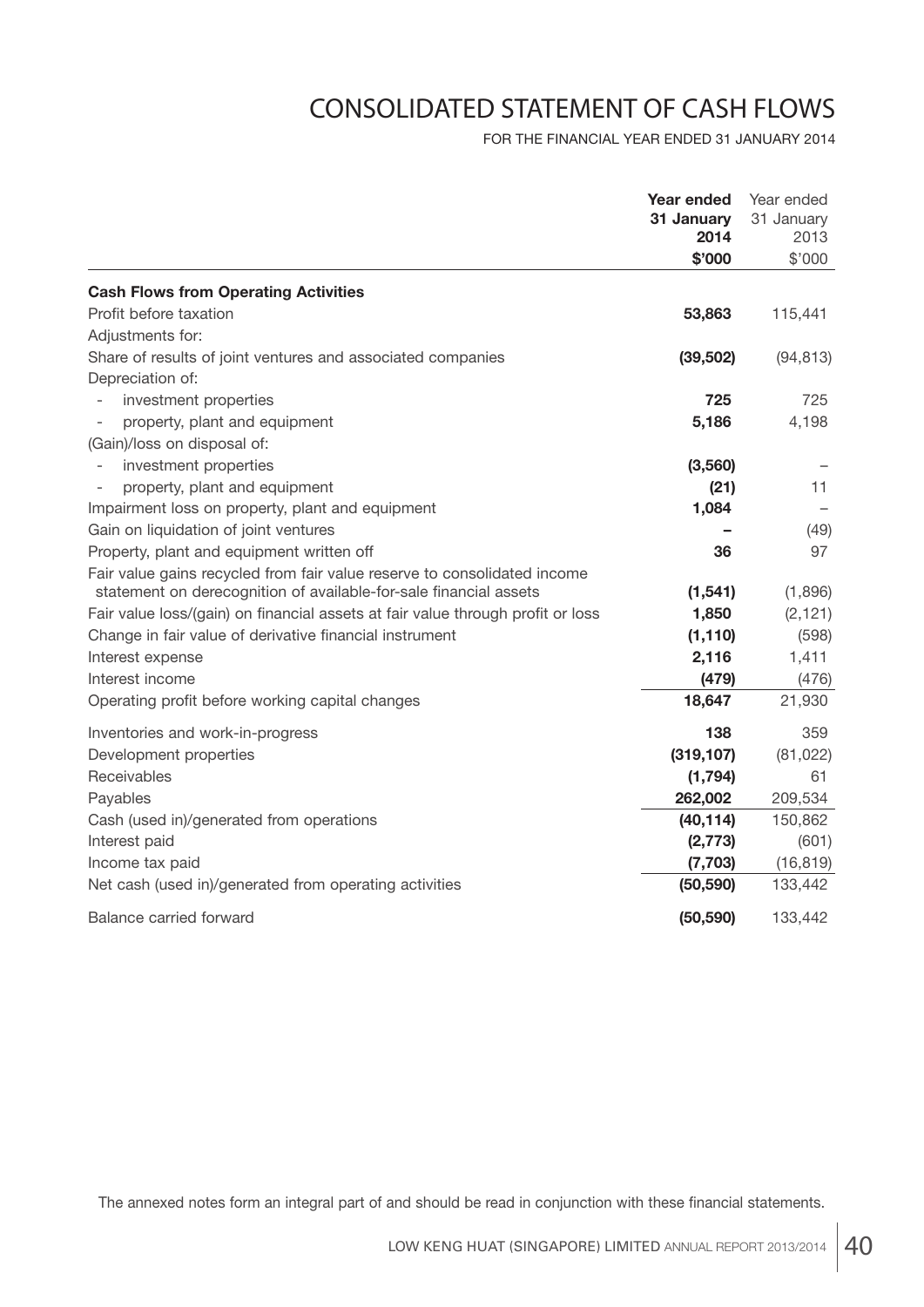# CONSOLIDATED STATEMENT OF CASH FLOWS

FOR THE FINANCIAL YEAR ENDED 31 JANUARY 2014

| | **Year ended 31 January 2014** | Year ended 31 January 2013 |
|---|---|---|
| | **$'000** | $'000 |
| **Cash Flows from Operating Activities** | | |
| Profit before taxation | **53,863** | 115,441 |
| Adjustments for: | | |
| Share of results of joint ventures and associated companies | **(39,502)** | (94,813) |
| Depreciation of: | | |
| - investment properties | **725** | 725 |
| - property, plant and equipment | **5,186** | 4,198 |
| (Gain)/loss on disposal of: | | |
| - investment properties | **(3,560)** | – |
| - property, plant and equipment | **(21)** | 11 |
| Impairment loss on property, plant and equipment | **1,084** | – |
| Gain on liquidation of joint ventures | **–** | (49) |
| Property, plant and equipment written off | **36** | 97 |
| Fair value gains recycled from fair value reserve to consolidated income statement on derecognition of available-for-sale financial assets | **(1,541)** | (1,896) |
| Fair value loss/(gain) on financial assets at fair value through profit or loss | **1,850** | (2,121) |
| Change in fair value of derivative financial instrument | **(1,110)** | (598) |
| Interest expense | **2,116** | 1,411 |
| Interest income | **(479)** | (476) |
| Operating profit before working capital changes | **18,647** | 21,930 |
| Inventories and work-in-progress | **138** | 359 |
| Development properties | **(319,107)** | (81,022) |
| Receivables | **(1,794)** | 61 |
| Payables | **262,002** | 209,534 |
| Cash (used in)/generated from operations | **(40,114)** | 150,862 |
| Interest paid | **(2,773)** | (601) |
| Income tax paid | **(7,703)** | (16,819) |
| Net cash (used in)/generated from operating activities | **(50,590)** | 133,442 |
| Balance carried forward | **(50,590)** | 133,442 |

The annexed notes form an integral part of and should be read in conjunction with these financial statements.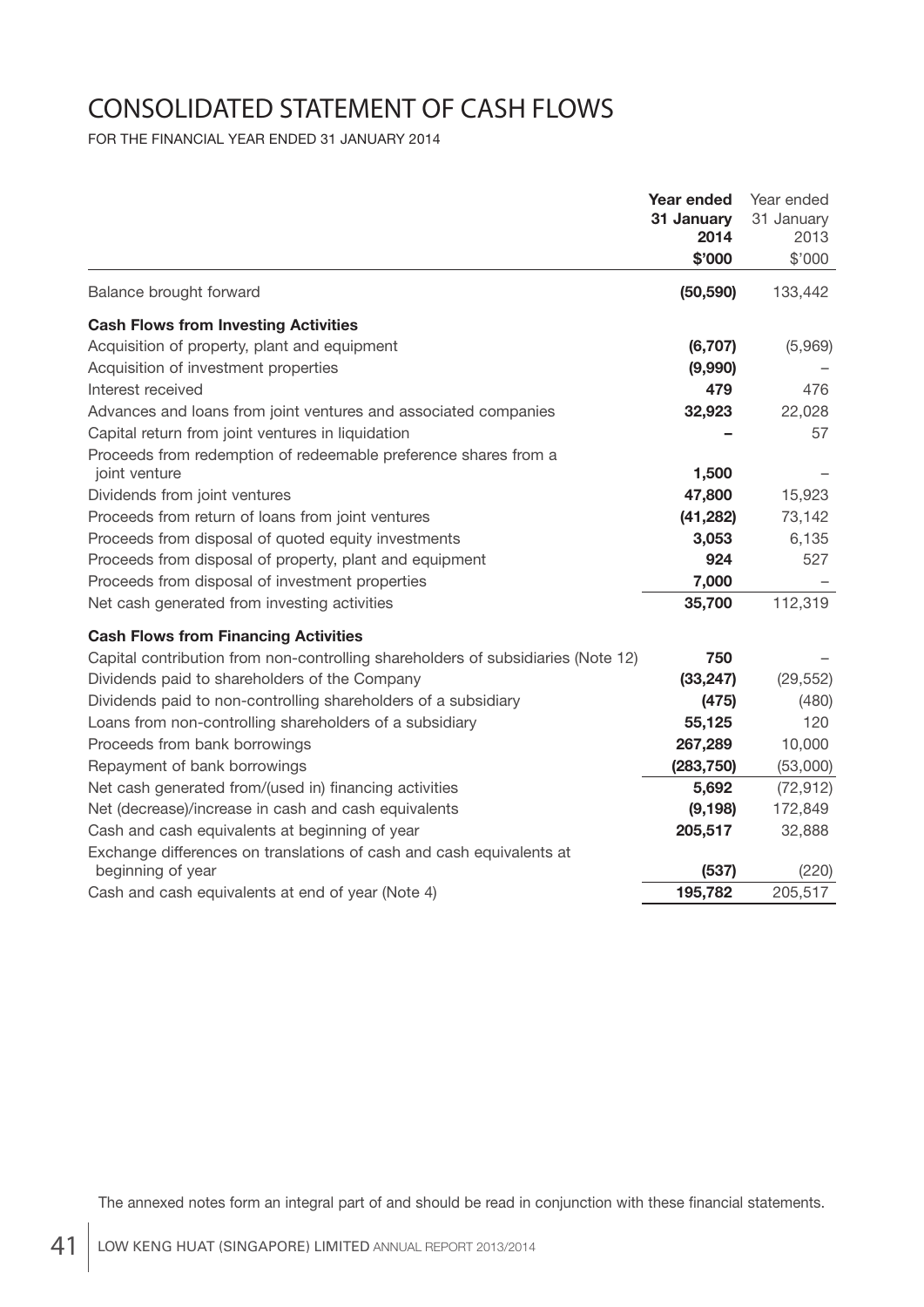# CONSOLIDATED STATEMENT OF CASH FLOWS

FOR THE FINANCIAL YEAR ENDED 31 JANUARY 2014

| | **Year ended 31 January 2014** | Year ended 31 January 2013 |
|---|---|---|
| | **$'000** | $'000 |
| Balance brought forward | **(50,590)** | 133,442 |
| **Cash Flows from Investing Activities** | | |
| Acquisition of property, plant and equipment | **(6,707)** | (5,969) |
| Acquisition of investment properties | **(9,990)** | – |
| Interest received | **479** | 476 |
| Advances and loans from joint ventures and associated companies | **32,923** | 22,028 |
| Capital return from joint ventures in liquidation | **–** | 57 |
| Proceeds from redemption of redeemable preference shares from a joint venture | **1,500** | – |
| Dividends from joint ventures | **47,800** | 15,923 |
| Proceeds from return of loans from joint ventures | **(41,282)** | 73,142 |
| Proceeds from disposal of quoted equity investments | **3,053** | 6,135 |
| Proceeds from disposal of property, plant and equipment | **924** | 527 |
| Proceeds from disposal of investment properties | **7,000** | – |
| Net cash generated from investing activities | **35,700** | 112,319 |
| **Cash Flows from Financing Activities** | | |
| Capital contribution from non-controlling shareholders of subsidiaries (Note 12) | **750** | – |
| Dividends paid to shareholders of the Company | **(33,247)** | (29,552) |
| Dividends paid to non-controlling shareholders of a subsidiary | **(475)** | (480) |
| Loans from non-controlling shareholders of a subsidiary | **55,125** | 120 |
| Proceeds from bank borrowings | **267,289** | 10,000 |
| Repayment of bank borrowings | **(283,750)** | (53,000) |
| Net cash generated from/(used in) financing activities | **5,692** | (72,912) |
| Net (decrease)/increase in cash and cash equivalents | **(9,198)** | 172,849 |
| Cash and cash equivalents at beginning of year | **205,517** | 32,888 |
| Exchange differences on translations of cash and cash equivalents at beginning of year | **(537)** | (220) |
| Cash and cash equivalents at end of year (Note 4) | **195,782** | 205,517 |

The annexed notes form an integral part of and should be read in conjunction with these financial statements.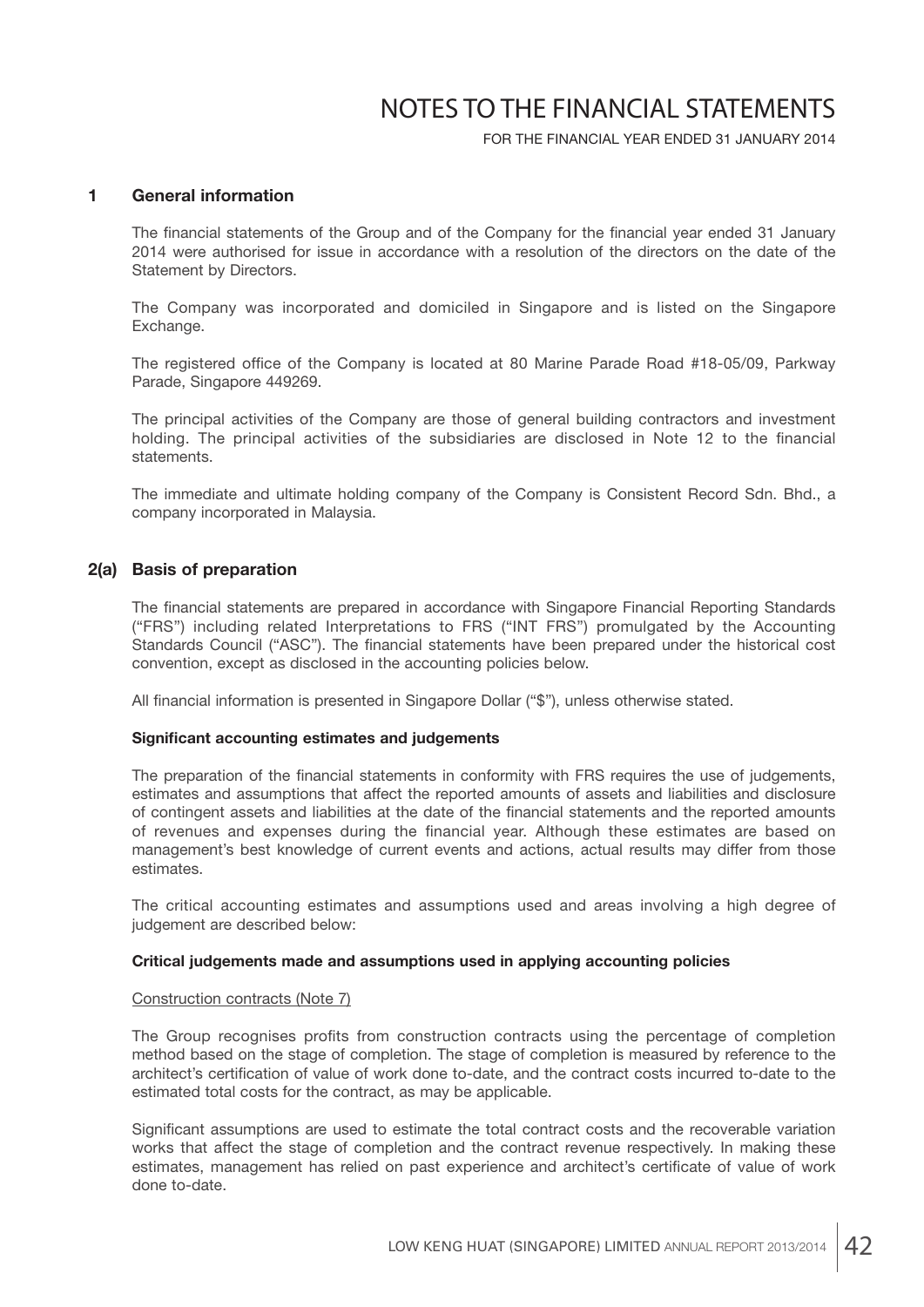# NOTES TO THE FINANCIAL STATEMENTS

FOR THE FINANCIAL YEAR ENDED 31 JANUARY 2014

## 1 General information

The financial statements of the Group and of the Company for the financial year ended 31 January 2014 were authorised for issue in accordance with a resolution of the directors on the date of the Statement by Directors.

The Company was incorporated and domiciled in Singapore and is listed on the Singapore Exchange.

The registered office of the Company is located at 80 Marine Parade Road #18-05/09, Parkway Parade, Singapore 449269.

The principal activities of the Company are those of general building contractors and investment holding. The principal activities of the subsidiaries are disclosed in Note 12 to the financial statements.

The immediate and ultimate holding company of the Company is Consistent Record Sdn. Bhd., a company incorporated in Malaysia.

## 2(a) Basis of preparation

The financial statements are prepared in accordance with Singapore Financial Reporting Standards ("FRS") including related Interpretations to FRS ("INT FRS") promulgated by the Accounting Standards Council ("ASC"). The financial statements have been prepared under the historical cost convention, except as disclosed in the accounting policies below.

All financial information is presented in Singapore Dollar ("$"), unless otherwise stated.

**Significant accounting estimates and judgements**

The preparation of the financial statements in conformity with FRS requires the use of judgements, estimates and assumptions that affect the reported amounts of assets and liabilities and disclosure of contingent assets and liabilities at the date of the financial statements and the reported amounts of revenues and expenses during the financial year. Although these estimates are based on management's best knowledge of current events and actions, actual results may differ from those estimates.

The critical accounting estimates and assumptions used and areas involving a high degree of judgement are described below:

**Critical judgements made and assumptions used in applying accounting policies**

Construction contracts (Note 7)

The Group recognises profits from construction contracts using the percentage of completion method based on the stage of completion. The stage of completion is measured by reference to the architect's certification of value of work done to-date, and the contract costs incurred to-date to the estimated total costs for the contract, as may be applicable.

Significant assumptions are used to estimate the total contract costs and the recoverable variation works that affect the stage of completion and the contract revenue respectively. In making these estimates, management has relied on past experience and architect's certificate of value of work done to-date.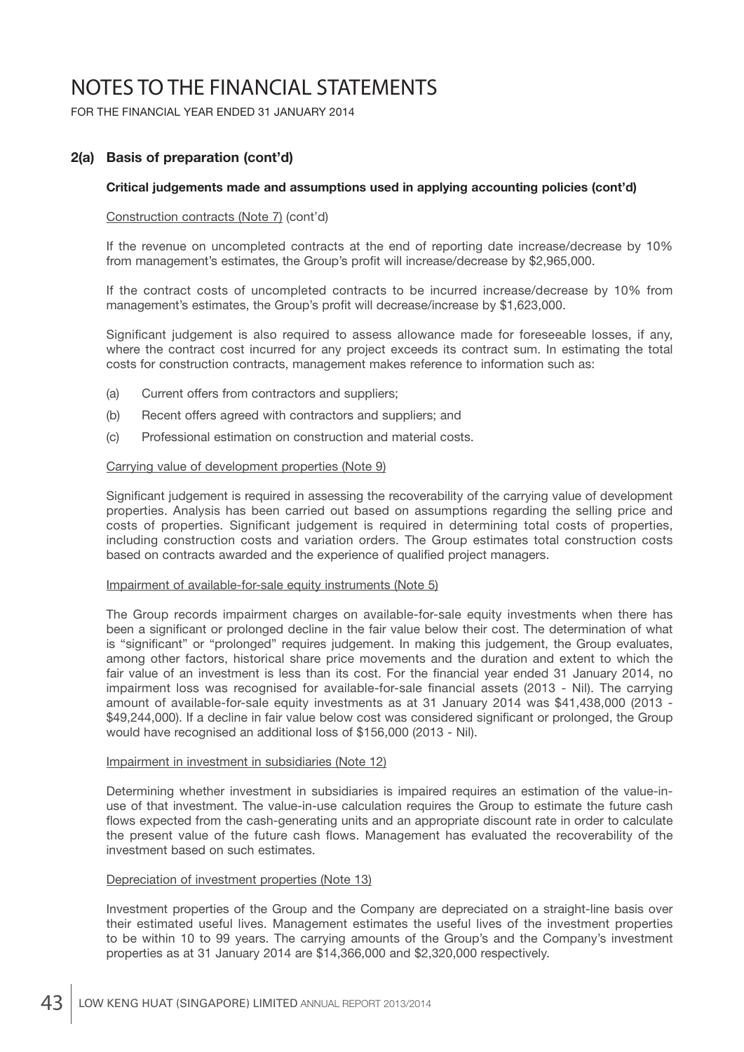# NOTES TO THE FINANCIAL STATEMENTS

FOR THE FINANCIAL YEAR ENDED 31 JANUARY 2014

## 2(a) Basis of preparation (cont'd)

### Critical judgements made and assumptions used in applying accounting policies (cont'd)

Construction contracts (Note 7) (cont'd)

If the revenue on uncompleted contracts at the end of reporting date increase/decrease by 10% from management's estimates, the Group's profit will increase/decrease by $2,965,000.

If the contract costs of uncompleted contracts to be incurred increase/decrease by 10% from management's estimates, the Group's profit will decrease/increase by $1,623,000.

Significant judgement is also required to assess allowance made for foreseeable losses, if any, where the contract cost incurred for any project exceeds its contract sum. In estimating the total costs for construction contracts, management makes reference to information such as:

(a) Current offers from contractors and suppliers;

(b) Recent offers agreed with contractors and suppliers; and

(c) Professional estimation on construction and material costs.

Carrying value of development properties (Note 9)

Significant judgement is required in assessing the recoverability of the carrying value of development properties. Analysis has been carried out based on assumptions regarding the selling price and costs of properties. Significant judgement is required in determining total costs of properties, including construction costs and variation orders. The Group estimates total construction costs based on contracts awarded and the experience of qualified project managers.

Impairment of available-for-sale equity instruments (Note 5)

The Group records impairment charges on available-for-sale equity investments when there has been a significant or prolonged decline in the fair value below their cost. The determination of what is "significant" or "prolonged" requires judgement. In making this judgement, the Group evaluates, among other factors, historical share price movements and the duration and extent to which the fair value of an investment is less than its cost. For the financial year ended 31 January 2014, no impairment loss was recognised for available-for-sale financial assets (2013 - Nil). The carrying amount of available-for-sale equity investments as at 31 January 2014 was $41,438,000 (2013 - $49,244,000). If a decline in fair value below cost was considered significant or prolonged, the Group would have recognised an additional loss of $156,000 (2013 - Nil).

Impairment in investment in subsidiaries (Note 12)

Determining whether investment in subsidiaries is impaired requires an estimation of the value-in-use of that investment. The value-in-use calculation requires the Group to estimate the future cash flows expected from the cash-generating units and an appropriate discount rate in order to calculate the present value of the future cash flows. Management has evaluated the recoverability of the investment based on such estimates.

Depreciation of investment properties (Note 13)

Investment properties of the Group and the Company are depreciated on a straight-line basis over their estimated useful lives. Management estimates the useful lives of the investment properties to be within 10 to 99 years. The carrying amounts of the Group's and the Company's investment properties as at 31 January 2014 are $14,366,000 and $2,320,000 respectively.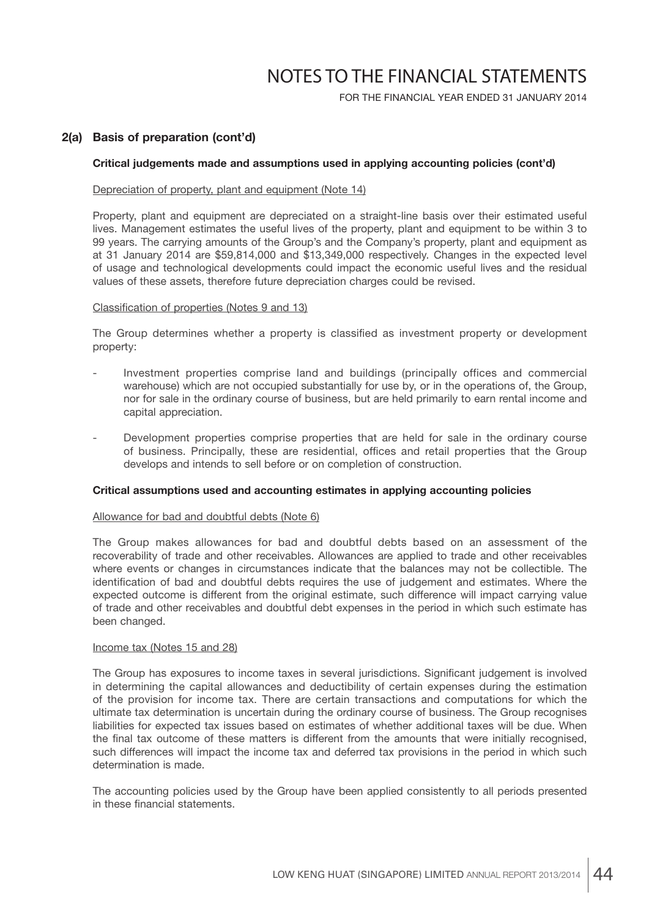## 2(a) Basis of preparation (cont'd)

**Critical judgements made and assumptions used in applying accounting policies (cont'd)**

Depreciation of property, plant and equipment (Note 14)

Property, plant and equipment are depreciated on a straight-line basis over their estimated useful lives. Management estimates the useful lives of the property, plant and equipment to be within 3 to 99 years. The carrying amounts of the Group's and the Company's property, plant and equipment as at 31 January 2014 are $59,814,000 and $13,349,000 respectively. Changes in the expected level of usage and technological developments could impact the economic useful lives and the residual values of these assets, therefore future depreciation charges could be revised.

Classification of properties (Notes 9 and 13)

The Group determines whether a property is classified as investment property or development property:

- Investment properties comprise land and buildings (principally offices and commercial warehouse) which are not occupied substantially for use by, or in the operations of, the Group, nor for sale in the ordinary course of business, but are held primarily to earn rental income and capital appreciation.
- Development properties comprise properties that are held for sale in the ordinary course of business. Principally, these are residential, offices and retail properties that the Group develops and intends to sell before or on completion of construction.

**Critical assumptions used and accounting estimates in applying accounting policies**

Allowance for bad and doubtful debts (Note 6)

The Group makes allowances for bad and doubtful debts based on an assessment of the recoverability of trade and other receivables. Allowances are applied to trade and other receivables where events or changes in circumstances indicate that the balances may not be collectible. The identification of bad and doubtful debts requires the use of judgement and estimates. Where the expected outcome is different from the original estimate, such difference will impact carrying value of trade and other receivables and doubtful debt expenses in the period in which such estimate has been changed.

Income tax (Notes 15 and 28)

The Group has exposures to income taxes in several jurisdictions. Significant judgement is involved in determining the capital allowances and deductibility of certain expenses during the estimation of the provision for income tax. There are certain transactions and computations for which the ultimate tax determination is uncertain during the ordinary course of business. The Group recognises liabilities for expected tax issues based on estimates of whether additional taxes will be due. When the final tax outcome of these matters is different from the amounts that were initially recognised, such differences will impact the income tax and deferred tax provisions in the period in which such determination is made.

The accounting policies used by the Group have been applied consistently to all periods presented in these financial statements.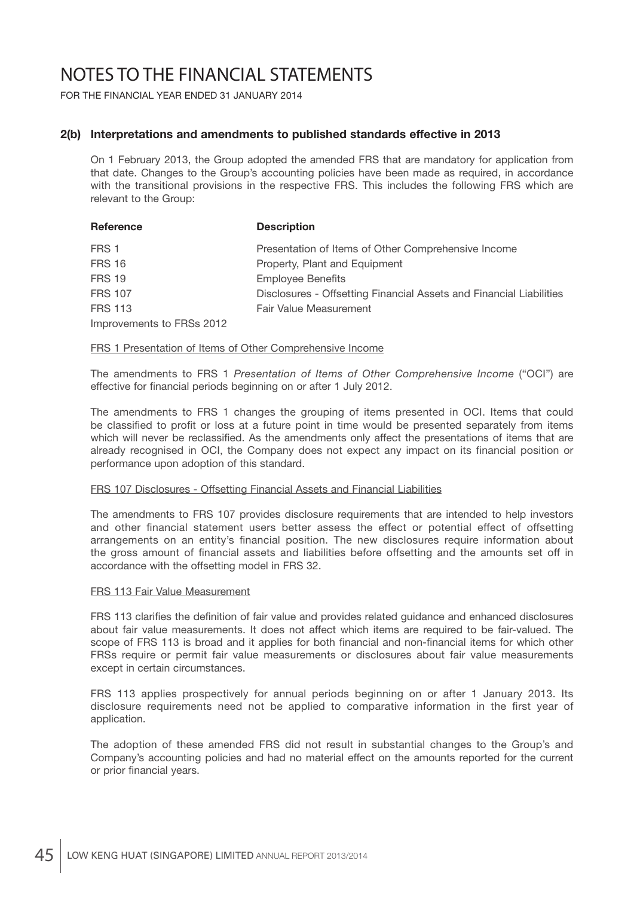# NOTES TO THE FINANCIAL STATEMENTS

FOR THE FINANCIAL YEAR ENDED 31 JANUARY 2014

## 2(b) Interpretations and amendments to published standards effective in 2013

On 1 February 2013, the Group adopted the amended FRS that are mandatory for application from that date. Changes to the Group's accounting policies have been made as required, in accordance with the transitional provisions in the respective FRS. This includes the following FRS which are relevant to the Group:

| Reference | Description |
|---|---|
| FRS 1 | Presentation of Items of Other Comprehensive Income |
| FRS 16 | Property, Plant and Equipment |
| FRS 19 | Employee Benefits |
| FRS 107 | Disclosures - Offsetting Financial Assets and Financial Liabilities |
| FRS 113 | Fair Value Measurement |
| Improvements to FRSs 2012 | |

<u>FRS 1 Presentation of Items of Other Comprehensive Income</u>

The amendments to FRS 1 *Presentation of Items of Other Comprehensive Income* ("OCI") are effective for financial periods beginning on or after 1 July 2012.

The amendments to FRS 1 changes the grouping of items presented in OCI. Items that could be classified to profit or loss at a future point in time would be presented separately from items which will never be reclassified. As the amendments only affect the presentations of items that are already recognised in OCI, the Company does not expect any impact on its financial position or performance upon adoption of this standard.

<u>FRS 107 Disclosures - Offsetting Financial Assets and Financial Liabilities</u>

The amendments to FRS 107 provides disclosure requirements that are intended to help investors and other financial statement users better assess the effect or potential effect of offsetting arrangements on an entity's financial position. The new disclosures require information about the gross amount of financial assets and liabilities before offsetting and the amounts set off in accordance with the offsetting model in FRS 32.

<u>FRS 113 Fair Value Measurement</u>

FRS 113 clarifies the definition of fair value and provides related guidance and enhanced disclosures about fair value measurements. It does not affect which items are required to be fair-valued. The scope of FRS 113 is broad and it applies for both financial and non-financial items for which other FRSs require or permit fair value measurements or disclosures about fair value measurements except in certain circumstances.

FRS 113 applies prospectively for annual periods beginning on or after 1 January 2013. Its disclosure requirements need not be applied to comparative information in the first year of application.

The adoption of these amended FRS did not result in substantial changes to the Group's and Company's accounting policies and had no material effect on the amounts reported for the current or prior financial years.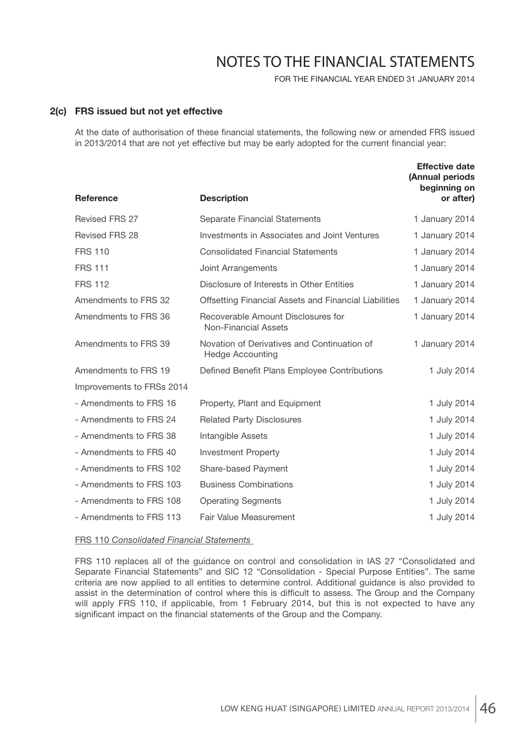## 2(c) FRS issued but not yet effective

At the date of authorisation of these financial statements, the following new or amended FRS issued in 2013/2014 that are not yet effective but may be early adopted for the current financial year:

| Reference | Description | Effective date (Annual periods beginning on or after) |
|---|---|---|
| Revised FRS 27 | Separate Financial Statements | 1 January 2014 |
| Revised FRS 28 | Investments in Associates and Joint Ventures | 1 January 2014 |
| FRS 110 | Consolidated Financial Statements | 1 January 2014 |
| FRS 111 | Joint Arrangements | 1 January 2014 |
| FRS 112 | Disclosure of Interests in Other Entities | 1 January 2014 |
| Amendments to FRS 32 | Offsetting Financial Assets and Financial Liabilities | 1 January 2014 |
| Amendments to FRS 36 | Recoverable Amount Disclosures for Non-Financial Assets | 1 January 2014 |
| Amendments to FRS 39 | Novation of Derivatives and Continuation of Hedge Accounting | 1 January 2014 |
| Amendments to FRS 19 | Defined Benefit Plans Employee Contributions | 1 July 2014 |
| Improvements to FRSs 2014 | | |
| - Amendments to FRS 16 | Property, Plant and Equipment | 1 July 2014 |
| - Amendments to FRS 24 | Related Party Disclosures | 1 July 2014 |
| - Amendments to FRS 38 | Intangible Assets | 1 July 2014 |
| - Amendments to FRS 40 | Investment Property | 1 July 2014 |
| - Amendments to FRS 102 | Share-based Payment | 1 July 2014 |
| - Amendments to FRS 103 | Business Combinations | 1 July 2014 |
| - Amendments to FRS 108 | Operating Segments | 1 July 2014 |
| - Amendments to FRS 113 | Fair Value Measurement | 1 July 2014 |

FRS 110 *Consolidated Financial Statements*

FRS 110 replaces all of the guidance on control and consolidation in IAS 27 "Consolidated and Separate Financial Statements" and SIC 12 "Consolidation - Special Purpose Entities". The same criteria are now applied to all entities to determine control. Additional guidance is also provided to assist in the determination of control where this is difficult to assess. The Group and the Company will apply FRS 110, if applicable, from 1 February 2014, but this is not expected to have any significant impact on the financial statements of the Group and the Company.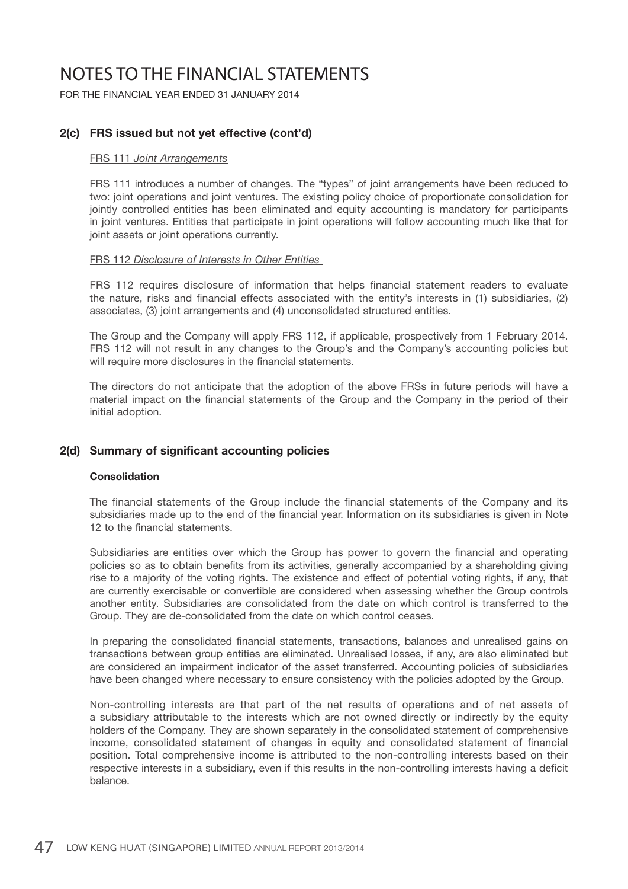## 2(c) FRS issued but not yet effective (cont'd)

FRS 111 *Joint Arrangements*

FRS 111 introduces a number of changes. The "types" of joint arrangements have been reduced to two: joint operations and joint ventures. The existing policy choice of proportionate consolidation for jointly controlled entities has been eliminated and equity accounting is mandatory for participants in joint ventures. Entities that participate in joint operations will follow accounting much like that for joint assets or joint operations currently.

FRS 112 *Disclosure of Interests in Other Entities*

FRS 112 requires disclosure of information that helps financial statement readers to evaluate the nature, risks and financial effects associated with the entity's interests in (1) subsidiaries, (2) associates, (3) joint arrangements and (4) unconsolidated structured entities.

The Group and the Company will apply FRS 112, if applicable, prospectively from 1 February 2014. FRS 112 will not result in any changes to the Group's and the Company's accounting policies but will require more disclosures in the financial statements.

The directors do not anticipate that the adoption of the above FRSs in future periods will have a material impact on the financial statements of the Group and the Company in the period of their initial adoption.

## 2(d) Summary of significant accounting policies

**Consolidation**

The financial statements of the Group include the financial statements of the Company and its subsidiaries made up to the end of the financial year. Information on its subsidiaries is given in Note 12 to the financial statements.

Subsidiaries are entities over which the Group has power to govern the financial and operating policies so as to obtain benefits from its activities, generally accompanied by a shareholding giving rise to a majority of the voting rights. The existence and effect of potential voting rights, if any, that are currently exercisable or convertible are considered when assessing whether the Group controls another entity. Subsidiaries are consolidated from the date on which control is transferred to the Group. They are de-consolidated from the date on which control ceases.

In preparing the consolidated financial statements, transactions, balances and unrealised gains on transactions between group entities are eliminated. Unrealised losses, if any, are also eliminated but are considered an impairment indicator of the asset transferred. Accounting policies of subsidiaries have been changed where necessary to ensure consistency with the policies adopted by the Group.

Non-controlling interests are that part of the net results of operations and of net assets of a subsidiary attributable to the interests which are not owned directly or indirectly by the equity holders of the Company. They are shown separately in the consolidated statement of comprehensive income, consolidated statement of changes in equity and consolidated statement of financial position. Total comprehensive income is attributed to the non-controlling interests based on their respective interests in a subsidiary, even if this results in the non-controlling interests having a deficit balance.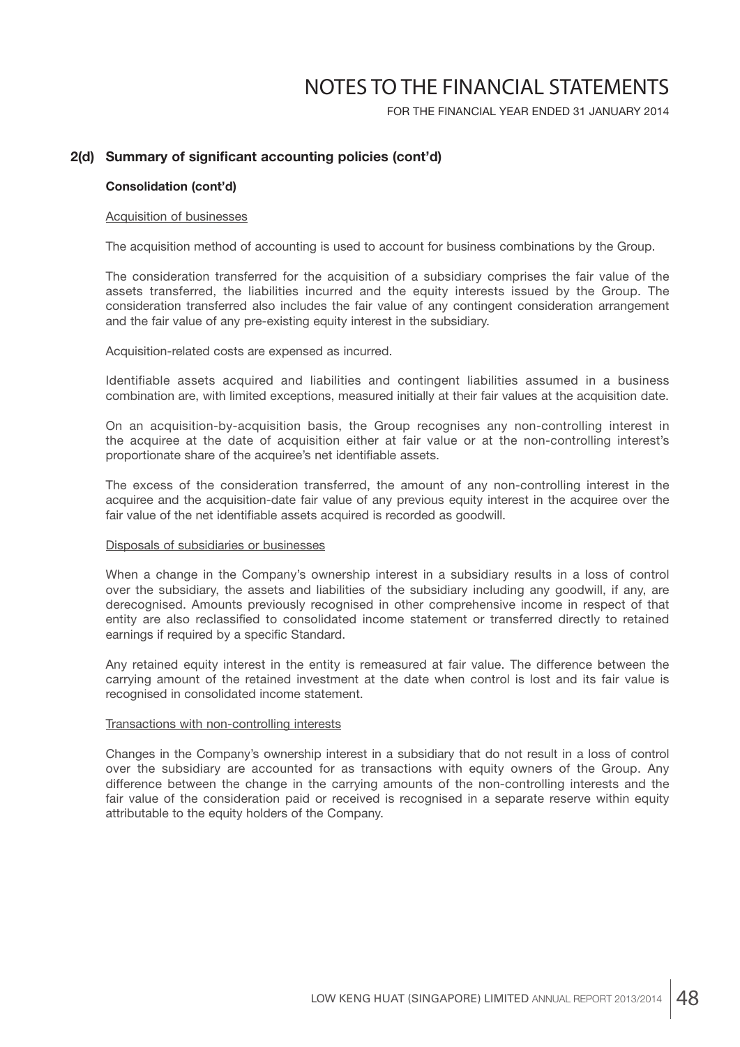## 2(d) Summary of significant accounting policies (cont'd)

### Consolidation (cont'd)

Acquisition of businesses

The acquisition method of accounting is used to account for business combinations by the Group.

The consideration transferred for the acquisition of a subsidiary comprises the fair value of the assets transferred, the liabilities incurred and the equity interests issued by the Group. The consideration transferred also includes the fair value of any contingent consideration arrangement and the fair value of any pre-existing equity interest in the subsidiary.

Acquisition-related costs are expensed as incurred.

Identifiable assets acquired and liabilities and contingent liabilities assumed in a business combination are, with limited exceptions, measured initially at their fair values at the acquisition date.

On an acquisition-by-acquisition basis, the Group recognises any non-controlling interest in the acquiree at the date of acquisition either at fair value or at the non-controlling interest's proportionate share of the acquiree's net identifiable assets.

The excess of the consideration transferred, the amount of any non-controlling interest in the acquiree and the acquisition-date fair value of any previous equity interest in the acquiree over the fair value of the net identifiable assets acquired is recorded as goodwill.

Disposals of subsidiaries or businesses

When a change in the Company's ownership interest in a subsidiary results in a loss of control over the subsidiary, the assets and liabilities of the subsidiary including any goodwill, if any, are derecognised. Amounts previously recognised in other comprehensive income in respect of that entity are also reclassified to consolidated income statement or transferred directly to retained earnings if required by a specific Standard.

Any retained equity interest in the entity is remeasured at fair value. The difference between the carrying amount of the retained investment at the date when control is lost and its fair value is recognised in consolidated income statement.

Transactions with non-controlling interests

Changes in the Company's ownership interest in a subsidiary that do not result in a loss of control over the subsidiary are accounted for as transactions with equity owners of the Group. Any difference between the change in the carrying amounts of the non-controlling interests and the fair value of the consideration paid or received is recognised in a separate reserve within equity attributable to the equity holders of the Company.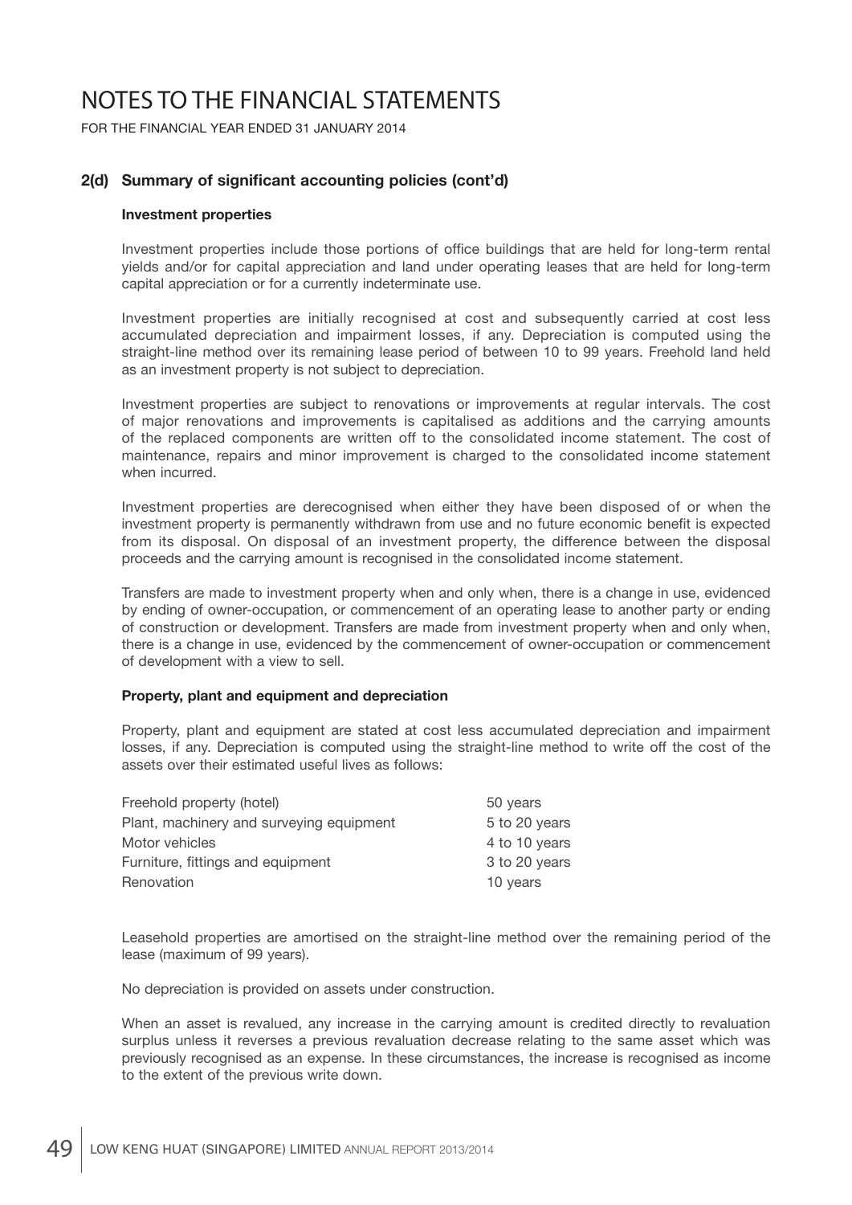# NOTES TO THE FINANCIAL STATEMENTS

FOR THE FINANCIAL YEAR ENDED 31 JANUARY 2014

## 2(d) Summary of significant accounting policies (cont'd)

### Investment properties

Investment properties include those portions of office buildings that are held for long-term rental yields and/or for capital appreciation and land under operating leases that are held for long-term capital appreciation or for a currently indeterminate use.

Investment properties are initially recognised at cost and subsequently carried at cost less accumulated depreciation and impairment losses, if any. Depreciation is computed using the straight-line method over its remaining lease period of between 10 to 99 years. Freehold land held as an investment property is not subject to depreciation.

Investment properties are subject to renovations or improvements at regular intervals. The cost of major renovations and improvements is capitalised as additions and the carrying amounts of the replaced components are written off to the consolidated income statement. The cost of maintenance, repairs and minor improvement is charged to the consolidated income statement when incurred.

Investment properties are derecognised when either they have been disposed of or when the investment property is permanently withdrawn from use and no future economic benefit is expected from its disposal. On disposal of an investment property, the difference between the disposal proceeds and the carrying amount is recognised in the consolidated income statement.

Transfers are made to investment property when and only when, there is a change in use, evidenced by ending of owner-occupation, or commencement of an operating lease to another party or ending of construction or development. Transfers are made from investment property when and only when, there is a change in use, evidenced by the commencement of owner-occupation or commencement of development with a view to sell.

### Property, plant and equipment and depreciation

Property, plant and equipment are stated at cost less accumulated depreciation and impairment losses, if any. Depreciation is computed using the straight-line method to write off the cost of the assets over their estimated useful lives as follows:

| | |
|---|---|
| Freehold property (hotel) | 50 years |
| Plant, machinery and surveying equipment | 5 to 20 years |
| Motor vehicles | 4 to 10 years |
| Furniture, fittings and equipment | 3 to 20 years |
| Renovation | 10 years |

Leasehold properties are amortised on the straight-line method over the remaining period of the lease (maximum of 99 years).

No depreciation is provided on assets under construction.

When an asset is revalued, any increase in the carrying amount is credited directly to revaluation surplus unless it reverses a previous revaluation decrease relating to the same asset which was previously recognised as an expense. In these circumstances, the increase is recognised as income to the extent of the previous write down.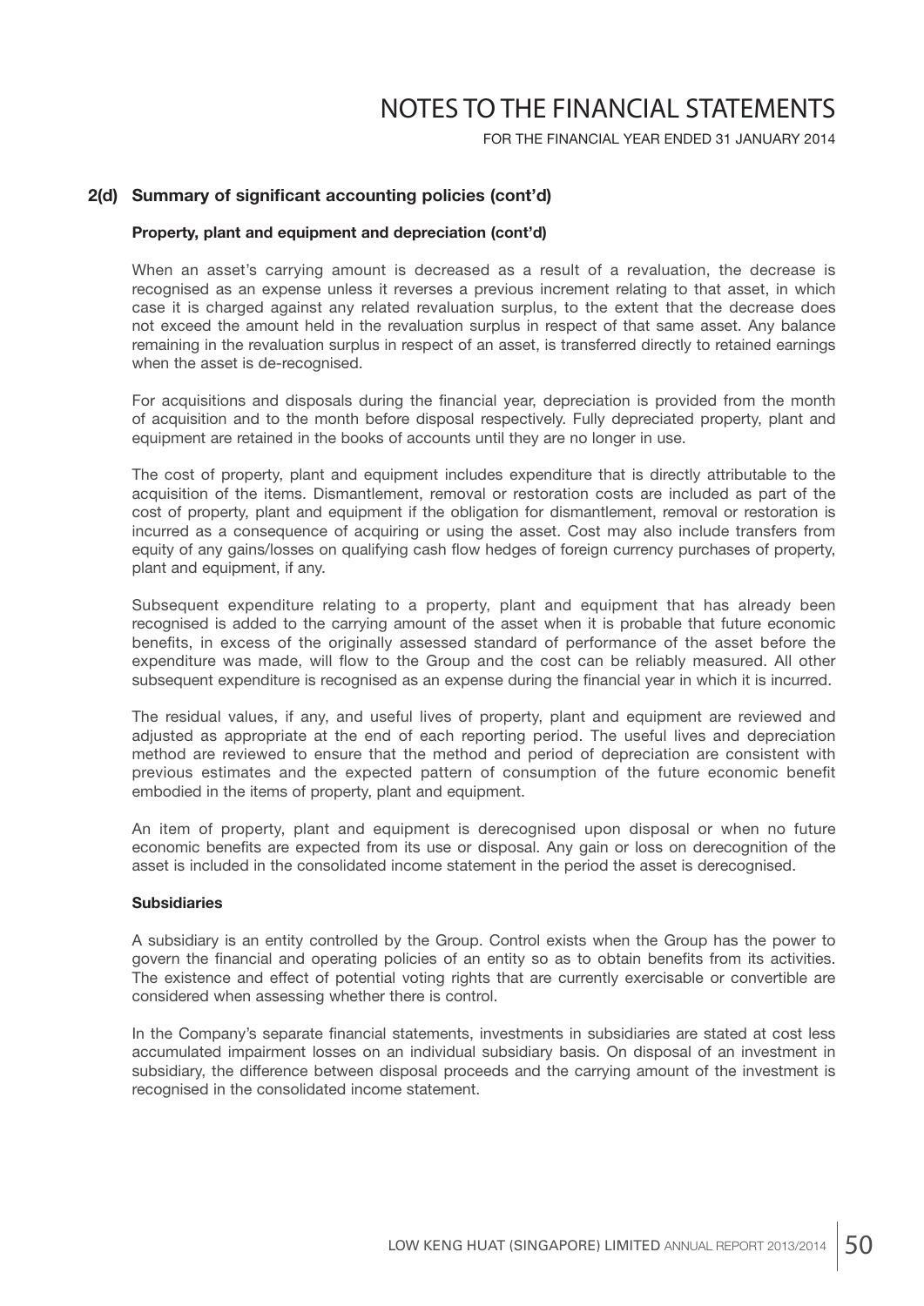## 2(d) Summary of significant accounting policies (cont'd)

### Property, plant and equipment and depreciation (cont'd)

When an asset's carrying amount is decreased as a result of a revaluation, the decrease is recognised as an expense unless it reverses a previous increment relating to that asset, in which case it is charged against any related revaluation surplus, to the extent that the decrease does not exceed the amount held in the revaluation surplus in respect of that same asset. Any balance remaining in the revaluation surplus in respect of an asset, is transferred directly to retained earnings when the asset is de-recognised.

For acquisitions and disposals during the financial year, depreciation is provided from the month of acquisition and to the month before disposal respectively. Fully depreciated property, plant and equipment are retained in the books of accounts until they are no longer in use.

The cost of property, plant and equipment includes expenditure that is directly attributable to the acquisition of the items. Dismantlement, removal or restoration costs are included as part of the cost of property, plant and equipment if the obligation for dismantlement, removal or restoration is incurred as a consequence of acquiring or using the asset. Cost may also include transfers from equity of any gains/losses on qualifying cash flow hedges of foreign currency purchases of property, plant and equipment, if any.

Subsequent expenditure relating to a property, plant and equipment that has already been recognised is added to the carrying amount of the asset when it is probable that future economic benefits, in excess of the originally assessed standard of performance of the asset before the expenditure was made, will flow to the Group and the cost can be reliably measured. All other subsequent expenditure is recognised as an expense during the financial year in which it is incurred.

The residual values, if any, and useful lives of property, plant and equipment are reviewed and adjusted as appropriate at the end of each reporting period. The useful lives and depreciation method are reviewed to ensure that the method and period of depreciation are consistent with previous estimates and the expected pattern of consumption of the future economic benefit embodied in the items of property, plant and equipment.

An item of property, plant and equipment is derecognised upon disposal or when no future economic benefits are expected from its use or disposal. Any gain or loss on derecognition of the asset is included in the consolidated income statement in the period the asset is derecognised.

### Subsidiaries

A subsidiary is an entity controlled by the Group. Control exists when the Group has the power to govern the financial and operating policies of an entity so as to obtain benefits from its activities. The existence and effect of potential voting rights that are currently exercisable or convertible are considered when assessing whether there is control.

In the Company's separate financial statements, investments in subsidiaries are stated at cost less accumulated impairment losses on an individual subsidiary basis. On disposal of an investment in subsidiary, the difference between disposal proceeds and the carrying amount of the investment is recognised in the consolidated income statement.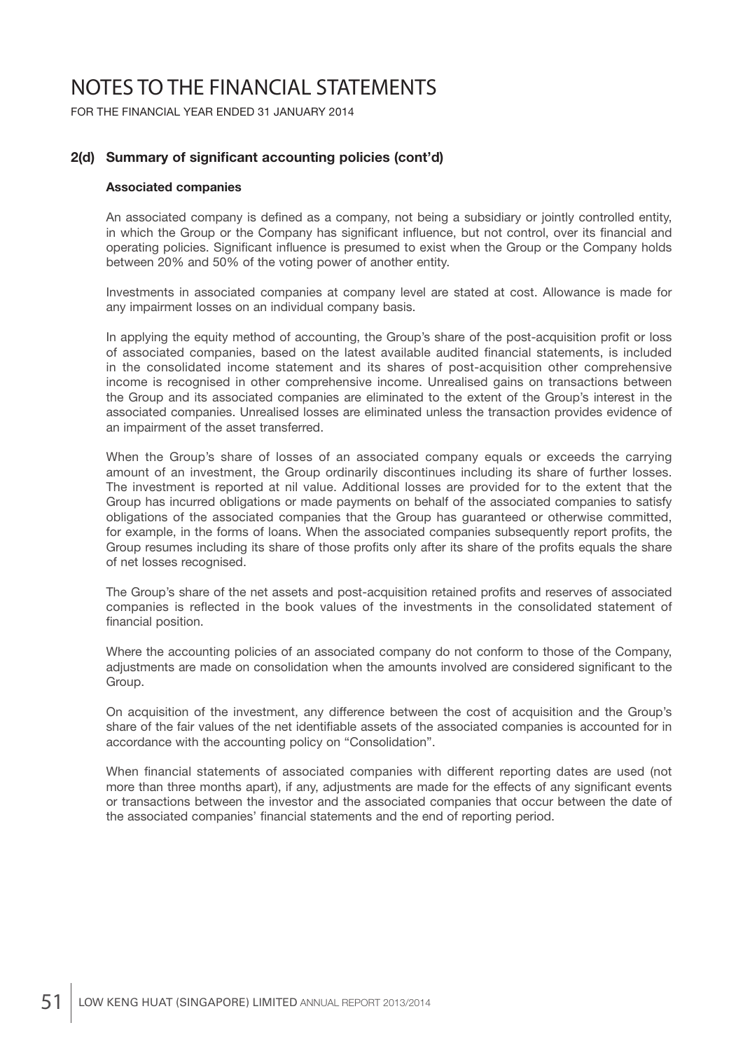# NOTES TO THE FINANCIAL STATEMENTS

FOR THE FINANCIAL YEAR ENDED 31 JANUARY 2014

## 2(d) Summary of significant accounting policies (cont'd)

### Associated companies

An associated company is defined as a company, not being a subsidiary or jointly controlled entity, in which the Group or the Company has significant influence, but not control, over its financial and operating policies. Significant influence is presumed to exist when the Group or the Company holds between 20% and 50% of the voting power of another entity.

Investments in associated companies at company level are stated at cost. Allowance is made for any impairment losses on an individual company basis.

In applying the equity method of accounting, the Group's share of the post-acquisition profit or loss of associated companies, based on the latest available audited financial statements, is included in the consolidated income statement and its shares of post-acquisition other comprehensive income is recognised in other comprehensive income. Unrealised gains on transactions between the Group and its associated companies are eliminated to the extent of the Group's interest in the associated companies. Unrealised losses are eliminated unless the transaction provides evidence of an impairment of the asset transferred.

When the Group's share of losses of an associated company equals or exceeds the carrying amount of an investment, the Group ordinarily discontinues including its share of further losses. The investment is reported at nil value. Additional losses are provided for to the extent that the Group has incurred obligations or made payments on behalf of the associated companies to satisfy obligations of the associated companies that the Group has guaranteed or otherwise committed, for example, in the forms of loans. When the associated companies subsequently report profits, the Group resumes including its share of those profits only after its share of the profits equals the share of net losses recognised.

The Group's share of the net assets and post-acquisition retained profits and reserves of associated companies is reflected in the book values of the investments in the consolidated statement of financial position.

Where the accounting policies of an associated company do not conform to those of the Company, adjustments are made on consolidation when the amounts involved are considered significant to the Group.

On acquisition of the investment, any difference between the cost of acquisition and the Group's share of the fair values of the net identifiable assets of the associated companies is accounted for in accordance with the accounting policy on "Consolidation".

When financial statements of associated companies with different reporting dates are used (not more than three months apart), if any, adjustments are made for the effects of any significant events or transactions between the investor and the associated companies that occur between the date of the associated companies' financial statements and the end of reporting period.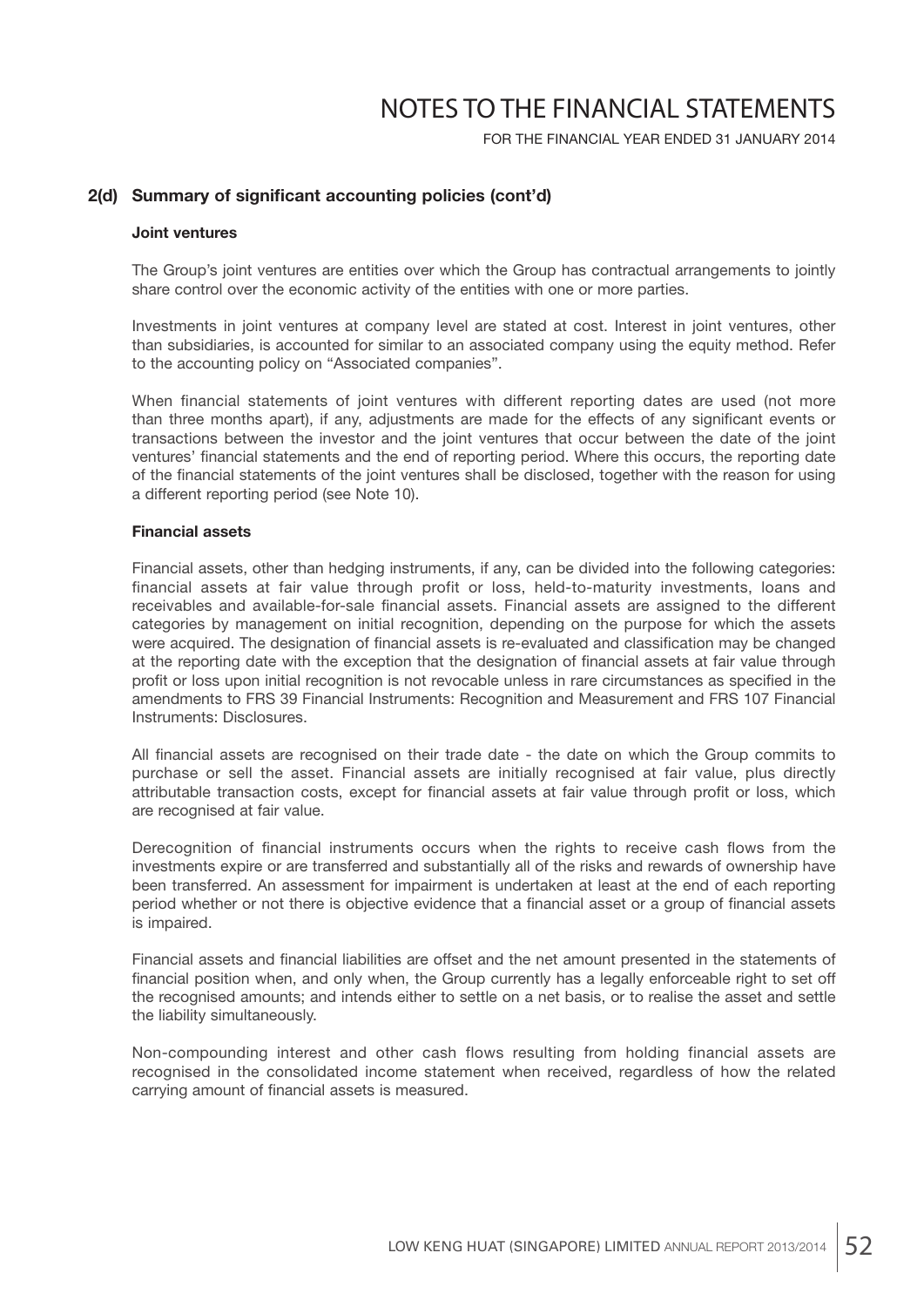## 2(d) Summary of significant accounting policies (cont'd)

### Joint ventures

The Group's joint ventures are entities over which the Group has contractual arrangements to jointly share control over the economic activity of the entities with one or more parties.

Investments in joint ventures at company level are stated at cost. Interest in joint ventures, other than subsidiaries, is accounted for similar to an associated company using the equity method. Refer to the accounting policy on "Associated companies".

When financial statements of joint ventures with different reporting dates are used (not more than three months apart), if any, adjustments are made for the effects of any significant events or transactions between the investor and the joint ventures that occur between the date of the joint ventures' financial statements and the end of reporting period. Where this occurs, the reporting date of the financial statements of the joint ventures shall be disclosed, together with the reason for using a different reporting period (see Note 10).

### Financial assets

Financial assets, other than hedging instruments, if any, can be divided into the following categories: financial assets at fair value through profit or loss, held-to-maturity investments, loans and receivables and available-for-sale financial assets. Financial assets are assigned to the different categories by management on initial recognition, depending on the purpose for which the assets were acquired. The designation of financial assets is re-evaluated and classification may be changed at the reporting date with the exception that the designation of financial assets at fair value through profit or loss upon initial recognition is not revocable unless in rare circumstances as specified in the amendments to FRS 39 Financial Instruments: Recognition and Measurement and FRS 107 Financial Instruments: Disclosures.

All financial assets are recognised on their trade date - the date on which the Group commits to purchase or sell the asset. Financial assets are initially recognised at fair value, plus directly attributable transaction costs, except for financial assets at fair value through profit or loss, which are recognised at fair value.

Derecognition of financial instruments occurs when the rights to receive cash flows from the investments expire or are transferred and substantially all of the risks and rewards of ownership have been transferred. An assessment for impairment is undertaken at least at the end of each reporting period whether or not there is objective evidence that a financial asset or a group of financial assets is impaired.

Financial assets and financial liabilities are offset and the net amount presented in the statements of financial position when, and only when, the Group currently has a legally enforceable right to set off the recognised amounts; and intends either to settle on a net basis, or to realise the asset and settle the liability simultaneously.

Non-compounding interest and other cash flows resulting from holding financial assets are recognised in the consolidated income statement when received, regardless of how the related carrying amount of financial assets is measured.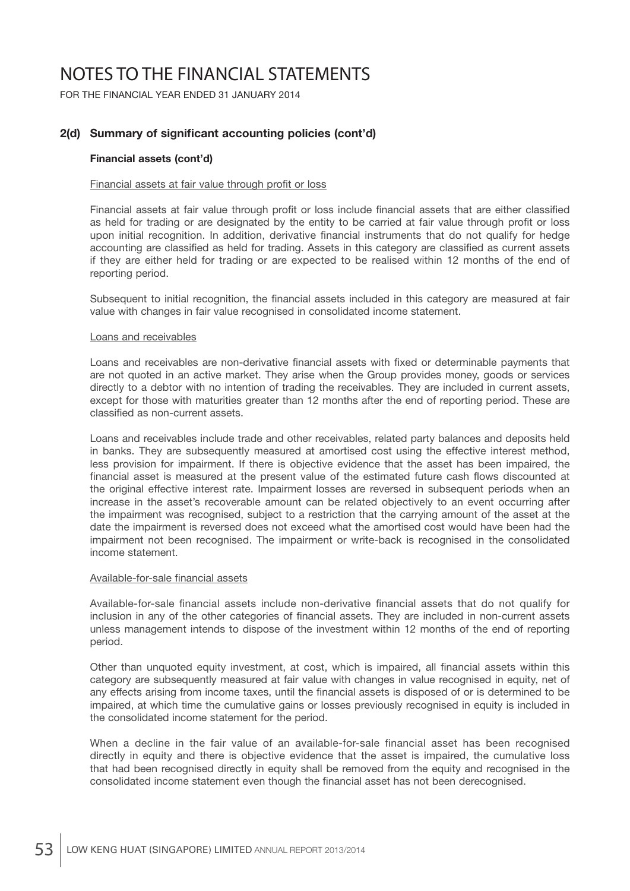# NOTES TO THE FINANCIAL STATEMENTS

FOR THE FINANCIAL YEAR ENDED 31 JANUARY 2014

## 2(d) Summary of significant accounting policies (cont'd)

### Financial assets (cont'd)

Financial assets at fair value through profit or loss

Financial assets at fair value through profit or loss include financial assets that are either classified as held for trading or are designated by the entity to be carried at fair value through profit or loss upon initial recognition. In addition, derivative financial instruments that do not qualify for hedge accounting are classified as held for trading. Assets in this category are classified as current assets if they are either held for trading or are expected to be realised within 12 months of the end of reporting period.

Subsequent to initial recognition, the financial assets included in this category are measured at fair value with changes in fair value recognised in consolidated income statement.

Loans and receivables

Loans and receivables are non-derivative financial assets with fixed or determinable payments that are not quoted in an active market. They arise when the Group provides money, goods or services directly to a debtor with no intention of trading the receivables. They are included in current assets, except for those with maturities greater than 12 months after the end of reporting period. These are classified as non-current assets.

Loans and receivables include trade and other receivables, related party balances and deposits held in banks. They are subsequently measured at amortised cost using the effective interest method, less provision for impairment. If there is objective evidence that the asset has been impaired, the financial asset is measured at the present value of the estimated future cash flows discounted at the original effective interest rate. Impairment losses are reversed in subsequent periods when an increase in the asset's recoverable amount can be related objectively to an event occurring after the impairment was recognised, subject to a restriction that the carrying amount of the asset at the date the impairment is reversed does not exceed what the amortised cost would have been had the impairment not been recognised. The impairment or write-back is recognised in the consolidated income statement.

Available-for-sale financial assets

Available-for-sale financial assets include non-derivative financial assets that do not qualify for inclusion in any of the other categories of financial assets. They are included in non-current assets unless management intends to dispose of the investment within 12 months of the end of reporting period.

Other than unquoted equity investment, at cost, which is impaired, all financial assets within this category are subsequently measured at fair value with changes in value recognised in equity, net of any effects arising from income taxes, until the financial assets is disposed of or is determined to be impaired, at which time the cumulative gains or losses previously recognised in equity is included in the consolidated income statement for the period.

When a decline in the fair value of an available-for-sale financial asset has been recognised directly in equity and there is objective evidence that the asset is impaired, the cumulative loss that had been recognised directly in equity shall be removed from the equity and recognised in the consolidated income statement even though the financial asset has not been derecognised.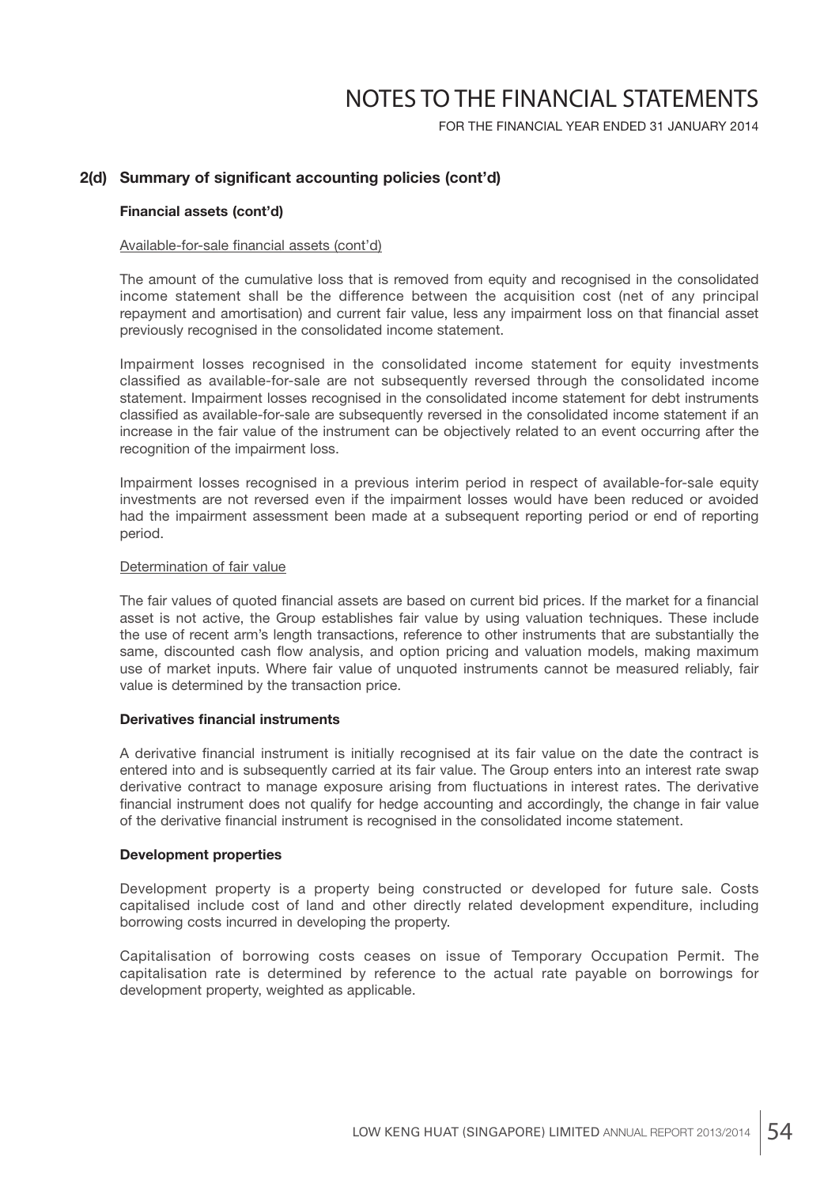## 2(d) Summary of significant accounting policies (cont'd)

### Financial assets (cont'd)

Available-for-sale financial assets (cont'd)

The amount of the cumulative loss that is removed from equity and recognised in the consolidated income statement shall be the difference between the acquisition cost (net of any principal repayment and amortisation) and current fair value, less any impairment loss on that financial asset previously recognised in the consolidated income statement.

Impairment losses recognised in the consolidated income statement for equity investments classified as available-for-sale are not subsequently reversed through the consolidated income statement. Impairment losses recognised in the consolidated income statement for debt instruments classified as available-for-sale are subsequently reversed in the consolidated income statement if an increase in the fair value of the instrument can be objectively related to an event occurring after the recognition of the impairment loss.

Impairment losses recognised in a previous interim period in respect of available-for-sale equity investments are not reversed even if the impairment losses would have been reduced or avoided had the impairment assessment been made at a subsequent reporting period or end of reporting period.

Determination of fair value

The fair values of quoted financial assets are based on current bid prices. If the market for a financial asset is not active, the Group establishes fair value by using valuation techniques. These include the use of recent arm's length transactions, reference to other instruments that are substantially the same, discounted cash flow analysis, and option pricing and valuation models, making maximum use of market inputs. Where fair value of unquoted instruments cannot be measured reliably, fair value is determined by the transaction price.

### Derivatives financial instruments

A derivative financial instrument is initially recognised at its fair value on the date the contract is entered into and is subsequently carried at its fair value. The Group enters into an interest rate swap derivative contract to manage exposure arising from fluctuations in interest rates. The derivative financial instrument does not qualify for hedge accounting and accordingly, the change in fair value of the derivative financial instrument is recognised in the consolidated income statement.

### Development properties

Development property is a property being constructed or developed for future sale. Costs capitalised include cost of land and other directly related development expenditure, including borrowing costs incurred in developing the property.

Capitalisation of borrowing costs ceases on issue of Temporary Occupation Permit. The capitalisation rate is determined by reference to the actual rate payable on borrowings for development property, weighted as applicable.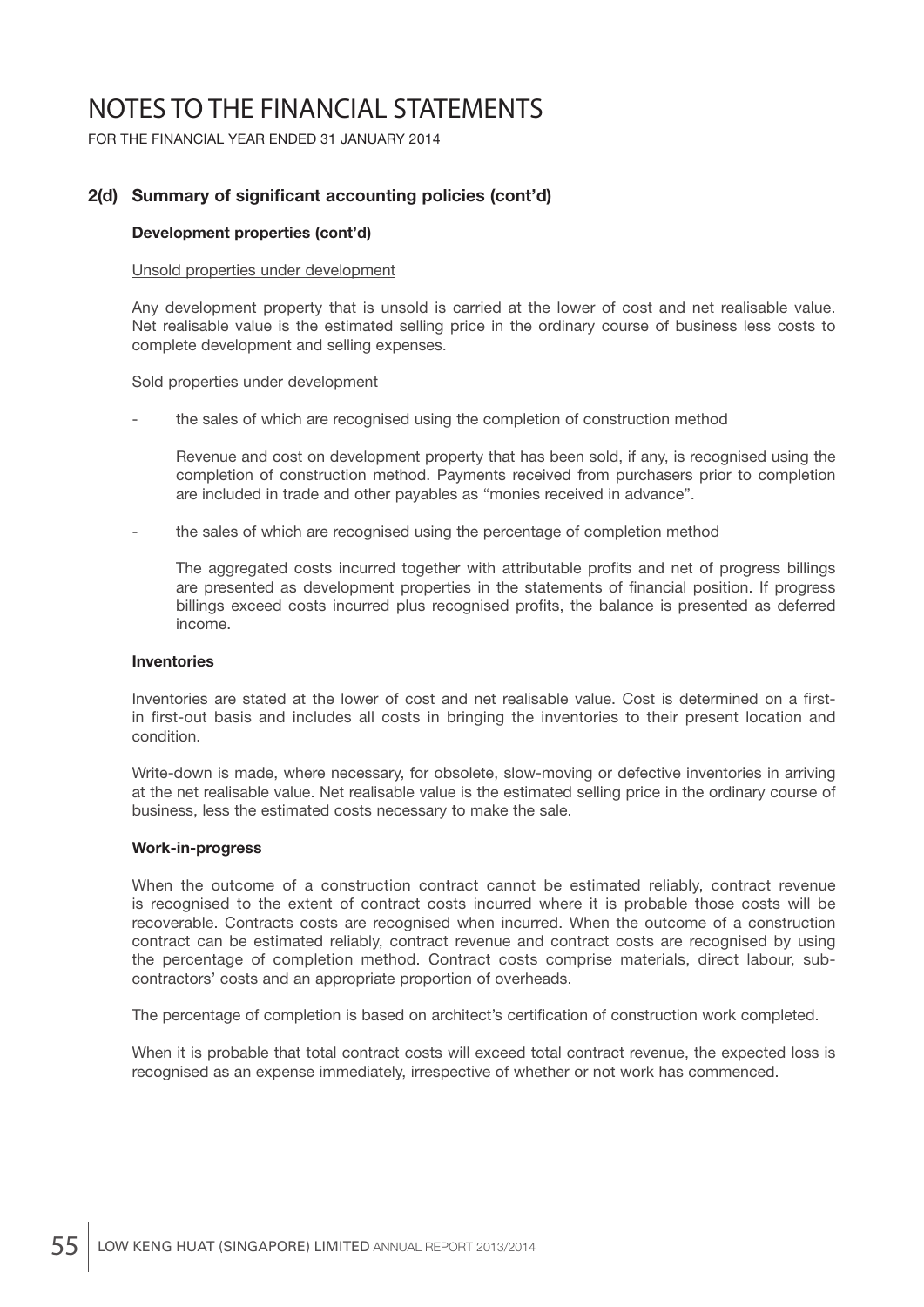# NOTES TO THE FINANCIAL STATEMENTS

FOR THE FINANCIAL YEAR ENDED 31 JANUARY 2014

## 2(d) Summary of significant accounting policies (cont'd)

### Development properties (cont'd)

Unsold properties under development

Any development property that is unsold is carried at the lower of cost and net realisable value. Net realisable value is the estimated selling price in the ordinary course of business less costs to complete development and selling expenses.

Sold properties under development

- the sales of which are recognised using the completion of construction method

  Revenue and cost on development property that has been sold, if any, is recognised using the completion of construction method. Payments received from purchasers prior to completion are included in trade and other payables as "monies received in advance".

- the sales of which are recognised using the percentage of completion method

  The aggregated costs incurred together with attributable profits and net of progress billings are presented as development properties in the statements of financial position. If progress billings exceed costs incurred plus recognised profits, the balance is presented as deferred income.

### Inventories

Inventories are stated at the lower of cost and net realisable value. Cost is determined on a first-in first-out basis and includes all costs in bringing the inventories to their present location and condition.

Write-down is made, where necessary, for obsolete, slow-moving or defective inventories in arriving at the net realisable value. Net realisable value is the estimated selling price in the ordinary course of business, less the estimated costs necessary to make the sale.

### Work-in-progress

When the outcome of a construction contract cannot be estimated reliably, contract revenue is recognised to the extent of contract costs incurred where it is probable those costs will be recoverable. Contracts costs are recognised when incurred. When the outcome of a construction contract can be estimated reliably, contract revenue and contract costs are recognised by using the percentage of completion method. Contract costs comprise materials, direct labour, sub-contractors' costs and an appropriate proportion of overheads.

The percentage of completion is based on architect's certification of construction work completed.

When it is probable that total contract costs will exceed total contract revenue, the expected loss is recognised as an expense immediately, irrespective of whether or not work has commenced.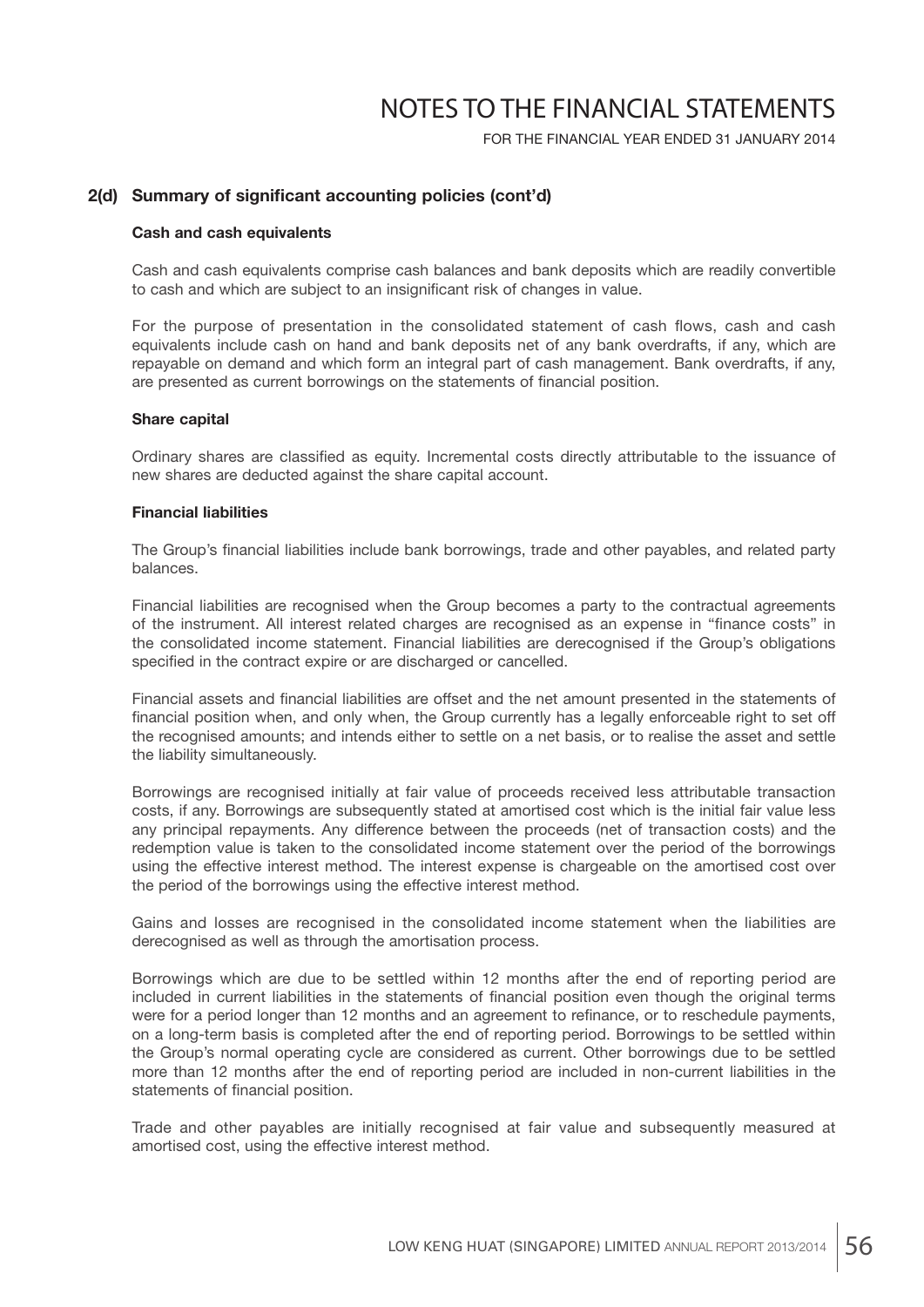## 2(d) Summary of significant accounting policies (cont'd)

### Cash and cash equivalents

Cash and cash equivalents comprise cash balances and bank deposits which are readily convertible to cash and which are subject to an insignificant risk of changes in value.

For the purpose of presentation in the consolidated statement of cash flows, cash and cash equivalents include cash on hand and bank deposits net of any bank overdrafts, if any, which are repayable on demand and which form an integral part of cash management. Bank overdrafts, if any, are presented as current borrowings on the statements of financial position.

### Share capital

Ordinary shares are classified as equity. Incremental costs directly attributable to the issuance of new shares are deducted against the share capital account.

### Financial liabilities

The Group's financial liabilities include bank borrowings, trade and other payables, and related party balances.

Financial liabilities are recognised when the Group becomes a party to the contractual agreements of the instrument. All interest related charges are recognised as an expense in "finance costs" in the consolidated income statement. Financial liabilities are derecognised if the Group's obligations specified in the contract expire or are discharged or cancelled.

Financial assets and financial liabilities are offset and the net amount presented in the statements of financial position when, and only when, the Group currently has a legally enforceable right to set off the recognised amounts; and intends either to settle on a net basis, or to realise the asset and settle the liability simultaneously.

Borrowings are recognised initially at fair value of proceeds received less attributable transaction costs, if any. Borrowings are subsequently stated at amortised cost which is the initial fair value less any principal repayments. Any difference between the proceeds (net of transaction costs) and the redemption value is taken to the consolidated income statement over the period of the borrowings using the effective interest method. The interest expense is chargeable on the amortised cost over the period of the borrowings using the effective interest method.

Gains and losses are recognised in the consolidated income statement when the liabilities are derecognised as well as through the amortisation process.

Borrowings which are due to be settled within 12 months after the end of reporting period are included in current liabilities in the statements of financial position even though the original terms were for a period longer than 12 months and an agreement to refinance, or to reschedule payments, on a long-term basis is completed after the end of reporting period. Borrowings to be settled within the Group's normal operating cycle are considered as current. Other borrowings due to be settled more than 12 months after the end of reporting period are included in non-current liabilities in the statements of financial position.

Trade and other payables are initially recognised at fair value and subsequently measured at amortised cost, using the effective interest method.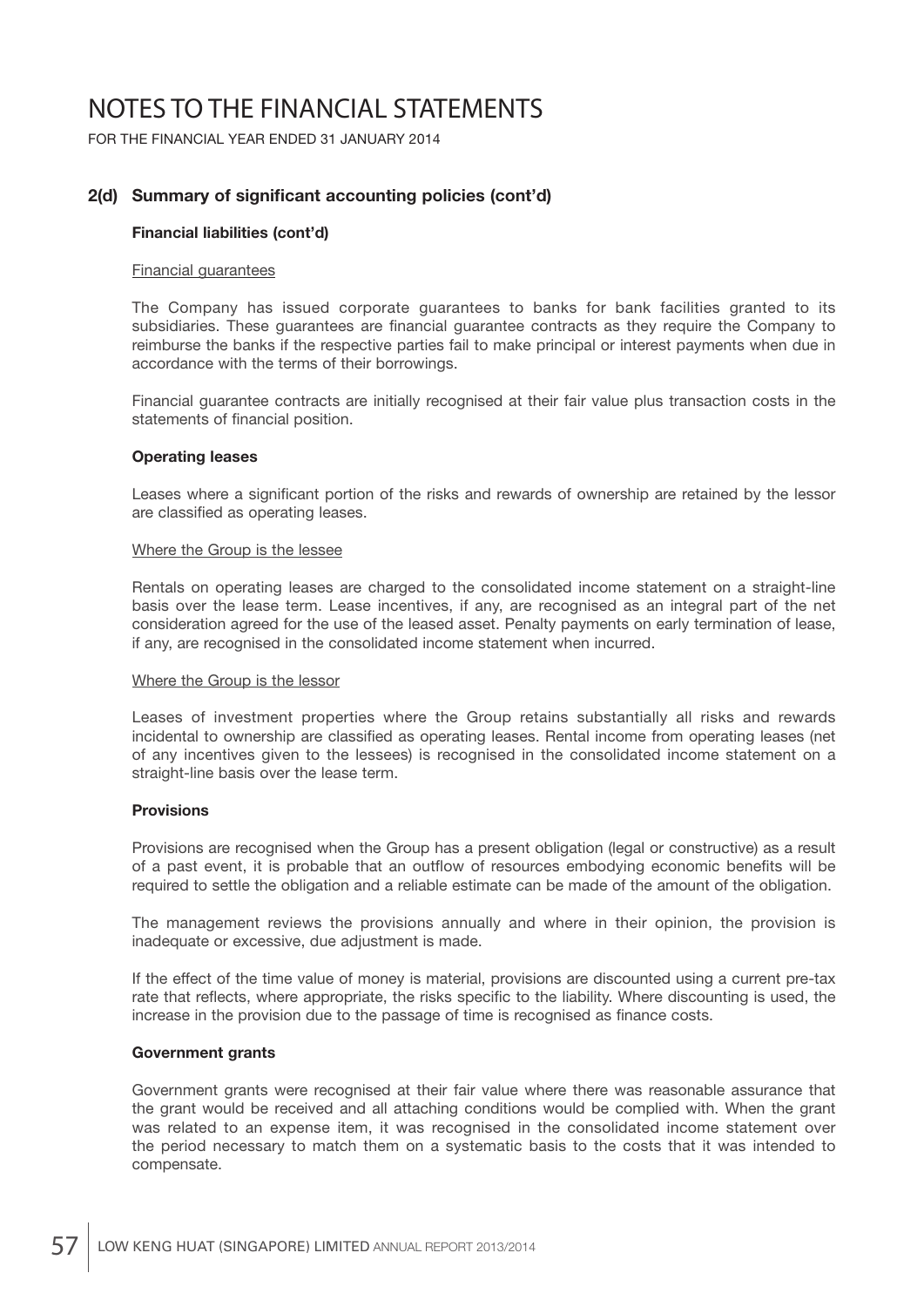# NOTES TO THE FINANCIAL STATEMENTS

FOR THE FINANCIAL YEAR ENDED 31 JANUARY 2014

## 2(d) Summary of significant accounting policies (cont'd)

### Financial liabilities (cont'd)

Financial guarantees

The Company has issued corporate guarantees to banks for bank facilities granted to its subsidiaries. These guarantees are financial guarantee contracts as they require the Company to reimburse the banks if the respective parties fail to make principal or interest payments when due in accordance with the terms of their borrowings.

Financial guarantee contracts are initially recognised at their fair value plus transaction costs in the statements of financial position.

### Operating leases

Leases where a significant portion of the risks and rewards of ownership are retained by the lessor are classified as operating leases.

Where the Group is the lessee

Rentals on operating leases are charged to the consolidated income statement on a straight-line basis over the lease term. Lease incentives, if any, are recognised as an integral part of the net consideration agreed for the use of the leased asset. Penalty payments on early termination of lease, if any, are recognised in the consolidated income statement when incurred.

Where the Group is the lessor

Leases of investment properties where the Group retains substantially all risks and rewards incidental to ownership are classified as operating leases. Rental income from operating leases (net of any incentives given to the lessees) is recognised in the consolidated income statement on a straight-line basis over the lease term.

### Provisions

Provisions are recognised when the Group has a present obligation (legal or constructive) as a result of a past event, it is probable that an outflow of resources embodying economic benefits will be required to settle the obligation and a reliable estimate can be made of the amount of the obligation.

The management reviews the provisions annually and where in their opinion, the provision is inadequate or excessive, due adjustment is made.

If the effect of the time value of money is material, provisions are discounted using a current pre-tax rate that reflects, where appropriate, the risks specific to the liability. Where discounting is used, the increase in the provision due to the passage of time is recognised as finance costs.

### Government grants

Government grants were recognised at their fair value where there was reasonable assurance that the grant would be received and all attaching conditions would be complied with. When the grant was related to an expense item, it was recognised in the consolidated income statement over the period necessary to match them on a systematic basis to the costs that it was intended to compensate.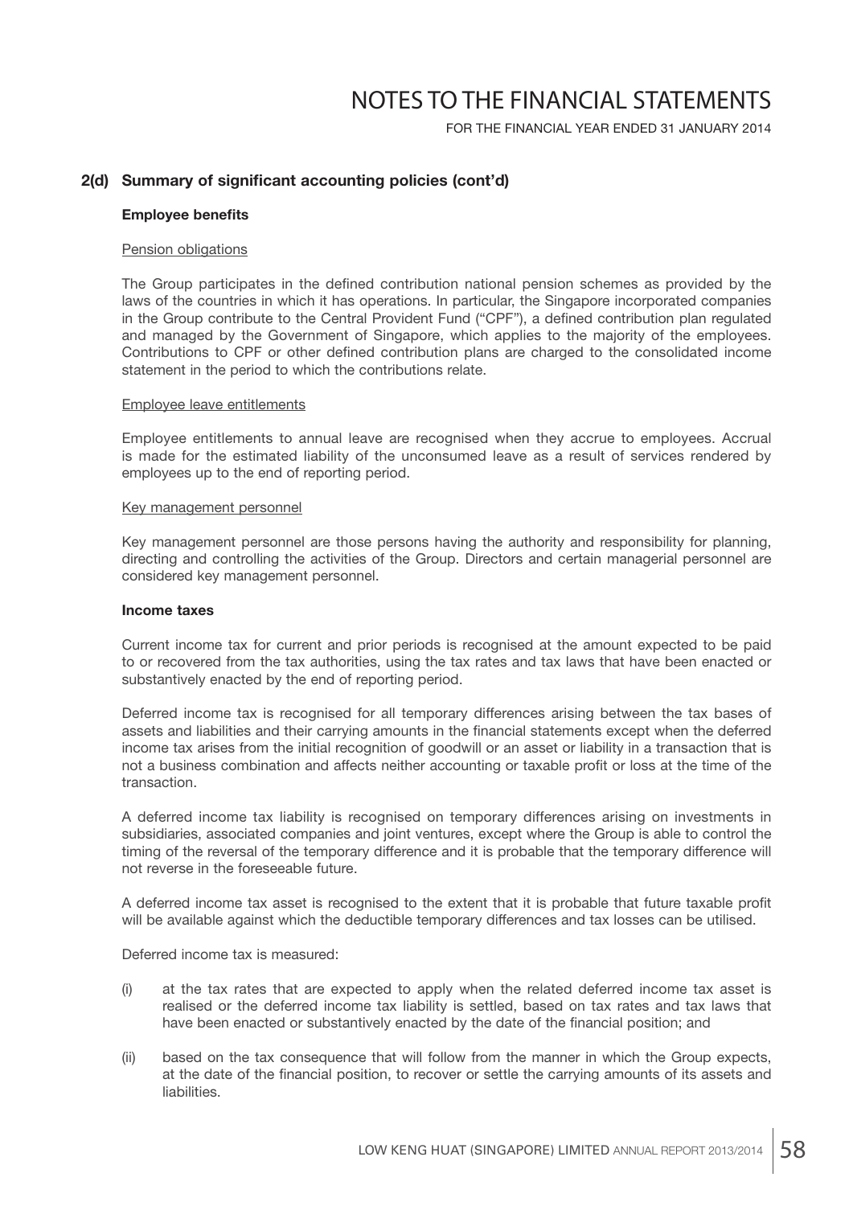## 2(d) Summary of significant accounting policies (cont'd)

### Employee benefits

Pension obligations

The Group participates in the defined contribution national pension schemes as provided by the laws of the countries in which it has operations. In particular, the Singapore incorporated companies in the Group contribute to the Central Provident Fund ("CPF"), a defined contribution plan regulated and managed by the Government of Singapore, which applies to the majority of the employees. Contributions to CPF or other defined contribution plans are charged to the consolidated income statement in the period to which the contributions relate.

Employee leave entitlements

Employee entitlements to annual leave are recognised when they accrue to employees. Accrual is made for the estimated liability of the unconsumed leave as a result of services rendered by employees up to the end of reporting period.

Key management personnel

Key management personnel are those persons having the authority and responsibility for planning, directing and controlling the activities of the Group. Directors and certain managerial personnel are considered key management personnel.

### Income taxes

Current income tax for current and prior periods is recognised at the amount expected to be paid to or recovered from the tax authorities, using the tax rates and tax laws that have been enacted or substantively enacted by the end of reporting period.

Deferred income tax is recognised for all temporary differences arising between the tax bases of assets and liabilities and their carrying amounts in the financial statements except when the deferred income tax arises from the initial recognition of goodwill or an asset or liability in a transaction that is not a business combination and affects neither accounting or taxable profit or loss at the time of the transaction.

A deferred income tax liability is recognised on temporary differences arising on investments in subsidiaries, associated companies and joint ventures, except where the Group is able to control the timing of the reversal of the temporary difference and it is probable that the temporary difference will not reverse in the foreseeable future.

A deferred income tax asset is recognised to the extent that it is probable that future taxable profit will be available against which the deductible temporary differences and tax losses can be utilised.

Deferred income tax is measured:

(i) at the tax rates that are expected to apply when the related deferred income tax asset is realised or the deferred income tax liability is settled, based on tax rates and tax laws that have been enacted or substantively enacted by the date of the financial position; and

(ii) based on the tax consequence that will follow from the manner in which the Group expects, at the date of the financial position, to recover or settle the carrying amounts of its assets and liabilities.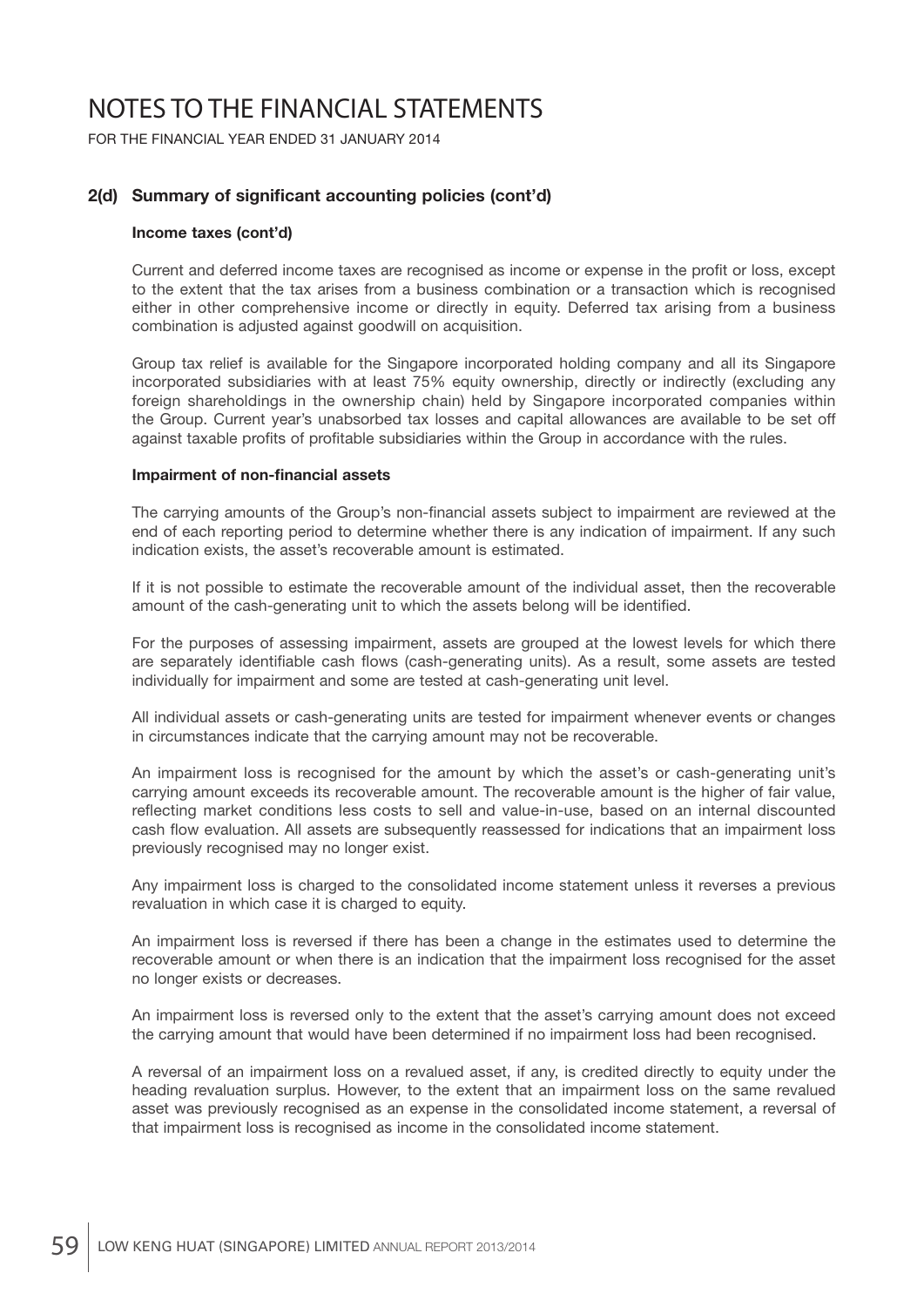# NOTES TO THE FINANCIAL STATEMENTS

FOR THE FINANCIAL YEAR ENDED 31 JANUARY 2014

## 2(d) Summary of significant accounting policies (cont'd)

### Income taxes (cont'd)

Current and deferred income taxes are recognised as income or expense in the profit or loss, except to the extent that the tax arises from a business combination or a transaction which is recognised either in other comprehensive income or directly in equity. Deferred tax arising from a business combination is adjusted against goodwill on acquisition.

Group tax relief is available for the Singapore incorporated holding company and all its Singapore incorporated subsidiaries with at least 75% equity ownership, directly or indirectly (excluding any foreign shareholdings in the ownership chain) held by Singapore incorporated companies within the Group. Current year's unabsorbed tax losses and capital allowances are available to be set off against taxable profits of profitable subsidiaries within the Group in accordance with the rules.

### Impairment of non-financial assets

The carrying amounts of the Group's non-financial assets subject to impairment are reviewed at the end of each reporting period to determine whether there is any indication of impairment. If any such indication exists, the asset's recoverable amount is estimated.

If it is not possible to estimate the recoverable amount of the individual asset, then the recoverable amount of the cash-generating unit to which the assets belong will be identified.

For the purposes of assessing impairment, assets are grouped at the lowest levels for which there are separately identifiable cash flows (cash-generating units). As a result, some assets are tested individually for impairment and some are tested at cash-generating unit level.

All individual assets or cash-generating units are tested for impairment whenever events or changes in circumstances indicate that the carrying amount may not be recoverable.

An impairment loss is recognised for the amount by which the asset's or cash-generating unit's carrying amount exceeds its recoverable amount. The recoverable amount is the higher of fair value, reflecting market conditions less costs to sell and value-in-use, based on an internal discounted cash flow evaluation. All assets are subsequently reassessed for indications that an impairment loss previously recognised may no longer exist.

Any impairment loss is charged to the consolidated income statement unless it reverses a previous revaluation in which case it is charged to equity.

An impairment loss is reversed if there has been a change in the estimates used to determine the recoverable amount or when there is an indication that the impairment loss recognised for the asset no longer exists or decreases.

An impairment loss is reversed only to the extent that the asset's carrying amount does not exceed the carrying amount that would have been determined if no impairment loss had been recognised.

A reversal of an impairment loss on a revalued asset, if any, is credited directly to equity under the heading revaluation surplus. However, to the extent that an impairment loss on the same revalued asset was previously recognised as an expense in the consolidated income statement, a reversal of that impairment loss is recognised as income in the consolidated income statement.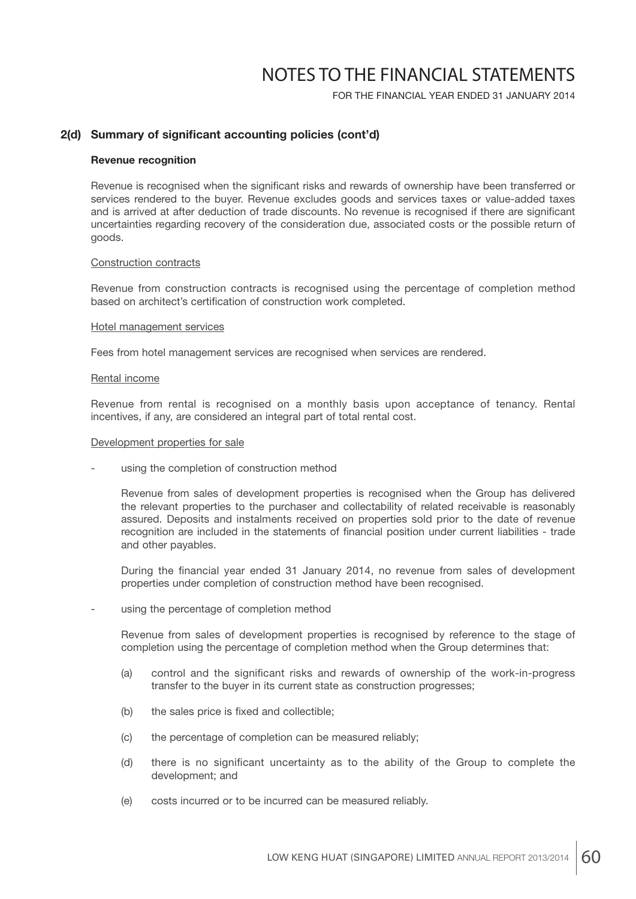## 2(d) Summary of significant accounting policies (cont'd)

### Revenue recognition

Revenue is recognised when the significant risks and rewards of ownership have been transferred or services rendered to the buyer. Revenue excludes goods and services taxes or value-added taxes and is arrived at after deduction of trade discounts. No revenue is recognised if there are significant uncertainties regarding recovery of the consideration due, associated costs or the possible return of goods.

<u>Construction contracts</u>

Revenue from construction contracts is recognised using the percentage of completion method based on architect's certification of construction work completed.

<u>Hotel management services</u>

Fees from hotel management services are recognised when services are rendered.

<u>Rental income</u>

Revenue from rental is recognised on a monthly basis upon acceptance of tenancy. Rental incentives, if any, are considered an integral part of total rental cost.

<u>Development properties for sale</u>

- using the completion of construction method

  Revenue from sales of development properties is recognised when the Group has delivered the relevant properties to the purchaser and collectability of related receivable is reasonably assured. Deposits and instalments received on properties sold prior to the date of revenue recognition are included in the statements of financial position under current liabilities - trade and other payables.

  During the financial year ended 31 January 2014, no revenue from sales of development properties under completion of construction method have been recognised.

- using the percentage of completion method

  Revenue from sales of development properties is recognised by reference to the stage of completion using the percentage of completion method when the Group determines that:

  (a) control and the significant risks and rewards of ownership of the work-in-progress transfer to the buyer in its current state as construction progresses;

  (b) the sales price is fixed and collectible;

  (c) the percentage of completion can be measured reliably;

  (d) there is no significant uncertainty as to the ability of the Group to complete the development; and

  (e) costs incurred or to be incurred can be measured reliably.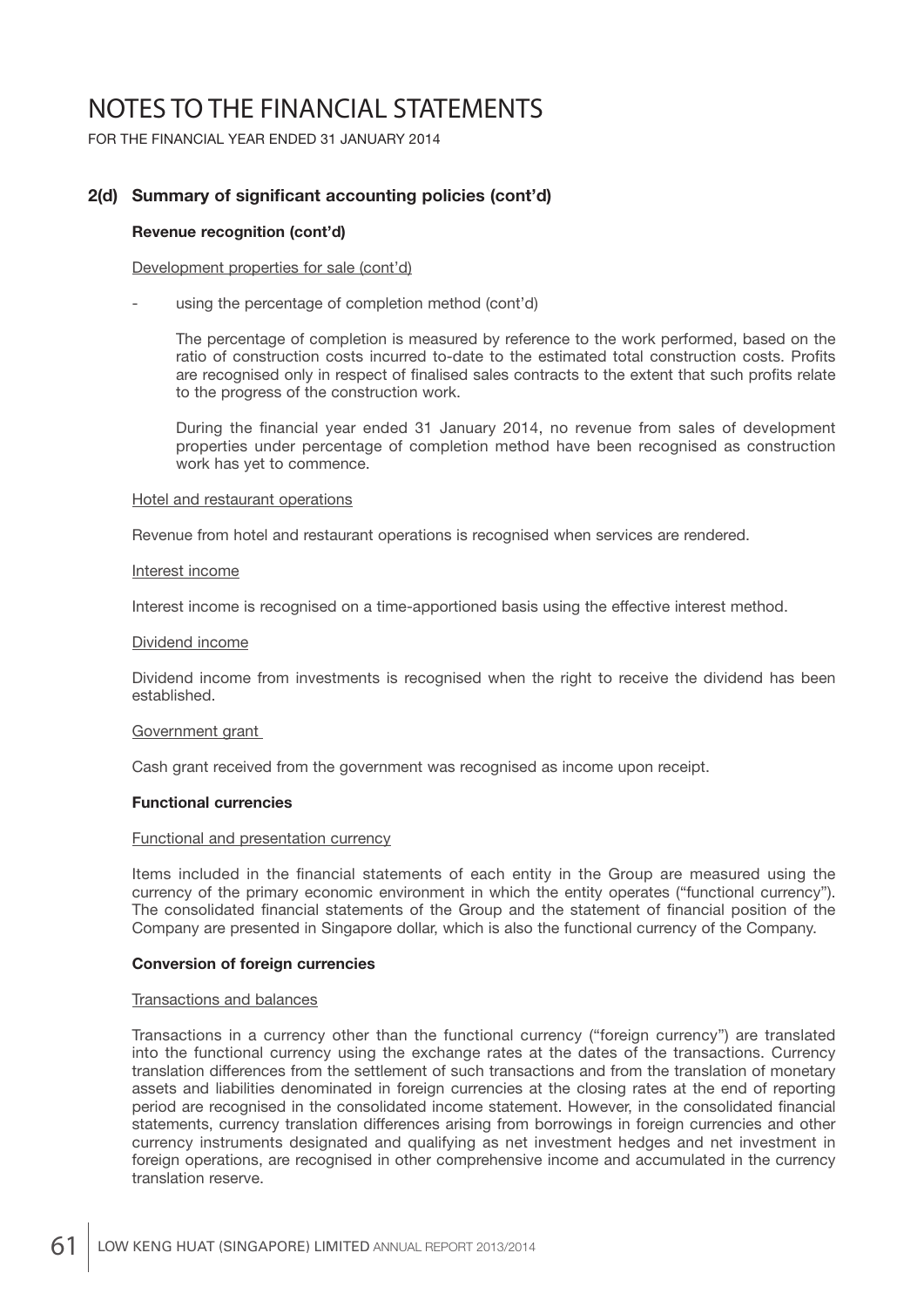# NOTES TO THE FINANCIAL STATEMENTS

FOR THE FINANCIAL YEAR ENDED 31 JANUARY 2014

## 2(d) Summary of significant accounting policies (cont'd)

### Revenue recognition (cont'd)

Development properties for sale (cont'd)

- using the percentage of completion method (cont'd)

  The percentage of completion is measured by reference to the work performed, based on the ratio of construction costs incurred to-date to the estimated total construction costs. Profits are recognised only in respect of finalised sales contracts to the extent that such profits relate to the progress of the construction work.

  During the financial year ended 31 January 2014, no revenue from sales of development properties under percentage of completion method have been recognised as construction work has yet to commence.

Hotel and restaurant operations

Revenue from hotel and restaurant operations is recognised when services are rendered.

Interest income

Interest income is recognised on a time-apportioned basis using the effective interest method.

Dividend income

Dividend income from investments is recognised when the right to receive the dividend has been established.

Government grant

Cash grant received from the government was recognised as income upon receipt.

### Functional currencies

Functional and presentation currency

Items included in the financial statements of each entity in the Group are measured using the currency of the primary economic environment in which the entity operates ("functional currency"). The consolidated financial statements of the Group and the statement of financial position of the Company are presented in Singapore dollar, which is also the functional currency of the Company.

### Conversion of foreign currencies

Transactions and balances

Transactions in a currency other than the functional currency ("foreign currency") are translated into the functional currency using the exchange rates at the dates of the transactions. Currency translation differences from the settlement of such transactions and from the translation of monetary assets and liabilities denominated in foreign currencies at the closing rates at the end of reporting period are recognised in the consolidated income statement. However, in the consolidated financial statements, currency translation differences arising from borrowings in foreign currencies and other currency instruments designated and qualifying as net investment hedges and net investment in foreign operations, are recognised in other comprehensive income and accumulated in the currency translation reserve.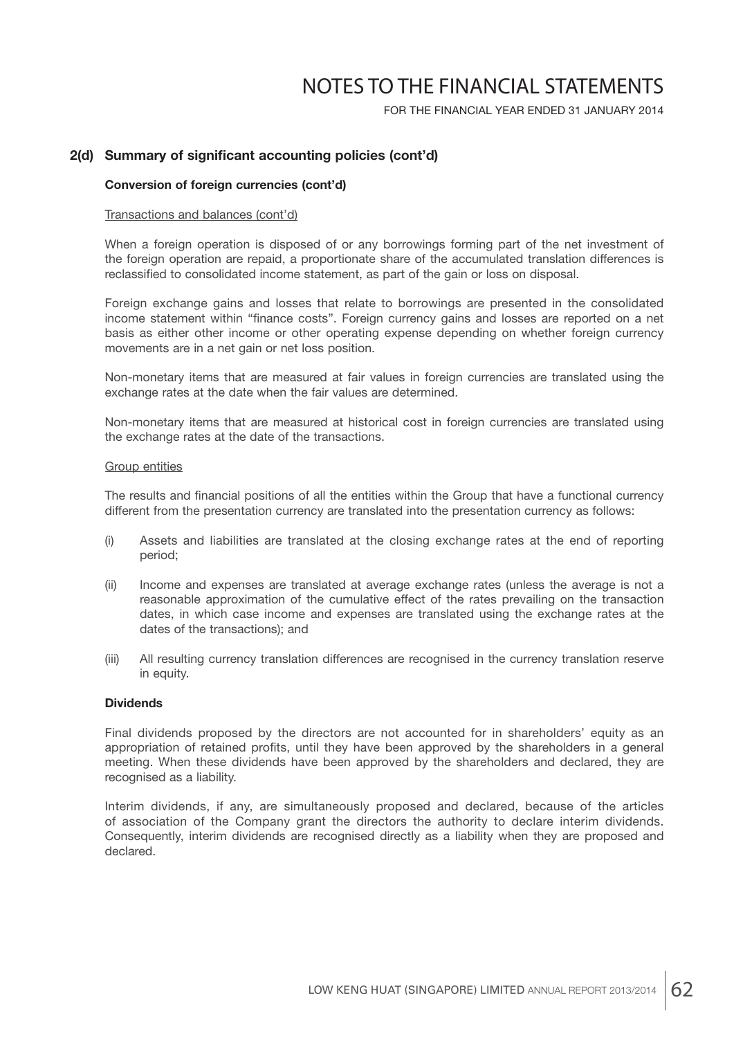## 2(d) Summary of significant accounting policies (cont'd)

### Conversion of foreign currencies (cont'd)

Transactions and balances (cont'd)

When a foreign operation is disposed of or any borrowings forming part of the net investment of the foreign operation are repaid, a proportionate share of the accumulated translation differences is reclassified to consolidated income statement, as part of the gain or loss on disposal.

Foreign exchange gains and losses that relate to borrowings are presented in the consolidated income statement within "finance costs". Foreign currency gains and losses are reported on a net basis as either other income or other operating expense depending on whether foreign currency movements are in a net gain or net loss position.

Non-monetary items that are measured at fair values in foreign currencies are translated using the exchange rates at the date when the fair values are determined.

Non-monetary items that are measured at historical cost in foreign currencies are translated using the exchange rates at the date of the transactions.

Group entities

The results and financial positions of all the entities within the Group that have a functional currency different from the presentation currency are translated into the presentation currency as follows:

(i) Assets and liabilities are translated at the closing exchange rates at the end of reporting period;

(ii) Income and expenses are translated at average exchange rates (unless the average is not a reasonable approximation of the cumulative effect of the rates prevailing on the transaction dates, in which case income and expenses are translated using the exchange rates at the dates of the transactions); and

(iii) All resulting currency translation differences are recognised in the currency translation reserve in equity.

### Dividends

Final dividends proposed by the directors are not accounted for in shareholders' equity as an appropriation of retained profits, until they have been approved by the shareholders in a general meeting. When these dividends have been approved by the shareholders and declared, they are recognised as a liability.

Interim dividends, if any, are simultaneously proposed and declared, because of the articles of association of the Company grant the directors the authority to declare interim dividends. Consequently, interim dividends are recognised directly as a liability when they are proposed and declared.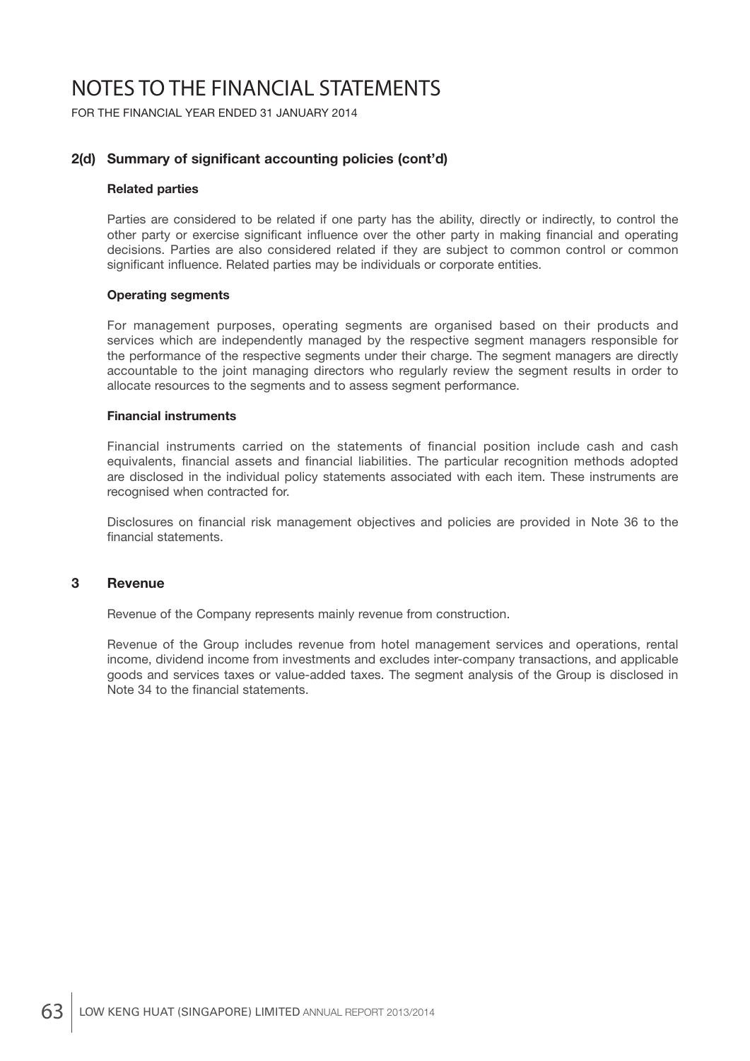# NOTES TO THE FINANCIAL STATEMENTS

FOR THE FINANCIAL YEAR ENDED 31 JANUARY 2014

## 2(d) Summary of significant accounting policies (cont'd)

**Related parties**

Parties are considered to be related if one party has the ability, directly or indirectly, to control the other party or exercise significant influence over the other party in making financial and operating decisions. Parties are also considered related if they are subject to common control or common significant influence. Related parties may be individuals or corporate entities.

**Operating segments**

For management purposes, operating segments are organised based on their products and services which are independently managed by the respective segment managers responsible for the performance of the respective segments under their charge. The segment managers are directly accountable to the joint managing directors who regularly review the segment results in order to allocate resources to the segments and to assess segment performance.

**Financial instruments**

Financial instruments carried on the statements of financial position include cash and cash equivalents, financial assets and financial liabilities. The particular recognition methods adopted are disclosed in the individual policy statements associated with each item. These instruments are recognised when contracted for.

Disclosures on financial risk management objectives and policies are provided in Note 36 to the financial statements.

## 3 Revenue

Revenue of the Company represents mainly revenue from construction.

Revenue of the Group includes revenue from hotel management services and operations, rental income, dividend income from investments and excludes inter-company transactions, and applicable goods and services taxes or value-added taxes. The segment analysis of the Group is disclosed in Note 34 to the financial statements.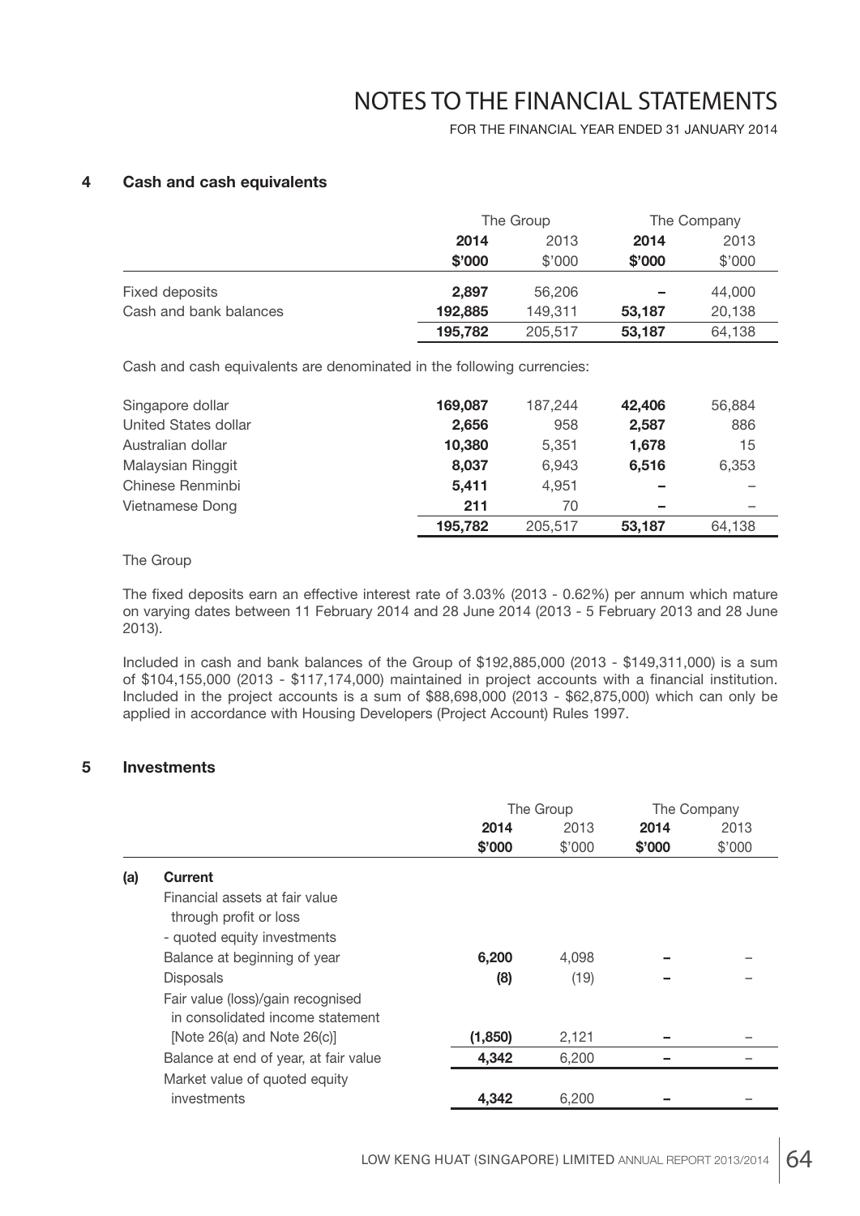## 4 Cash and cash equivalents

| | The Group | | The Company | |
|---|---|---|---|---|
| | **2014** | 2013 | **2014** | 2013 |
| | **$'000** | $'000 | **$'000** | $'000 |
| Fixed deposits | **2,897** | 56,206 | **–** | 44,000 |
| Cash and bank balances | **192,885** | 149,311 | **53,187** | 20,138 |
| | **195,782** | 205,517 | **53,187** | 64,138 |

Cash and cash equivalents are denominated in the following currencies:

| | | | | |
|---|---|---|---|---|
| Singapore dollar | **169,087** | 187,244 | **42,406** | 56,884 |
| United States dollar | **2,656** | 958 | **2,587** | 886 |
| Australian dollar | **10,380** | 5,351 | **1,678** | 15 |
| Malaysian Ringgit | **8,037** | 6,943 | **6,516** | 6,353 |
| Chinese Renminbi | **5,411** | 4,951 | **–** | – |
| Vietnamese Dong | **211** | 70 | **–** | – |
| | **195,782** | 205,517 | **53,187** | 64,138 |

The Group

The fixed deposits earn an effective interest rate of 3.03% (2013 - 0.62%) per annum which mature on varying dates between 11 February 2014 and 28 June 2014 (2013 - 5 February 2013 and 28 June 2013).

Included in cash and bank balances of the Group of $192,885,000 (2013 - $149,311,000) is a sum of $104,155,000 (2013 - $117,174,000) maintained in project accounts with a financial institution. Included in the project accounts is a sum of $88,698,000 (2013 - $62,875,000) which can only be applied in accordance with Housing Developers (Project Account) Rules 1997.

## 5 Investments

| | | The Group | | The Company | |
|---|---|---|---|---|---|
| | | **2014** | 2013 | **2014** | 2013 |
| | | **$'000** | $'000 | **$'000** | $'000 |
| **(a)** | **Current** | | | | |
| | Financial assets at fair value through profit or loss - quoted equity investments | | | | |
| | Balance at beginning of year | **6,200** | 4,098 | **–** | – |
| | Disposals | **(8)** | (19) | **–** | – |
| | Fair value (loss)/gain recognised in consolidated income statement [Note 26(a) and Note 26(c)] | **(1,850)** | 2,121 | **–** | – |
| | Balance at end of year, at fair value | **4,342** | 6,200 | **–** | – |
| | Market value of quoted equity investments | **4,342** | 6,200 | **–** | – |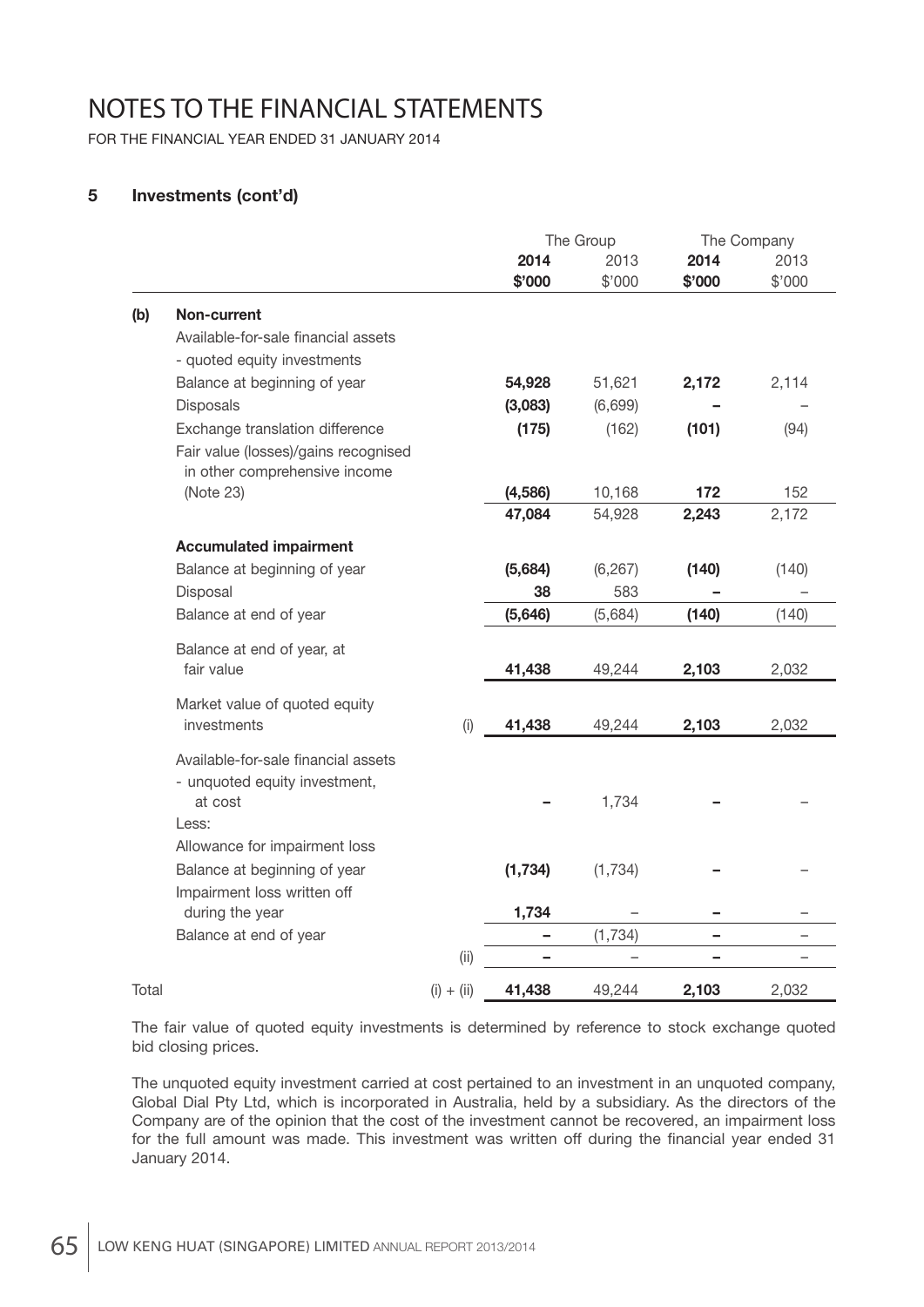# NOTES TO THE FINANCIAL STATEMENTS

FOR THE FINANCIAL YEAR ENDED 31 JANUARY 2014

## 5 Investments (cont'd)

| | | | The Group | | The Company | |
|---|---|---|---|---|---|---|
| | | | **2014** | 2013 | **2014** | 2013 |
| | | | **\$'000** | \$'000 | **\$'000** | \$'000 |
| **(b)** | **Non-current** | | | | | |
| | Available-for-sale financial assets | | | | | |
| | - quoted equity investments | | | | | |
| | Balance at beginning of year | | **54,928** | 51,621 | **2,172** | 2,114 |
| | Disposals | | **(3,083)** | (6,699) | **–** | – |
| | Exchange translation difference | | **(175)** | (162) | **(101)** | (94) |
| | Fair value (losses)/gains recognised in other comprehensive income (Note 23) | | **(4,586)** | 10,168 | **172** | 152 |
| | | | **47,084** | 54,928 | **2,243** | 2,172 |
| | **Accumulated impairment** | | | | | |
| | Balance at beginning of year | | **(5,684)** | (6,267) | **(140)** | (140) |
| | Disposal | | **38** | 583 | **–** | – |
| | Balance at end of year | | **(5,646)** | (5,684) | **(140)** | (140) |
| | Balance at end of year, at fair value | | **41,438** | 49,244 | **2,103** | 2,032 |
| | Market value of quoted equity investments | (i) | **41,438** | 49,244 | **2,103** | 2,032 |
| | Available-for-sale financial assets - unquoted equity investment, at cost | | **–** | 1,734 | **–** | – |
| | Less: | | | | | |
| | Allowance for impairment loss | | | | | |
| | Balance at beginning of year | | **(1,734)** | (1,734) | **–** | – |
| | Impairment loss written off during the year | | **1,734** | – | **–** | – |
| | Balance at end of year | | **–** | (1,734) | **–** | – |
| | | (ii) | **–** | – | **–** | – |
| Total | | (i) + (ii) | **41,438** | 49,244 | **2,103** | 2,032 |

The fair value of quoted equity investments is determined by reference to stock exchange quoted bid closing prices.

The unquoted equity investment carried at cost pertained to an investment in an unquoted company, Global Dial Pty Ltd, which is incorporated in Australia, held by a subsidiary. As the directors of the Company are of the opinion that the cost of the investment cannot be recovered, an impairment loss for the full amount was made. This investment was written off during the financial year ended 31 January 2014.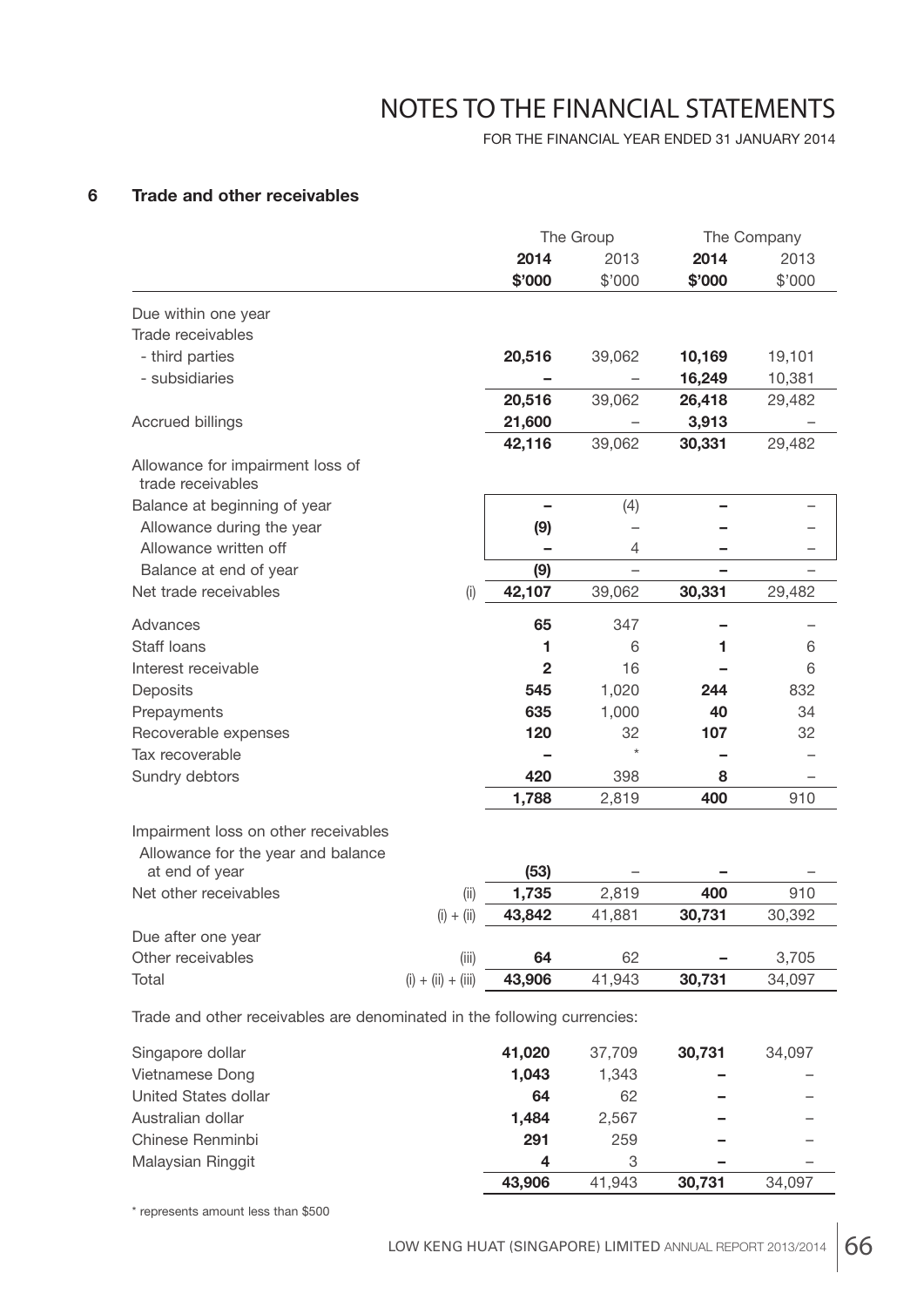# NOTES TO THE FINANCIAL STATEMENTS

FOR THE FINANCIAL YEAR ENDED 31 JANUARY 2014

## 6 Trade and other receivables

| | | The Group | | The Company | |
|---|---|---|---|---|---|
| | | **2014** | 2013 | **2014** | 2013 |
| | | **\$'000** | \$'000 | **\$'000** | \$'000 |
| Due within one year | | | | | |
| Trade receivables | | | | | |
| - third parties | | **20,516** | 39,062 | **10,169** | 19,101 |
| - subsidiaries | | **–** | – | **16,249** | 10,381 |
| | | **20,516** | 39,062 | **26,418** | 29,482 |
| Accrued billings | | **21,600** | – | **3,913** | – |
| | | **42,116** | 39,062 | **30,331** | 29,482 |
| Allowance for impairment loss of trade receivables | | | | | |
| Balance at beginning of year | | **–** | (4) | **–** | – |
| Allowance during the year | | **(9)** | – | **–** | – |
| Allowance written off | | **–** | 4 | **–** | – |
| Balance at end of year | | **(9)** | – | **–** | – |
| Net trade receivables | (i) | **42,107** | 39,062 | **30,331** | 29,482 |
| Advances | | **65** | 347 | **–** | – |
| Staff loans | | **1** | 6 | **1** | 6 |
| Interest receivable | | **2** | 16 | **–** | 6 |
| Deposits | | **545** | 1,020 | **244** | 832 |
| Prepayments | | **635** | 1,000 | **40** | 34 |
| Recoverable expenses | | **120** | 32 | **107** | 32 |
| Tax recoverable | | **–** | * | **–** | – |
| Sundry debtors | | **420** | 398 | **8** | – |
| | | **1,788** | 2,819 | **400** | 910 |
| Impairment loss on other receivables | | | | | |
| Allowance for the year and balance at end of year | | **(53)** | – | **–** | – |
| Net other receivables | (ii) | **1,735** | 2,819 | **400** | 910 |
| | (i) + (ii) | **43,842** | 41,881 | **30,731** | 30,392 |
| Due after one year | | | | | |
| Other receivables | (iii) | **64** | 62 | **–** | 3,705 |
| Total | (i) + (ii) + (iii) | **43,906** | 41,943 | **30,731** | 34,097 |

Trade and other receivables are denominated in the following currencies:

| | The Group 2014 | The Group 2013 | The Company 2014 | The Company 2013 |
|---|---|---|---|---|
| Singapore dollar | **41,020** | 37,709 | **30,731** | 34,097 |
| Vietnamese Dong | **1,043** | 1,343 | **–** | – |
| United States dollar | **64** | 62 | **–** | – |
| Australian dollar | **1,484** | 2,567 | **–** | – |
| Chinese Renminbi | **291** | 259 | **–** | – |
| Malaysian Ringgit | **4** | 3 | **–** | – |
| | **43,906** | 41,943 | **30,731** | 34,097 |

* represents amount less than \$500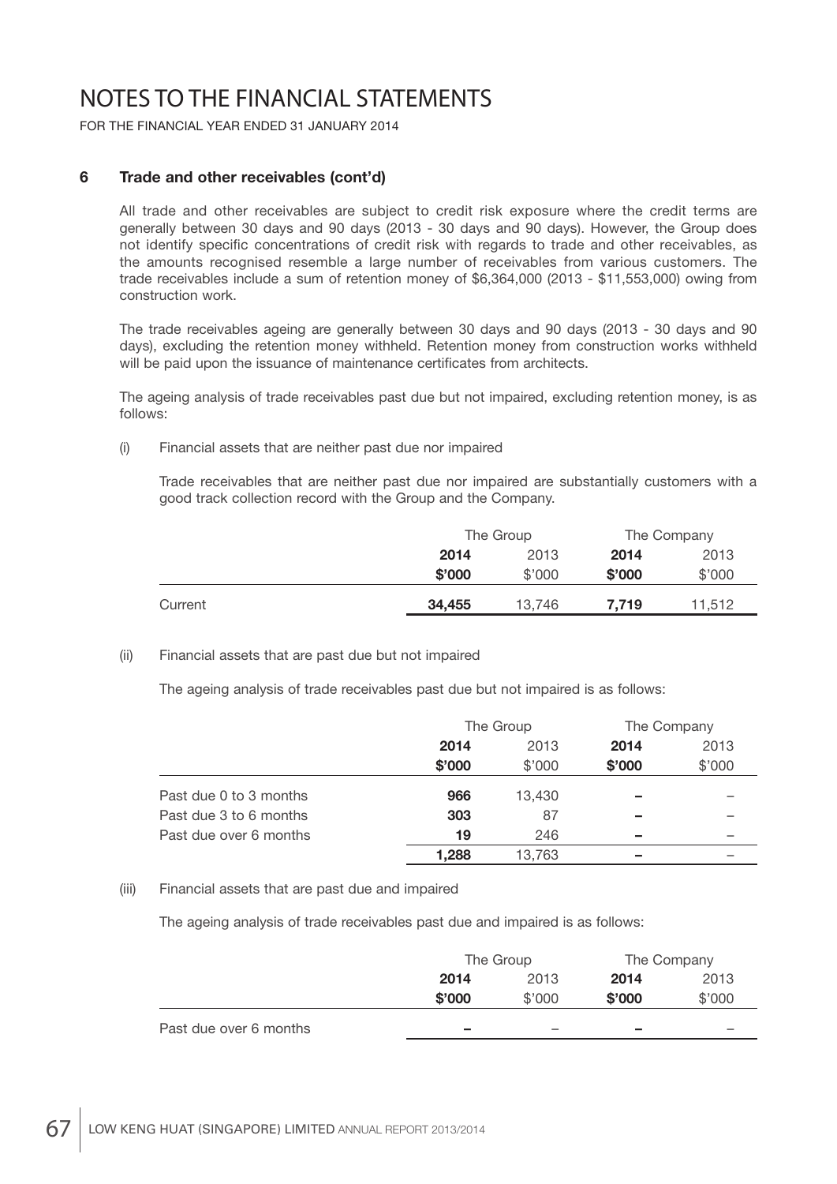# NOTES TO THE FINANCIAL STATEMENTS

FOR THE FINANCIAL YEAR ENDED 31 JANUARY 2014

## 6 Trade and other receivables (cont'd)

All trade and other receivables are subject to credit risk exposure where the credit terms are generally between 30 days and 90 days (2013 - 30 days and 90 days). However, the Group does not identify specific concentrations of credit risk with regards to trade and other receivables, as the amounts recognised resemble a large number of receivables from various customers. The trade receivables include a sum of retention money of $6,364,000 (2013 - $11,553,000) owing from construction work.

The trade receivables ageing are generally between 30 days and 90 days (2013 - 30 days and 90 days), excluding the retention money withheld. Retention money from construction works withheld will be paid upon the issuance of maintenance certificates from architects.

The ageing analysis of trade receivables past due but not impaired, excluding retention money, is as follows:

(i) Financial assets that are neither past due nor impaired

Trade receivables that are neither past due nor impaired are substantially customers with a good track collection record with the Group and the Company.

| | The Group | | The Company | |
|---|---|---|---|---|
| | **2014** | 2013 | **2014** | 2013 |
| | **$'000** | $'000 | **$'000** | $'000 |
| Current | **34,455** | 13,746 | **7,719** | 11,512 |

(ii) Financial assets that are past due but not impaired

The ageing analysis of trade receivables past due but not impaired is as follows:

| | The Group | | The Company | |
|---|---|---|---|---|
| | **2014** | 2013 | **2014** | 2013 |
| | **$'000** | $'000 | **$'000** | $'000 |
| Past due 0 to 3 months | **966** | 13,430 | **–** | – |
| Past due 3 to 6 months | **303** | 87 | **–** | – |
| Past due over 6 months | **19** | 246 | **–** | – |
| | **1,288** | 13,763 | **–** | – |

(iii) Financial assets that are past due and impaired

The ageing analysis of trade receivables past due and impaired is as follows:

| | The Group | | The Company | |
|---|---|---|---|---|
| | **2014** | 2013 | **2014** | 2013 |
| | **$'000** | $'000 | **$'000** | $'000 |
| Past due over 6 months | **–** | – | **–** | – |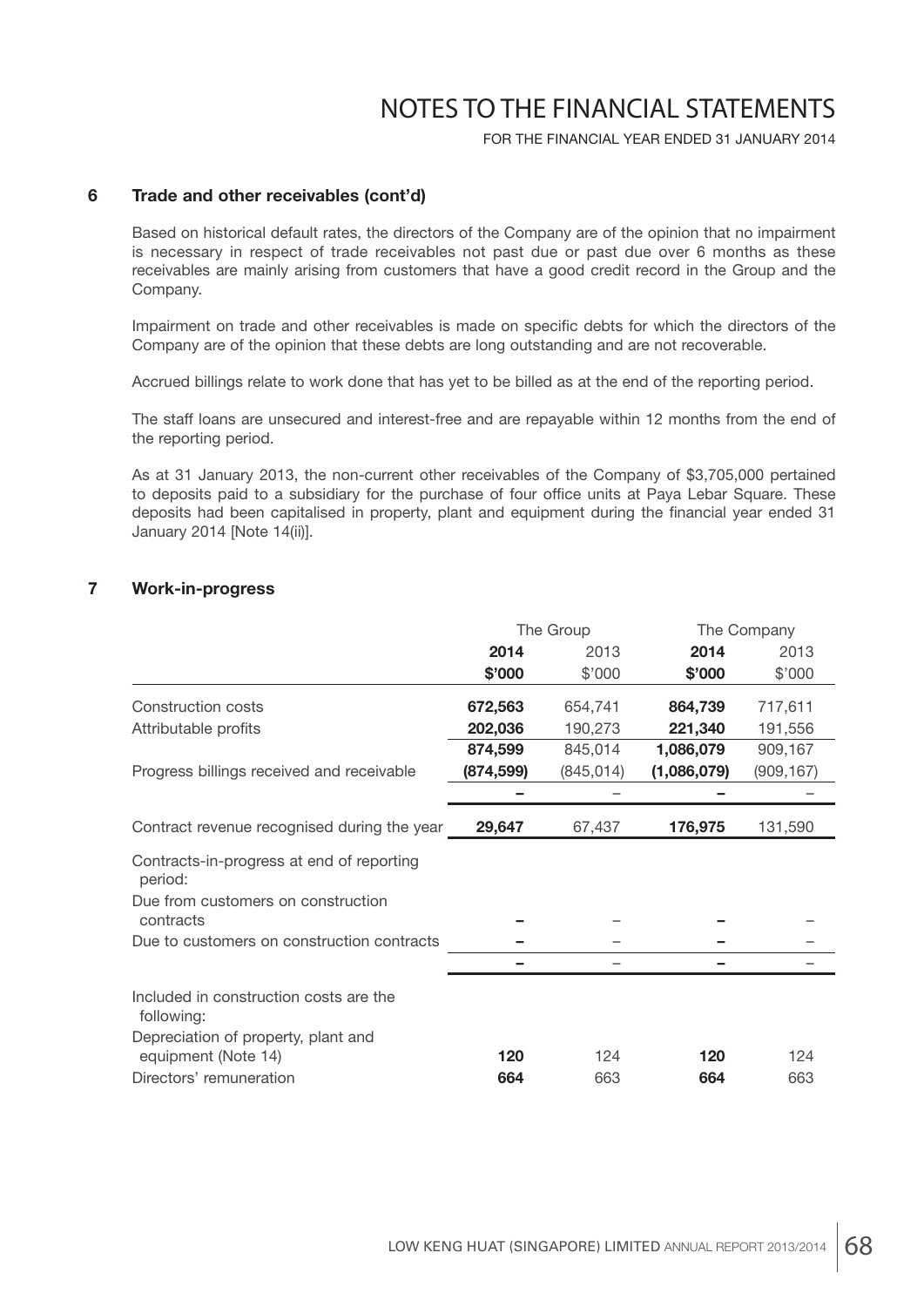## 6 Trade and other receivables (cont'd)

Based on historical default rates, the directors of the Company are of the opinion that no impairment is necessary in respect of trade receivables not past due or past due over 6 months as these receivables are mainly arising from customers that have a good credit record in the Group and the Company.

Impairment on trade and other receivables is made on specific debts for which the directors of the Company are of the opinion that these debts are long outstanding and are not recoverable.

Accrued billings relate to work done that has yet to be billed as at the end of the reporting period.

The staff loans are unsecured and interest-free and are repayable within 12 months from the end of the reporting period.

As at 31 January 2013, the non-current other receivables of the Company of $3,705,000 pertained to deposits paid to a subsidiary for the purchase of four office units at Paya Lebar Square. These deposits had been capitalised in property, plant and equipment during the financial year ended 31 January 2014 [Note 14(ii)].

## 7 Work-in-progress

| | The Group | | The Company | |
|---|---|---|---|---|
| | **2014** | 2013 | **2014** | 2013 |
| | **$'000** | $'000 | **$'000** | $'000 |
| Construction costs | **672,563** | 654,741 | **864,739** | 717,611 |
| Attributable profits | **202,036** | 190,273 | **221,340** | 191,556 |
| | **874,599** | 845,014 | **1,086,079** | 909,167 |
| Progress billings received and receivable | **(874,599)** | (845,014) | **(1,086,079)** | (909,167) |
| | **–** | – | **–** | – |
| Contract revenue recognised during the year | **29,647** | 67,437 | **176,975** | 131,590 |
| Contracts-in-progress at end of reporting period: | | | | |
| Due from customers on construction contracts | **–** | – | **–** | – |
| Due to customers on construction contracts | **–** | – | **–** | – |
| | **–** | – | **–** | – |
| Included in construction costs are the following: | | | | |
| Depreciation of property, plant and equipment (Note 14) | **120** | 124 | **120** | 124 |
| Directors' remuneration | **664** | 663 | **664** | 663 |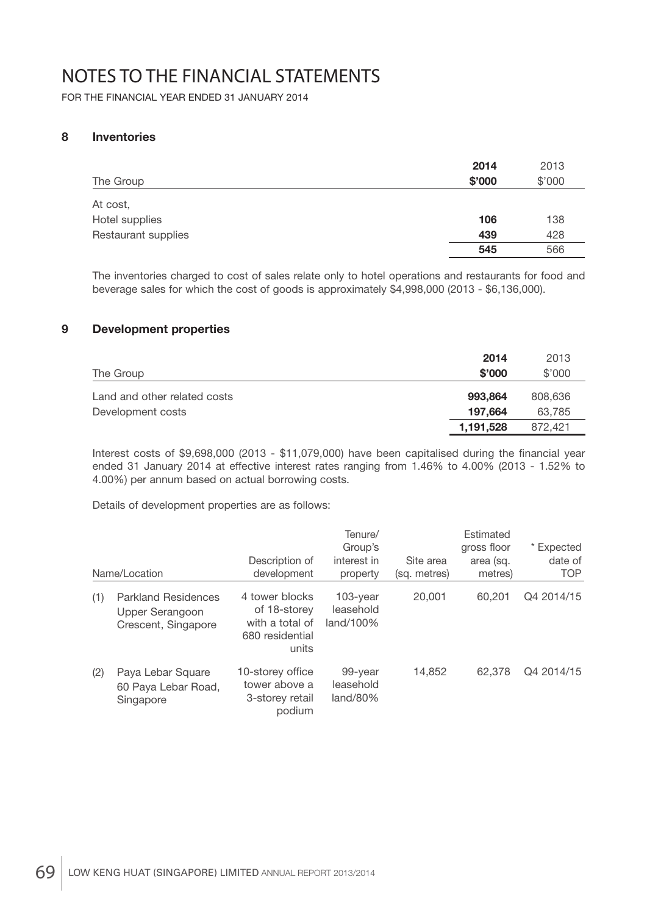# NOTES TO THE FINANCIAL STATEMENTS

FOR THE FINANCIAL YEAR ENDED 31 JANUARY 2014

## 8 Inventories

| The Group | 2014 \$'000 | 2013 \$'000 |
|---|---|---|
| At cost, | | |
| Hotel supplies | **106** | 138 |
| Restaurant supplies | **439** | 428 |
| | **545** | 566 |

The inventories charged to cost of sales relate only to hotel operations and restaurants for food and beverage sales for which the cost of goods is approximately \$4,998,000 (2013 - \$6,136,000).

## 9 Development properties

| The Group | 2014 \$'000 | 2013 \$'000 |
|---|---|---|
| Land and other related costs | **993,864** | 808,636 |
| Development costs | **197,664** | 63,785 |
| | **1,191,528** | 872,421 |

Interest costs of \$9,698,000 (2013 - \$11,079,000) have been capitalised during the financial year ended 31 January 2014 at effective interest rates ranging from 1.46% to 4.00% (2013 - 1.52% to 4.00%) per annum based on actual borrowing costs.

Details of development properties are as follows:

| | Name/Location | Description of development | Tenure/ Group's interest in property | Site area (sq. metres) | Estimated gross floor area (sq. metres) | * Expected date of TOP |
|---|---|---|---|---|---|---|
| (1) | Parkland Residences Upper Serangoon Crescent, Singapore | 4 tower blocks of 18-storey with a total of 680 residential units | 103-year leasehold land/100% | 20,001 | 60,201 | Q4 2014/15 |
| (2) | Paya Lebar Square 60 Paya Lebar Road, Singapore | 10-storey office tower above a 3-storey retail podium | 99-year leasehold land/80% | 14,852 | 62,378 | Q4 2014/15 |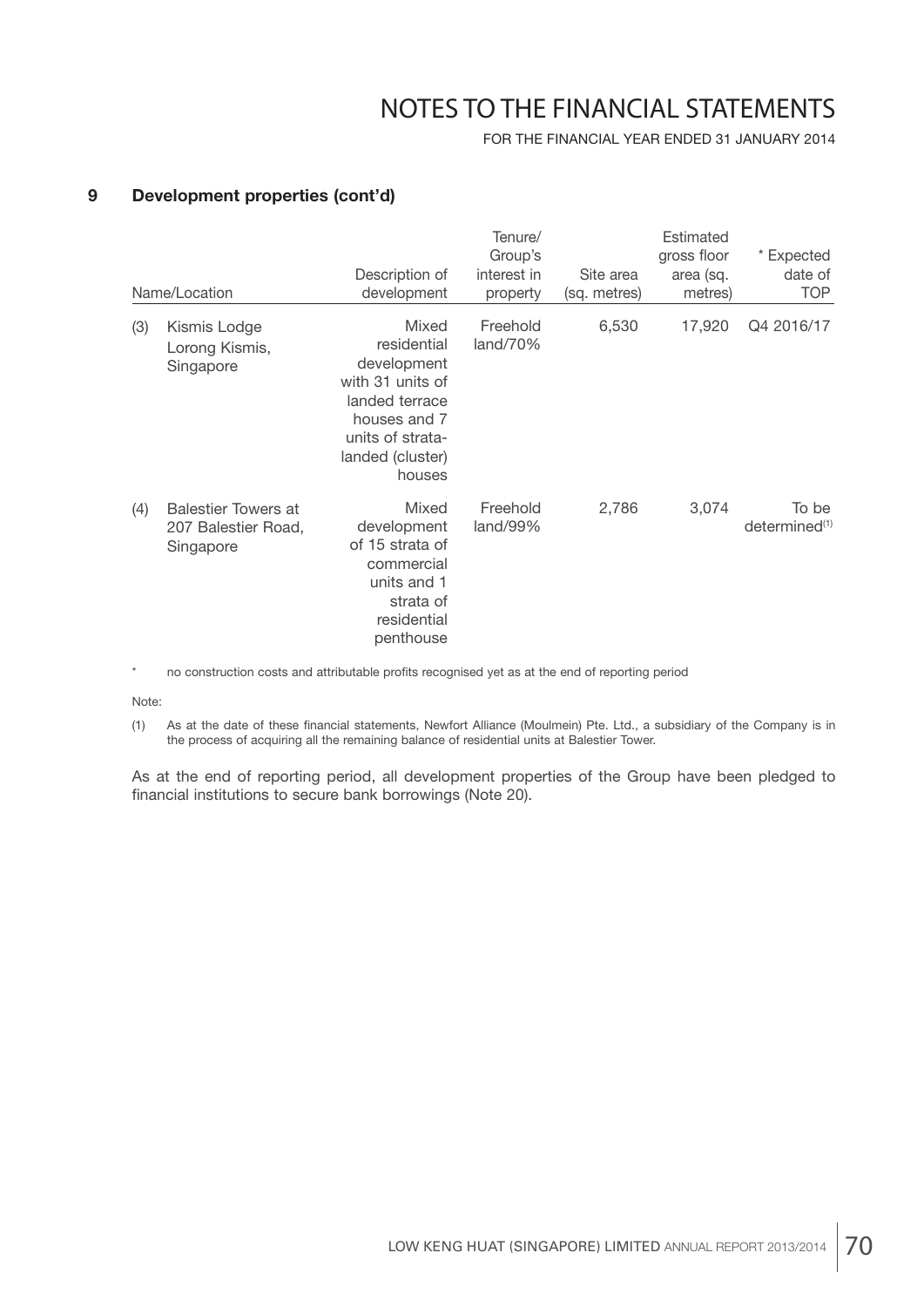## 9 Development properties (cont'd)

| | Name/Location | Description of development | Tenure/ Group's interest in property | Site area (sq. metres) | Estimated gross floor area (sq. metres) | * Expected date of TOP |
|---|---|---|---|---|---|---|
| (3) | Kismis Lodge Lorong Kismis, Singapore | Mixed residential development with 31 units of landed terrace houses and 7 units of strata-landed (cluster) houses | Freehold land/70% | 6,530 | 17,920 | Q4 2016/17 |
| (4) | Balestier Towers at 207 Balestier Road, Singapore | Mixed development of 15 strata of commercial units and 1 strata of residential penthouse | Freehold land/99% | 2,786 | 3,074 | To be determined[(1)] |

\* no construction costs and attributable profits recognised yet as at the end of reporting period

Note:

(1) As at the date of these financial statements, Newfort Alliance (Moulmein) Pte. Ltd., a subsidiary of the Company is in the process of acquiring all the remaining balance of residential units at Balestier Tower.

As at the end of reporting period, all development properties of the Group have been pledged to financial institutions to secure bank borrowings (Note 20).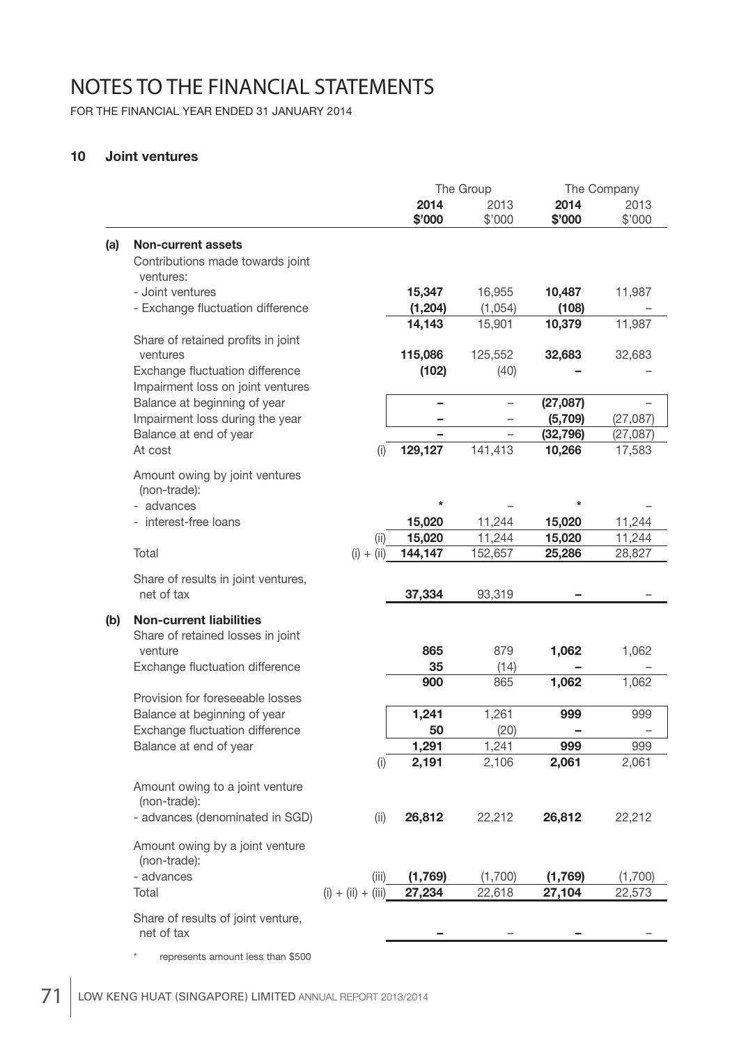# NOTES TO THE FINANCIAL STATEMENTS

FOR THE FINANCIAL YEAR ENDED 31 JANUARY 2014

## 10 Joint ventures

| | | | The Group | | The Company | |
|---|---|---|---|---|---|---|
| | | | **2014** | 2013 | **2014** | 2013 |
| | | | **$'000** | $'000 | **$'000** | $'000 |
| **(a)** | **Non-current assets** | | | | | |
| | Contributions made towards joint ventures: | | | | | |
| | - Joint ventures | | **15,347** | 16,955 | **10,487** | 11,987 |
| | - Exchange fluctuation difference | | **(1,204)** | (1,054) | **(108)** | – |
| | | | **14,143** | 15,901 | **10,379** | 11,987 |
| | Share of retained profits in joint ventures | | **115,086** | 125,552 | **32,683** | 32,683 |
| | Exchange fluctuation difference | | **(102)** | (40) | **–** | – |
| | Impairment loss on joint ventures | | | | | |
| | Balance at beginning of year | | **–** | – | **(27,087)** | – |
| | Impairment loss during the year | | **–** | – | **(5,709)** | (27,087) |
| | Balance at end of year | | **–** | – | **(32,796)** | (27,087) |
| | At cost | (i) | **129,127** | 141,413 | **10,266** | 17,583 |
| | Amount owing by joint ventures (non-trade): | | | | | |
| | - advances | | * | – | * | – |
| | - interest-free loans | | **15,020** | 11,244 | **15,020** | 11,244 |
| | | (ii) | **15,020** | 11,244 | **15,020** | 11,244 |
| | Total | (i) + (ii) | **144,147** | 152,657 | **25,286** | 28,827 |
| | Share of results in joint ventures, net of tax | | **37,334** | 93,319 | **–** | – |
| **(b)** | **Non-current liabilities** | | | | | |
| | Share of retained losses in joint venture | | **865** | 879 | **1,062** | 1,062 |
| | Exchange fluctuation difference | | **35** | (14) | **–** | – |
| | | | **900** | 865 | **1,062** | 1,062 |
| | Provision for foreseeable losses | | | | | |
| | Balance at beginning of year | | **1,241** | 1,261 | **999** | 999 |
| | Exchange fluctuation difference | | **50** | (20) | **–** | – |
| | Balance at end of year | | **1,291** | 1,241 | **999** | 999 |
| | | (i) | **2,191** | 2,106 | **2,061** | 2,061 |
| | Amount owing to a joint venture (non-trade): | | | | | |
| | - advances (denominated in SGD) | (ii) | **26,812** | 22,212 | **26,812** | 22,212 |
| | Amount owing by a joint venture (non-trade): | | | | | |
| | - advances | (iii) | **(1,769)** | (1,700) | **(1,769)** | (1,700) |
| | Total | (i) + (ii) + (iii) | **27,234** | 22,618 | **27,104** | 22,573 |
| | Share of results of joint venture, net of tax | | **–** | – | **–** | – |

\* represents amount less than $500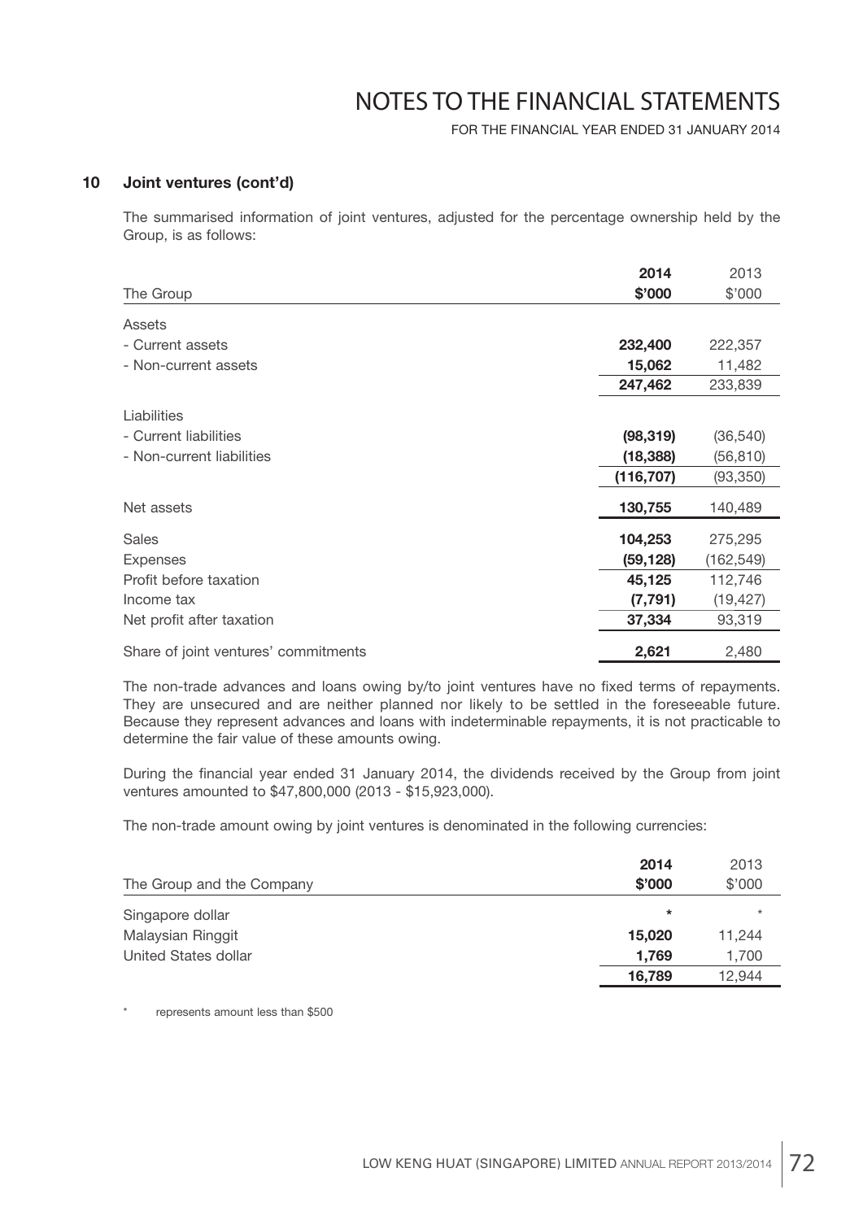## 10 Joint ventures (cont'd)

The summarised information of joint ventures, adjusted for the percentage ownership held by the Group, is as follows:

| The Group | 2014<br>$'000 | 2013<br>$'000 |
|---|---|---|
| Assets | | |
| - Current assets | **232,400** | 222,357 |
| - Non-current assets | **15,062** | 11,482 |
| | **247,462** | 233,839 |
| Liabilities | | |
| - Current liabilities | **(98,319)** | (36,540) |
| - Non-current liabilities | **(18,388)** | (56,810) |
| | **(116,707)** | (93,350) |
| Net assets | **130,755** | 140,489 |
| Sales | **104,253** | 275,295 |
| Expenses | **(59,128)** | (162,549) |
| Profit before taxation | **45,125** | 112,746 |
| Income tax | **(7,791)** | (19,427) |
| Net profit after taxation | **37,334** | 93,319 |
| Share of joint ventures' commitments | **2,621** | 2,480 |

The non-trade advances and loans owing by/to joint ventures have no fixed terms of repayments. They are unsecured and are neither planned nor likely to be settled in the foreseeable future. Because they represent advances and loans with indeterminable repayments, it is not practicable to determine the fair value of these amounts owing.

During the financial year ended 31 January 2014, the dividends received by the Group from joint ventures amounted to $47,800,000 (2013 - $15,923,000).

The non-trade amount owing by joint ventures is denominated in the following currencies:

| The Group and the Company | 2014<br>$'000 | 2013<br>$'000 |
|---|---|---|
| Singapore dollar | * | * |
| Malaysian Ringgit | **15,020** | 11,244 |
| United States dollar | **1,769** | 1,700 |
| | **16,789** | 12,944 |

\* represents amount less than $500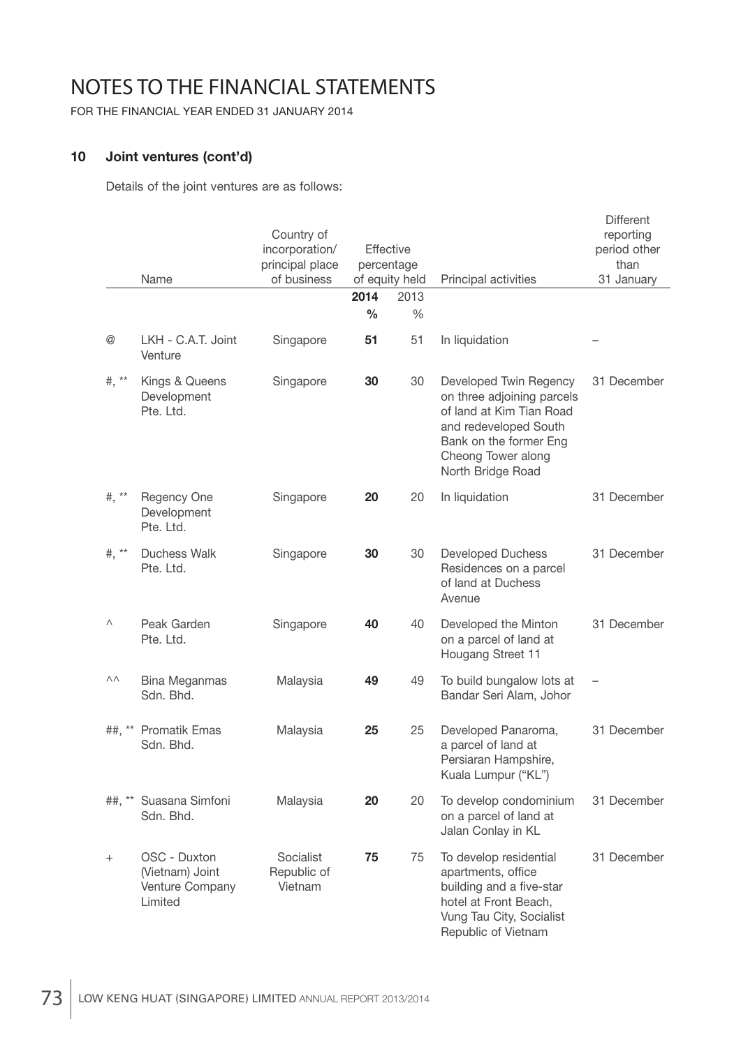# NOTES TO THE FINANCIAL STATEMENTS

FOR THE FINANCIAL YEAR ENDED 31 JANUARY 2014

## 10 Joint ventures (cont'd)

Details of the joint ventures are as follows:

| | Name | Country of incorporation/ principal place of business | Effective percentage of equity held | | Principal activities | Different reporting period other than 31 January |
|---|---|---|---|---|---|---|
| | | | **2014** | 2013 | | |
| | | | **%** | % | | |
| @ | LKH - C.A.T. Joint Venture | Singapore | **51** | 51 | In liquidation | – |
| #, ** | Kings & Queens Development Pte. Ltd. | Singapore | **30** | 30 | Developed Twin Regency on three adjoining parcels of land at Kim Tian Road and redeveloped South Bank on the former Eng Cheong Tower along North Bridge Road | 31 December |
| #, ** | Regency One Development Pte. Ltd. | Singapore | **20** | 20 | In liquidation | 31 December |
| #, ** | Duchess Walk Pte. Ltd. | Singapore | **30** | 30 | Developed Duchess Residences on a parcel of land at Duchess Avenue | 31 December |
| ^ | Peak Garden Pte. Ltd. | Singapore | **40** | 40 | Developed the Minton on a parcel of land at Hougang Street 11 | 31 December |
| ^^ | Bina Meganmas Sdn. Bhd. | Malaysia | **49** | 49 | To build bungalow lots at Bandar Seri Alam, Johor | – |
| ##, ** | Promatik Emas Sdn. Bhd. | Malaysia | **25** | 25 | Developed Panaroma, a parcel of land at Persiaran Hampshire, Kuala Lumpur ("KL") | 31 December |
| ##, ** | Suasana Simfoni Sdn. Bhd. | Malaysia | **20** | 20 | To develop condominium on a parcel of land at Jalan Conlay in KL | 31 December |
| + | OSC - Duxton (Vietnam) Joint Venture Company Limited | Socialist Republic of Vietnam | **75** | 75 | To develop residential apartments, office building and a five-star hotel at Front Beach, Vung Tau City, Socialist Republic of Vietnam | 31 December |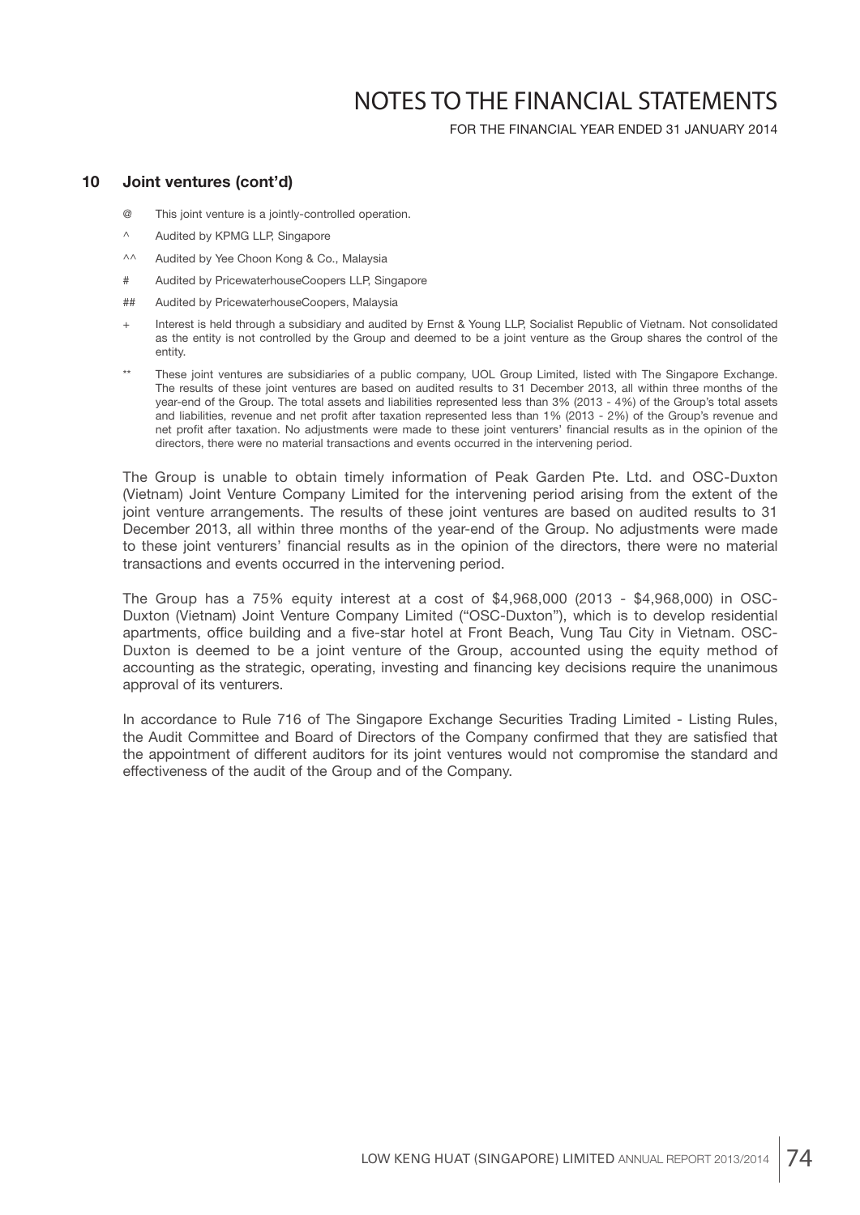## 10 Joint ventures (cont'd)

@ This joint venture is a jointly-controlled operation.

^ Audited by KPMG LLP, Singapore

^^ Audited by Yee Choon Kong & Co., Malaysia

# Audited by PricewaterhouseCoopers LLP, Singapore

## Audited by PricewaterhouseCoopers, Malaysia

+ Interest is held through a subsidiary and audited by Ernst & Young LLP, Socialist Republic of Vietnam. Not consolidated as the entity is not controlled by the Group and deemed to be a joint venture as the Group shares the control of the entity.

** These joint ventures are subsidiaries of a public company, UOL Group Limited, listed with The Singapore Exchange. The results of these joint ventures are based on audited results to 31 December 2013, all within three months of the year-end of the Group. The total assets and liabilities represented less than 3% (2013 - 4%) of the Group's total assets and liabilities, revenue and net profit after taxation represented less than 1% (2013 - 2%) of the Group's revenue and net profit after taxation. No adjustments were made to these joint venturers' financial results as in the opinion of the directors, there were no material transactions and events occurred in the intervening period.

The Group is unable to obtain timely information of Peak Garden Pte. Ltd. and OSC-Duxton (Vietnam) Joint Venture Company Limited for the intervening period arising from the extent of the joint venture arrangements. The results of these joint ventures are based on audited results to 31 December 2013, all within three months of the year-end of the Group. No adjustments were made to these joint venturers' financial results as in the opinion of the directors, there were no material transactions and events occurred in the intervening period.

The Group has a 75% equity interest at a cost of $4,968,000 (2013 - $4,968,000) in OSC-Duxton (Vietnam) Joint Venture Company Limited ("OSC-Duxton"), which is to develop residential apartments, office building and a five-star hotel at Front Beach, Vung Tau City in Vietnam. OSC-Duxton is deemed to be a joint venture of the Group, accounted using the equity method of accounting as the strategic, operating, investing and financing key decisions require the unanimous approval of its venturers.

In accordance to Rule 716 of The Singapore Exchange Securities Trading Limited - Listing Rules, the Audit Committee and Board of Directors of the Company confirmed that they are satisfied that the appointment of different auditors for its joint ventures would not compromise the standard and effectiveness of the audit of the Group and of the Company.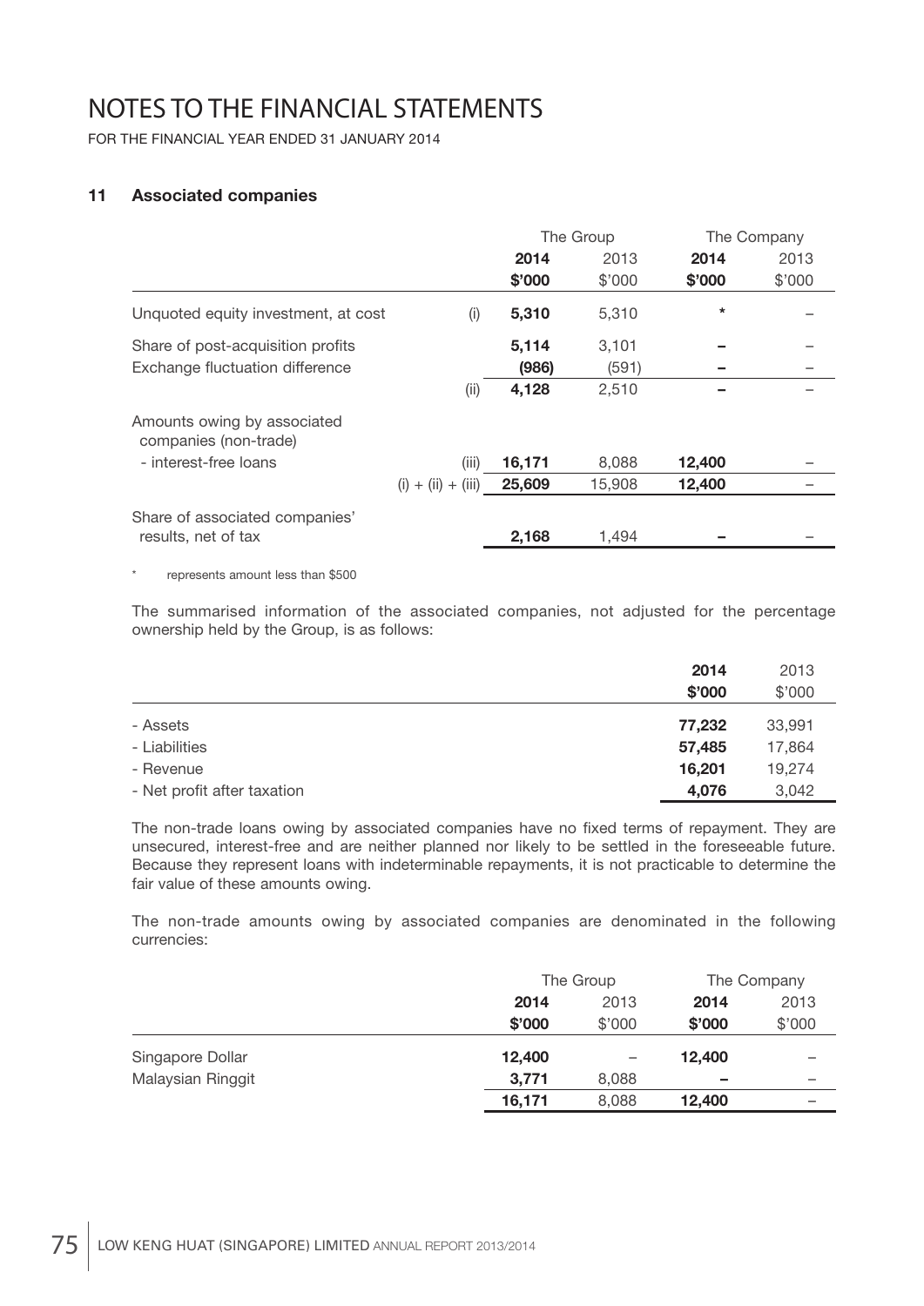# NOTES TO THE FINANCIAL STATEMENTS

FOR THE FINANCIAL YEAR ENDED 31 JANUARY 2014

## 11 Associated companies

| | | The Group | | The Company | |
|---|---|---|---|---|---|
| | | **2014** | 2013 | **2014** | 2013 |
| | | **$'000** | $'000 | **$'000** | $'000 |
| Unquoted equity investment, at cost | (i) | **5,310** | 5,310 | * | – |
| Share of post-acquisition profits | | **5,114** | 3,101 | **–** | – |
| Exchange fluctuation difference | | **(986)** | (591) | **–** | – |
| | (ii) | **4,128** | 2,510 | **–** | – |
| Amounts owing by associated companies (non-trade) | | | | | |
| - interest-free loans | (iii) | **16,171** | 8,088 | **12,400** | – |
| | (i) + (ii) + (iii) | **25,609** | 15,908 | **12,400** | – |
| Share of associated companies' results, net of tax | | **2,168** | 1,494 | **–** | – |

\* represents amount less than $500

The summarised information of the associated companies, not adjusted for the percentage ownership held by the Group, is as follows:

| | **2014** | 2013 |
|---|---|---|
| | **$'000** | $'000 |
| - Assets | **77,232** | 33,991 |
| - Liabilities | **57,485** | 17,864 |
| - Revenue | **16,201** | 19,274 |
| - Net profit after taxation | **4,076** | 3,042 |

The non-trade loans owing by associated companies have no fixed terms of repayment. They are unsecured, interest-free and are neither planned nor likely to be settled in the foreseeable future. Because they represent loans with indeterminable repayments, it is not practicable to determine the fair value of these amounts owing.

The non-trade amounts owing by associated companies are denominated in the following currencies:

| | The Group | | The Company | |
|---|---|---|---|---|
| | **2014** | 2013 | **2014** | 2013 |
| | **$'000** | $'000 | **$'000** | $'000 |
| Singapore Dollar | **12,400** | – | **12,400** | – |
| Malaysian Ringgit | **3,771** | 8,088 | **–** | – |
| | **16,171** | 8,088 | **12,400** | – |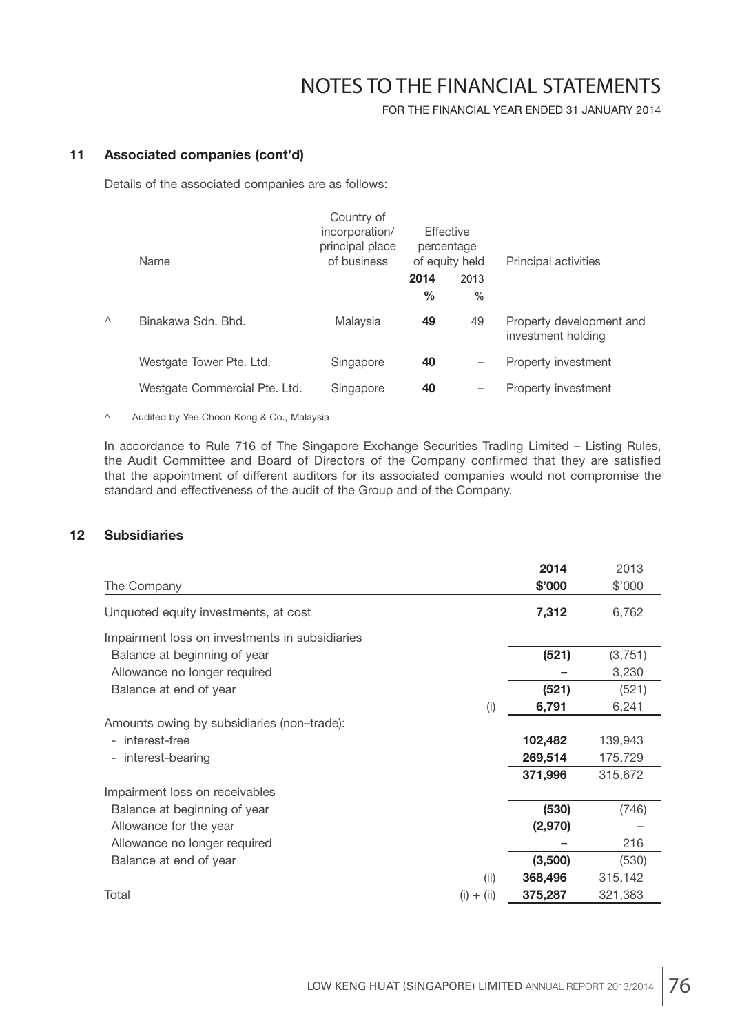## 11 Associated companies (cont'd)

Details of the associated companies are as follows:

| | Name | Country of incorporation/ principal place of business | Effective percentage of equity held | | Principal activities |
|---|---|---|---|---|---|
| | | | **2014** | 2013 | |
| | | | **%** | % | |
| ^ | Binakawa Sdn. Bhd. | Malaysia | **49** | 49 | Property development and investment holding |
| | Westgate Tower Pte. Ltd. | Singapore | **40** | – | Property investment |
| | Westgate Commercial Pte. Ltd. | Singapore | **40** | – | Property investment |

^ Audited by Yee Choon Kong & Co., Malaysia

In accordance to Rule 716 of The Singapore Exchange Securities Trading Limited – Listing Rules, the Audit Committee and Board of Directors of the Company confirmed that they are satisfied that the appointment of different auditors for its associated companies would not compromise the standard and effectiveness of the audit of the Group and of the Company.

## 12 Subsidiaries

| The Company | | **2014** **$'000** | 2013 $'000 |
|---|---|---|---|
| Unquoted equity investments, at cost | | **7,312** | 6,762 |
| Impairment loss on investments in subsidiaries | | | |
| Balance at beginning of year | | **(521)** | (3,751) |
| Allowance no longer required | | **–** | 3,230 |
| Balance at end of year | | **(521)** | (521) |
| | (i) | **6,791** | 6,241 |
| Amounts owing by subsidiaries (non–trade): | | | |
| - interest-free | | **102,482** | 139,943 |
| - interest-bearing | | **269,514** | 175,729 |
| | | **371,996** | 315,672 |
| Impairment loss on receivables | | | |
| Balance at beginning of year | | **(530)** | (746) |
| Allowance for the year | | **(2,970)** | – |
| Allowance no longer required | | **–** | 216 |
| Balance at end of year | | **(3,500)** | (530) |
| | (ii) | **368,496** | 315,142 |
| Total | (i) + (ii) | **375,287** | 321,383 |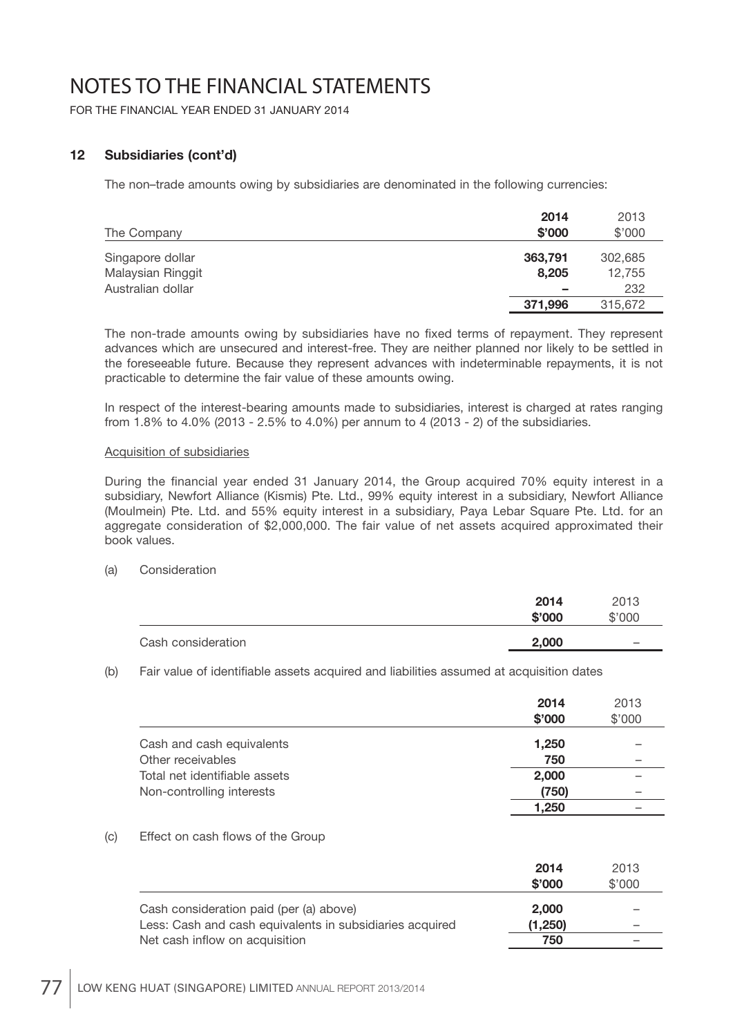# NOTES TO THE FINANCIAL STATEMENTS

FOR THE FINANCIAL YEAR ENDED 31 JANUARY 2014

## 12 Subsidiaries (cont'd)

The non–trade amounts owing by subsidiaries are denominated in the following currencies:

| The Company | 2014 $'000 | 2013 $'000 |
|---|---|---|
| Singapore dollar | **363,791** | 302,685 |
| Malaysian Ringgit | **8,205** | 12,755 |
| Australian dollar | **–** | 232 |
| | **371,996** | 315,672 |

The non-trade amounts owing by subsidiaries have no fixed terms of repayment. They represent advances which are unsecured and interest-free. They are neither planned nor likely to be settled in the foreseeable future. Because they represent advances with indeterminable repayments, it is not practicable to determine the fair value of these amounts owing.

In respect of the interest-bearing amounts made to subsidiaries, interest is charged at rates ranging from 1.8% to 4.0% (2013 - 2.5% to 4.0%) per annum to 4 (2013 - 2) of the subsidiaries.

<u>Acquisition of subsidiaries</u>

During the financial year ended 31 January 2014, the Group acquired 70% equity interest in a subsidiary, Newfort Alliance (Kismis) Pte. Ltd., 99% equity interest in a subsidiary, Newfort Alliance (Moulmein) Pte. Ltd. and 55% equity interest in a subsidiary, Paya Lebar Square Pte. Ltd. for an aggregate consideration of $2,000,000. The fair value of net assets acquired approximated their book values.

(a) Consideration

| | 2014 $'000 | 2013 $'000 |
|---|---|---|
| Cash consideration | **2,000** | – |

(b) Fair value of identifiable assets acquired and liabilities assumed at acquisition dates

| | 2014 $'000 | 2013 $'000 |
|---|---|---|
| Cash and cash equivalents | **1,250** | – |
| Other receivables | **750** | – |
| Total net identifiable assets | **2,000** | – |
| Non-controlling interests | **(750)** | – |
| | **1,250** | – |

(c) Effect on cash flows of the Group

| | 2014 $'000 | 2013 $'000 |
|---|---|---|
| Cash consideration paid (per (a) above) | **2,000** | – |
| Less: Cash and cash equivalents in subsidiaries acquired | **(1,250)** | – |
| Net cash inflow on acquisition | **750** | – |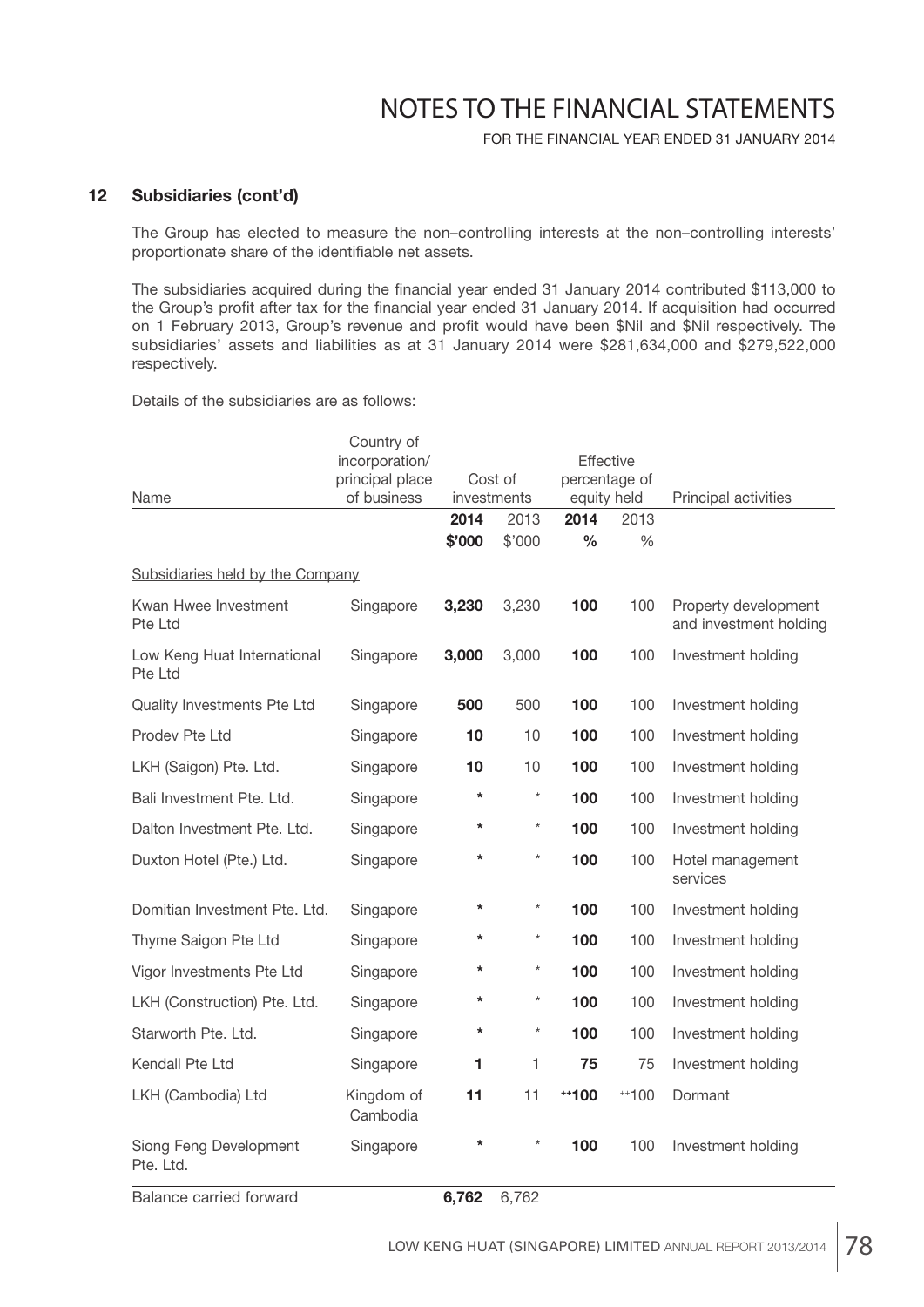# NOTES TO THE FINANCIAL STATEMENTS

FOR THE FINANCIAL YEAR ENDED 31 JANUARY 2014

## 12 Subsidiaries (cont'd)

The Group has elected to measure the non–controlling interests at the non–controlling interests' proportionate share of the identifiable net assets.

The subsidiaries acquired during the financial year ended 31 January 2014 contributed $113,000 to the Group's profit after tax for the financial year ended 31 January 2014. If acquisition had occurred on 1 February 2013, Group's revenue and profit would have been $Nil and $Nil respectively. The subsidiaries' assets and liabilities as at 31 January 2014 were $281,634,000 and $279,522,000 respectively.

Details of the subsidiaries are as follows:

| Name | Country of incorporation/ principal place of business | Cost of investments | | Effective percentage of equity held | | Principal activities |
|---|---|---|---|---|---|---|
| | | **2014** | 2013 | **2014** | 2013 | |
| | | **$'000** | $'000 | **%** | % | |
| Subsidiaries held by the Company | | | | | | |
| Kwan Hwee Investment Pte Ltd | Singapore | **3,230** | 3,230 | **100** | 100 | Property development and investment holding |
| Low Keng Huat International Pte Ltd | Singapore | **3,000** | 3,000 | **100** | 100 | Investment holding |
| Quality Investments Pte Ltd | Singapore | **500** | 500 | **100** | 100 | Investment holding |
| Prodev Pte Ltd | Singapore | **10** | 10 | **100** | 100 | Investment holding |
| LKH (Saigon) Pte. Ltd. | Singapore | **10** | 10 | **100** | 100 | Investment holding |
| Bali Investment Pte. Ltd. | Singapore | **\*** | \* | **100** | 100 | Investment holding |
| Dalton Investment Pte. Ltd. | Singapore | **\*** | \* | **100** | 100 | Investment holding |
| Duxton Hotel (Pte.) Ltd. | Singapore | **\*** | \* | **100** | 100 | Hotel management services |
| Domitian Investment Pte. Ltd. | Singapore | **\*** | \* | **100** | 100 | Investment holding |
| Thyme Saigon Pte Ltd | Singapore | **\*** | \* | **100** | 100 | Investment holding |
| Vigor Investments Pte Ltd | Singapore | **\*** | \* | **100** | 100 | Investment holding |
| LKH (Construction) Pte. Ltd. | Singapore | **\*** | \* | **100** | 100 | Investment holding |
| Starworth Pte. Ltd. | Singapore | **\*** | \* | **100** | 100 | Investment holding |
| Kendall Pte Ltd | Singapore | **1** | 1 | **75** | 75 | Investment holding |
| LKH (Cambodia) Ltd | Kingdom of Cambodia | **11** | 11 | ++**100** | ++100 | Dormant |
| Siong Feng Development Pte. Ltd. | Singapore | **\*** | \* | **100** | 100 | Investment holding |
| Balance carried forward | | **6,762** | 6,762 | | | |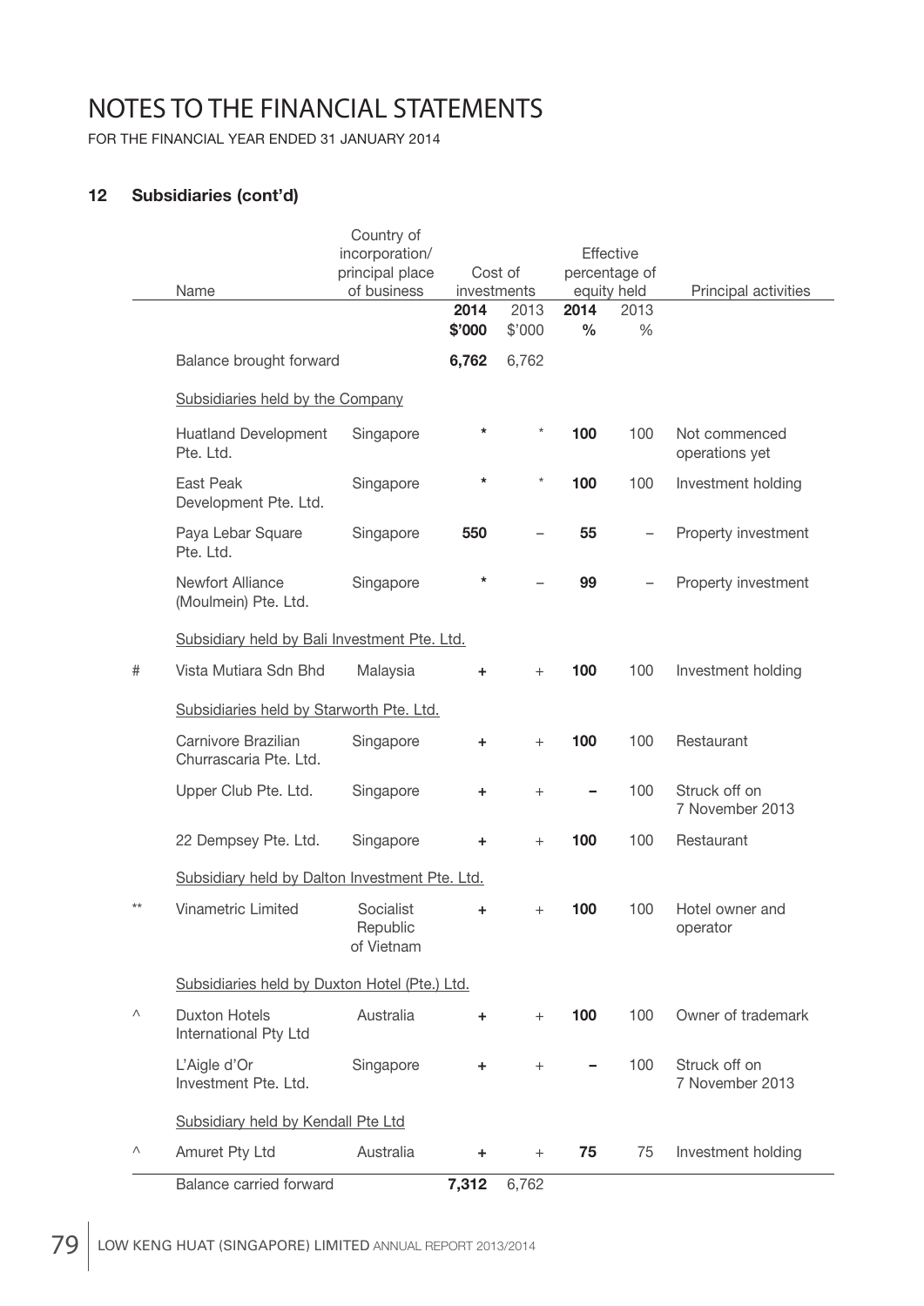# NOTES TO THE FINANCIAL STATEMENTS

FOR THE FINANCIAL YEAR ENDED 31 JANUARY 2014

## 12 Subsidiaries (cont'd)

| | Name | Country of incorporation/ principal place of business | Cost of investments | | Effective percentage of equity held | | Principal activities |
|---|---|---|---|---|---|---|---|
| | | | **2014** | 2013 | **2014** | 2013 | |
| | | | **$'000** | $'000 | **%** | % | |
| | Balance brought forward | | **6,762** | 6,762 | | | |
| | Subsidiaries held by the Company | | | | | | |
| | Huatland Development Pte. Ltd. | Singapore | * | * | **100** | 100 | Not commenced operations yet |
| | East Peak Development Pte. Ltd. | Singapore | * | * | **100** | 100 | Investment holding |
| | Paya Lebar Square Pte. Ltd. | Singapore | **550** | – | **55** | – | Property investment |
| | Newfort Alliance (Moulmein) Pte. Ltd. | Singapore | * | – | **99** | – | Property investment |
| | Subsidiary held by Bali Investment Pte. Ltd. | | | | | | |
| # | Vista Mutiara Sdn Bhd | Malaysia | **+** | + | **100** | 100 | Investment holding |
| | Subsidiaries held by Starworth Pte. Ltd. | | | | | | |
| | Carnivore Brazilian Churrascaria Pte. Ltd. | Singapore | **+** | + | **100** | 100 | Restaurant |
| | Upper Club Pte. Ltd. | Singapore | **+** | + | **–** | 100 | Struck off on 7 November 2013 |
| | 22 Dempsey Pte. Ltd. | Singapore | **+** | + | **100** | 100 | Restaurant |
| | Subsidiary held by Dalton Investment Pte. Ltd. | | | | | | |
| ** | Vinametric Limited | Socialist Republic of Vietnam | **+** | + | **100** | 100 | Hotel owner and operator |
| | Subsidiaries held by Duxton Hotel (Pte.) Ltd. | | | | | | |
| ^ | Duxton Hotels International Pty Ltd | Australia | **+** | + | **100** | 100 | Owner of trademark |
| | L'Aigle d'Or Investment Pte. Ltd. | Singapore | **+** | + | **–** | 100 | Struck off on 7 November 2013 |
| | Subsidiary held by Kendall Pte Ltd | | | | | | |
| ^ | Amuret Pty Ltd | Australia | **+** | + | **75** | 75 | Investment holding |
| | Balance carried forward | | **7,312** | 6,762 | | | |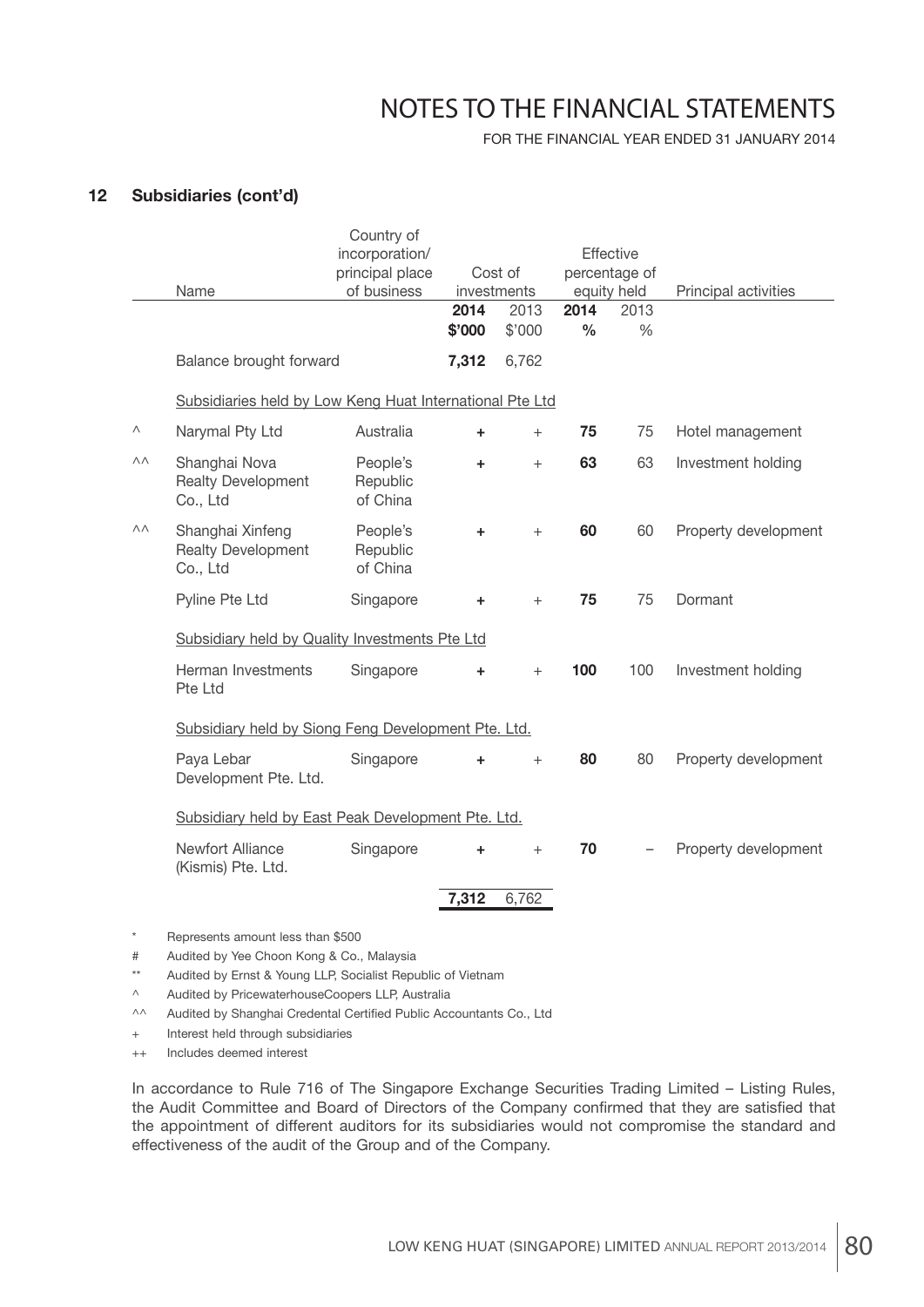## 12 Subsidiaries (cont'd)

| | Name | Country of incorporation/ principal place of business | Cost of investments | | Effective percentage of equity held | | Principal activities |
|---|---|---|---|---|---|---|---|
| | | | **2014** | 2013 | **2014** | 2013 | |
| | | | **$'000** | $'000 | **%** | % | |
| | Balance brought forward | | **7,312** | 6,762 | | | |
| | Subsidiaries held by Low Keng Huat International Pte Ltd | | | | | | |
| ^ | Narymal Pty Ltd | Australia | **+** | + | **75** | 75 | Hotel management |
| ^^ | Shanghai Nova Realty Development Co., Ltd | People's Republic of China | **+** | + | **63** | 63 | Investment holding |
| ^^ | Shanghai Xinfeng Realty Development Co., Ltd | People's Republic of China | **+** | + | **60** | 60 | Property development |
| | Pyline Pte Ltd | Singapore | **+** | + | **75** | 75 | Dormant |
| | Subsidiary held by Quality Investments Pte Ltd | | | | | | |
| | Herman Investments Pte Ltd | Singapore | **+** | + | **100** | 100 | Investment holding |
| | Subsidiary held by Siong Feng Development Pte. Ltd. | | | | | | |
| | Paya Lebar Development Pte. Ltd. | Singapore | **+** | + | **80** | 80 | Property development |
| | Subsidiary held by East Peak Development Pte. Ltd. | | | | | | |
| | Newfort Alliance (Kismis) Pte. Ltd. | Singapore | **+** | + | **70** | – | Property development |
| | | | **7,312** | 6,762 | | | |

\* Represents amount less than $500

\# Audited by Yee Choon Kong & Co., Malaysia

\*\* Audited by Ernst & Young LLP, Socialist Republic of Vietnam

^ Audited by PricewaterhouseCoopers LLP, Australia

^^ Audited by Shanghai Credental Certified Public Accountants Co., Ltd

\+ Interest held through subsidiaries

++ Includes deemed interest

In accordance to Rule 716 of The Singapore Exchange Securities Trading Limited – Listing Rules, the Audit Committee and Board of Directors of the Company confirmed that they are satisfied that the appointment of different auditors for its subsidiaries would not compromise the standard and effectiveness of the audit of the Group and of the Company.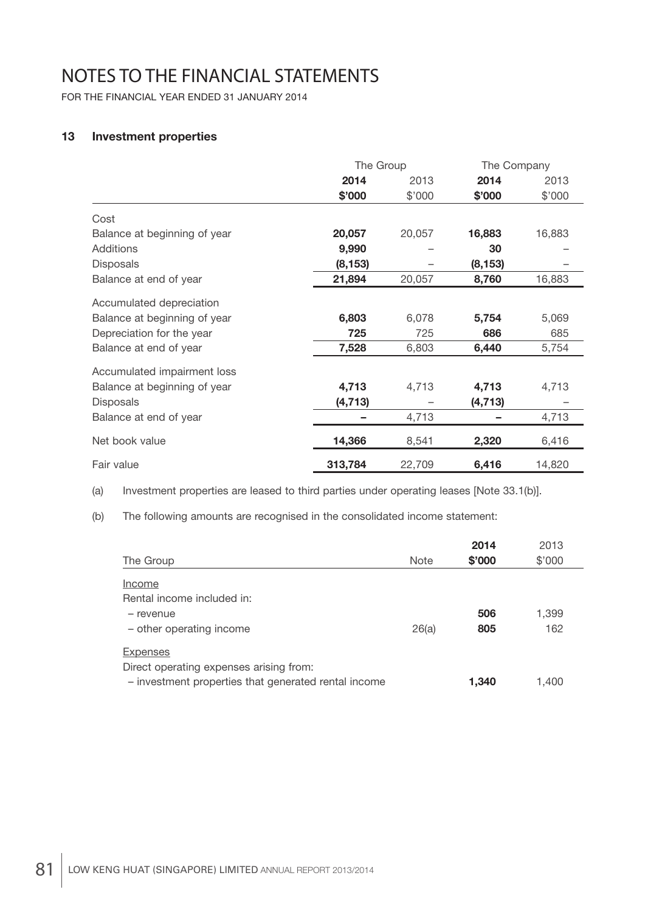# NOTES TO THE FINANCIAL STATEMENTS

FOR THE FINANCIAL YEAR ENDED 31 JANUARY 2014

## 13 Investment properties

| | The Group | | The Company | |
|---|---|---|---|---|
| | **2014** | 2013 | **2014** | 2013 |
| | **$'000** | $'000 | **$'000** | $'000 |
| Cost | | | | |
| Balance at beginning of year | **20,057** | 20,057 | **16,883** | 16,883 |
| Additions | **9,990** | – | **30** | – |
| Disposals | **(8,153)** | – | **(8,153)** | – |
| Balance at end of year | **21,894** | 20,057 | **8,760** | 16,883 |
| Accumulated depreciation | | | | |
| Balance at beginning of year | **6,803** | 6,078 | **5,754** | 5,069 |
| Depreciation for the year | **725** | 725 | **686** | 685 |
| Balance at end of year | **7,528** | 6,803 | **6,440** | 5,754 |
| Accumulated impairment loss | | | | |
| Balance at beginning of year | **4,713** | 4,713 | **4,713** | 4,713 |
| Disposals | **(4,713)** | – | **(4,713)** | – |
| Balance at end of year | **–** | 4,713 | **–** | 4,713 |
| Net book value | **14,366** | 8,541 | **2,320** | 6,416 |
| Fair value | **313,784** | 22,709 | **6,416** | 14,820 |

(a) Investment properties are leased to third parties under operating leases [Note 33.1(b)].

(b) The following amounts are recognised in the consolidated income statement:

| The Group | Note | **2014** **$'000** | 2013 $'000 |
|---|---|---|---|
| Income | | | |
| Rental income included in: | | | |
| – revenue | | **506** | 1,399 |
| – other operating income | 26(a) | **805** | 162 |
| Expenses | | | |
| Direct operating expenses arising from: | | | |
| – investment properties that generated rental income | | **1,340** | 1,400 |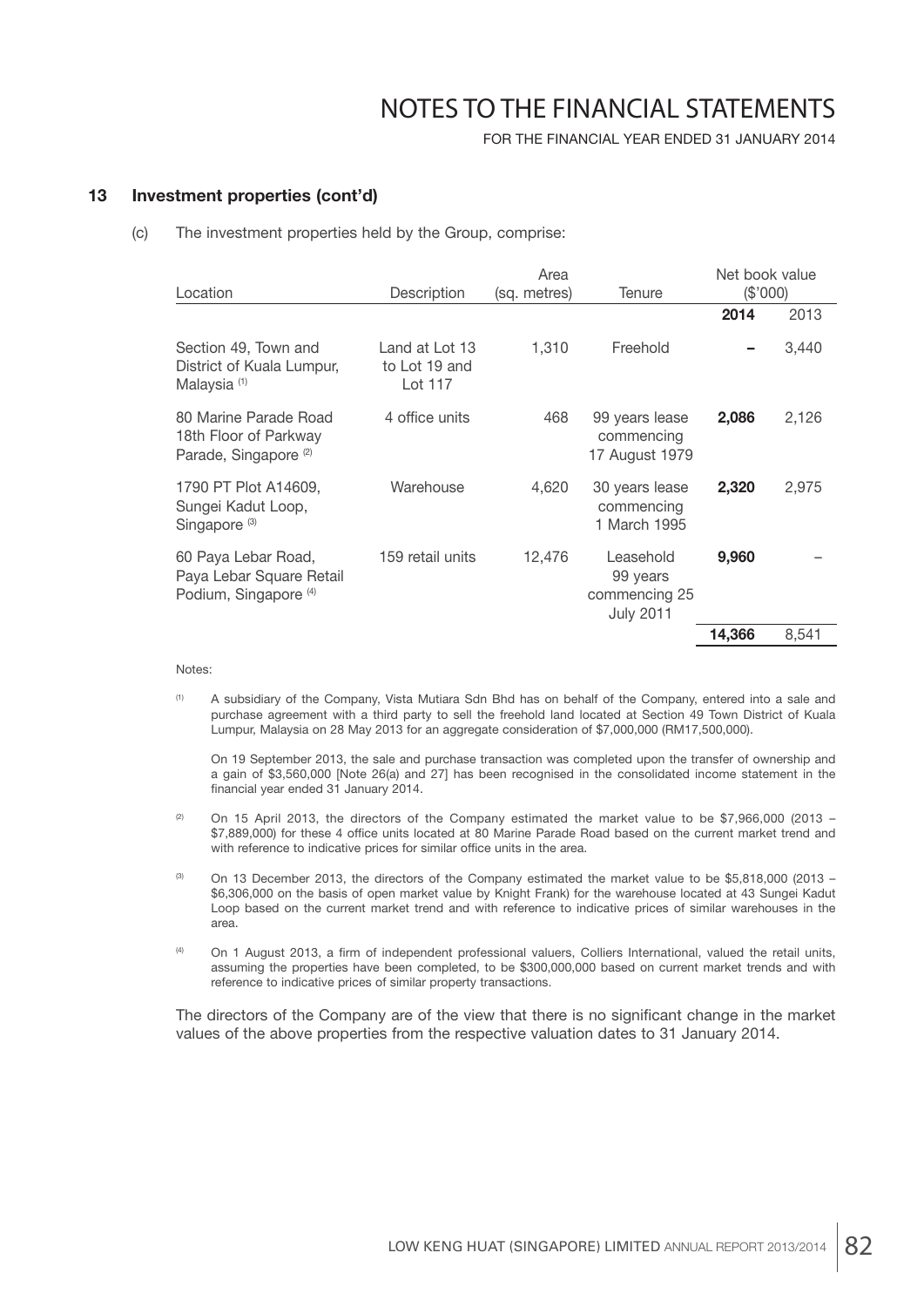## 13 Investment properties (cont'd)

(c) The investment properties held by the Group, comprise:

| Location | Description | Area (sq. metres) | Tenure | Net book value ($'000) | |
|---|---|---|---|---|---|
| | | | | **2014** | 2013 |
| Section 49, Town and District of Kuala Lumpur, Malaysia [(1)] | Land at Lot 13 to Lot 19 and Lot 117 | 1,310 | Freehold | **–** | 3,440 |
| 80 Marine Parade Road 18th Floor of Parkway Parade, Singapore [(2)] | 4 office units | 468 | 99 years lease commencing 17 August 1979 | **2,086** | 2,126 |
| 1790 PT Plot A14609, Sungei Kadut Loop, Singapore [(3)] | Warehouse | 4,620 | 30 years lease commencing 1 March 1995 | **2,320** | 2,975 |
| 60 Paya Lebar Road, Paya Lebar Square Retail Podium, Singapore [(4)] | 159 retail units | 12,476 | Leasehold 99 years commencing 25 July 2011 | **9,960** | – |
| | | | | **14,366** | 8,541 |

Notes:

(1) A subsidiary of the Company, Vista Mutiara Sdn Bhd has on behalf of the Company, entered into a sale and purchase agreement with a third party to sell the freehold land located at Section 49 Town District of Kuala Lumpur, Malaysia on 28 May 2013 for an aggregate consideration of $7,000,000 (RM17,500,000).

On 19 September 2013, the sale and purchase transaction was completed upon the transfer of ownership and a gain of $3,560,000 [Note 26(a) and 27] has been recognised in the consolidated income statement in the financial year ended 31 January 2014.

(2) On 15 April 2013, the directors of the Company estimated the market value to be $7,966,000 (2013 – $7,889,000) for these 4 office units located at 80 Marine Parade Road based on the current market trend and with reference to indicative prices for similar office units in the area.

(3) On 13 December 2013, the directors of the Company estimated the market value to be $5,818,000 (2013 – $6,306,000 on the basis of open market value by Knight Frank) for the warehouse located at 43 Sungei Kadut Loop based on the current market trend and with reference to indicative prices of similar warehouses in the area.

(4) On 1 August 2013, a firm of independent professional valuers, Colliers International, valued the retail units, assuming the properties have been completed, to be $300,000,000 based on current market trends and with reference to indicative prices of similar property transactions.

The directors of the Company are of the view that there is no significant change in the market values of the above properties from the respective valuation dates to 31 January 2014.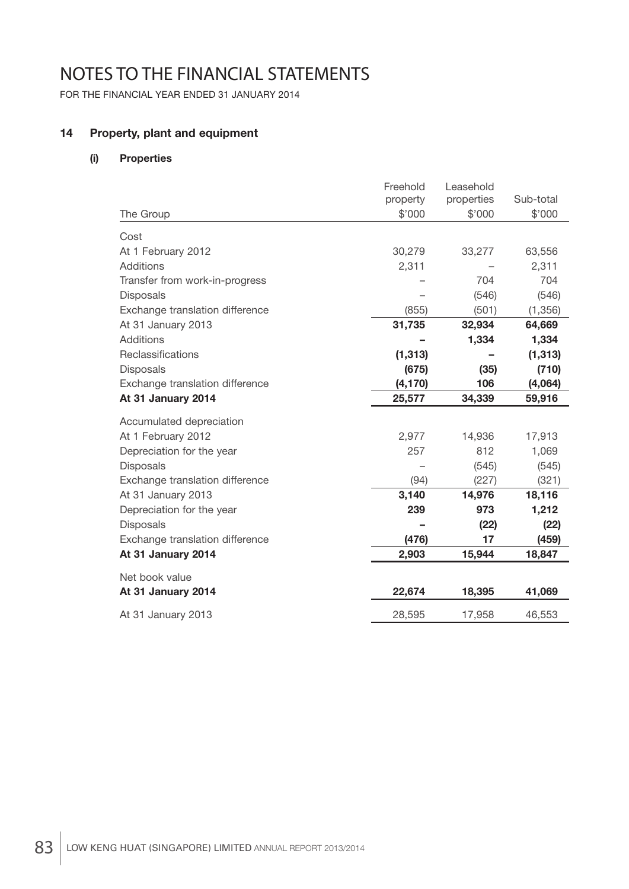# NOTES TO THE FINANCIAL STATEMENTS

FOR THE FINANCIAL YEAR ENDED 31 JANUARY 2014

## 14 Property, plant and equipment

### (i) Properties

| The Group | Freehold property $'000 | Leasehold properties $'000 | Sub-total $'000 |
|---|---|---|---|
| Cost | | | |
| At 1 February 2012 | 30,279 | 33,277 | 63,556 |
| Additions | 2,311 | – | 2,311 |
| Transfer from work-in-progress | – | 704 | 704 |
| Disposals | – | (546) | (546) |
| Exchange translation difference | (855) | (501) | (1,356) |
| At 31 January 2013 | **31,735** | **32,934** | **64,669** |
| Additions | **–** | **1,334** | **1,334** |
| Reclassifications | **(1,313)** | **–** | **(1,313)** |
| Disposals | **(675)** | **(35)** | **(710)** |
| Exchange translation difference | **(4,170)** | **106** | **(4,064)** |
| **At 31 January 2014** | **25,577** | **34,339** | **59,916** |
| Accumulated depreciation | | | |
| At 1 February 2012 | 2,977 | 14,936 | 17,913 |
| Depreciation for the year | 257 | 812 | 1,069 |
| Disposals | – | (545) | (545) |
| Exchange translation difference | (94) | (227) | (321) |
| At 31 January 2013 | **3,140** | **14,976** | **18,116** |
| Depreciation for the year | **239** | **973** | **1,212** |
| Disposals | **–** | **(22)** | **(22)** |
| Exchange translation difference | **(476)** | **17** | **(459)** |
| **At 31 January 2014** | **2,903** | **15,944** | **18,847** |
| Net book value | | | |
| **At 31 January 2014** | **22,674** | **18,395** | **41,069** |
| At 31 January 2013 | 28,595 | 17,958 | 46,553 |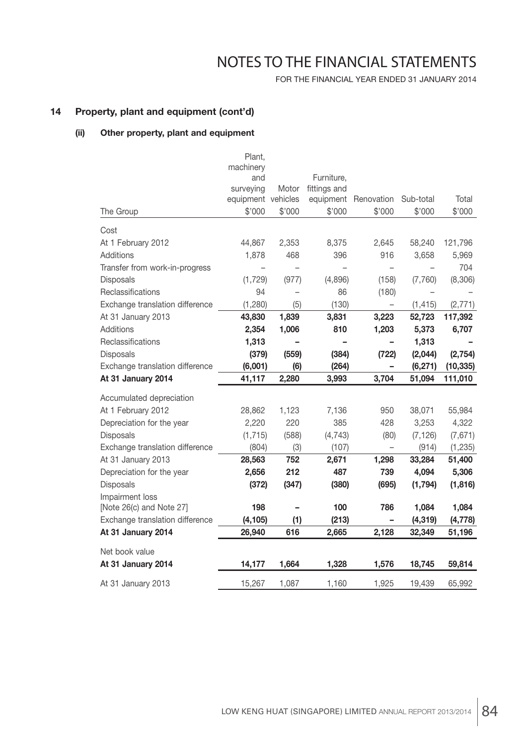# NOTES TO THE FINANCIAL STATEMENTS

FOR THE FINANCIAL YEAR ENDED 31 JANUARY 2014

## 14 Property, plant and equipment (cont'd)

### (ii) Other property, plant and equipment

| The Group | Plant, machinery and surveying equipment $'000 | Motor vehicles $'000 | Furniture, fittings and equipment $'000 | Renovation $'000 | Sub-total $'000 | Total $'000 |
|---|---|---|---|---|---|---|
| **Cost** | | | | | | |
| At 1 February 2012 | 44,867 | 2,353 | 8,375 | 2,645 | 58,240 | 121,796 |
| Additions | 1,878 | 468 | 396 | 916 | 3,658 | 5,969 |
| Transfer from work-in-progress | – | – | – | – | – | 704 |
| Disposals | (1,729) | (977) | (4,896) | (158) | (7,760) | (8,306) |
| Reclassifications | 94 | – | 86 | (180) | – | – |
| Exchange translation difference | (1,280) | (5) | (130) | – | (1,415) | (2,771) |
| At 31 January 2013 | **43,830** | **1,839** | **3,831** | **3,223** | **52,723** | **117,392** |
| Additions | **2,354** | **1,006** | **810** | **1,203** | **5,373** | **6,707** |
| Reclassifications | **1,313** | **–** | **–** | **–** | **1,313** | **–** |
| Disposals | **(379)** | **(559)** | **(384)** | **(722)** | **(2,044)** | **(2,754)** |
| Exchange translation difference | **(6,001)** | **(6)** | **(264)** | **–** | **(6,271)** | **(10,335)** |
| **At 31 January 2014** | **41,117** | **2,280** | **3,993** | **3,704** | **51,094** | **111,010** |
| **Accumulated depreciation** | | | | | | |
| At 1 February 2012 | 28,862 | 1,123 | 7,136 | 950 | 38,071 | 55,984 |
| Depreciation for the year | 2,220 | 220 | 385 | 428 | 3,253 | 4,322 |
| Disposals | (1,715) | (588) | (4,743) | (80) | (7,126) | (7,671) |
| Exchange translation difference | (804) | (3) | (107) | – | (914) | (1,235) |
| At 31 January 2013 | **28,563** | **752** | **2,671** | **1,298** | **33,284** | **51,400** |
| Depreciation for the year | **2,656** | **212** | **487** | **739** | **4,094** | **5,306** |
| Disposals | **(372)** | **(347)** | **(380)** | **(695)** | **(1,794)** | **(1,816)** |
| Impairment loss [Note 26(c) and Note 27] | **198** | **–** | **100** | **786** | **1,084** | **1,084** |
| Exchange translation difference | **(4,105)** | **(1)** | **(213)** | **–** | **(4,319)** | **(4,778)** |
| **At 31 January 2014** | **26,940** | **616** | **2,665** | **2,128** | **32,349** | **51,196** |
| **Net book value** | | | | | | |
| **At 31 January 2014** | **14,177** | **1,664** | **1,328** | **1,576** | **18,745** | **59,814** |
| At 31 January 2013 | 15,267 | 1,087 | 1,160 | 1,925 | 19,439 | 65,992 |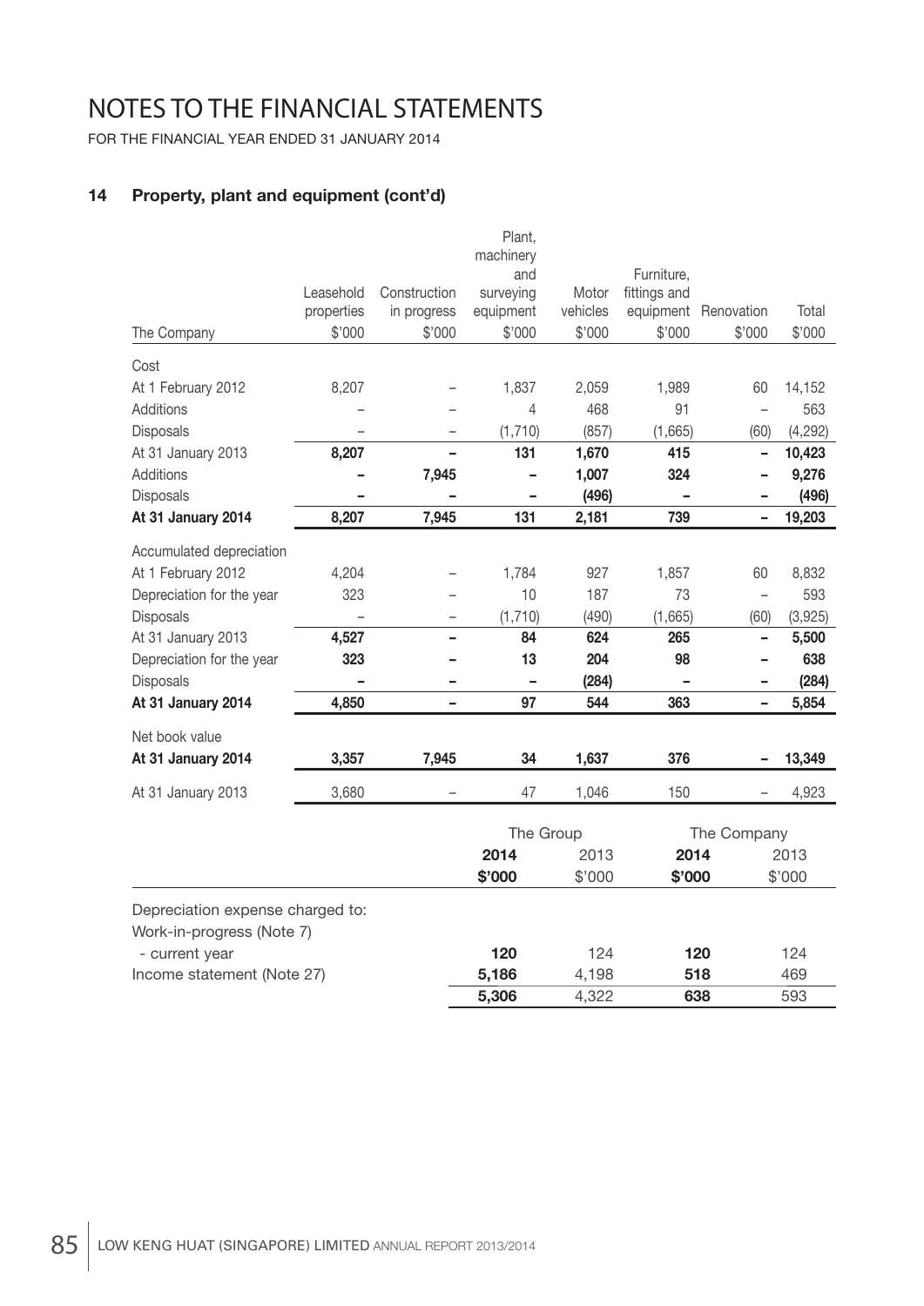# NOTES TO THE FINANCIAL STATEMENTS

FOR THE FINANCIAL YEAR ENDED 31 JANUARY 2014

## 14 Property, plant and equipment (cont'd)

| The Company | Leasehold properties $'000 | Construction in progress $'000 | Plant, machinery and surveying equipment $'000 | Motor vehicles $'000 | Furniture, fittings and equipment $'000 | Renovation $'000 | Total $'000 |
|---|---|---|---|---|---|---|---|
| **Cost** | | | | | | | |
| At 1 February 2012 | 8,207 | – | 1,837 | 2,059 | 1,989 | 60 | 14,152 |
| Additions | – | – | 4 | 468 | 91 | – | 563 |
| Disposals | – | – | (1,710) | (857) | (1,665) | (60) | (4,292) |
| At 31 January 2013 | **8,207** | **–** | **131** | **1,670** | **415** | **–** | **10,423** |
| Additions | **–** | **7,945** | **–** | **1,007** | **324** | **–** | **9,276** |
| Disposals | **–** | **–** | **–** | **(496)** | **–** | **–** | **(496)** |
| **At 31 January 2014** | **8,207** | **7,945** | **131** | **2,181** | **739** | **–** | **19,203** |
| **Accumulated depreciation** | | | | | | | |
| At 1 February 2012 | 4,204 | – | 1,784 | 927 | 1,857 | 60 | 8,832 |
| Depreciation for the year | 323 | – | 10 | 187 | 73 | – | 593 |
| Disposals | – | – | (1,710) | (490) | (1,665) | (60) | (3,925) |
| At 31 January 2013 | **4,527** | **–** | **84** | **624** | **265** | **–** | **5,500** |
| Depreciation for the year | **323** | **–** | **13** | **204** | **98** | **–** | **638** |
| Disposals | **–** | **–** | **–** | **(284)** | **–** | **–** | **(284)** |
| **At 31 January 2014** | **4,850** | **–** | **97** | **544** | **363** | **–** | **5,854** |
| **Net book value** | | | | | | | |
| **At 31 January 2014** | **3,357** | **7,945** | **34** | **1,637** | **376** | **–** | **13,349** |
| At 31 January 2013 | 3,680 | – | 47 | 1,046 | 150 | – | 4,923 |

| | The Group | | The Company | |
|---|---|---|---|---|
| | **2014** | 2013 | **2014** | 2013 |
| | **$'000** | $'000 | **$'000** | $'000 |
| Depreciation expense charged to: | | | | |
| Work-in-progress (Note 7) | | | | |
| - current year | **120** | 124 | **120** | 124 |
| Income statement (Note 27) | **5,186** | 4,198 | **518** | 469 |
| | **5,306** | 4,322 | **638** | 593 |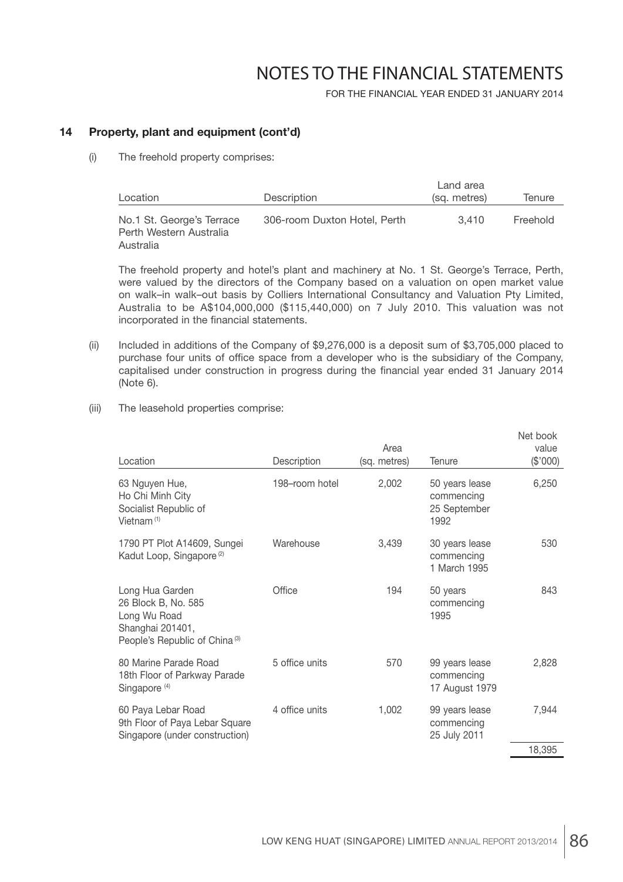# NOTES TO THE FINANCIAL STATEMENTS

FOR THE FINANCIAL YEAR ENDED 31 JANUARY 2014

## 14 Property, plant and equipment (cont'd)

(i) The freehold property comprises:

| Location | Description | Land area (sq. metres) | Tenure |
|---|---|---|---|
| No.1 St. George's Terrace Perth Western Australia Australia | 306-room Duxton Hotel, Perth | 3,410 | Freehold |

The freehold property and hotel's plant and machinery at No. 1 St. George's Terrace, Perth, were valued by the directors of the Company based on a valuation on open market value on walk–in walk–out basis by Colliers International Consultancy and Valuation Pty Limited, Australia to be A$104,000,000 ($115,440,000) on 7 July 2010. This valuation was not incorporated in the financial statements.

(ii) Included in additions of the Company of $9,276,000 is a deposit sum of $3,705,000 placed to purchase four units of office space from a developer who is the subsidiary of the Company, capitalised under construction in progress during the financial year ended 31 January 2014 (Note 6).

(iii) The leasehold properties comprise:

| Location | Description | Area (sq. metres) | Tenure | Net book value ($'000) |
|---|---|---|---|---|
| 63 Nguyen Hue, Ho Chi Minh City Socialist Republic of Vietnam [(1)] | 198–room hotel | 2,002 | 50 years lease commencing 25 September 1992 | 6,250 |
| 1790 PT Plot A14609, Sungei Kadut Loop, Singapore [(2)] | Warehouse | 3,439 | 30 years lease commencing 1 March 1995 | 530 |
| Long Hua Garden 26 Block B, No. 585 Long Wu Road Shanghai 201401, People's Republic of China [(3)] | Office | 194 | 50 years commencing 1995 | 843 |
| 80 Marine Parade Road 18th Floor of Parkway Parade Singapore [(4)] | 5 office units | 570 | 99 years lease commencing 17 August 1979 | 2,828 |
| 60 Paya Lebar Road 9th Floor of Paya Lebar Square Singapore (under construction) | 4 office units | 1,002 | 99 years lease commencing 25 July 2011 | 7,944 |
| | | | | 18,395 |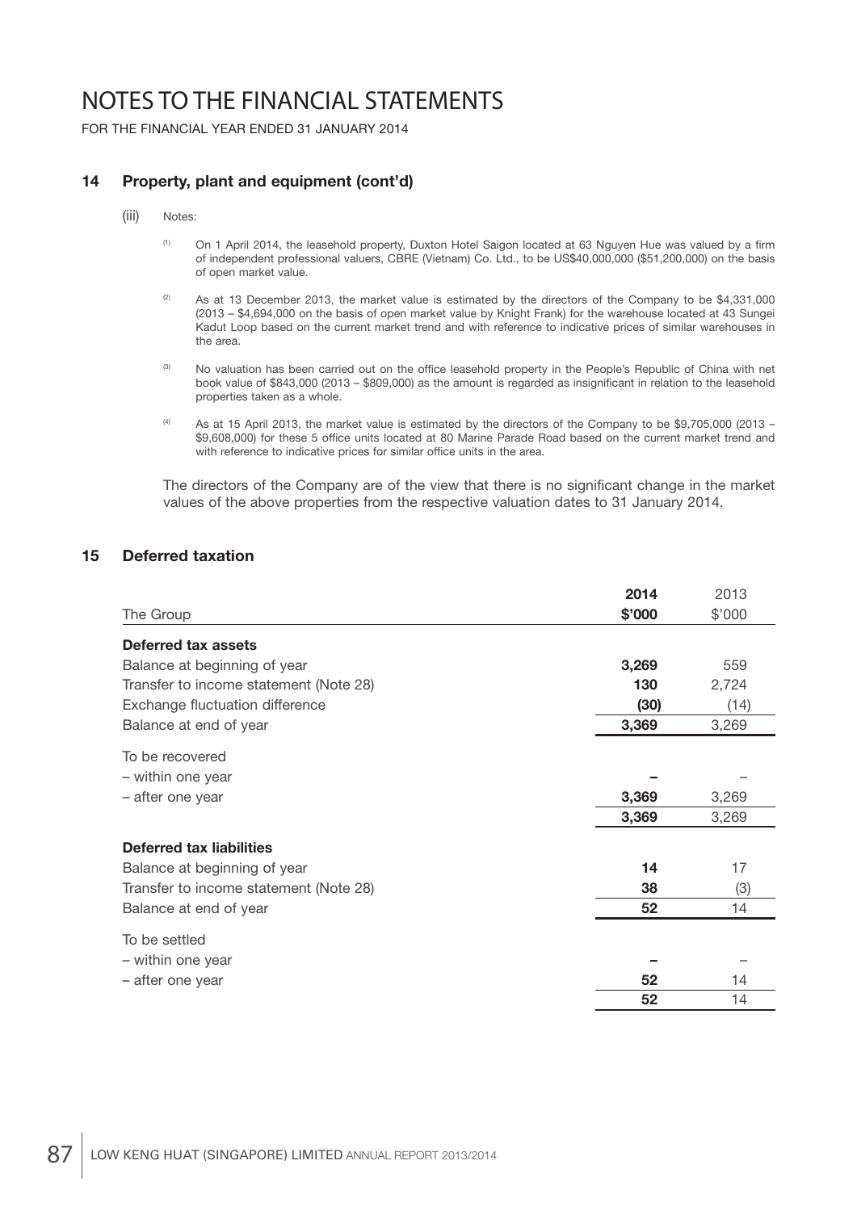# NOTES TO THE FINANCIAL STATEMENTS

FOR THE FINANCIAL YEAR ENDED 31 JANUARY 2014

## 14 Property, plant and equipment (cont'd)

(iii) Notes:

[1] On 1 April 2014, the leasehold property, Duxton Hotel Saigon located at 63 Nguyen Hue was valued by a firm of independent professional valuers, CBRE (Vietnam) Co. Ltd., to be US$40,000,000 ($51,200,000) on the basis of open market value.

[2] As at 13 December 2013, the market value is estimated by the directors of the Company to be $4,331,000 (2013 – $4,694,000 on the basis of open market value by Knight Frank) for the warehouse located at 43 Sungei Kadut Loop based on the current market trend and with reference to indicative prices of similar warehouses in the area.

[3] No valuation has been carried out on the office leasehold property in the People's Republic of China with net book value of $843,000 (2013 – $809,000) as the amount is regarded as insignificant in relation to the leasehold properties taken as a whole.

[4] As at 15 April 2013, the market value is estimated by the directors of the Company to be $9,705,000 (2013 – $9,608,000) for these 5 office units located at 80 Marine Parade Road based on the current market trend and with reference to indicative prices for similar office units in the area.

The directors of the Company are of the view that there is no significant change in the market values of the above properties from the respective valuation dates to 31 January 2014.

## 15 Deferred taxation

| The Group | **2014 $'000** | 2013 $'000 |
|---|---|---|
| **Deferred tax assets** | | |
| Balance at beginning of year | **3,269** | 559 |
| Transfer to income statement (Note 28) | **130** | 2,724 |
| Exchange fluctuation difference | **(30)** | (14) |
| Balance at end of year | **3,369** | 3,269 |
| To be recovered | | |
| – within one year | **–** | – |
| – after one year | **3,369** | 3,269 |
| | **3,369** | 3,269 |
| **Deferred tax liabilities** | | |
| Balance at beginning of year | **14** | 17 |
| Transfer to income statement (Note 28) | **38** | (3) |
| Balance at end of year | **52** | 14 |
| To be settled | | |
| – within one year | **–** | – |
| – after one year | **52** | 14 |
| | **52** | 14 |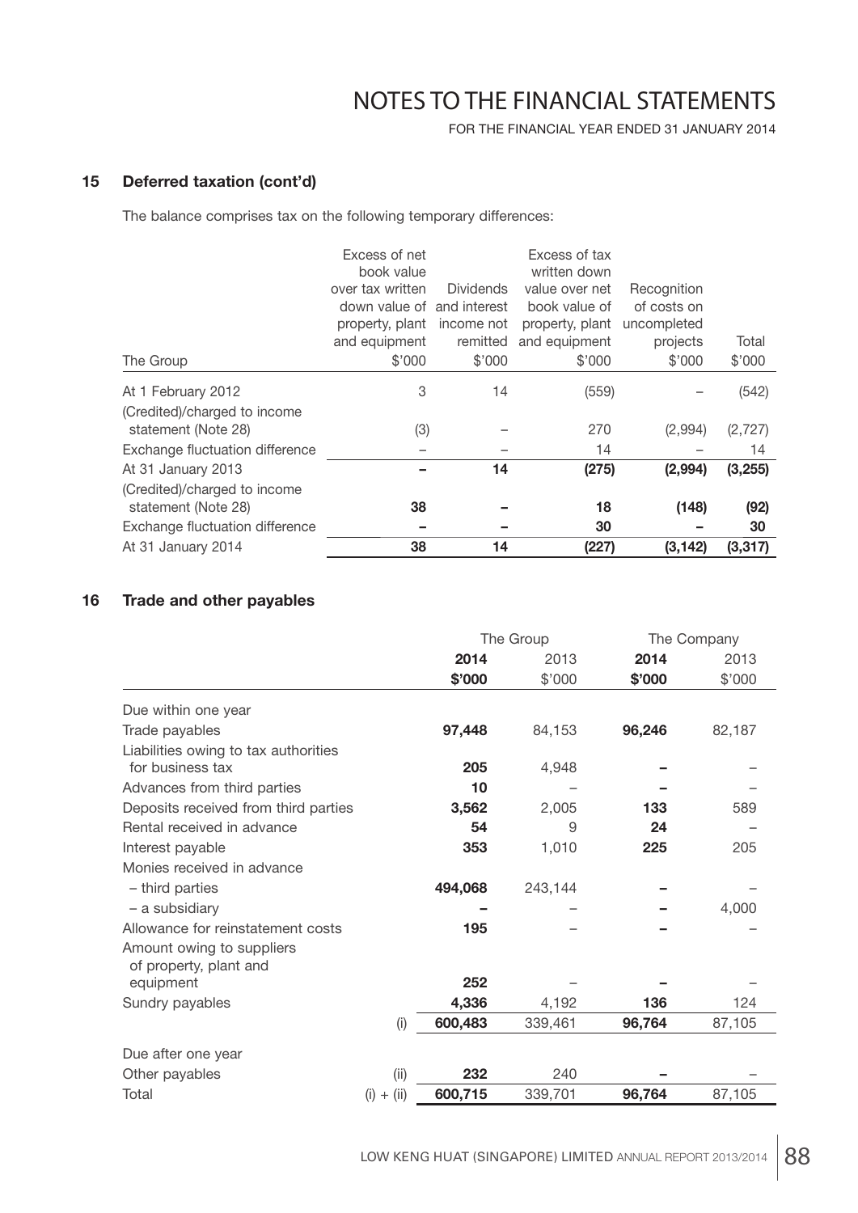## 15 Deferred taxation (cont'd)

The balance comprises tax on the following temporary differences:

| The Group | Excess of net book value over tax written down value of property, plant and equipment $'000 | Dividends and interest income not remitted $'000 | Excess of tax written down value over net book value of property, plant and equipment $'000 | Recognition of costs on uncompleted projects $'000 | Total $'000 |
|---|---|---|---|---|---|
| At 1 February 2012 | 3 | 14 | (559) | – | (542) |
| (Credited)/charged to income statement (Note 28) | (3) | – | 270 | (2,994) | (2,727) |
| Exchange fluctuation difference | – | – | 14 | – | 14 |
| At 31 January 2013 | **–** | **14** | **(275)** | **(2,994)** | **(3,255)** |
| (Credited)/charged to income statement (Note 28) | **38** | **–** | **18** | **(148)** | **(92)** |
| Exchange fluctuation difference | **–** | **–** | **30** | **–** | **30** |
| At 31 January 2014 | **38** | **14** | **(227)** | **(3,142)** | **(3,317)** |

## 16 Trade and other payables

| | | The Group | | The Company | |
|---|---|---|---|---|---|
| | | **2014** | 2013 | **2014** | 2013 |
| | | **$'000** | $'000 | **$'000** | $'000 |
| Due within one year | | | | | |
| Trade payables | | **97,448** | 84,153 | **96,246** | 82,187 |
| Liabilities owing to tax authorities for business tax | | **205** | 4,948 | **–** | – |
| Advances from third parties | | **10** | – | **–** | – |
| Deposits received from third parties | | **3,562** | 2,005 | **133** | 589 |
| Rental received in advance | | **54** | 9 | **24** | – |
| Interest payable | | **353** | 1,010 | **225** | 205 |
| Monies received in advance | | | | | |
| – third parties | | **494,068** | 243,144 | **–** | – |
| – a subsidiary | | **–** | – | **–** | 4,000 |
| Allowance for reinstatement costs | | **195** | – | **–** | – |
| Amount owing to suppliers of property, plant and equipment | | **252** | – | **–** | – |
| Sundry payables | | **4,336** | 4,192 | **136** | 124 |
| | (i) | **600,483** | 339,461 | **96,764** | 87,105 |
| Due after one year | | | | | |
| Other payables | (ii) | **232** | 240 | **–** | – |
| Total | (i) + (ii) | **600,715** | 339,701 | **96,764** | 87,105 |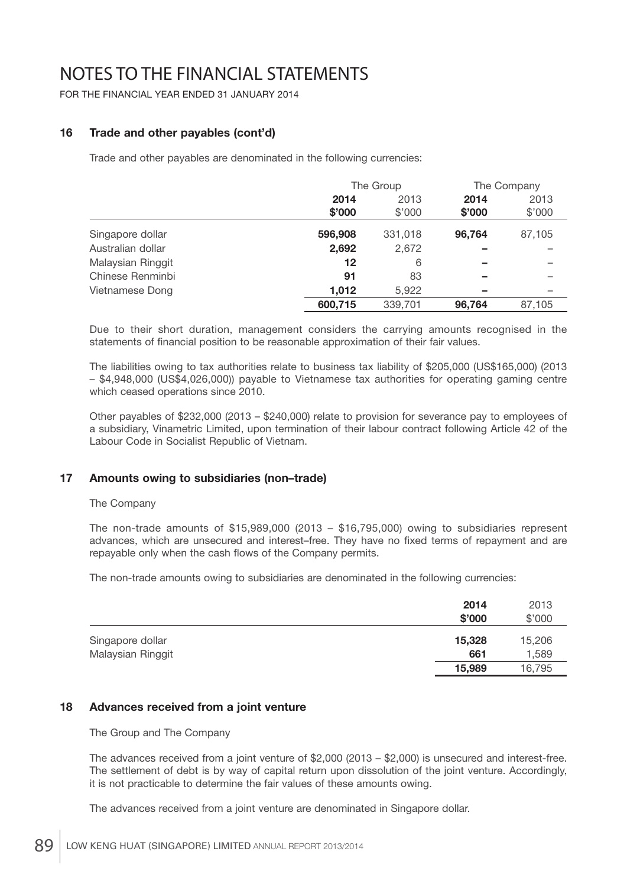# NOTES TO THE FINANCIAL STATEMENTS

FOR THE FINANCIAL YEAR ENDED 31 JANUARY 2014

### 16 Trade and other payables (cont'd)

Trade and other payables are denominated in the following currencies:

| | The Group | | The Company | |
|---|---|---|---|---|
| | **2014** | 2013 | **2014** | 2013 |
| | **\$'000** | \$'000 | **\$'000** | \$'000 |
| Singapore dollar | **596,908** | 331,018 | **96,764** | 87,105 |
| Australian dollar | **2,692** | 2,672 | **–** | – |
| Malaysian Ringgit | **12** | 6 | **–** | – |
| Chinese Renminbi | **91** | 83 | **–** | – |
| Vietnamese Dong | **1,012** | 5,922 | **–** | – |
| | **600,715** | 339,701 | **96,764** | 87,105 |

Due to their short duration, management considers the carrying amounts recognised in the statements of financial position to be reasonable approximation of their fair values.

The liabilities owing to tax authorities relate to business tax liability of \$205,000 (US\$165,000) (2013 – \$4,948,000 (US\$4,026,000)) payable to Vietnamese tax authorities for operating gaming centre which ceased operations since 2010.

Other payables of \$232,000 (2013 – \$240,000) relate to provision for severance pay to employees of a subsidiary, Vinametric Limited, upon termination of their labour contract following Article 42 of the Labour Code in Socialist Republic of Vietnam.

### 17 Amounts owing to subsidiaries (non–trade)

The Company

The non-trade amounts of \$15,989,000 (2013 – \$16,795,000) owing to subsidiaries represent advances, which are unsecured and interest–free. They have no fixed terms of repayment and are repayable only when the cash flows of the Company permits.

The non-trade amounts owing to subsidiaries are denominated in the following currencies:

| | **2014** | 2013 |
|---|---|---|
| | **\$'000** | \$'000 |
| Singapore dollar | **15,328** | 15,206 |
| Malaysian Ringgit | **661** | 1,589 |
| | **15,989** | 16,795 |

### 18 Advances received from a joint venture

The Group and The Company

The advances received from a joint venture of \$2,000 (2013 – \$2,000) is unsecured and interest-free. The settlement of debt is by way of capital return upon dissolution of the joint venture. Accordingly, it is not practicable to determine the fair values of these amounts owing.

The advances received from a joint venture are denominated in Singapore dollar.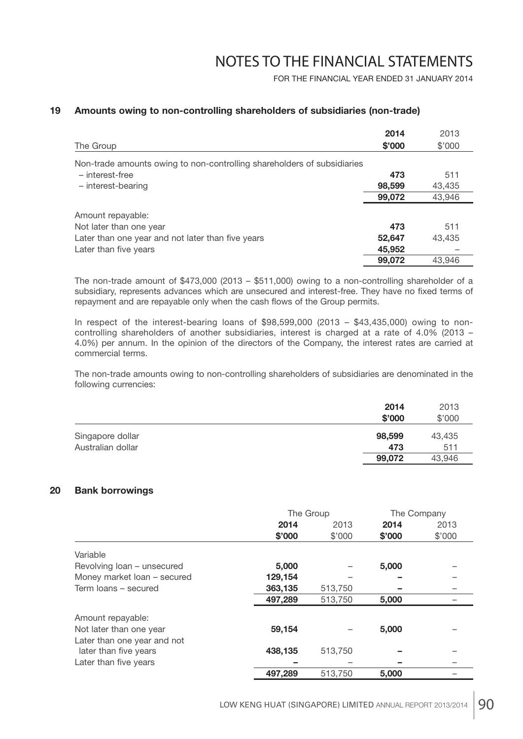# NOTES TO THE FINANCIAL STATEMENTS

FOR THE FINANCIAL YEAR ENDED 31 JANUARY 2014

## 19 Amounts owing to non-controlling shareholders of subsidiaries (non-trade)

| The Group | 2014 \$'000 | 2013 \$'000 |
|---|---|---|
| Non-trade amounts owing to non-controlling shareholders of subsidiaries | | |
| – interest-free | **473** | 511 |
| – interest-bearing | **98,599** | 43,435 |
| | **99,072** | 43,946 |
| Amount repayable: | | |
| Not later than one year | **473** | 511 |
| Later than one year and not later than five years | **52,647** | 43,435 |
| Later than five years | **45,952** | – |
| | **99,072** | 43,946 |

The non-trade amount of \$473,000 (2013 – \$511,000) owing to a non-controlling shareholder of a subsidiary, represents advances which are unsecured and interest-free. They have no fixed terms of repayment and are repayable only when the cash flows of the Group permits.

In respect of the interest-bearing loans of \$98,599,000 (2013 – \$43,435,000) owing to non-controlling shareholders of another subsidiaries, interest is charged at a rate of 4.0% (2013 – 4.0%) per annum. In the opinion of the directors of the Company, the interest rates are carried at commercial terms.

The non-trade amounts owing to non-controlling shareholders of subsidiaries are denominated in the following currencies:

| | 2014 \$'000 | 2013 \$'000 |
|---|---|---|
| Singapore dollar | **98,599** | 43,435 |
| Australian dollar | **473** | 511 |
| | **99,072** | 43,946 |

## 20 Bank borrowings

| | The Group | | The Company | |
|---|---|---|---|---|
| | 2014 \$'000 | 2013 \$'000 | 2014 \$'000 | 2013 \$'000 |
| Variable | | | | |
| Revolving loan – unsecured | **5,000** | – | **5,000** | – |
| Money market loan – secured | **129,154** | – | **–** | – |
| Term loans – secured | **363,135** | 513,750 | **–** | – |
| | **497,289** | 513,750 | **5,000** | – |
| Amount repayable: | | | | |
| Not later than one year | **59,154** | – | **5,000** | – |
| Later than one year and not later than five years | **438,135** | 513,750 | **–** | – |
| Later than five years | **–** | – | **–** | – |
| | **497,289** | 513,750 | **5,000** | – |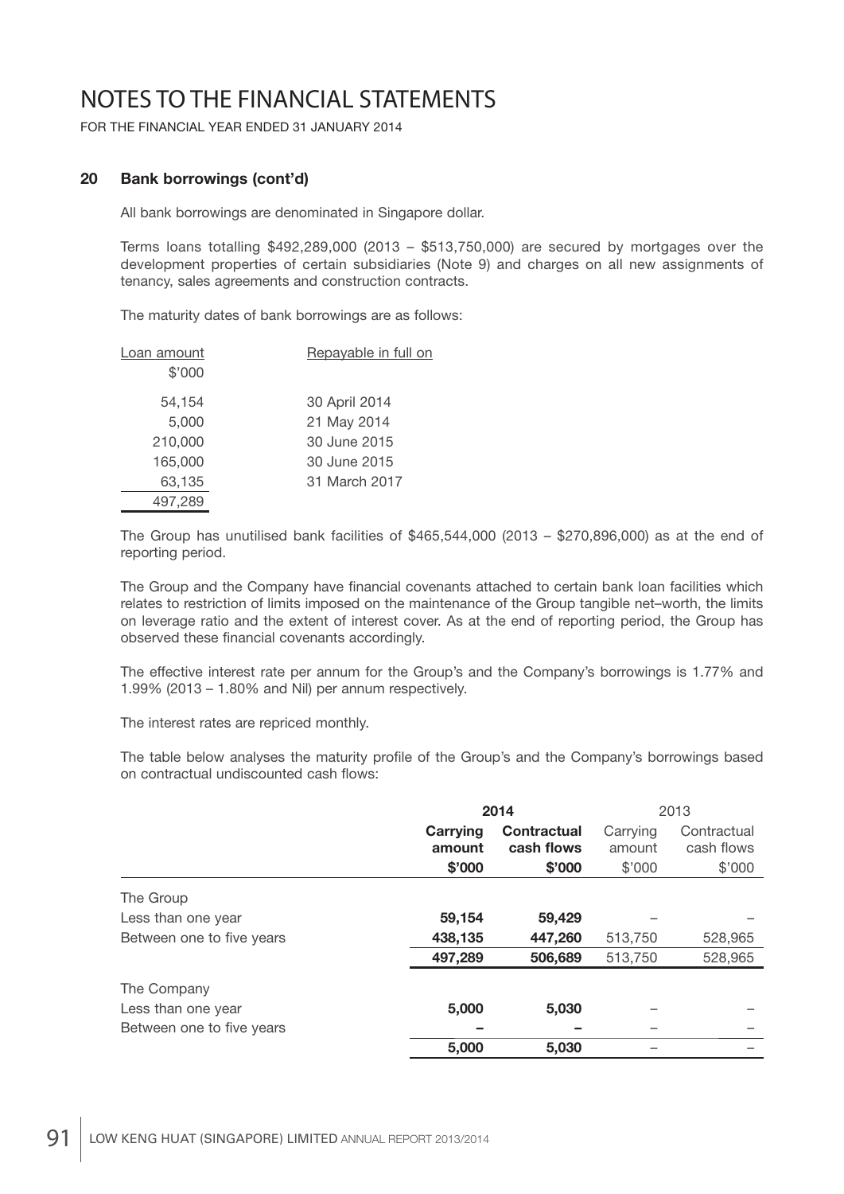# NOTES TO THE FINANCIAL STATEMENTS

FOR THE FINANCIAL YEAR ENDED 31 JANUARY 2014

## 20 Bank borrowings (cont'd)

All bank borrowings are denominated in Singapore dollar.

Terms loans totalling $492,289,000 (2013 – $513,750,000) are secured by mortgages over the development properties of certain subsidiaries (Note 9) and charges on all new assignments of tenancy, sales agreements and construction contracts.

The maturity dates of bank borrowings are as follows:

| Loan amount $'000 | Repayable in full on |
|---|---|
| 54,154 | 30 April 2014 |
| 5,000 | 21 May 2014 |
| 210,000 | 30 June 2015 |
| 165,000 | 30 June 2015 |
| 63,135 | 31 March 2017 |
| 497,289 | |

The Group has unutilised bank facilities of $465,544,000 (2013 – $270,896,000) as at the end of reporting period.

The Group and the Company have financial covenants attached to certain bank loan facilities which relates to restriction of limits imposed on the maintenance of the Group tangible net–worth, the limits on leverage ratio and the extent of interest cover. As at the end of reporting period, the Group has observed these financial covenants accordingly.

The effective interest rate per annum for the Group's and the Company's borrowings is 1.77% and 1.99% (2013 – 1.80% and Nil) per annum respectively.

The interest rates are repriced monthly.

The table below analyses the maturity profile of the Group's and the Company's borrowings based on contractual undiscounted cash flows:

| | **2014** | | 2013 | |
|---|---|---|---|---|
| | **Carrying amount** | **Contractual cash flows** | Carrying amount | Contractual cash flows |
| | **$'000** | **$'000** | $'000 | $'000 |
| The Group | | | | |
| Less than one year | **59,154** | **59,429** | – | – |
| Between one to five years | **438,135** | **447,260** | 513,750 | 528,965 |
| | **497,289** | **506,689** | 513,750 | 528,965 |
| The Company | | | | |
| Less than one year | **5,000** | **5,030** | – | – |
| Between one to five years | **–** | **–** | – | – |
| | **5,000** | **5,030** | – | – |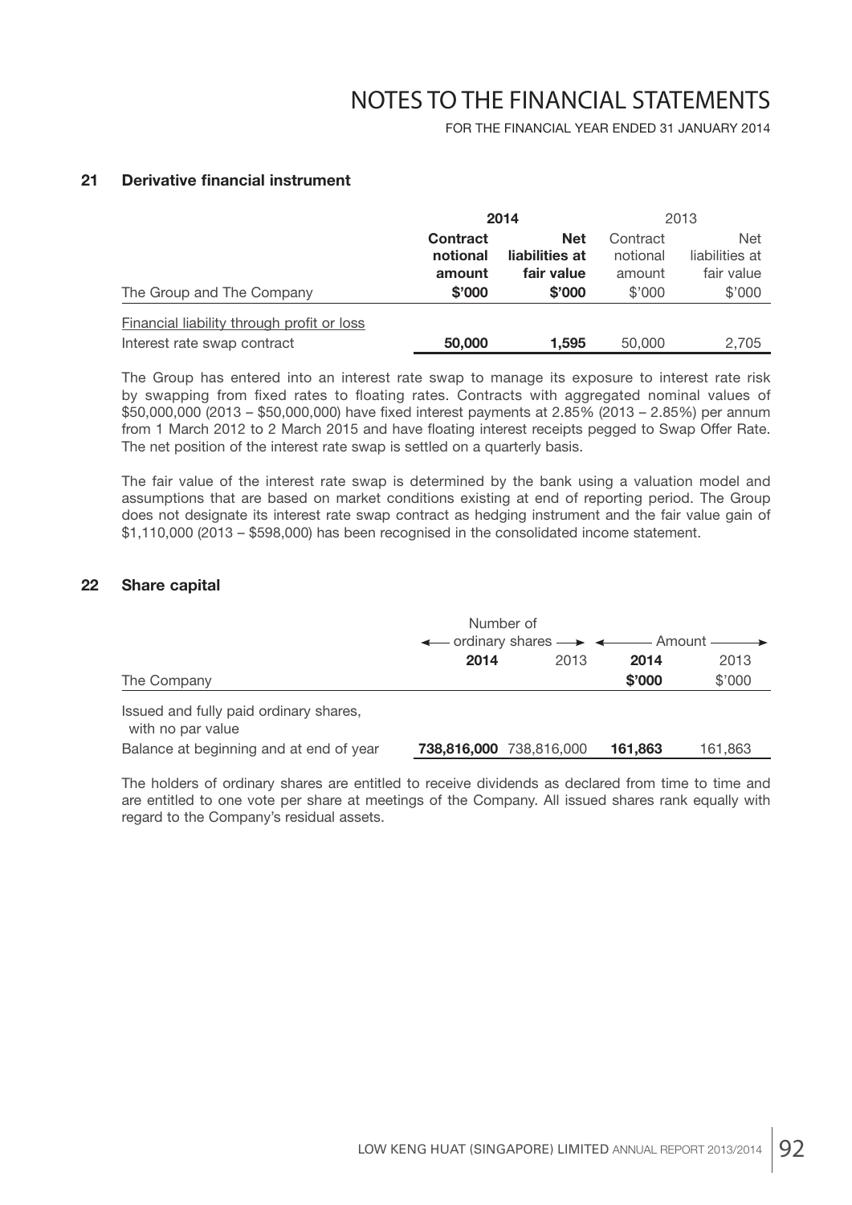# NOTES TO THE FINANCIAL STATEMENTS

FOR THE FINANCIAL YEAR ENDED 31 JANUARY 2014

## 21 Derivative financial instrument

| | **2014** | | 2013 | |
|---|---|---|---|---|
| | **Contract notional amount** | **Net liabilities at fair value** | Contract notional amount | Net liabilities at fair value |
| The Group and The Company | **$'000** | **$'000** | $'000 | $'000 |
| Financial liability through profit or loss | | | | |
| Interest rate swap contract | **50,000** | **1,595** | 50,000 | 2,705 |

The Group has entered into an interest rate swap to manage its exposure to interest rate risk by swapping from fixed rates to floating rates. Contracts with aggregated nominal values of $50,000,000 (2013 – $50,000,000) have fixed interest payments at 2.85% (2013 – 2.85%) per annum from 1 March 2012 to 2 March 2015 and have floating interest receipts pegged to Swap Offer Rate. The net position of the interest rate swap is settled on a quarterly basis.

The fair value of the interest rate swap is determined by the bank using a valuation model and assumptions that are based on market conditions existing at end of reporting period. The Group does not designate its interest rate swap contract as hedging instrument and the fair value gain of $1,110,000 (2013 – $598,000) has been recognised in the consolidated income statement.

## 22 Share capital

| | Number of ordinary shares | | Amount | |
|---|---|---|---|---|
| | **2014** | 2013 | **2014** | 2013 |
| The Company | | | **$'000** | $'000 |
| Issued and fully paid ordinary shares, with no par value | | | | |
| Balance at beginning and at end of year | **738,816,000** | 738,816,000 | **161,863** | 161,863 |

The holders of ordinary shares are entitled to receive dividends as declared from time to time and are entitled to one vote per share at meetings of the Company. All issued shares rank equally with regard to the Company's residual assets.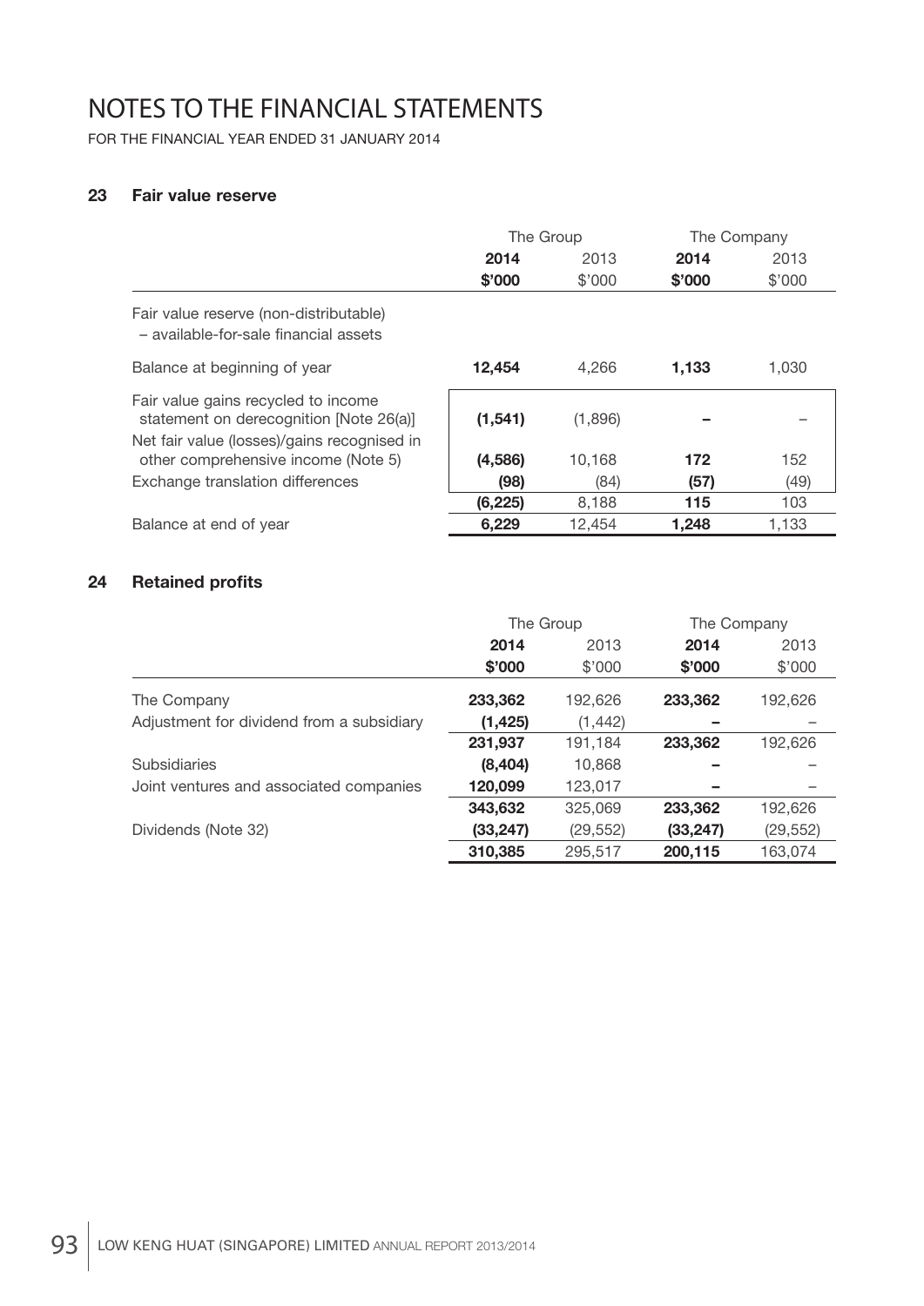# NOTES TO THE FINANCIAL STATEMENTS

FOR THE FINANCIAL YEAR ENDED 31 JANUARY 2014

## 23 Fair value reserve

| | The Group | | The Company | |
|---|---|---|---|---|
| | **2014** | 2013 | **2014** | 2013 |
| | **$'000** | $'000 | **$'000** | $'000 |
| Fair value reserve (non-distributable) – available-for-sale financial assets | | | | |
| Balance at beginning of year | **12,454** | 4,266 | **1,133** | 1,030 |
| Fair value gains recycled to income statement on derecognition [Note 26(a)] | **(1,541)** | (1,896) | **–** | – |
| Net fair value (losses)/gains recognised in other comprehensive income (Note 5) | **(4,586)** | 10,168 | **172** | 152 |
| Exchange translation differences | **(98)** | (84) | **(57)** | (49) |
| | **(6,225)** | 8,188 | **115** | 103 |
| Balance at end of year | **6,229** | 12,454 | **1,248** | 1,133 |

## 24 Retained profits

| | The Group | | The Company | |
|---|---|---|---|---|
| | **2014** | 2013 | **2014** | 2013 |
| | **$'000** | $'000 | **$'000** | $'000 |
| The Company | **233,362** | 192,626 | **233,362** | 192,626 |
| Adjustment for dividend from a subsidiary | **(1,425)** | (1,442) | **–** | – |
| | **231,937** | 191,184 | **233,362** | 192,626 |
| Subsidiaries | **(8,404)** | 10,868 | **–** | – |
| Joint ventures and associated companies | **120,099** | 123,017 | **–** | – |
| | **343,632** | 325,069 | **233,362** | 192,626 |
| Dividends (Note 32) | **(33,247)** | (29,552) | **(33,247)** | (29,552) |
| | **310,385** | 295,517 | **200,115** | 163,074 |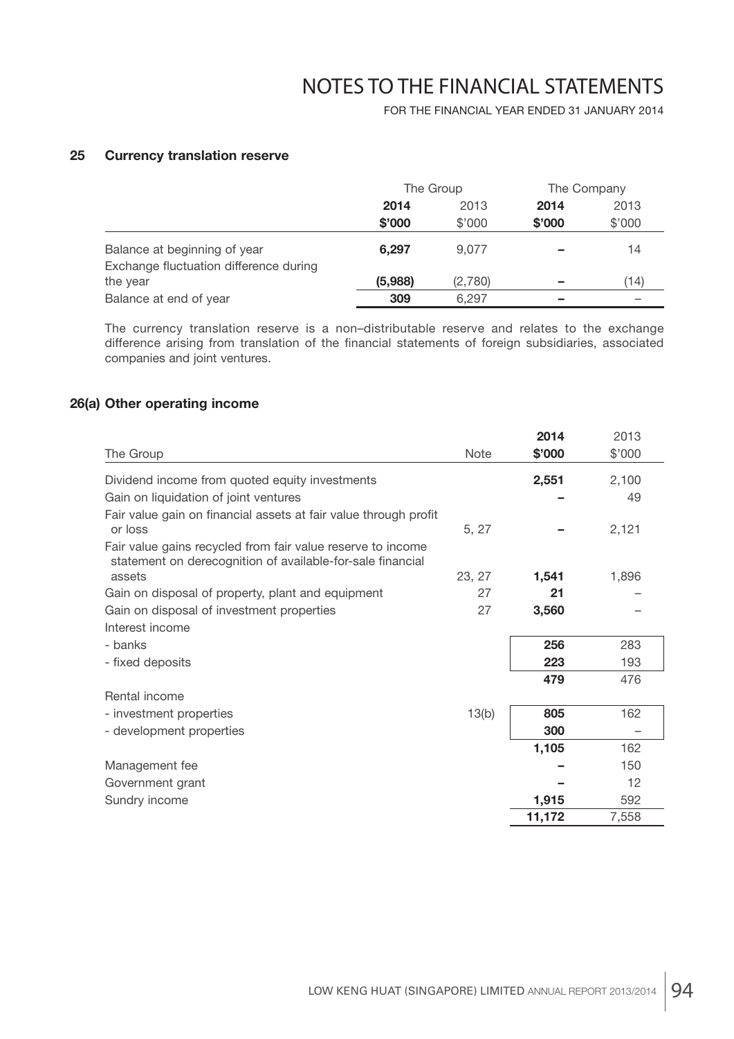# NOTES TO THE FINANCIAL STATEMENTS

FOR THE FINANCIAL YEAR ENDED 31 JANUARY 2014

## 25 Currency translation reserve

| | The Group | | The Company | |
|---|---|---|---|---|
| | **2014** | 2013 | **2014** | 2013 |
| | **\$'000** | \$'000 | **\$'000** | \$'000 |
| Balance at beginning of year | **6,297** | 9,077 | **–** | 14 |
| Exchange fluctuation difference during the year | **(5,988)** | (2,780) | **–** | (14) |
| Balance at end of year | **309** | 6,297 | **–** | – |

The currency translation reserve is a non–distributable reserve and relates to the exchange difference arising from translation of the financial statements of foreign subsidiaries, associated companies and joint ventures.

## 26(a) Other operating income

| The Group | Note | **2014** **\$'000** | 2013 \$'000 |
|---|---|---|---|
| Dividend income from quoted equity investments | | **2,551** | 2,100 |
| Gain on liquidation of joint ventures | | **–** | 49 |
| Fair value gain on financial assets at fair value through profit or loss | 5, 27 | **–** | 2,121 |
| Fair value gains recycled from fair value reserve to income statement on derecognition of available-for-sale financial assets | 23, 27 | **1,541** | 1,896 |
| Gain on disposal of property, plant and equipment | 27 | **21** | – |
| Gain on disposal of investment properties | 27 | **3,560** | – |
| Interest income | | | |
| - banks | | **256** | 283 |
| - fixed deposits | | **223** | 193 |
| | | **479** | 476 |
| Rental income | | | |
| - investment properties | 13(b) | **805** | 162 |
| - development properties | | **300** | – |
| | | **1,105** | 162 |
| Management fee | | **–** | 150 |
| Government grant | | **–** | 12 |
| Sundry income | | **1,915** | 592 |
| | | **11,172** | 7,558 |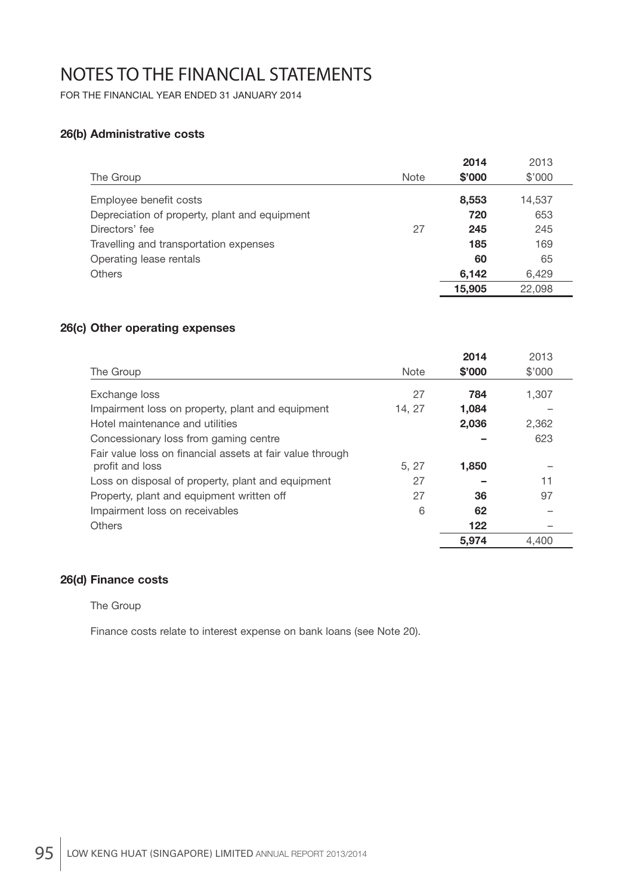# NOTES TO THE FINANCIAL STATEMENTS

FOR THE FINANCIAL YEAR ENDED 31 JANUARY 2014

### 26(b) Administrative costs

| The Group | Note | **2014** **\$'000** | 2013 \$'000 |
|---|---|---|---|
| Employee benefit costs | | **8,553** | 14,537 |
| Depreciation of property, plant and equipment | | **720** | 653 |
| Directors' fee | 27 | **245** | 245 |
| Travelling and transportation expenses | | **185** | 169 |
| Operating lease rentals | | **60** | 65 |
| Others | | **6,142** | 6,429 |
| | | **15,905** | 22,098 |

### 26(c) Other operating expenses

| The Group | Note | **2014** **\$'000** | 2013 \$'000 |
|---|---|---|---|
| Exchange loss | 27 | **784** | 1,307 |
| Impairment loss on property, plant and equipment | 14, 27 | **1,084** | – |
| Hotel maintenance and utilities | | **2,036** | 2,362 |
| Concessionary loss from gaming centre | | **–** | 623 |
| Fair value loss on financial assets at fair value through profit and loss | 5, 27 | **1,850** | – |
| Loss on disposal of property, plant and equipment | 27 | **–** | 11 |
| Property, plant and equipment written off | 27 | **36** | 97 |
| Impairment loss on receivables | 6 | **62** | – |
| Others | | **122** | – |
| | | **5,974** | 4,400 |

### 26(d) Finance costs

The Group

Finance costs relate to interest expense on bank loans (see Note 20).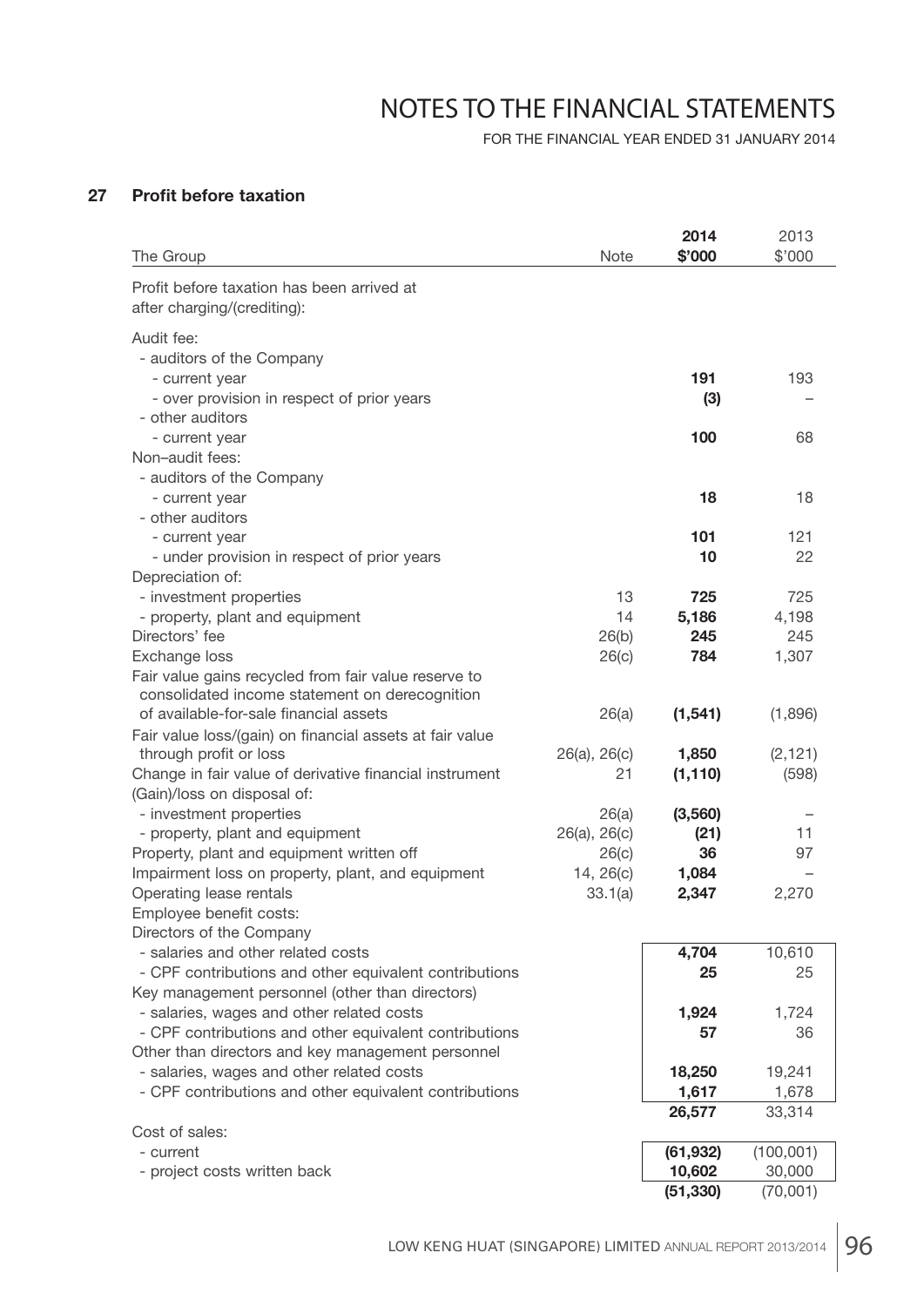# NOTES TO THE FINANCIAL STATEMENTS

FOR THE FINANCIAL YEAR ENDED 31 JANUARY 2014

## 27 Profit before taxation

| The Group | Note | 2014 $'000 | 2013 $'000 |
|---|---|---|---|
| Profit before taxation has been arrived at after charging/(crediting): | | | |
| Audit fee: | | | |
| - auditors of the Company | | | |
| - current year | | **191** | 193 |
| - over provision in respect of prior years | | **(3)** | – |
| - other auditors | | | |
| - current year | | **100** | 68 |
| Non–audit fees: | | | |
| - auditors of the Company | | | |
| - current year | | **18** | 18 |
| - other auditors | | | |
| - current year | | **101** | 121 |
| - under provision in respect of prior years | | **10** | 22 |
| Depreciation of: | | | |
| - investment properties | 13 | **725** | 725 |
| - property, plant and equipment | 14 | **5,186** | 4,198 |
| Directors' fee | 26(b) | **245** | 245 |
| Exchange loss | 26(c) | **784** | 1,307 |
| Fair value gains recycled from fair value reserve to consolidated income statement on derecognition of available-for-sale financial assets | 26(a) | **(1,541)** | (1,896) |
| Fair value loss/(gain) on financial assets at fair value through profit or loss | 26(a), 26(c) | **1,850** | (2,121) |
| Change in fair value of derivative financial instrument | 21 | **(1,110)** | (598) |
| (Gain)/loss on disposal of: | | | |
| - investment properties | 26(a) | **(3,560)** | – |
| - property, plant and equipment | 26(a), 26(c) | **(21)** | 11 |
| Property, plant and equipment written off | 26(c) | **36** | 97 |
| Impairment loss on property, plant, and equipment | 14, 26(c) | **1,084** | – |
| Operating lease rentals | 33.1(a) | **2,347** | 2,270 |
| Employee benefit costs: | | | |
| Directors of the Company | | | |
| - salaries and other related costs | | **4,704** | 10,610 |
| - CPF contributions and other equivalent contributions | | **25** | 25 |
| Key management personnel (other than directors) | | | |
| - salaries, wages and other related costs | | **1,924** | 1,724 |
| - CPF contributions and other equivalent contributions | | **57** | 36 |
| Other than directors and key management personnel | | | |
| - salaries, wages and other related costs | | **18,250** | 19,241 |
| - CPF contributions and other equivalent contributions | | **1,617** | 1,678 |
| | | **26,577** | 33,314 |
| Cost of sales: | | | |
| - current | | **(61,932)** | (100,001) |
| - project costs written back | | **10,602** | 30,000 |
| | | **(51,330)** | (70,001) |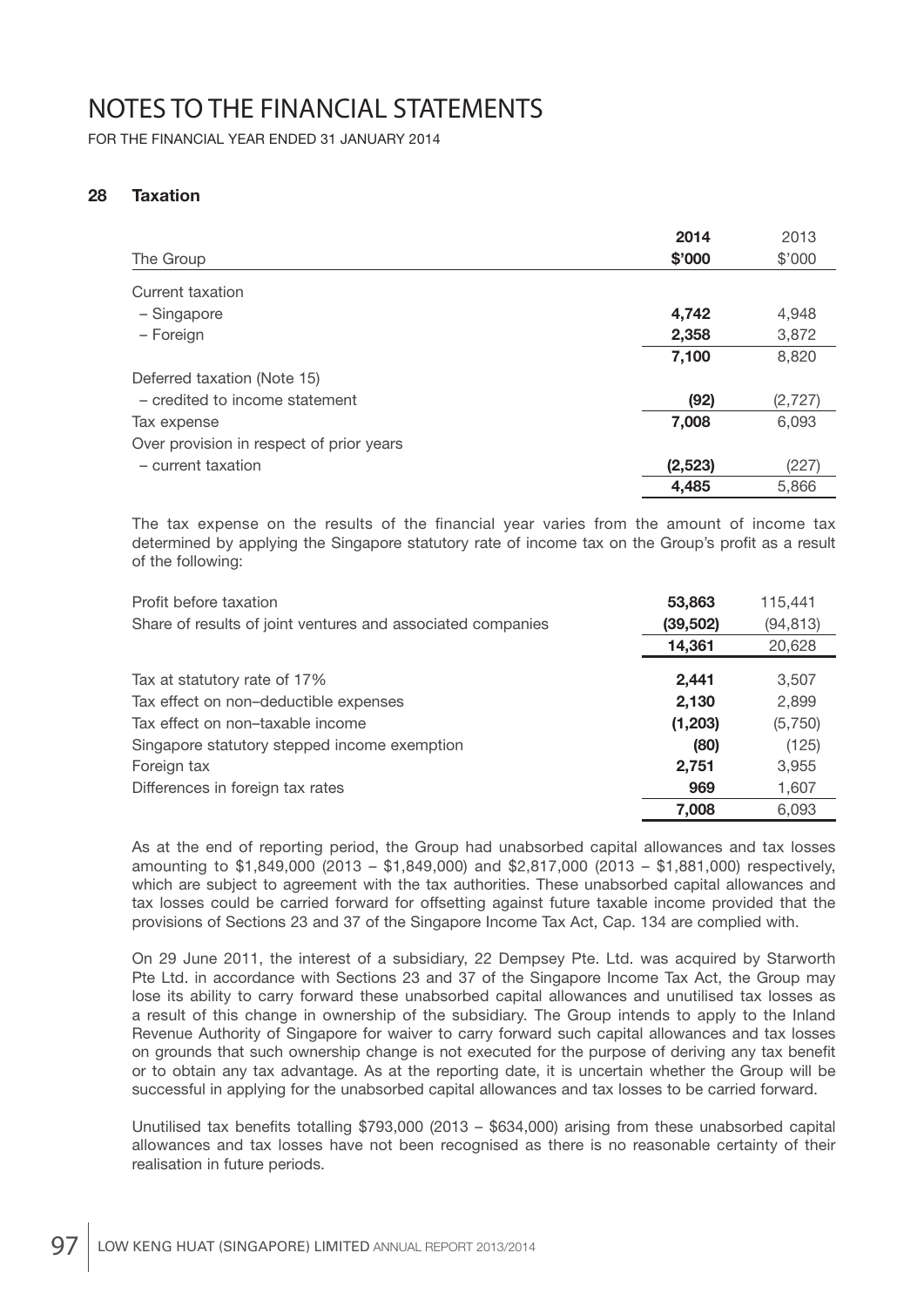# NOTES TO THE FINANCIAL STATEMENTS

FOR THE FINANCIAL YEAR ENDED 31 JANUARY 2014

## 28 Taxation

| The Group | 2014<br>$'000 | 2013<br>$'000 |
|---|---|---|
| Current taxation | | |
| – Singapore | **4,742** | 4,948 |
| – Foreign | **2,358** | 3,872 |
| | **7,100** | 8,820 |
| Deferred taxation (Note 15) | | |
| – credited to income statement | **(92)** | (2,727) |
| Tax expense | **7,008** | 6,093 |
| Over provision in respect of prior years | | |
| – current taxation | **(2,523)** | (227) |
| | **4,485** | 5,866 |

The tax expense on the results of the financial year varies from the amount of income tax determined by applying the Singapore statutory rate of income tax on the Group's profit as a result of the following:

| | 2014 | 2013 |
|---|---|---|
| Profit before taxation | **53,863** | 115,441 |
| Share of results of joint ventures and associated companies | **(39,502)** | (94,813) |
| | **14,361** | 20,628 |
| Tax at statutory rate of 17% | **2,441** | 3,507 |
| Tax effect on non–deductible expenses | **2,130** | 2,899 |
| Tax effect on non–taxable income | **(1,203)** | (5,750) |
| Singapore statutory stepped income exemption | **(80)** | (125) |
| Foreign tax | **2,751** | 3,955 |
| Differences in foreign tax rates | **969** | 1,607 |
| | **7,008** | 6,093 |

As at the end of reporting period, the Group had unabsorbed capital allowances and tax losses amounting to $1,849,000 (2013 – $1,849,000) and $2,817,000 (2013 – $1,881,000) respectively, which are subject to agreement with the tax authorities. These unabsorbed capital allowances and tax losses could be carried forward for offsetting against future taxable income provided that the provisions of Sections 23 and 37 of the Singapore Income Tax Act, Cap. 134 are complied with.

On 29 June 2011, the interest of a subsidiary, 22 Dempsey Pte. Ltd. was acquired by Starworth Pte Ltd. in accordance with Sections 23 and 37 of the Singapore Income Tax Act, the Group may lose its ability to carry forward these unabsorbed capital allowances and unutilised tax losses as a result of this change in ownership of the subsidiary. The Group intends to apply to the Inland Revenue Authority of Singapore for waiver to carry forward such capital allowances and tax losses on grounds that such ownership change is not executed for the purpose of deriving any tax benefit or to obtain any tax advantage. As at the reporting date, it is uncertain whether the Group will be successful in applying for the unabsorbed capital allowances and tax losses to be carried forward.

Unutilised tax benefits totalling $793,000 (2013 – $634,000) arising from these unabsorbed capital allowances and tax losses have not been recognised as there is no reasonable certainty of their realisation in future periods.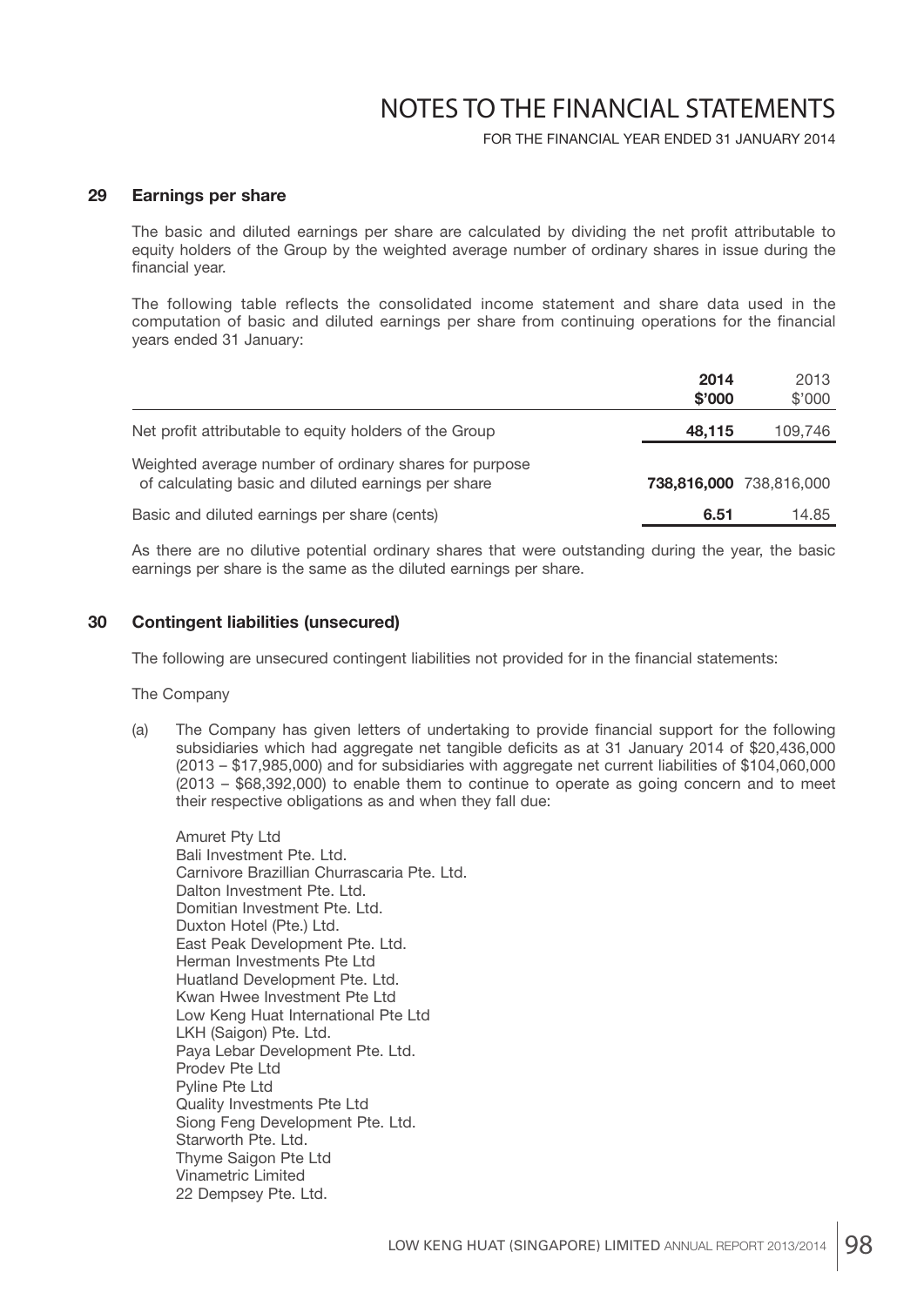## 29 Earnings per share

The basic and diluted earnings per share are calculated by dividing the net profit attributable to equity holders of the Group by the weighted average number of ordinary shares in issue during the financial year.

The following table reflects the consolidated income statement and share data used in the computation of basic and diluted earnings per share from continuing operations for the financial years ended 31 January:

| | **2014** **$'000** | 2013 $'000 |
|---|---|---|
| Net profit attributable to equity holders of the Group | **48,115** | 109,746 |
| Weighted average number of ordinary shares for purpose of calculating basic and diluted earnings per share | **738,816,000** | 738,816,000 |
| Basic and diluted earnings per share (cents) | **6.51** | 14.85 |

As there are no dilutive potential ordinary shares that were outstanding during the year, the basic earnings per share is the same as the diluted earnings per share.

## 30 Contingent liabilities (unsecured)

The following are unsecured contingent liabilities not provided for in the financial statements:

The Company

(a) The Company has given letters of undertaking to provide financial support for the following subsidiaries which had aggregate net tangible deficits as at 31 January 2014 of $20,436,000 (2013 – $17,985,000) and for subsidiaries with aggregate net current liabilities of $104,060,000 (2013 – $68,392,000) to enable them to continue to operate as going concern and to meet their respective obligations as and when they fall due:

Amuret Pty Ltd
Bali Investment Pte. Ltd.
Carnivore Brazillian Churrascaria Pte. Ltd.
Dalton Investment Pte. Ltd.
Domitian Investment Pte. Ltd.
Duxton Hotel (Pte.) Ltd.
East Peak Development Pte. Ltd.
Herman Investments Pte Ltd
Huatland Development Pte. Ltd.
Kwan Hwee Investment Pte Ltd
Low Keng Huat International Pte Ltd
LKH (Saigon) Pte. Ltd.
Paya Lebar Development Pte. Ltd.
Prodev Pte Ltd
Pyline Pte Ltd
Quality Investments Pte Ltd
Siong Feng Development Pte. Ltd.
Starworth Pte. Ltd.
Thyme Saigon Pte Ltd
Vinametric Limited
22 Dempsey Pte. Ltd.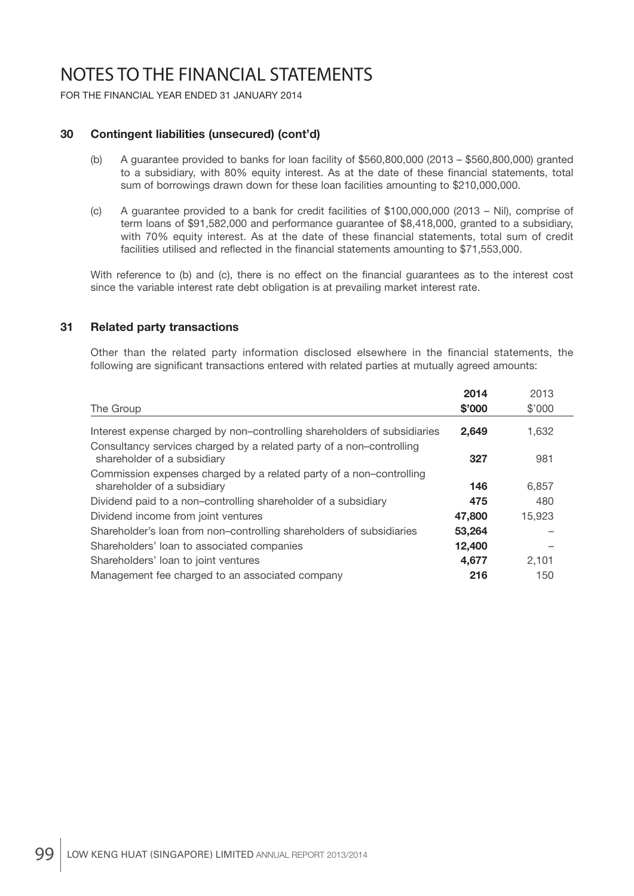# NOTES TO THE FINANCIAL STATEMENTS

FOR THE FINANCIAL YEAR ENDED 31 JANUARY 2014

## 30 Contingent liabilities (unsecured) (cont'd)

(b) A guarantee provided to banks for loan facility of \$560,800,000 (2013 – \$560,800,000) granted to a subsidiary, with 80% equity interest. As at the date of these financial statements, total sum of borrowings drawn down for these loan facilities amounting to \$210,000,000.

(c) A guarantee provided to a bank for credit facilities of \$100,000,000 (2013 – Nil), comprise of term loans of \$91,582,000 and performance guarantee of \$8,418,000, granted to a subsidiary, with 70% equity interest. As at the date of these financial statements, total sum of credit facilities utilised and reflected in the financial statements amounting to \$71,553,000.

With reference to (b) and (c), there is no effect on the financial guarantees as to the interest cost since the variable interest rate debt obligation is at prevailing market interest rate.

## 31 Related party transactions

Other than the related party information disclosed elsewhere in the financial statements, the following are significant transactions entered with related parties at mutually agreed amounts:

| The Group | **2014**<br>**\$'000** | 2013<br>\$'000 |
|---|---|---|
| Interest expense charged by non–controlling shareholders of subsidiaries | **2,649** | 1,632 |
| Consultancy services charged by a related party of a non–controlling shareholder of a subsidiary | **327** | 981 |
| Commission expenses charged by a related party of a non–controlling shareholder of a subsidiary | **146** | 6,857 |
| Dividend paid to a non–controlling shareholder of a subsidiary | **475** | 480 |
| Dividend income from joint ventures | **47,800** | 15,923 |
| Shareholder's loan from non–controlling shareholders of subsidiaries | **53,264** | – |
| Shareholders' loan to associated companies | **12,400** | – |
| Shareholders' loan to joint ventures | **4,677** | 2,101 |
| Management fee charged to an associated company | **216** | 150 |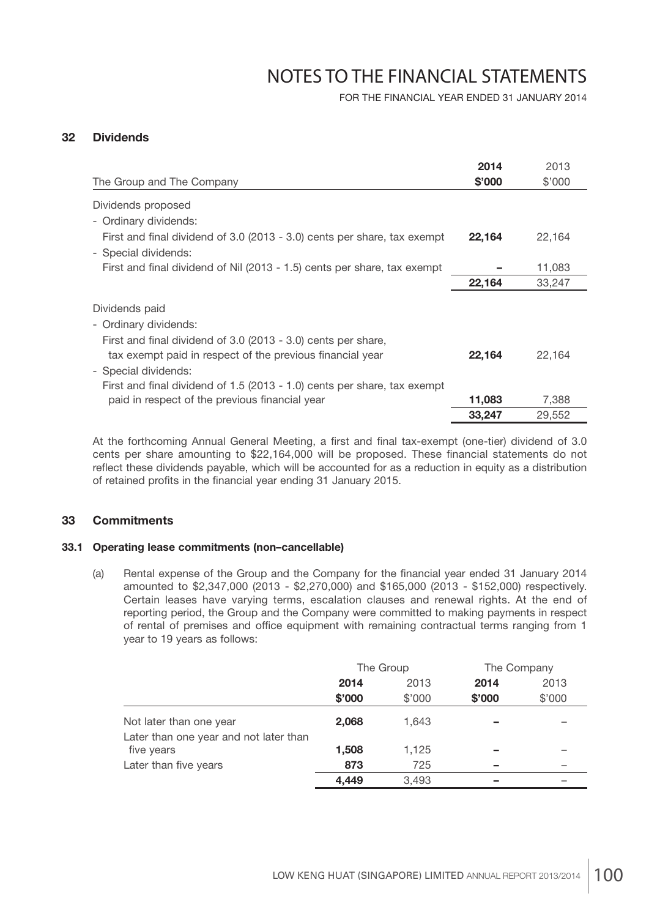# NOTES TO THE FINANCIAL STATEMENTS

FOR THE FINANCIAL YEAR ENDED 31 JANUARY 2014

## 32 Dividends

| The Group and The Company | 2014 $'000 | 2013 $'000 |
|---|---|---|
| Dividends proposed | | |
| - Ordinary dividends: | | |
| First and final dividend of 3.0 (2013 - 3.0) cents per share, tax exempt | **22,164** | 22,164 |
| - Special dividends: | | |
| First and final dividend of Nil (2013 - 1.5) cents per share, tax exempt | **–** | 11,083 |
| | **22,164** | 33,247 |
| Dividends paid | | |
| - Ordinary dividends: | | |
| First and final dividend of 3.0 (2013 - 3.0) cents per share, tax exempt paid in respect of the previous financial year | **22,164** | 22,164 |
| - Special dividends: | | |
| First and final dividend of 1.5 (2013 - 1.0) cents per share, tax exempt paid in respect of the previous financial year | **11,083** | 7,388 |
| | **33,247** | 29,552 |

At the forthcoming Annual General Meeting, a first and final tax-exempt (one-tier) dividend of 3.0 cents per share amounting to $22,164,000 will be proposed. These financial statements do not reflect these dividends payable, which will be accounted for as a reduction in equity as a distribution of retained profits in the financial year ending 31 January 2015.

## 33 Commitments

### 33.1 Operating lease commitments (non–cancellable)

(a) Rental expense of the Group and the Company for the financial year ended 31 January 2014 amounted to $2,347,000 (2013 - $2,270,000) and $165,000 (2013 - $152,000) respectively. Certain leases have varying terms, escalation clauses and renewal rights. At the end of reporting period, the Group and the Company were committed to making payments in respect of rental of premises and office equipment with remaining contractual terms ranging from 1 year to 19 years as follows:

| | The Group | | The Company | |
|---|---|---|---|---|
| | **2014** | 2013 | **2014** | 2013 |
| | **$'000** | $'000 | **$'000** | $'000 |
| Not later than one year | **2,068** | 1,643 | **–** | – |
| Later than one year and not later than five years | **1,508** | 1,125 | **–** | – |
| Later than five years | **873** | 725 | **–** | – |
| | **4,449** | 3,493 | **–** | – |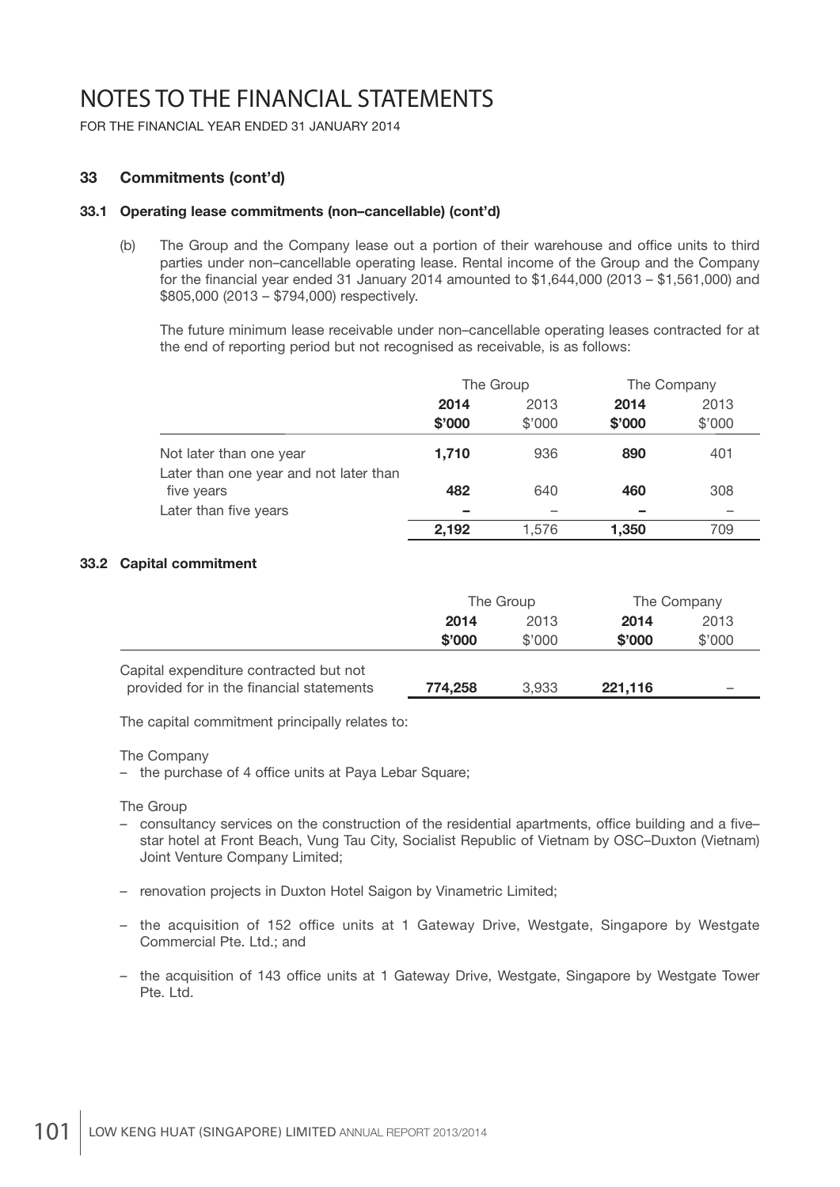# NOTES TO THE FINANCIAL STATEMENTS

FOR THE FINANCIAL YEAR ENDED 31 JANUARY 2014

## 33 Commitments (cont'd)

### 33.1 Operating lease commitments (non–cancellable) (cont'd)

(b) The Group and the Company lease out a portion of their warehouse and office units to third parties under non–cancellable operating lease. Rental income of the Group and the Company for the financial year ended 31 January 2014 amounted to $1,644,000 (2013 – $1,561,000) and $805,000 (2013 – $794,000) respectively.

The future minimum lease receivable under non–cancellable operating leases contracted for at the end of reporting period but not recognised as receivable, is as follows:

| | The Group | | The Company | |
|---|---|---|---|---|
| | **2014** | 2013 | **2014** | 2013 |
| | **$'000** | $'000 | **$'000** | $'000 |
| Not later than one year | **1,710** | 936 | **890** | 401 |
| Later than one year and not later than five years | **482** | 640 | **460** | 308 |
| Later than five years | **–** | – | **–** | – |
| | **2,192** | 1,576 | **1,350** | 709 |

### 33.2 Capital commitment

| | The Group | | The Company | |
|---|---|---|---|---|
| | **2014** | 2013 | **2014** | 2013 |
| | **$'000** | $'000 | **$'000** | $'000 |
| Capital expenditure contracted but not provided for in the financial statements | **774,258** | 3,933 | **221,116** | – |

The capital commitment principally relates to:

The Company

- the purchase of 4 office units at Paya Lebar Square;

The Group

- consultancy services on the construction of the residential apartments, office building and a five–star hotel at Front Beach, Vung Tau City, Socialist Republic of Vietnam by OSC–Duxton (Vietnam) Joint Venture Company Limited;
- renovation projects in Duxton Hotel Saigon by Vinametric Limited;
- the acquisition of 152 office units at 1 Gateway Drive, Westgate, Singapore by Westgate Commercial Pte. Ltd.; and
- the acquisition of 143 office units at 1 Gateway Drive, Westgate, Singapore by Westgate Tower Pte. Ltd.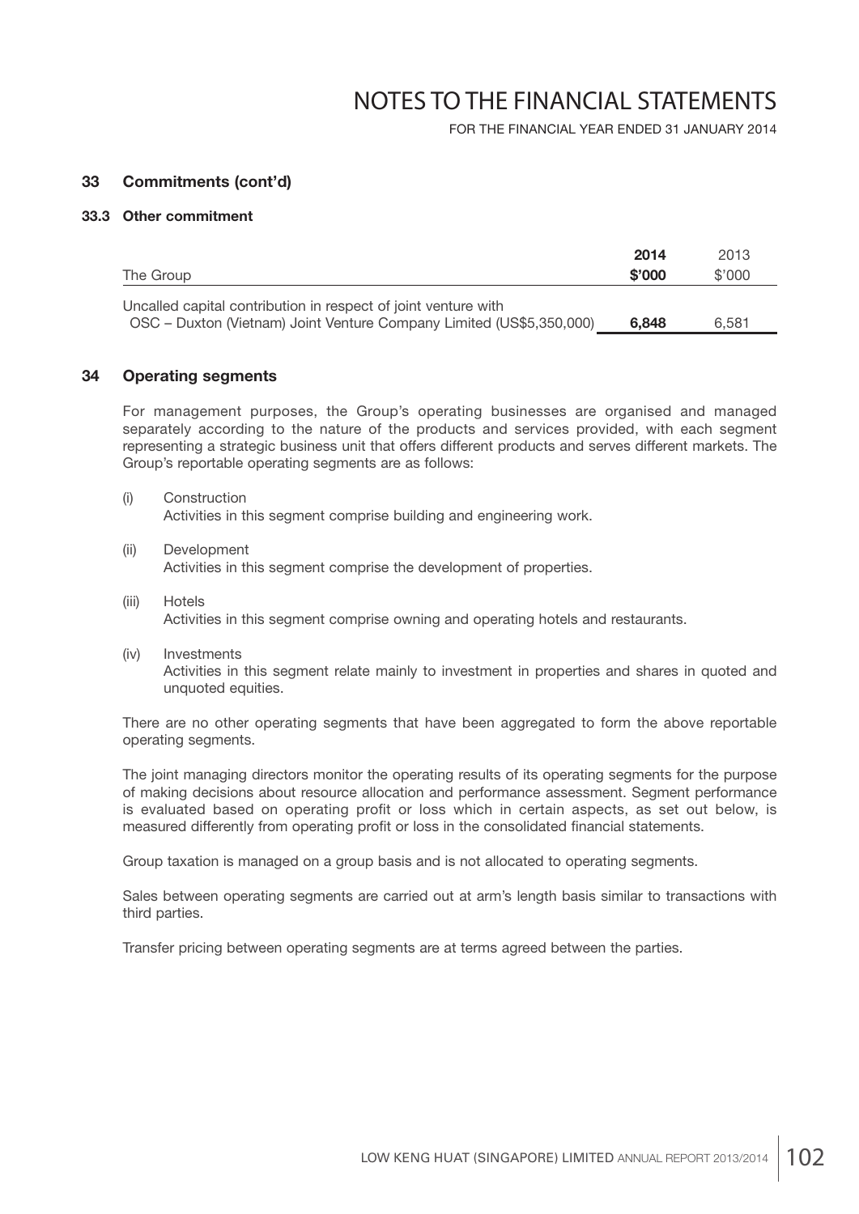## 33 Commitments (cont'd)

### 33.3 Other commitment

| The Group | 2014<br>$'000 | 2013<br>$'000 |
|---|---|---|
| Uncalled capital contribution in respect of joint venture with OSC – Duxton (Vietnam) Joint Venture Company Limited (US$5,350,000) | **6,848** | 6,581 |

## 34 Operating segments

For management purposes, the Group's operating businesses are organised and managed separately according to the nature of the products and services provided, with each segment representing a strategic business unit that offers different products and serves different markets. The Group's reportable operating segments are as follows:

(i) Construction
Activities in this segment comprise building and engineering work.

(ii) Development
Activities in this segment comprise the development of properties.

(iii) Hotels
Activities in this segment comprise owning and operating hotels and restaurants.

(iv) Investments
Activities in this segment relate mainly to investment in properties and shares in quoted and unquoted equities.

There are no other operating segments that have been aggregated to form the above reportable operating segments.

The joint managing directors monitor the operating results of its operating segments for the purpose of making decisions about resource allocation and performance assessment. Segment performance is evaluated based on operating profit or loss which in certain aspects, as set out below, is measured differently from operating profit or loss in the consolidated financial statements.

Group taxation is managed on a group basis and is not allocated to operating segments.

Sales between operating segments are carried out at arm's length basis similar to transactions with third parties.

Transfer pricing between operating segments are at terms agreed between the parties.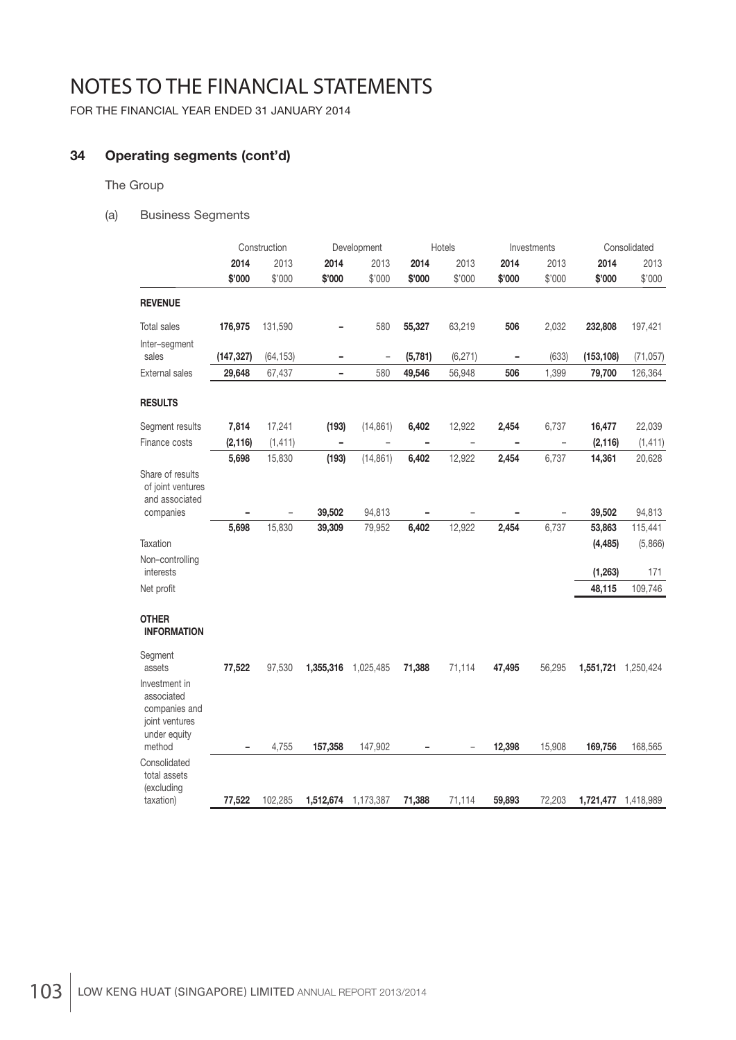# NOTES TO THE FINANCIAL STATEMENTS

FOR THE FINANCIAL YEAR ENDED 31 JANUARY 2014

## 34 Operating segments (cont'd)

The Group

(a) Business Segments

| | Construction | | Development | | Hotels | | Investments | | Consolidated | |
|---|---|---|---|---|---|---|---|---|---|---|
| | **2014** | 2013 | **2014** | 2013 | **2014** | 2013 | **2014** | 2013 | **2014** | 2013 |
| | **$'000** | $'000 | **$'000** | $'000 | **$'000** | $'000 | **$'000** | $'000 | **$'000** | $'000 |
| **REVENUE** | | | | | | | | | | |
| Total sales | **176,975** | 131,590 | **–** | 580 | **55,327** | 63,219 | **506** | 2,032 | **232,808** | 197,421 |
| Inter–segment sales | **(147,327)** | (64,153) | **–** | – | **(5,781)** | (6,271) | **–** | (633) | **(153,108)** | (71,057) |
| External sales | **29,648** | 67,437 | **–** | 580 | **49,546** | 56,948 | **506** | 1,399 | **79,700** | 126,364 |
| **RESULTS** | | | | | | | | | | |
| Segment results | **7,814** | 17,241 | **(193)** | (14,861) | **6,402** | 12,922 | **2,454** | 6,737 | **16,477** | 22,039 |
| Finance costs | **(2,116)** | (1,411) | **–** | – | **–** | – | **–** | – | **(2,116)** | (1,411) |
| | **5,698** | 15,830 | **(193)** | (14,861) | **6,402** | 12,922 | **2,454** | 6,737 | **14,361** | 20,628 |
| Share of results of joint ventures and associated companies | **–** | – | **39,502** | 94,813 | **–** | – | **–** | – | **39,502** | 94,813 |
| | **5,698** | 15,830 | **39,309** | 79,952 | **6,402** | 12,922 | **2,454** | 6,737 | **53,863** | 115,441 |
| Taxation | | | | | | | | | **(4,485)** | (5,866) |
| Non–controlling interests | | | | | | | | | **(1,263)** | 171 |
| Net profit | | | | | | | | | **48,115** | 109,746 |
| **OTHER INFORMATION** | | | | | | | | | | |
| Segment assets | **77,522** | 97,530 | **1,355,316** | 1,025,485 | **71,388** | 71,114 | **47,495** | 56,295 | **1,551,721** | 1,250,424 |
| Investment in associated companies and joint ventures under equity method | **–** | 4,755 | **157,358** | 147,902 | **–** | – | **12,398** | 15,908 | **169,756** | 168,565 |
| Consolidated total assets (excluding taxation) | **77,522** | 102,285 | **1,512,674** | 1,173,387 | **71,388** | 71,114 | **59,893** | 72,203 | **1,721,477** | 1,418,989 |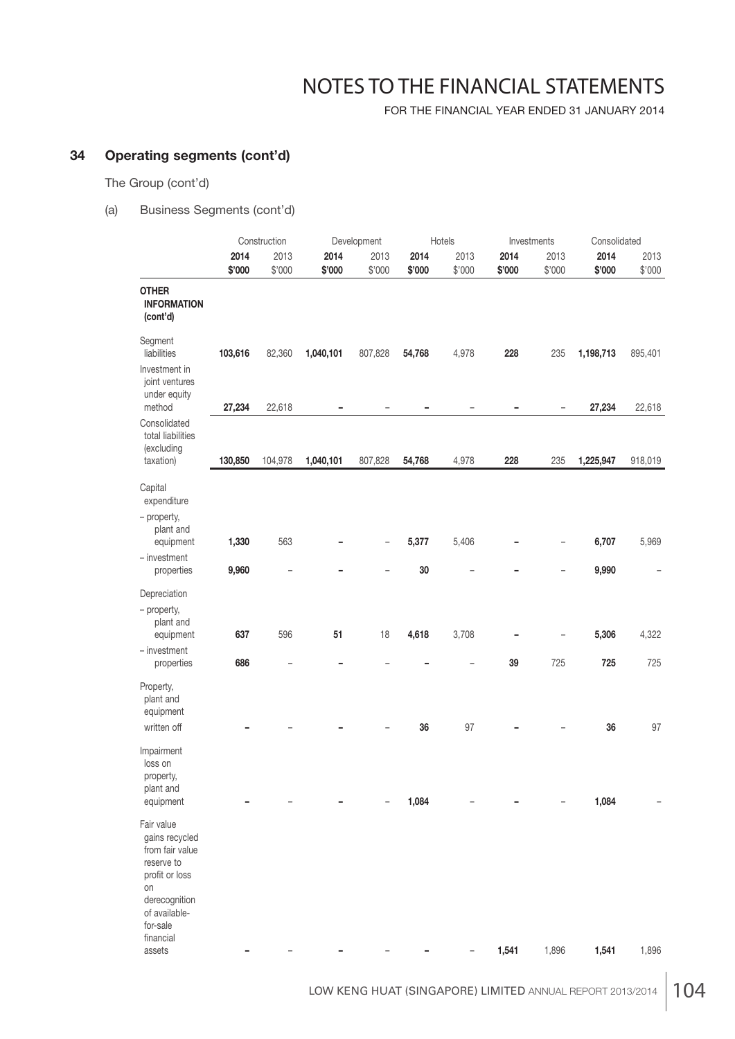# NOTES TO THE FINANCIAL STATEMENTS

FOR THE FINANCIAL YEAR ENDED 31 JANUARY 2014

## 34 Operating segments (cont'd)

The Group (cont'd)

(a) Business Segments (cont'd)

| | Construction | | Development | | Hotels | | Investments | | Consolidated | |
|---|---|---|---|---|---|---|---|---|---|---|
| | **2014** | 2013 | **2014** | 2013 | **2014** | 2013 | **2014** | 2013 | **2014** | 2013 |
| | **$'000** | $'000 | **$'000** | $'000 | **$'000** | $'000 | **$'000** | $'000 | **$'000** | $'000 |
| **OTHER INFORMATION (cont'd)** | | | | | | | | | | |
| Segment liabilities | **103,616** | 82,360 | **1,040,101** | 807,828 | **54,768** | 4,978 | **228** | 235 | **1,198,713** | 895,401 |
| Investment in joint ventures under equity method | **27,234** | 22,618 | **–** | – | **–** | – | **–** | – | **27,234** | 22,618 |
| Consolidated total liabilities (excluding taxation) | **130,850** | 104,978 | **1,040,101** | 807,828 | **54,768** | 4,978 | **228** | 235 | **1,225,947** | 918,019 |
| Capital expenditure | | | | | | | | | | |
| – property, plant and equipment | **1,330** | 563 | **–** | – | **5,377** | 5,406 | **–** | – | **6,707** | 5,969 |
| – investment properties | **9,960** | – | **–** | – | **30** | – | **–** | – | **9,990** | – |
| Depreciation | | | | | | | | | | |
| – property, plant and equipment | **637** | 596 | **51** | 18 | **4,618** | 3,708 | **–** | – | **5,306** | 4,322 |
| – investment properties | **686** | – | **–** | – | **–** | – | **39** | 725 | **725** | 725 |
| Property, plant and equipment written off | **–** | – | **–** | – | **36** | 97 | **–** | – | **36** | 97 |
| Impairment loss on property, plant and equipment | **–** | – | **–** | – | **1,084** | – | **–** | – | **1,084** | – |
| Fair value gains recycled from fair value reserve to profit or loss on derecognition of available-for-sale financial assets | **–** | – | **–** | – | **–** | – | **1,541** | 1,896 | **1,541** | 1,896 |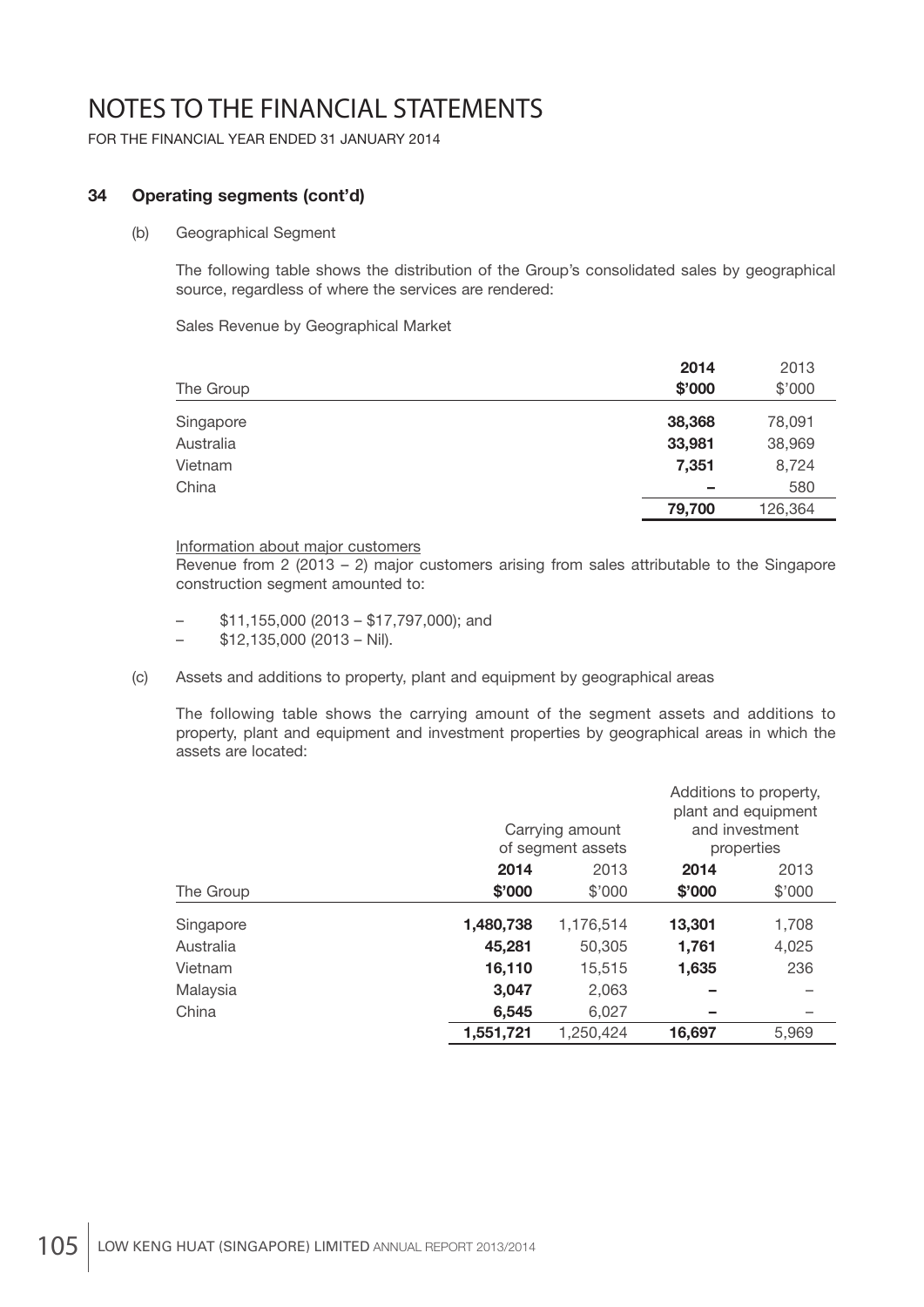# NOTES TO THE FINANCIAL STATEMENTS

FOR THE FINANCIAL YEAR ENDED 31 JANUARY 2014

## 34 Operating segments (cont'd)

(b) Geographical Segment

The following table shows the distribution of the Group's consolidated sales by geographical source, regardless of where the services are rendered:

Sales Revenue by Geographical Market

| The Group | **2014** **$'000** | 2013 $'000 |
|---|---|---|
| Singapore | **38,368** | 78,091 |
| Australia | **33,981** | 38,969 |
| Vietnam | **7,351** | 8,724 |
| China | **–** | 580 |
| | **79,700** | 126,364 |

Information about major customers

Revenue from 2 (2013 – 2) major customers arising from sales attributable to the Singapore construction segment amounted to:

- $11,155,000 (2013 – $17,797,000); and
- $12,135,000 (2013 – Nil).

(c) Assets and additions to property, plant and equipment by geographical areas

The following table shows the carrying amount of the segment assets and additions to property, plant and equipment and investment properties by geographical areas in which the assets are located:

| | Carrying amount of segment assets | | Additions to property, plant and equipment and investment properties | |
|---|---|---|---|---|
| The Group | **2014** **$'000** | 2013 $'000 | **2014** **$'000** | 2013 $'000 |
| Singapore | **1,480,738** | 1,176,514 | **13,301** | 1,708 |
| Australia | **45,281** | 50,305 | **1,761** | 4,025 |
| Vietnam | **16,110** | 15,515 | **1,635** | 236 |
| Malaysia | **3,047** | 2,063 | **–** | – |
| China | **6,545** | 6,027 | **–** | – |
| | **1,551,721** | 1,250,424 | **16,697** | 5,969 |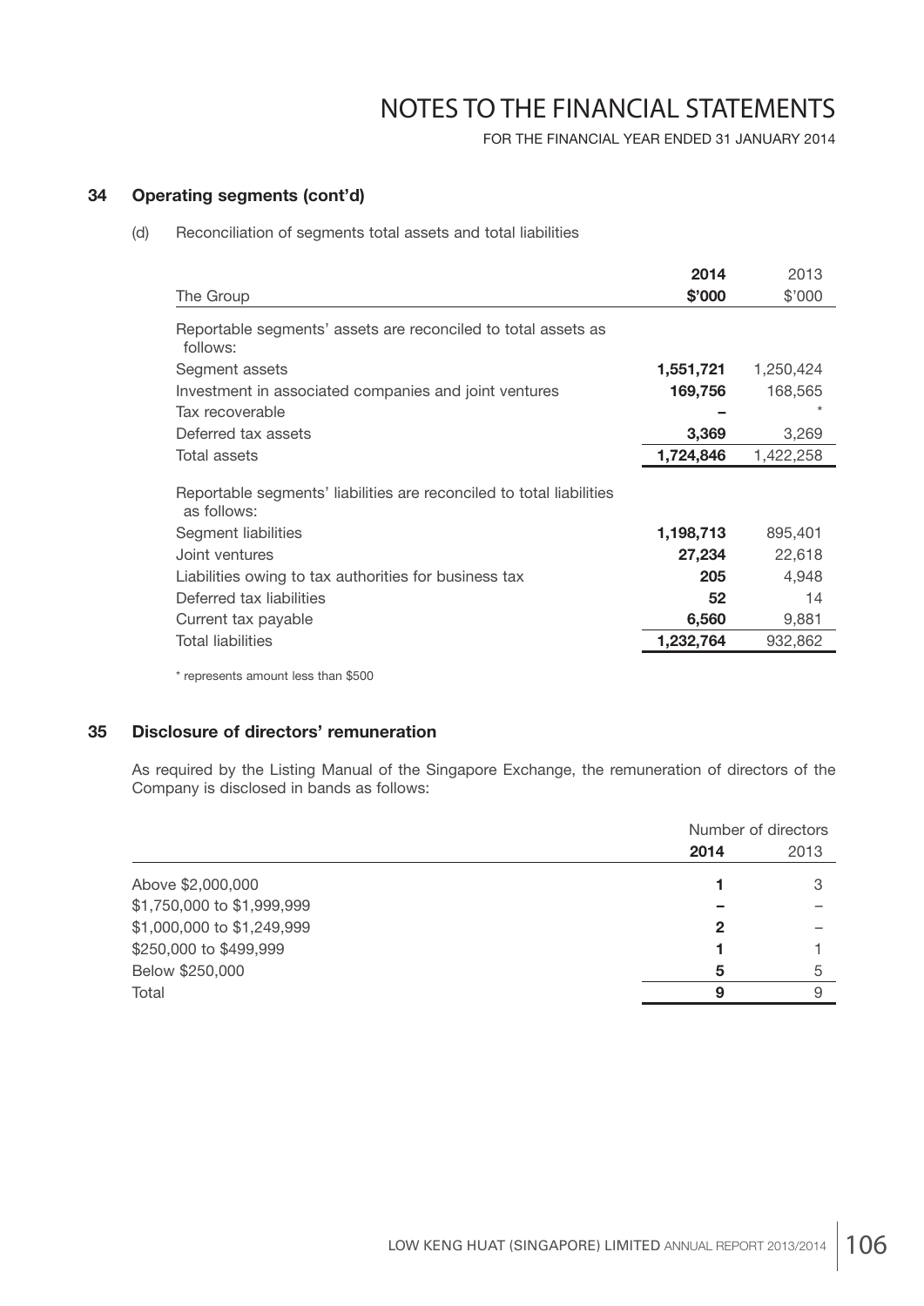# NOTES TO THE FINANCIAL STATEMENTS

FOR THE FINANCIAL YEAR ENDED 31 JANUARY 2014

## 34 Operating segments (cont'd)

(d) Reconciliation of segments total assets and total liabilities

| The Group | **2014** **$'000** | 2013 $'000 |
|---|---|---|
| Reportable segments' assets are reconciled to total assets as follows: | | |
| Segment assets | **1,551,721** | 1,250,424 |
| Investment in associated companies and joint ventures | **169,756** | 168,565 |
| Tax recoverable | **–** | * |
| Deferred tax assets | **3,369** | 3,269 |
| Total assets | **1,724,846** | 1,422,258 |
| Reportable segments' liabilities are reconciled to total liabilities as follows: | | |
| Segment liabilities | **1,198,713** | 895,401 |
| Joint ventures | **27,234** | 22,618 |
| Liabilities owing to tax authorities for business tax | **205** | 4,948 |
| Deferred tax liabilities | **52** | 14 |
| Current tax payable | **6,560** | 9,881 |
| Total liabilities | **1,232,764** | 932,862 |

* represents amount less than $500

## 35 Disclosure of directors' remuneration

As required by the Listing Manual of the Singapore Exchange, the remuneration of directors of the Company is disclosed in bands as follows:

| | Number of directors | |
|---|---|---|
| | **2014** | 2013 |
| Above $2,000,000 | **1** | 3 |
| $1,750,000 to $1,999,999 | **–** | – |
| $1,000,000 to $1,249,999 | **2** | – |
| $250,000 to $499,999 | **1** | 1 |
| Below $250,000 | **5** | 5 |
| Total | **9** | 9 |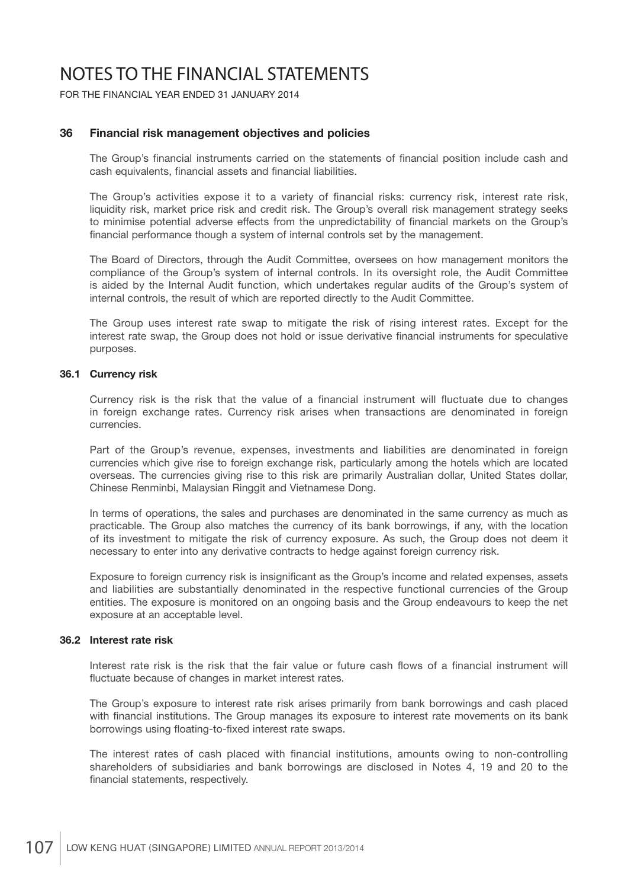# NOTES TO THE FINANCIAL STATEMENTS

FOR THE FINANCIAL YEAR ENDED 31 JANUARY 2014

## 36 Financial risk management objectives and policies

The Group's financial instruments carried on the statements of financial position include cash and cash equivalents, financial assets and financial liabilities.

The Group's activities expose it to a variety of financial risks: currency risk, interest rate risk, liquidity risk, market price risk and credit risk. The Group's overall risk management strategy seeks to minimise potential adverse effects from the unpredictability of financial markets on the Group's financial performance though a system of internal controls set by the management.

The Board of Directors, through the Audit Committee, oversees on how management monitors the compliance of the Group's system of internal controls. In its oversight role, the Audit Committee is aided by the Internal Audit function, which undertakes regular audits of the Group's system of internal controls, the result of which are reported directly to the Audit Committee.

The Group uses interest rate swap to mitigate the risk of rising interest rates. Except for the interest rate swap, the Group does not hold or issue derivative financial instruments for speculative purposes.

### 36.1 Currency risk

Currency risk is the risk that the value of a financial instrument will fluctuate due to changes in foreign exchange rates. Currency risk arises when transactions are denominated in foreign currencies.

Part of the Group's revenue, expenses, investments and liabilities are denominated in foreign currencies which give rise to foreign exchange risk, particularly among the hotels which are located overseas. The currencies giving rise to this risk are primarily Australian dollar, United States dollar, Chinese Renminbi, Malaysian Ringgit and Vietnamese Dong.

In terms of operations, the sales and purchases are denominated in the same currency as much as practicable. The Group also matches the currency of its bank borrowings, if any, with the location of its investment to mitigate the risk of currency exposure. As such, the Group does not deem it necessary to enter into any derivative contracts to hedge against foreign currency risk.

Exposure to foreign currency risk is insignificant as the Group's income and related expenses, assets and liabilities are substantially denominated in the respective functional currencies of the Group entities. The exposure is monitored on an ongoing basis and the Group endeavours to keep the net exposure at an acceptable level.

### 36.2 Interest rate risk

Interest rate risk is the risk that the fair value or future cash flows of a financial instrument will fluctuate because of changes in market interest rates.

The Group's exposure to interest rate risk arises primarily from bank borrowings and cash placed with financial institutions. The Group manages its exposure to interest rate movements on its bank borrowings using floating-to-fixed interest rate swaps.

The interest rates of cash placed with financial institutions, amounts owing to non-controlling shareholders of subsidiaries and bank borrowings are disclosed in Notes 4, 19 and 20 to the financial statements, respectively.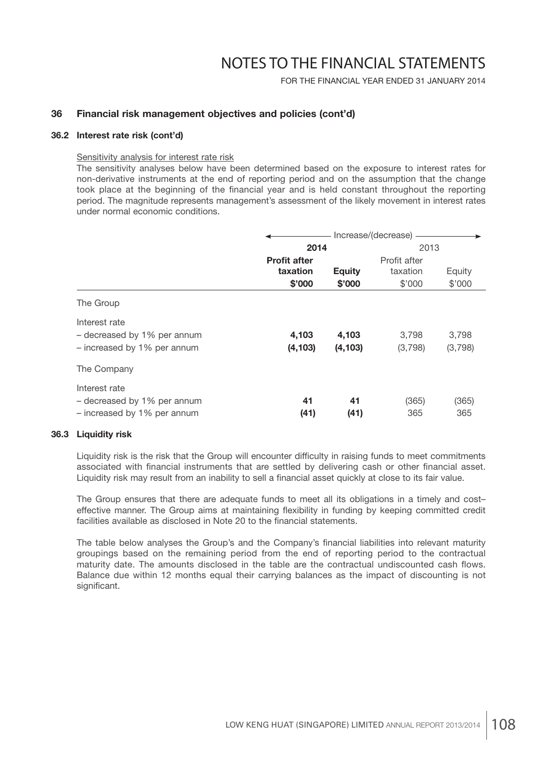## 36 Financial risk management objectives and policies (cont'd)

### 36.2 Interest rate risk (cont'd)

Sensitivity analysis for interest rate risk

The sensitivity analyses below have been determined based on the exposure to interest rates for non-derivative instruments at the end of reporting period and on the assumption that the change took place at the beginning of the financial year and is held constant throughout the reporting period. The magnitude represents management's assessment of the likely movement in interest rates under normal economic conditions.

| | Increase/(decrease) | | | |
|---|---|---|---|---|
| | **2014** | | 2013 | |
| | **Profit after taxation** | **Equity** | Profit after taxation | Equity |
| | **$'000** | **$'000** | $'000 | $'000 |
| The Group | | | | |
| Interest rate | | | | |
| – decreased by 1% per annum | **4,103** | **4,103** | 3,798 | 3,798 |
| – increased by 1% per annum | **(4,103)** | **(4,103)** | (3,798) | (3,798) |
| The Company | | | | |
| Interest rate | | | | |
| – decreased by 1% per annum | **41** | **41** | (365) | (365) |
| – increased by 1% per annum | **(41)** | **(41)** | 365 | 365 |

### 36.3 Liquidity risk

Liquidity risk is the risk that the Group will encounter difficulty in raising funds to meet commitments associated with financial instruments that are settled by delivering cash or other financial asset. Liquidity risk may result from an inability to sell a financial asset quickly at close to its fair value.

The Group ensures that there are adequate funds to meet all its obligations in a timely and cost–effective manner. The Group aims at maintaining flexibility in funding by keeping committed credit facilities available as disclosed in Note 20 to the financial statements.

The table below analyses the Group's and the Company's financial liabilities into relevant maturity groupings based on the remaining period from the end of reporting period to the contractual maturity date. The amounts disclosed in the table are the contractual undiscounted cash flows. Balance due within 12 months equal their carrying balances as the impact of discounting is not significant.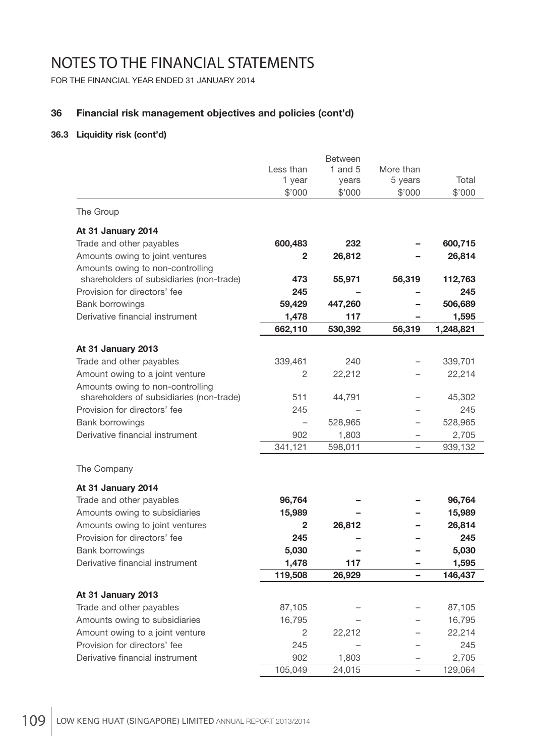# NOTES TO THE FINANCIAL STATEMENTS

FOR THE FINANCIAL YEAR ENDED 31 JANUARY 2014

## 36 Financial risk management objectives and policies (cont'd)

### 36.3 Liquidity risk (cont'd)

| | Less than 1 year | Between 1 and 5 years | More than 5 years | Total |
|---|---|---|---|---|
| | $'000 | $'000 | $'000 | $'000 |
| The Group | | | | |
| **At 31 January 2014** | | | | |
| Trade and other payables | **600,483** | **232** | **–** | **600,715** |
| Amounts owing to joint ventures | **2** | **26,812** | **–** | **26,814** |
| Amounts owing to non-controlling shareholders of subsidiaries (non-trade) | **473** | **55,971** | **56,319** | **112,763** |
| Provision for directors' fee | **245** | **–** | **–** | **245** |
| Bank borrowings | **59,429** | **447,260** | **–** | **506,689** |
| Derivative financial instrument | **1,478** | **117** | **–** | **1,595** |
| | **662,110** | **530,392** | **56,319** | **1,248,821** |
| **At 31 January 2013** | | | | |
| Trade and other payables | 339,461 | 240 | – | 339,701 |
| Amount owing to a joint venture | 2 | 22,212 | – | 22,214 |
| Amounts owing to non-controlling shareholders of subsidiaries (non-trade) | 511 | 44,791 | – | 45,302 |
| Provision for directors' fee | 245 | – | – | 245 |
| Bank borrowings | – | 528,965 | – | 528,965 |
| Derivative financial instrument | 902 | 1,803 | – | 2,705 |
| | 341,121 | 598,011 | – | 939,132 |
| The Company | | | | |
| **At 31 January 2014** | | | | |
| Trade and other payables | **96,764** | **–** | **–** | **96,764** |
| Amounts owing to subsidiaries | **15,989** | **–** | **–** | **15,989** |
| Amounts owing to joint ventures | **2** | **26,812** | **–** | **26,814** |
| Provision for directors' fee | **245** | **–** | **–** | **245** |
| Bank borrowings | **5,030** | **–** | **–** | **5,030** |
| Derivative financial instrument | **1,478** | **117** | **–** | **1,595** |
| | **119,508** | **26,929** | **–** | **146,437** |
| **At 31 January 2013** | | | | |
| Trade and other payables | 87,105 | – | – | 87,105 |
| Amounts owing to subsidiaries | 16,795 | – | – | 16,795 |
| Amount owing to a joint venture | 2 | 22,212 | – | 22,214 |
| Provision for directors' fee | 245 | – | – | 245 |
| Derivative financial instrument | 902 | 1,803 | – | 2,705 |
| | 105,049 | 24,015 | – | 129,064 |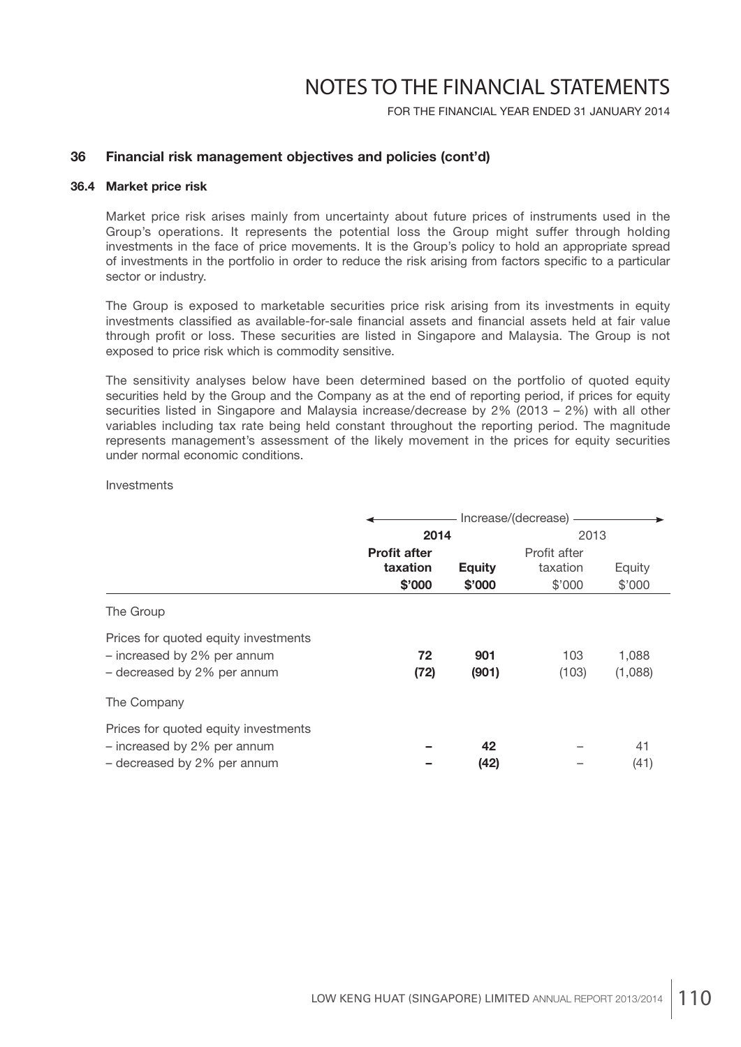## 36 Financial risk management objectives and policies (cont'd)

### 36.4 Market price risk

Market price risk arises mainly from uncertainty about future prices of instruments used in the Group's operations. It represents the potential loss the Group might suffer through holding investments in the face of price movements. It is the Group's policy to hold an appropriate spread of investments in the portfolio in order to reduce the risk arising from factors specific to a particular sector or industry.

The Group is exposed to marketable securities price risk arising from its investments in equity investments classified as available-for-sale financial assets and financial assets held at fair value through profit or loss. These securities are listed in Singapore and Malaysia. The Group is not exposed to price risk which is commodity sensitive.

The sensitivity analyses below have been determined based on the portfolio of quoted equity securities held by the Group and the Company as at the end of reporting period, if prices for equity securities listed in Singapore and Malaysia increase/decrease by 2% (2013 – 2%) with all other variables including tax rate being held constant throughout the reporting period. The magnitude represents management's assessment of the likely movement in the prices for equity securities under normal economic conditions.

Investments

| | Increase/(decrease) | | | |
|---|---|---|---|---|
| | **2014** | | 2013 | |
| | **Profit after taxation** | **Equity** | Profit after taxation | Equity |
| | **\$'000** | **\$'000** | \$'000 | \$'000 |
| The Group | | | | |
| Prices for quoted equity investments | | | | |
| – increased by 2% per annum | **72** | **901** | 103 | 1,088 |
| – decreased by 2% per annum | **(72)** | **(901)** | (103) | (1,088) |
| The Company | | | | |
| Prices for quoted equity investments | | | | |
| – increased by 2% per annum | **–** | **42** | – | 41 |
| – decreased by 2% per annum | **–** | **(42)** | – | (41) |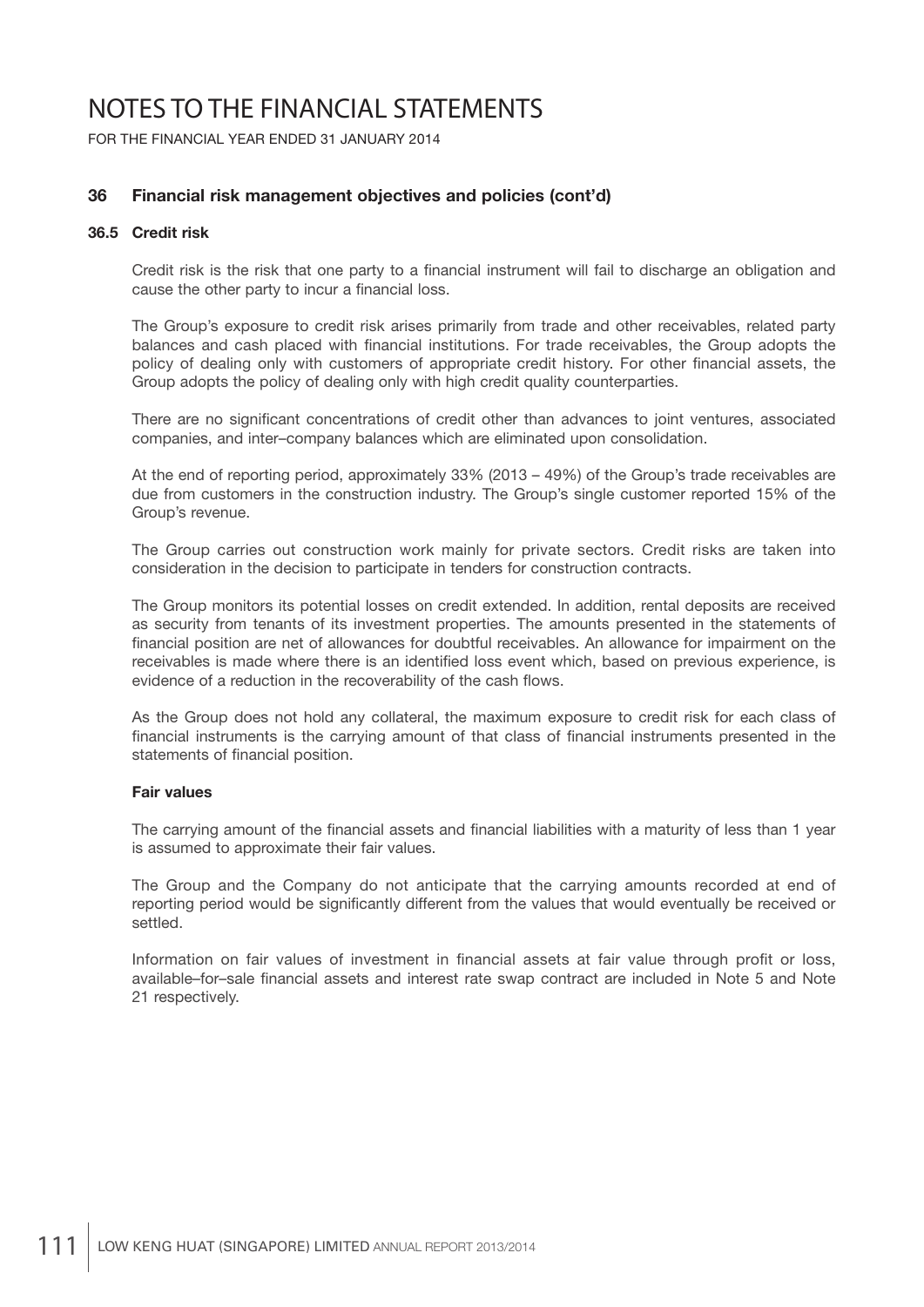# NOTES TO THE FINANCIAL STATEMENTS

FOR THE FINANCIAL YEAR ENDED 31 JANUARY 2014

## 36 Financial risk management objectives and policies (cont'd)

### 36.5 Credit risk

Credit risk is the risk that one party to a financial instrument will fail to discharge an obligation and cause the other party to incur a financial loss.

The Group's exposure to credit risk arises primarily from trade and other receivables, related party balances and cash placed with financial institutions. For trade receivables, the Group adopts the policy of dealing only with customers of appropriate credit history. For other financial assets, the Group adopts the policy of dealing only with high credit quality counterparties.

There are no significant concentrations of credit other than advances to joint ventures, associated companies, and inter–company balances which are eliminated upon consolidation.

At the end of reporting period, approximately 33% (2013 – 49%) of the Group's trade receivables are due from customers in the construction industry. The Group's single customer reported 15% of the Group's revenue.

The Group carries out construction work mainly for private sectors. Credit risks are taken into consideration in the decision to participate in tenders for construction contracts.

The Group monitors its potential losses on credit extended. In addition, rental deposits are received as security from tenants of its investment properties. The amounts presented in the statements of financial position are net of allowances for doubtful receivables. An allowance for impairment on the receivables is made where there is an identified loss event which, based on previous experience, is evidence of a reduction in the recoverability of the cash flows.

As the Group does not hold any collateral, the maximum exposure to credit risk for each class of financial instruments is the carrying amount of that class of financial instruments presented in the statements of financial position.

**Fair values**

The carrying amount of the financial assets and financial liabilities with a maturity of less than 1 year is assumed to approximate their fair values.

The Group and the Company do not anticipate that the carrying amounts recorded at end of reporting period would be significantly different from the values that would eventually be received or settled.

Information on fair values of investment in financial assets at fair value through profit or loss, available–for–sale financial assets and interest rate swap contract are included in Note 5 and Note 21 respectively.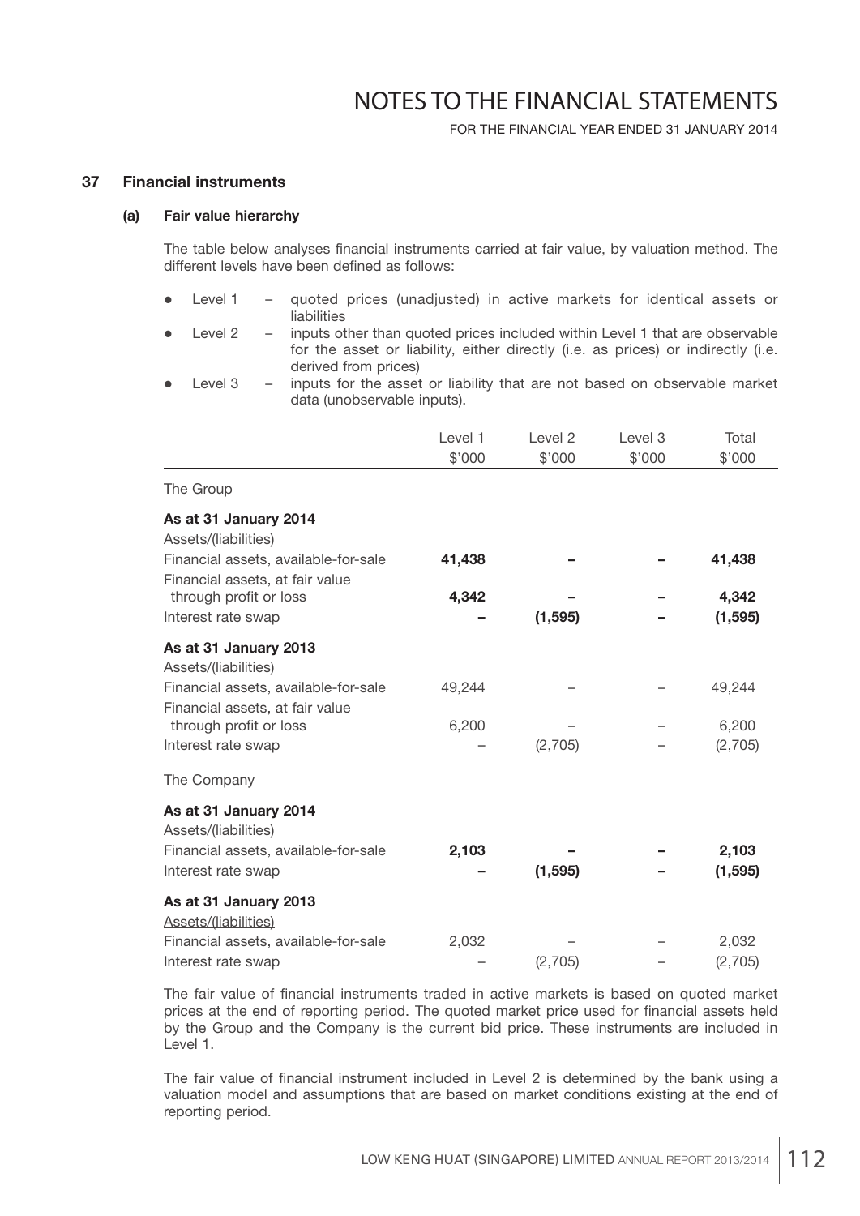# NOTES TO THE FINANCIAL STATEMENTS

FOR THE FINANCIAL YEAR ENDED 31 JANUARY 2014

## 37 Financial instruments

### (a) Fair value hierarchy

The table below analyses financial instruments carried at fair value, by valuation method. The different levels have been defined as follows:

- Level 1 – quoted prices (unadjusted) in active markets for identical assets or liabilities
- Level 2 – inputs other than quoted prices included within Level 1 that are observable for the asset or liability, either directly (i.e. as prices) or indirectly (i.e. derived from prices)
- Level 3 – inputs for the asset or liability that are not based on observable market data (unobservable inputs).

| | Level 1 $'000 | Level 2 $'000 | Level 3 $'000 | Total $'000 |
|---|---|---|---|---|
| The Group | | | | |
| **As at 31 January 2014** | | | | |
| Assets/(liabilities) | | | | |
| Financial assets, available-for-sale | **41,438** | **–** | **–** | **41,438** |
| Financial assets, at fair value through profit or loss | **4,342** | **–** | **–** | **4,342** |
| Interest rate swap | **–** | **(1,595)** | **–** | **(1,595)** |
| **As at 31 January 2013** | | | | |
| Assets/(liabilities) | | | | |
| Financial assets, available-for-sale | 49,244 | – | – | 49,244 |
| Financial assets, at fair value through profit or loss | 6,200 | – | – | 6,200 |
| Interest rate swap | – | (2,705) | – | (2,705) |
| The Company | | | | |
| **As at 31 January 2014** | | | | |
| Assets/(liabilities) | | | | |
| Financial assets, available-for-sale | **2,103** | **–** | **–** | **2,103** |
| Interest rate swap | **–** | **(1,595)** | **–** | **(1,595)** |
| **As at 31 January 2013** | | | | |
| Assets/(liabilities) | | | | |
| Financial assets, available-for-sale | 2,032 | – | – | 2,032 |
| Interest rate swap | – | (2,705) | – | (2,705) |

The fair value of financial instruments traded in active markets is based on quoted market prices at the end of reporting period. The quoted market price used for financial assets held by the Group and the Company is the current bid price. These instruments are included in Level 1.

The fair value of financial instrument included in Level 2 is determined by the bank using a valuation model and assumptions that are based on market conditions existing at the end of reporting period.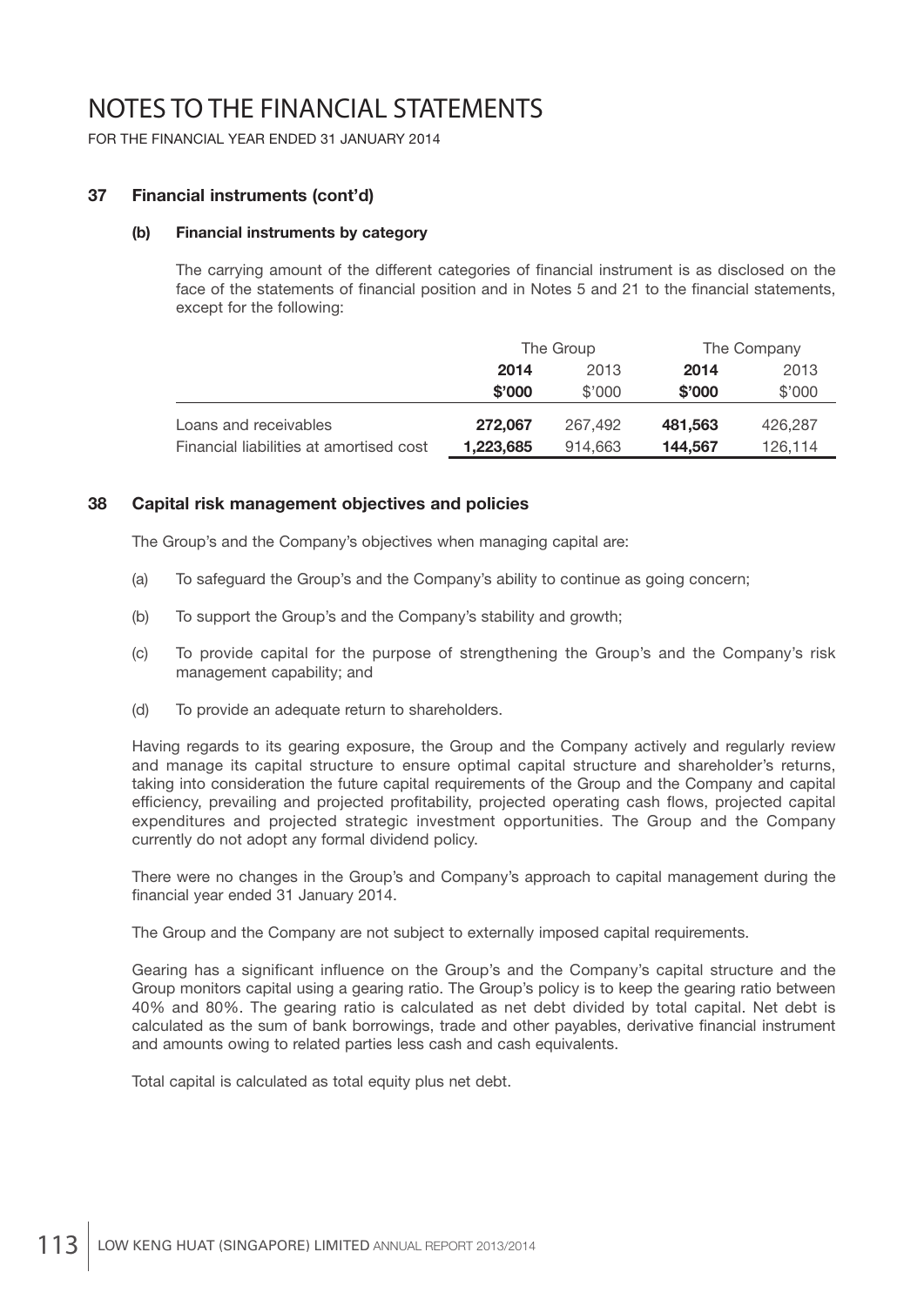# NOTES TO THE FINANCIAL STATEMENTS

FOR THE FINANCIAL YEAR ENDED 31 JANUARY 2014

## 37 Financial instruments (cont'd)

### (b) Financial instruments by category

The carrying amount of the different categories of financial instrument is as disclosed on the face of the statements of financial position and in Notes 5 and 21 to the financial statements, except for the following:

| | The Group | | The Company | |
|---|---|---|---|---|
| | **2014** | 2013 | **2014** | 2013 |
| | **\$'000** | \$'000 | **\$'000** | \$'000 |
| Loans and receivables | **272,067** | 267,492 | **481,563** | 426,287 |
| Financial liabilities at amortised cost | **1,223,685** | 914,663 | **144,567** | 126,114 |

## 38 Capital risk management objectives and policies

The Group's and the Company's objectives when managing capital are:

(a) To safeguard the Group's and the Company's ability to continue as going concern;

(b) To support the Group's and the Company's stability and growth;

(c) To provide capital for the purpose of strengthening the Group's and the Company's risk management capability; and

(d) To provide an adequate return to shareholders.

Having regards to its gearing exposure, the Group and the Company actively and regularly review and manage its capital structure to ensure optimal capital structure and shareholder's returns, taking into consideration the future capital requirements of the Group and the Company and capital efficiency, prevailing and projected profitability, projected operating cash flows, projected capital expenditures and projected strategic investment opportunities. The Group and the Company currently do not adopt any formal dividend policy.

There were no changes in the Group's and Company's approach to capital management during the financial year ended 31 January 2014.

The Group and the Company are not subject to externally imposed capital requirements.

Gearing has a significant influence on the Group's and the Company's capital structure and the Group monitors capital using a gearing ratio. The Group's policy is to keep the gearing ratio between 40% and 80%. The gearing ratio is calculated as net debt divided by total capital. Net debt is calculated as the sum of bank borrowings, trade and other payables, derivative financial instrument and amounts owing to related parties less cash and cash equivalents.

Total capital is calculated as total equity plus net debt.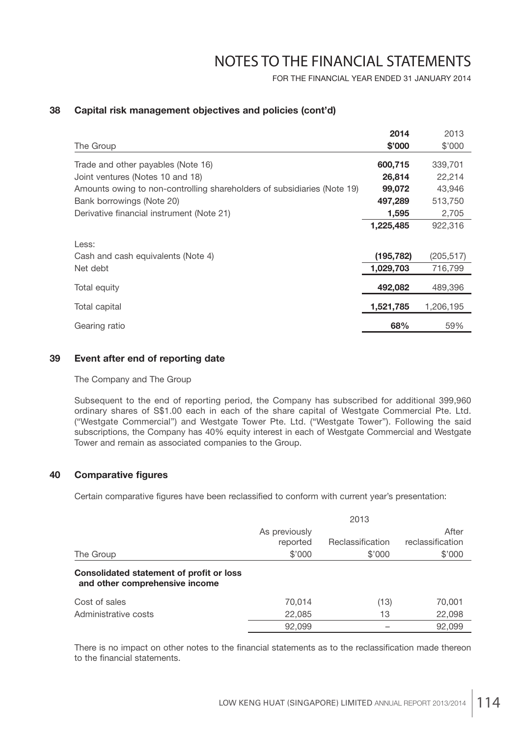## 38 Capital risk management objectives and policies (cont'd)

| The Group | **2014 \$'000** | 2013 \$'000 |
|---|---|---|
| Trade and other payables (Note 16) | **600,715** | 339,701 |
| Joint ventures (Notes 10 and 18) | **26,814** | 22,214 |
| Amounts owing to non-controlling shareholders of subsidiaries (Note 19) | **99,072** | 43,946 |
| Bank borrowings (Note 20) | **497,289** | 513,750 |
| Derivative financial instrument (Note 21) | **1,595** | 2,705 |
| | **1,225,485** | 922,316 |
| Less: | | |
| Cash and cash equivalents (Note 4) | **(195,782)** | (205,517) |
| Net debt | **1,029,703** | 716,799 |
| Total equity | **492,082** | 489,396 |
| Total capital | **1,521,785** | 1,206,195 |
| Gearing ratio | **68%** | 59% |

## 39 Event after end of reporting date

The Company and The Group

Subsequent to the end of reporting period, the Company has subscribed for additional 399,960 ordinary shares of S\$1.00 each in each of the share capital of Westgate Commercial Pte. Ltd. ("Westgate Commercial") and Westgate Tower Pte. Ltd. ("Westgate Tower"). Following the said subscriptions, the Company has 40% equity interest in each of Westgate Commercial and Westgate Tower and remain as associated companies to the Group.

## 40 Comparative figures

Certain comparative figures have been reclassified to conform with current year's presentation:

| | 2013 | | |
|---|---|---|---|
| The Group | As previously reported \$'000 | Reclassification \$'000 | After reclassification \$'000 |
| **Consolidated statement of profit or loss and other comprehensive income** | | | |
| Cost of sales | 70,014 | (13) | 70,001 |
| Administrative costs | 22,085 | 13 | 22,098 |
| | 92,099 | – | 92,099 |

There is no impact on other notes to the financial statements as to the reclassification made thereon to the financial statements.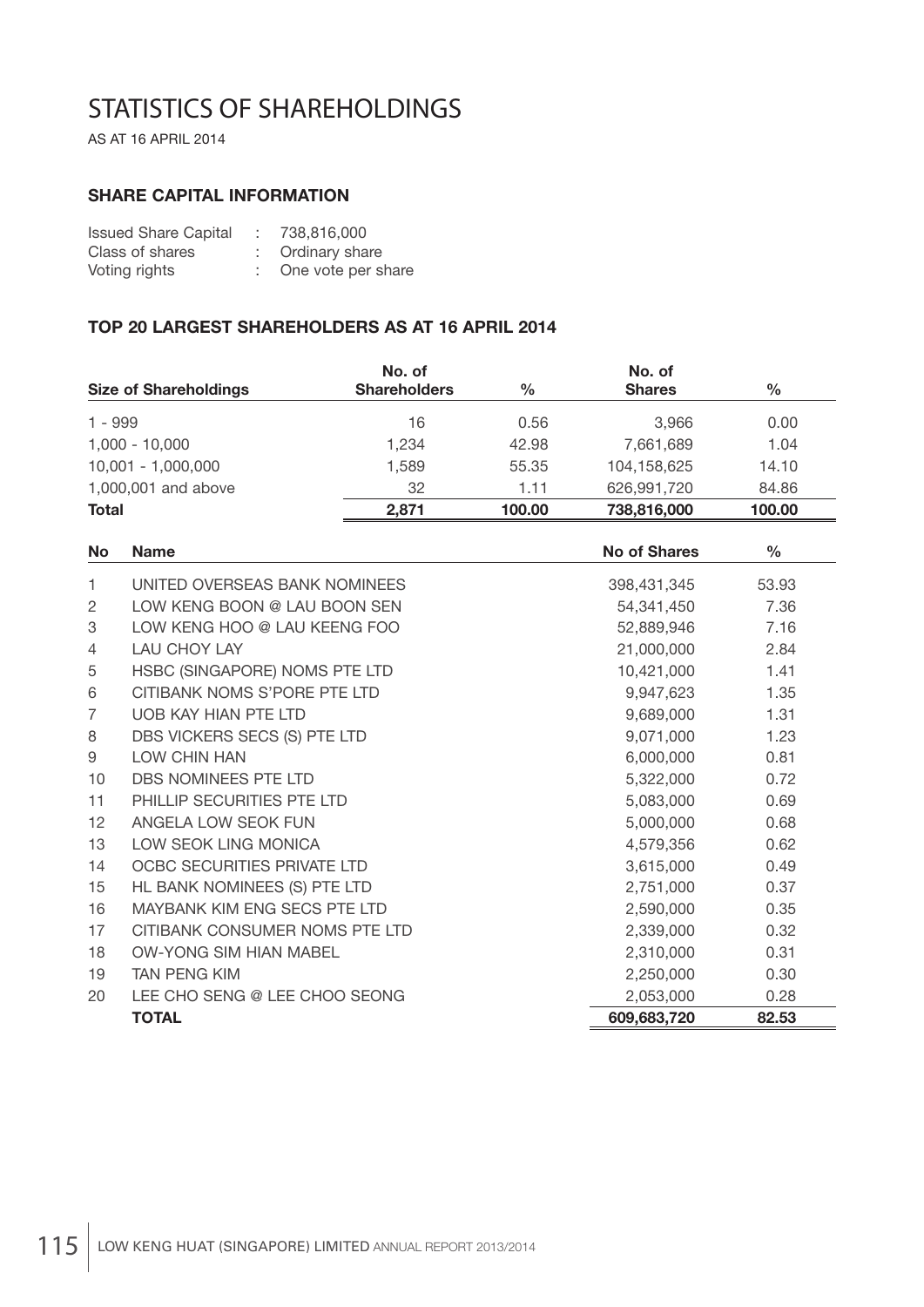# STATISTICS OF SHAREHOLDINGS

AS AT 16 APRIL 2014

## SHARE CAPITAL INFORMATION

| | | |
|---|---|---|
| Issued Share Capital | : | 738,816,000 |
| Class of shares | : | Ordinary share |
| Voting rights | : | One vote per share |

## TOP 20 LARGEST SHAREHOLDERS AS AT 16 APRIL 2014

| Size of Shareholdings | No. of Shareholders | % | No. of Shares | % |
|---|---|---|---|---|
| 1 - 999 | 16 | 0.56 | 3,966 | 0.00 |
| 1,000 - 10,000 | 1,234 | 42.98 | 7,661,689 | 1.04 |
| 10,001 - 1,000,000 | 1,589 | 55.35 | 104,158,625 | 14.10 |
| 1,000,001 and above | 32 | 1.11 | 626,991,720 | 84.86 |
| **Total** | **2,871** | **100.00** | **738,816,000** | **100.00** |

| No | Name | No of Shares | % |
|---|---|---|---|
| 1 | UNITED OVERSEAS BANK NOMINEES | 398,431,345 | 53.93 |
| 2 | LOW KENG BOON @ LAU BOON SEN | 54,341,450 | 7.36 |
| 3 | LOW KENG HOO @ LAU KEENG FOO | 52,889,946 | 7.16 |
| 4 | LAU CHOY LAY | 21,000,000 | 2.84 |
| 5 | HSBC (SINGAPORE) NOMS PTE LTD | 10,421,000 | 1.41 |
| 6 | CITIBANK NOMS S'PORE PTE LTD | 9,947,623 | 1.35 |
| 7 | UOB KAY HIAN PTE LTD | 9,689,000 | 1.31 |
| 8 | DBS VICKERS SECS (S) PTE LTD | 9,071,000 | 1.23 |
| 9 | LOW CHIN HAN | 6,000,000 | 0.81 |
| 10 | DBS NOMINEES PTE LTD | 5,322,000 | 0.72 |
| 11 | PHILLIP SECURITIES PTE LTD | 5,083,000 | 0.69 |
| 12 | ANGELA LOW SEOK FUN | 5,000,000 | 0.68 |
| 13 | LOW SEOK LING MONICA | 4,579,356 | 0.62 |
| 14 | OCBC SECURITIES PRIVATE LTD | 3,615,000 | 0.49 |
| 15 | HL BANK NOMINEES (S) PTE LTD | 2,751,000 | 0.37 |
| 16 | MAYBANK KIM ENG SECS PTE LTD | 2,590,000 | 0.35 |
| 17 | CITIBANK CONSUMER NOMS PTE LTD | 2,339,000 | 0.32 |
| 18 | OW-YONG SIM HIAN MABEL | 2,310,000 | 0.31 |
| 19 | TAN PENG KIM | 2,250,000 | 0.30 |
| 20 | LEE CHO SENG @ LEE CHOO SEONG | 2,053,000 | 0.28 |
| | **TOTAL** | **609,683,720** | **82.53** |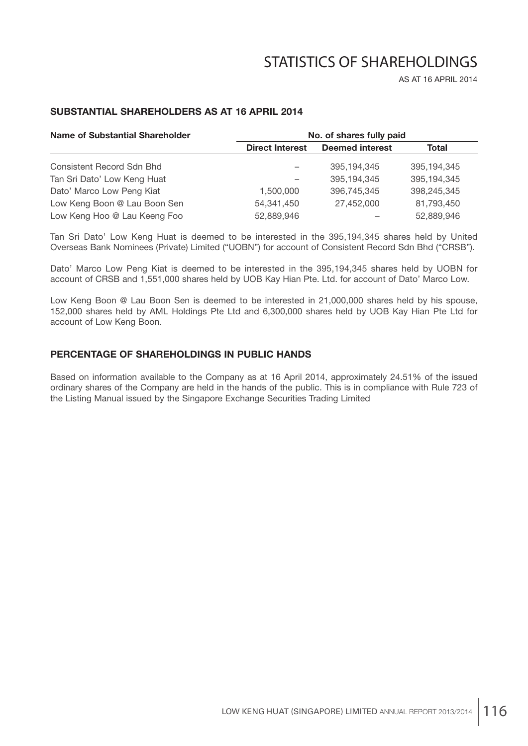# STATISTICS OF SHAREHOLDINGS

AS AT 16 APRIL 2014

## SUBSTANTIAL SHAREHOLDERS AS AT 16 APRIL 2014

| Name of Substantial Shareholder | No. of shares fully paid | | |
|---|---|---|---|
| | Direct Interest | Deemed interest | Total |
| Consistent Record Sdn Bhd | – | 395,194,345 | 395,194,345 |
| Tan Sri Dato' Low Keng Huat | – | 395,194,345 | 395,194,345 |
| Dato' Marco Low Peng Kiat | 1,500,000 | 396,745,345 | 398,245,345 |
| Low Keng Boon @ Lau Boon Sen | 54,341,450 | 27,452,000 | 81,793,450 |
| Low Keng Hoo @ Lau Keeng Foo | 52,889,946 | – | 52,889,946 |

Tan Sri Dato' Low Keng Huat is deemed to be interested in the 395,194,345 shares held by United Overseas Bank Nominees (Private) Limited ("UOBN") for account of Consistent Record Sdn Bhd ("CRSB").

Dato' Marco Low Peng Kiat is deemed to be interested in the 395,194,345 shares held by UOBN for account of CRSB and 1,551,000 shares held by UOB Kay Hian Pte. Ltd. for account of Dato' Marco Low.

Low Keng Boon @ Lau Boon Sen is deemed to be interested in 21,000,000 shares held by his spouse, 152,000 shares held by AML Holdings Pte Ltd and 6,300,000 shares held by UOB Kay Hian Pte Ltd for account of Low Keng Boon.

## PERCENTAGE OF SHAREHOLDINGS IN PUBLIC HANDS

Based on information available to the Company as at 16 April 2014, approximately 24.51% of the issued ordinary shares of the Company are held in the hands of the public. This is in compliance with Rule 723 of the Listing Manual issued by the Singapore Exchange Securities Trading Limited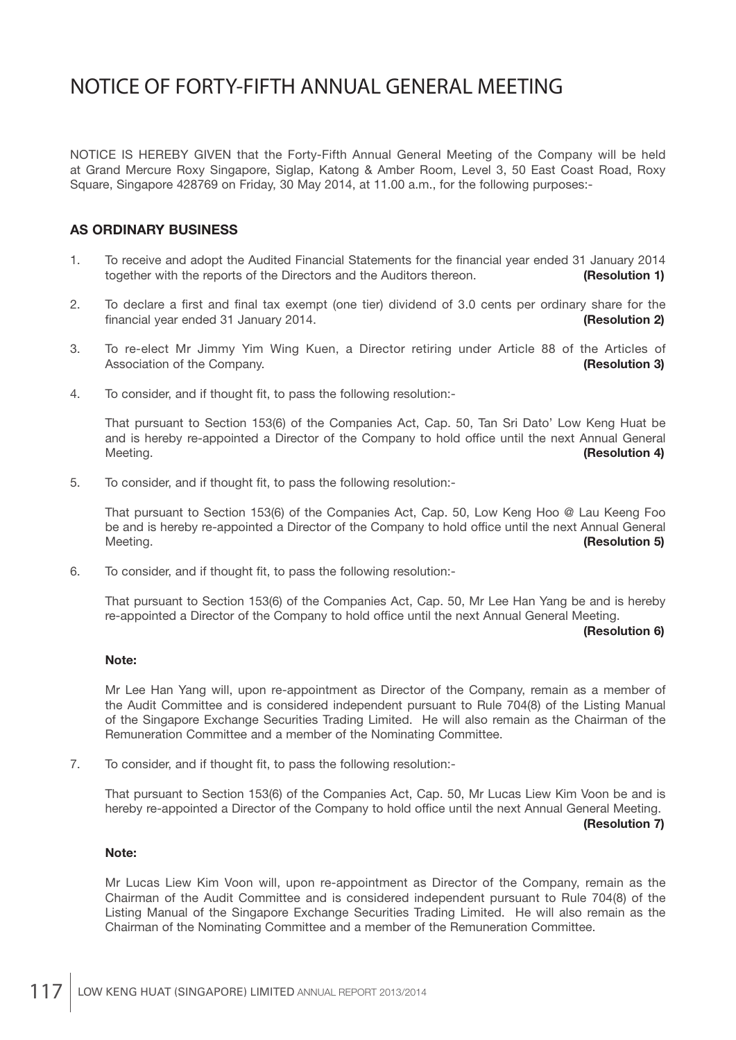# NOTICE OF FORTY-FIFTH ANNUAL GENERAL MEETING

NOTICE IS HEREBY GIVEN that the Forty-Fifth Annual General Meeting of the Company will be held at Grand Mercure Roxy Singapore, Siglap, Katong & Amber Room, Level 3, 50 East Coast Road, Roxy Square, Singapore 428769 on Friday, 30 May 2014, at 11.00 a.m., for the following purposes:-

## AS ORDINARY BUSINESS

1. To receive and adopt the Audited Financial Statements for the financial year ended 31 January 2014 together with the reports of the Directors and the Auditors thereon. **(Resolution 1)**

2. To declare a first and final tax exempt (one tier) dividend of 3.0 cents per ordinary share for the financial year ended 31 January 2014. **(Resolution 2)**

3. To re-elect Mr Jimmy Yim Wing Kuen, a Director retiring under Article 88 of the Articles of Association of the Company. **(Resolution 3)**

4. To consider, and if thought fit, to pass the following resolution:-

   That pursuant to Section 153(6) of the Companies Act, Cap. 50, Tan Sri Dato' Low Keng Huat be and is hereby re-appointed a Director of the Company to hold office until the next Annual General Meeting. **(Resolution 4)**

5. To consider, and if thought fit, to pass the following resolution:-

   That pursuant to Section 153(6) of the Companies Act, Cap. 50, Low Keng Hoo @ Lau Keeng Foo be and is hereby re-appointed a Director of the Company to hold office until the next Annual General Meeting. **(Resolution 5)**

6. To consider, and if thought fit, to pass the following resolution:-

   That pursuant to Section 153(6) of the Companies Act, Cap. 50, Mr Lee Han Yang be and is hereby re-appointed a Director of the Company to hold office until the next Annual General Meeting. **(Resolution 6)**

   **Note:**

   Mr Lee Han Yang will, upon re-appointment as Director of the Company, remain as a member of the Audit Committee and is considered independent pursuant to Rule 704(8) of the Listing Manual of the Singapore Exchange Securities Trading Limited. He will also remain as the Chairman of the Remuneration Committee and a member of the Nominating Committee.

7. To consider, and if thought fit, to pass the following resolution:-

   That pursuant to Section 153(6) of the Companies Act, Cap. 50, Mr Lucas Liew Kim Voon be and is hereby re-appointed a Director of the Company to hold office until the next Annual General Meeting. **(Resolution 7)**

   **Note:**

   Mr Lucas Liew Kim Voon will, upon re-appointment as Director of the Company, remain as the Chairman of the Audit Committee and is considered independent pursuant to Rule 704(8) of the Listing Manual of the Singapore Exchange Securities Trading Limited. He will also remain as the Chairman of the Nominating Committee and a member of the Remuneration Committee.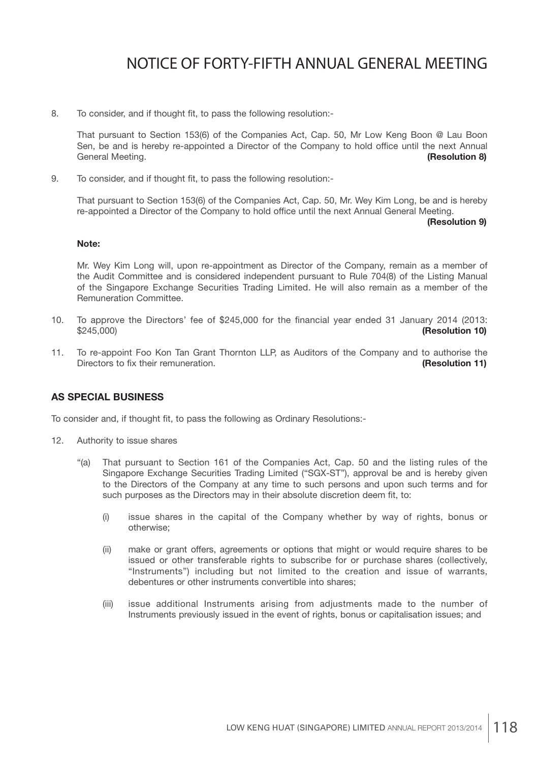# NOTICE OF FORTY-FIFTH ANNUAL GENERAL MEETING

8. To consider, and if thought fit, to pass the following resolution:-

   That pursuant to Section 153(6) of the Companies Act, Cap. 50, Mr Low Keng Boon @ Lau Boon Sen, be and is hereby re-appointed a Director of the Company to hold office until the next Annual General Meeting. **(Resolution 8)**

9. To consider, and if thought fit, to pass the following resolution:-

   That pursuant to Section 153(6) of the Companies Act, Cap. 50, Mr. Wey Kim Long, be and is hereby re-appointed a Director of the Company to hold office until the next Annual General Meeting. **(Resolution 9)**

   **Note:**

   Mr. Wey Kim Long will, upon re-appointment as Director of the Company, remain as a member of the Audit Committee and is considered independent pursuant to Rule 704(8) of the Listing Manual of the Singapore Exchange Securities Trading Limited. He will also remain as a member of the Remuneration Committee.

10. To approve the Directors' fee of $245,000 for the financial year ended 31 January 2014 (2013: $245,000) **(Resolution 10)**

11. To re-appoint Foo Kon Tan Grant Thornton LLP, as Auditors of the Company and to authorise the Directors to fix their remuneration. **(Resolution 11)**

## AS SPECIAL BUSINESS

To consider and, if thought fit, to pass the following as Ordinary Resolutions:-

12. Authority to issue shares

    "(a) That pursuant to Section 161 of the Companies Act, Cap. 50 and the listing rules of the Singapore Exchange Securities Trading Limited ("SGX-ST"), approval be and is hereby given to the Directors of the Company at any time to such persons and upon such terms and for such purposes as the Directors may in their absolute discretion deem fit, to:

    (i) issue shares in the capital of the Company whether by way of rights, bonus or otherwise;

    (ii) make or grant offers, agreements or options that might or would require shares to be issued or other transferable rights to subscribe for or purchase shares (collectively, "Instruments") including but not limited to the creation and issue of warrants, debentures or other instruments convertible into shares;

    (iii) issue additional Instruments arising from adjustments made to the number of Instruments previously issued in the event of rights, bonus or capitalisation issues; and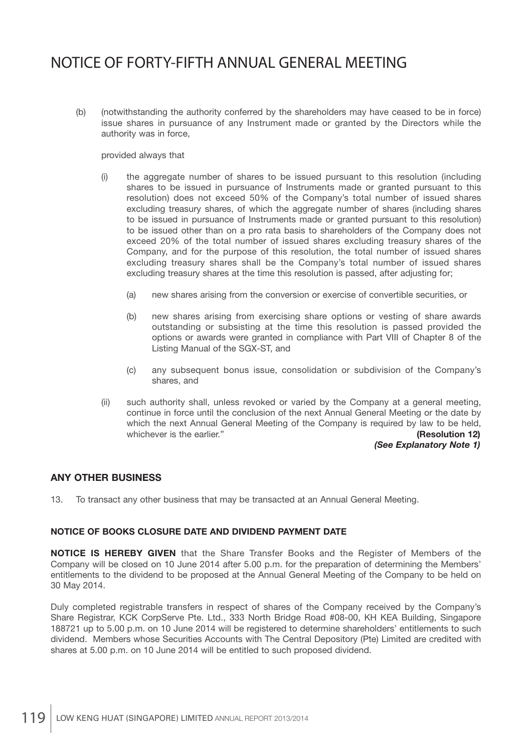# NOTICE OF FORTY-FIFTH ANNUAL GENERAL MEETING

(b) (notwithstanding the authority conferred by the shareholders may have ceased to be in force) issue shares in pursuance of any Instrument made or granted by the Directors while the authority was in force,

provided always that

(i) the aggregate number of shares to be issued pursuant to this resolution (including shares to be issued in pursuance of Instruments made or granted pursuant to this resolution) does not exceed 50% of the Company's total number of issued shares excluding treasury shares, of which the aggregate number of shares (including shares to be issued in pursuance of Instruments made or granted pursuant to this resolution) to be issued other than on a pro rata basis to shareholders of the Company does not exceed 20% of the total number of issued shares excluding treasury shares of the Company, and for the purpose of this resolution, the total number of issued shares excluding treasury shares shall be the Company's total number of issued shares excluding treasury shares at the time this resolution is passed, after adjusting for;

 (a) new shares arising from the conversion or exercise of convertible securities, or

 (b) new shares arising from exercising share options or vesting of share awards outstanding or subsisting at the time this resolution is passed provided the options or awards were granted in compliance with Part VIII of Chapter 8 of the Listing Manual of the SGX-ST, and

 (c) any subsequent bonus issue, consolidation or subdivision of the Company's shares, and

(ii) such authority shall, unless revoked or varied by the Company at a general meeting, continue in force until the conclusion of the next Annual General Meeting or the date by which the next Annual General Meeting of the Company is required by law to be held, whichever is the earlier." **(Resolution 12)**
***(See Explanatory Note 1)***

## ANY OTHER BUSINESS

13. To transact any other business that may be transacted at an Annual General Meeting.

### NOTICE OF BOOKS CLOSURE DATE AND DIVIDEND PAYMENT DATE

**NOTICE IS HEREBY GIVEN** that the Share Transfer Books and the Register of Members of the Company will be closed on 10 June 2014 after 5.00 p.m. for the preparation of determining the Members' entitlements to the dividend to be proposed at the Annual General Meeting of the Company to be held on 30 May 2014.

Duly completed registrable transfers in respect of shares of the Company received by the Company's Share Registrar, KCK CorpServe Pte. Ltd., 333 North Bridge Road #08-00, KH KEA Building, Singapore 188721 up to 5.00 p.m. on 10 June 2014 will be registered to determine shareholders' entitlements to such dividend. Members whose Securities Accounts with The Central Depository (Pte) Limited are credited with shares at 5.00 p.m. on 10 June 2014 will be entitled to such proposed dividend.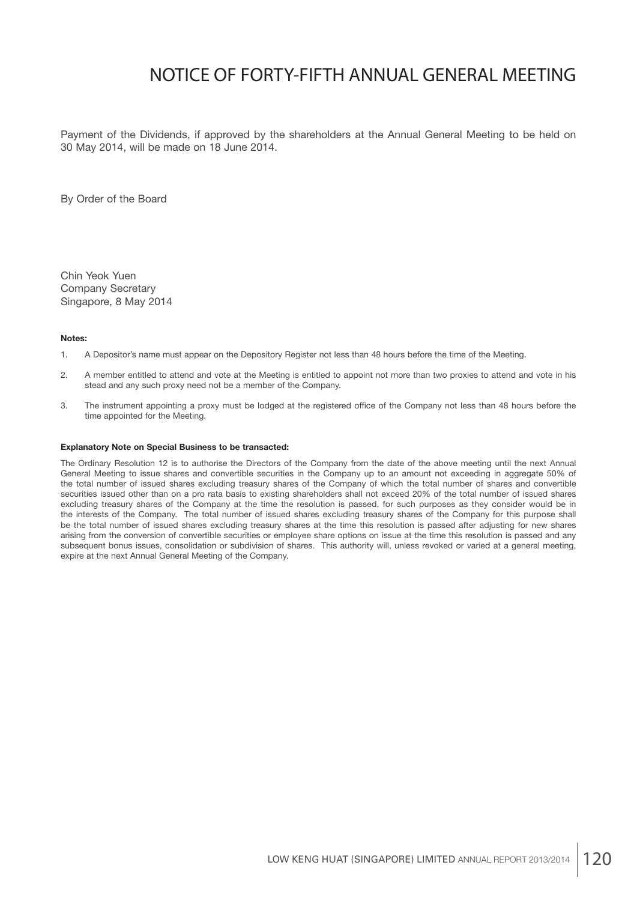# NOTICE OF FORTY-FIFTH ANNUAL GENERAL MEETING

Payment of the Dividends, if approved by the shareholders at the Annual General Meeting to be held on 30 May 2014, will be made on 18 June 2014.

By Order of the Board

Chin Yeok Yuen
Company Secretary
Singapore, 8 May 2014

**Notes:**

1. A Depositor's name must appear on the Depository Register not less than 48 hours before the time of the Meeting.

2. A member entitled to attend and vote at the Meeting is entitled to appoint not more than two proxies to attend and vote in his stead and any such proxy need not be a member of the Company.

3. The instrument appointing a proxy must be lodged at the registered office of the Company not less than 48 hours before the time appointed for the Meeting.

**Explanatory Note on Special Business to be transacted:**

The Ordinary Resolution 12 is to authorise the Directors of the Company from the date of the above meeting until the next Annual General Meeting to issue shares and convertible securities in the Company up to an amount not exceeding in aggregate 50% of the total number of issued shares excluding treasury shares of the Company of which the total number of shares and convertible securities issued other than on a pro rata basis to existing shareholders shall not exceed 20% of the total number of issued shares excluding treasury shares of the Company at the time the resolution is passed, for such purposes as they consider would be in the interests of the Company. The total number of issued shares excluding treasury shares of the Company for this purpose shall be the total number of issued shares excluding treasury shares at the time this resolution is passed after adjusting for new shares arising from the conversion of convertible securities or employee share options on issue at the time this resolution is passed and any subsequent bonus issues, consolidation or subdivision of shares. This authority will, unless revoked or varied at a general meeting, expire at the next Annual General Meeting of the Company.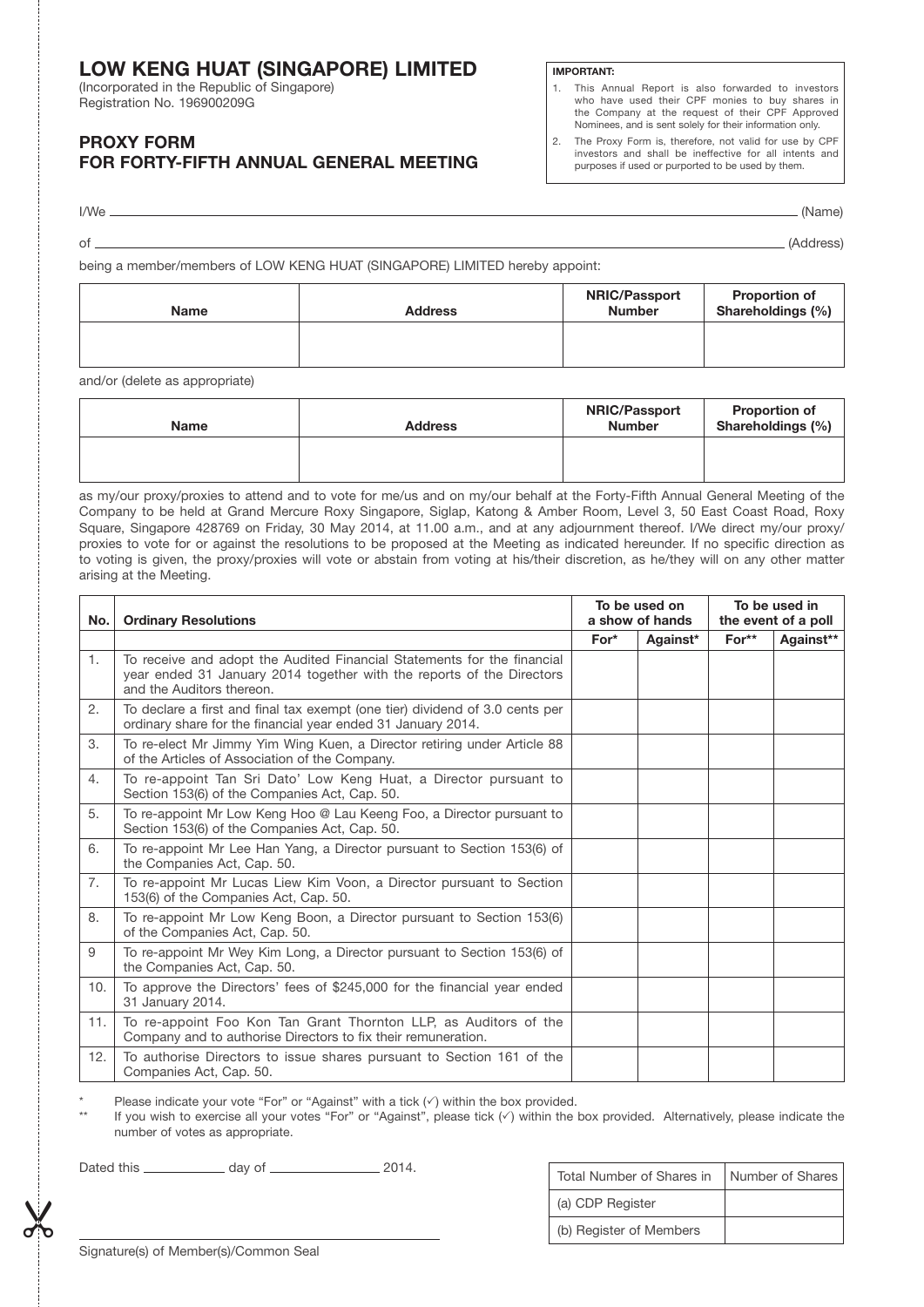# LOW KENG HUAT (SINGAPORE) LIMITED

(Incorporated in the Republic of Singapore)
Registration No. 196900209G

## PROXY FORM
## FOR FORTY-FIFTH ANNUAL GENERAL MEETING

**IMPORTANT:**

1. This Annual Report is also forwarded to investors who have used their CPF monies to buy shares in the Company at the request of their CPF Approved Nominees, and is sent solely for their information only.
2. The Proxy Form is, therefore, not valid for use by CPF investors and shall be ineffective for all intents and purposes if used or purported to be used by them.

I/We \_\_\_\_\_\_\_\_\_\_\_\_\_\_\_\_\_\_\_\_\_\_\_\_\_\_\_\_\_\_\_\_\_\_\_\_\_\_\_\_ (Name)

of \_\_\_\_\_\_\_\_\_\_\_\_\_\_\_\_\_\_\_\_\_\_\_\_\_\_\_\_\_\_\_\_\_\_\_\_\_\_\_\_ (Address)

being a member/members of LOW KENG HUAT (SINGAPORE) LIMITED hereby appoint:

| Name | Address | NRIC/Passport Number | Proportion of Shareholdings (%) |
|---|---|---|---|
| | | | |

and/or (delete as appropriate)

| Name | Address | NRIC/Passport Number | Proportion of Shareholdings (%) |
|---|---|---|---|
| | | | |

as my/our proxy/proxies to attend and to vote for me/us and on my/our behalf at the Forty-Fifth Annual General Meeting of the Company to be held at Grand Mercure Roxy Singapore, Siglap, Katong & Amber Room, Level 3, 50 East Coast Road, Roxy Square, Singapore 428769 on Friday, 30 May 2014, at 11.00 a.m., and at any adjournment thereof. I/We direct my/our proxy/proxies to vote for or against the resolutions to be proposed at the Meeting as indicated hereunder. If no specific direction as to voting is given, the proxy/proxies will vote or abstain from voting at his/their discretion, as he/they will on any other matter arising at the Meeting.

| No. | Ordinary Resolutions | To be used on a show of hands | | To be used in the event of a poll | |
|---|---|---|---|---|---|
| | | For* | Against* | For** | Against** |
| 1. | To receive and adopt the Audited Financial Statements for the financial year ended 31 January 2014 together with the reports of the Directors and the Auditors thereon. | | | | |
| 2. | To declare a first and final tax exempt (one tier) dividend of 3.0 cents per ordinary share for the financial year ended 31 January 2014. | | | | |
| 3. | To re-elect Mr Jimmy Yim Wing Kuen, a Director retiring under Article 88 of the Articles of Association of the Company. | | | | |
| 4. | To re-appoint Tan Sri Dato' Low Keng Huat, a Director pursuant to Section 153(6) of the Companies Act, Cap. 50. | | | | |
| 5. | To re-appoint Mr Low Keng Hoo @ Lau Keeng Foo, a Director pursuant to Section 153(6) of the Companies Act, Cap. 50. | | | | |
| 6. | To re-appoint Mr Lee Han Yang, a Director pursuant to Section 153(6) of the Companies Act, Cap. 50. | | | | |
| 7. | To re-appoint Mr Lucas Liew Kim Voon, a Director pursuant to Section 153(6) of the Companies Act, Cap. 50. | | | | |
| 8. | To re-appoint Mr Low Keng Boon, a Director pursuant to Section 153(6) of the Companies Act, Cap. 50. | | | | |
| 9 | To re-appoint Mr Wey Kim Long, a Director pursuant to Section 153(6) of the Companies Act, Cap. 50. | | | | |
| 10. | To approve the Directors' fees of $245,000 for the financial year ended 31 January 2014. | | | | |
| 11. | To re-appoint Foo Kon Tan Grant Thornton LLP, as Auditors of the Company and to authorise Directors to fix their remuneration. | | | | |
| 12. | To authorise Directors to issue shares pursuant to Section 161 of the Companies Act, Cap. 50. | | | | |

\* Please indicate your vote "For" or "Against" with a tick (✓) within the box provided.

\*\* If you wish to exercise all your votes "For" or "Against", please tick (✓) within the box provided. Alternatively, please indicate the number of votes as appropriate.

Dated this \_\_\_\_\_\_\_\_\_\_ day of \_\_\_\_\_\_\_\_\_\_\_\_\_ 2014.

| Total Number of Shares in | Number of Shares |
|---|---|
| (a) CDP Register | |
| (b) Register of Members | |

\_\_\_\_\_\_\_\_\_\_\_\_\_\_\_\_\_\_\_\_\_\_\_\_\_\_\_\_\_\_\_\_\_\_\_\_\_\_\_\_

Signature(s) of Member(s)/Common Seal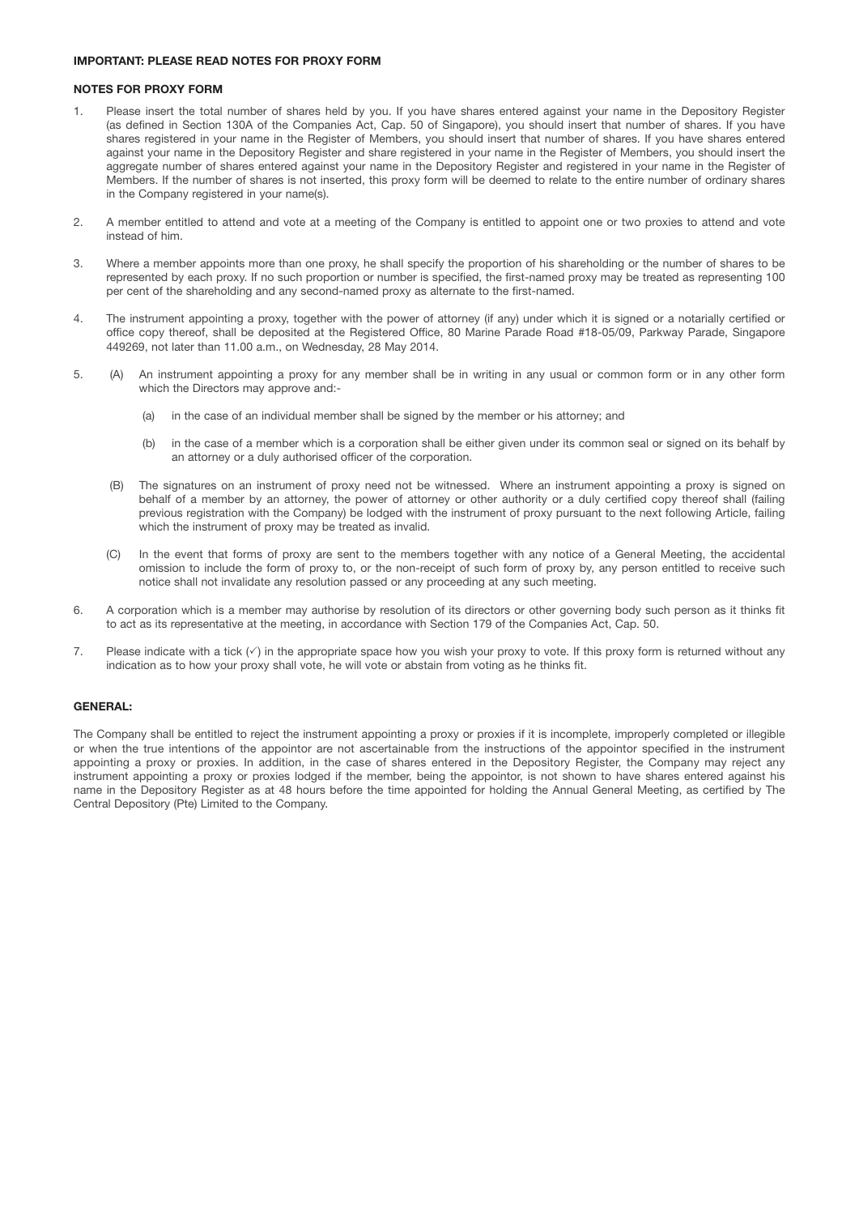**IMPORTANT: PLEASE READ NOTES FOR PROXY FORM**

**NOTES FOR PROXY FORM**

1. Please insert the total number of shares held by you. If you have shares entered against your name in the Depository Register (as defined in Section 130A of the Companies Act, Cap. 50 of Singapore), you should insert that number of shares. If you have shares registered in your name in the Register of Members, you should insert that number of shares. If you have shares entered against your name in the Depository Register and share registered in your name in the Register of Members, you should insert the aggregate number of shares entered against your name in the Depository Register and registered in your name in the Register of Members. If the number of shares is not inserted, this proxy form will be deemed to relate to the entire number of ordinary shares in the Company registered in your name(s).

2. A member entitled to attend and vote at a meeting of the Company is entitled to appoint one or two proxies to attend and vote instead of him.

3. Where a member appoints more than one proxy, he shall specify the proportion of his shareholding or the number of shares to be represented by each proxy. If no such proportion or number is specified, the first-named proxy may be treated as representing 100 per cent of the shareholding and any second-named proxy as alternate to the first-named.

4. The instrument appointing a proxy, together with the power of attorney (if any) under which it is signed or a notarially certified or office copy thereof, shall be deposited at the Registered Office, 80 Marine Parade Road #18-05/09, Parkway Parade, Singapore 449269, not later than 11.00 a.m., on Wednesday, 28 May 2014.

5. (A) An instrument appointing a proxy for any member shall be in writing in any usual or common form or in any other form which the Directors may approve and:-

   (a) in the case of an individual member shall be signed by the member or his attorney; and

   (b) in the case of a member which is a corporation shall be either given under its common seal or signed on its behalf by an attorney or a duly authorised officer of the corporation.

   (B) The signatures on an instrument of proxy need not be witnessed. Where an instrument appointing a proxy is signed on behalf of a member by an attorney, the power of attorney or other authority or a duly certified copy thereof shall (failing previous registration with the Company) be lodged with the instrument of proxy pursuant to the next following Article, failing which the instrument of proxy may be treated as invalid.

   (C) In the event that forms of proxy are sent to the members together with any notice of a General Meeting, the accidental omission to include the form of proxy to, or the non-receipt of such form of proxy by, any person entitled to receive such notice shall not invalidate any resolution passed or any proceeding at any such meeting.

6. A corporation which is a member may authorise by resolution of its directors or other governing body such person as it thinks fit to act as its representative at the meeting, in accordance with Section 179 of the Companies Act, Cap. 50.

7. Please indicate with a tick (✓) in the appropriate space how you wish your proxy to vote. If this proxy form is returned without any indication as to how your proxy shall vote, he will vote or abstain from voting as he thinks fit.

**GENERAL:**

The Company shall be entitled to reject the instrument appointing a proxy or proxies if it is incomplete, improperly completed or illegible or when the true intentions of the appointor are not ascertainable from the instructions of the appointor specified in the instrument appointing a proxy or proxies. In addition, in the case of shares entered in the Depository Register, the Company may reject any instrument appointing a proxy or proxies lodged if the member, being the appointor, is not shown to have shares entered against his name in the Depository Register as at 48 hours before the time appointed for holding the Annual General Meeting, as certified by The Central Depository (Pte) Limited to the Company.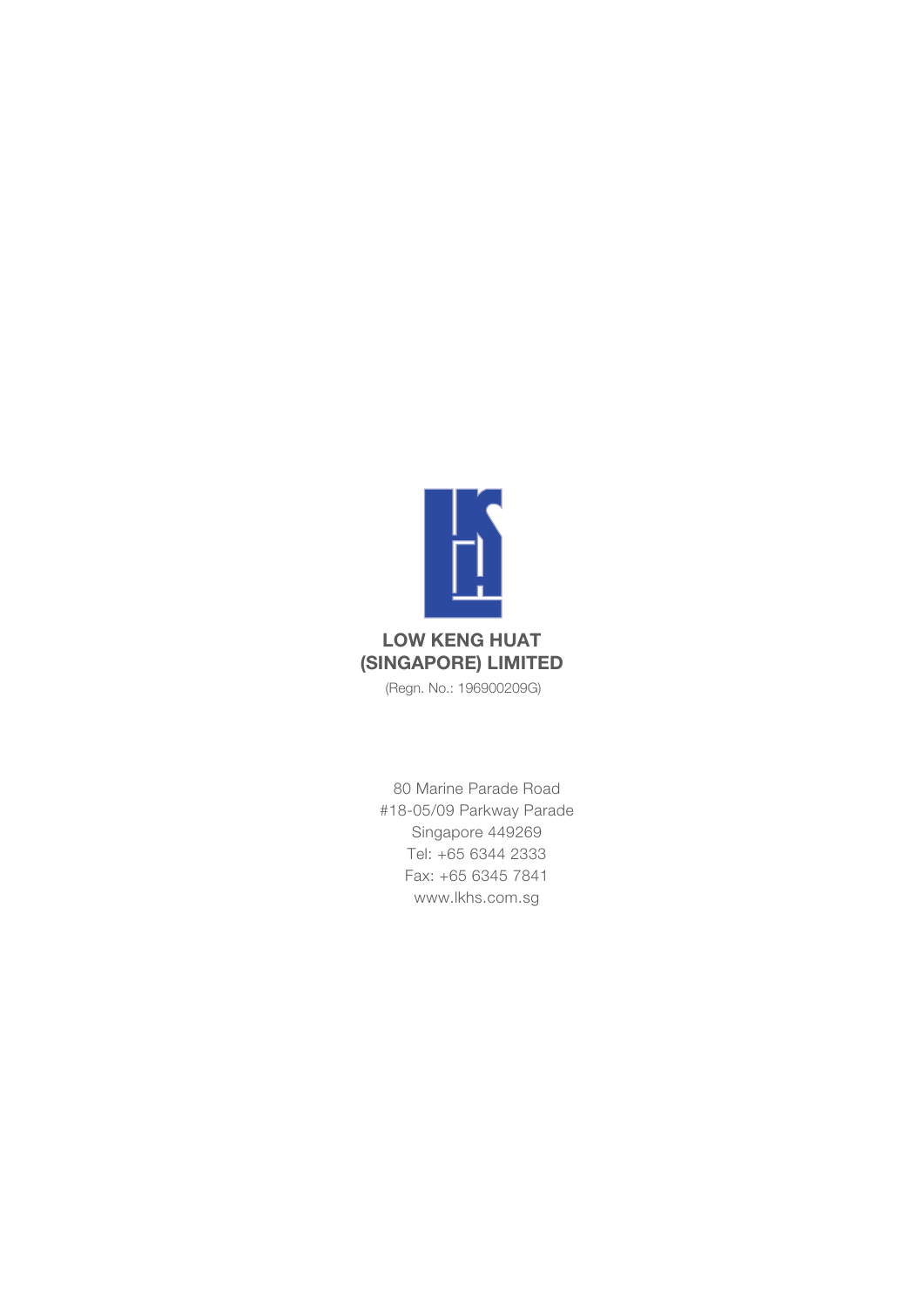**LOW KENG HUAT (SINGAPORE) LIMITED**

(Regn. No.: 196900209G)

80 Marine Parade Road
#18-05/09 Parkway Parade
Singapore 449269
Tel: +65 6344 2333
Fax: +65 6345 7841
www.lkhs.com.sg